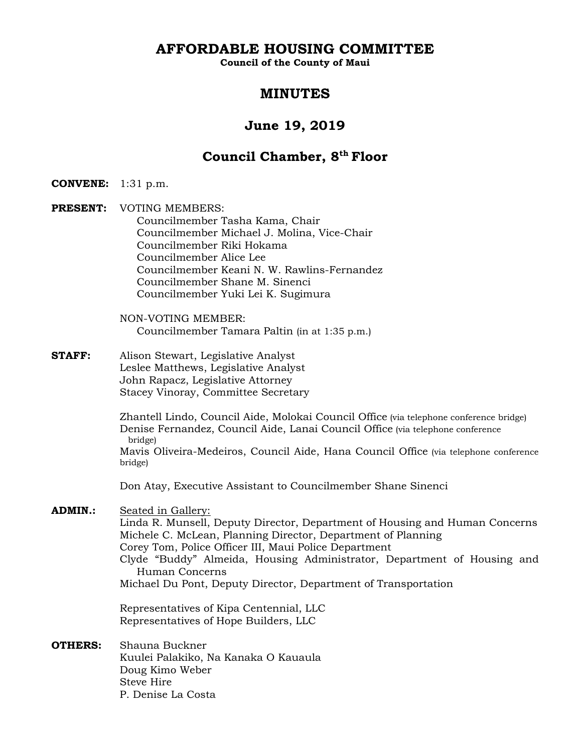# AFFORDABLE HOUSING COMMITTEE

**Council of the County of Maui**

## MINUTES

## June 19, 2019

## Council Chamber, 8th Floor

**CONVENE:** 1:31 p.m.

**PRESENT:** VOTING MEMBERS:
Councilmember Tasha Kama, Chair
Councilmember Michael J. Molina, Vice-Chair
Councilmember Riki Hokama
Councilmember Alice Lee
Councilmember Keani N. W. Rawlins-Fernandez
Councilmember Shane M. Sinenci
Councilmember Yuki Lei K. Sugimura

NON-VOTING MEMBER:
Councilmember Tamara Paltin (in at 1:35 p.m.)

**STAFF:** Alison Stewart, Legislative Analyst
Leslee Matthews, Legislative Analyst
John Rapacz, Legislative Attorney
Stacey Vinoray, Committee Secretary

Zhantell Lindo, Council Aide, Molokai Council Office (via telephone conference bridge)
Denise Fernandez, Council Aide, Lanai Council Office (via telephone conference bridge)
Mavis Oliveira-Medeiros, Council Aide, Hana Council Office (via telephone conference bridge)

Don Atay, Executive Assistant to Councilmember Shane Sinenci

**ADMIN.:** Seated in Gallery:
Linda R. Munsell, Deputy Director, Department of Housing and Human Concerns
Michele C. McLean, Planning Director, Department of Planning
Corey Tom, Police Officer III, Maui Police Department
Clyde "Buddy" Almeida, Housing Administrator, Department of Housing and Human Concerns
Michael Du Pont, Deputy Director, Department of Transportation

Representatives of Kipa Centennial, LLC
Representatives of Hope Builders, LLC

**OTHERS:** Shauna Buckner
Kuulei Palakiko, Na Kanaka O Kauaula
Doug Kimo Weber
Steve Hire
P. Denise La Costa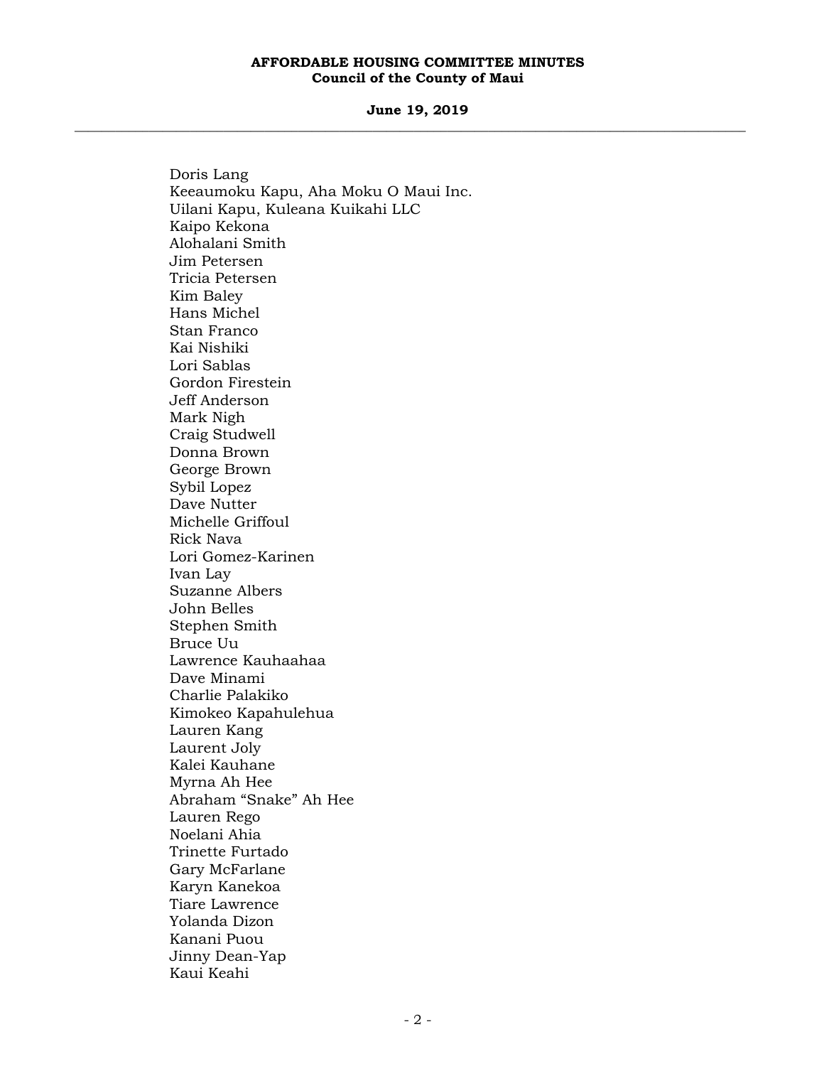Doris Lang
Keeaumoku Kapu, Aha Moku O Maui Inc.
Uilani Kapu, Kuleana Kuikahi LLC
Kaipo Kekona
Alohalani Smith
Jim Petersen
Tricia Petersen
Kim Baley
Hans Michel
Stan Franco
Kai Nishiki
Lori Sablas
Gordon Firestein
Jeff Anderson
Mark Nigh
Craig Studwell
Donna Brown
George Brown
Sybil Lopez
Dave Nutter
Michelle Griffoul
Rick Nava
Lori Gomez-Karinen
Ivan Lay
Suzanne Albers
John Belles
Stephen Smith
Bruce Uu
Lawrence Kauhaahaa
Dave Minami
Charlie Palakiko
Kimokeo Kapahulehua
Lauren Kang
Laurent Joly
Kalei Kauhane
Myrna Ah Hee
Abraham "Snake" Ah Hee
Lauren Rego
Noelani Ahia
Trinette Furtado
Gary McFarlane
Karyn Kanekoa
Tiare Lawrence
Yolanda Dizon
Kanani Puou
Jinny Dean-Yap
Kaui Keahi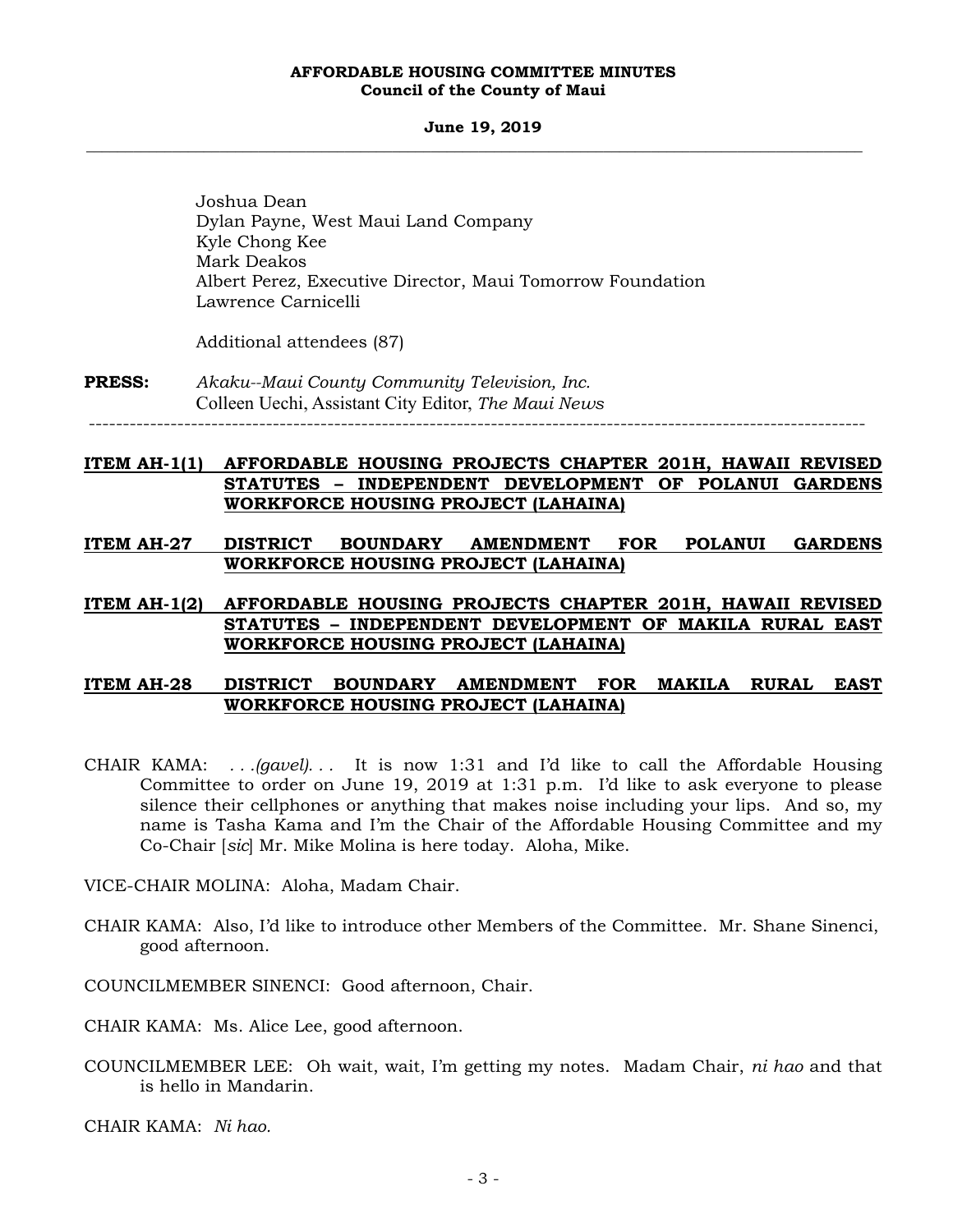Joshua Dean
Dylan Payne, West Maui Land Company
Kyle Chong Kee
Mark Deakos
Albert Perez, Executive Director, Maui Tomorrow Foundation
Lawrence Carnicelli

Additional attendees (87)

**PRESS:** *Akaku--Maui County Community Television, Inc.*
Colleen Uechi, Assistant City Editor, *The Maui News*

---

**ITEM AH-1(1) AFFORDABLE HOUSING PROJECTS CHAPTER 201H, HAWAII REVISED STATUTES – INDEPENDENT DEVELOPMENT OF POLANUI GARDENS WORKFORCE HOUSING PROJECT (LAHAINA)**

**ITEM AH-27 DISTRICT BOUNDARY AMENDMENT FOR POLANUI GARDENS WORKFORCE HOUSING PROJECT (LAHAINA)**

**ITEM AH-1(2) AFFORDABLE HOUSING PROJECTS CHAPTER 201H, HAWAII REVISED STATUTES – INDEPENDENT DEVELOPMENT OF MAKILA RURAL EAST WORKFORCE HOUSING PROJECT (LAHAINA)**

**ITEM AH-28 DISTRICT BOUNDARY AMENDMENT FOR MAKILA RURAL EAST WORKFORCE HOUSING PROJECT (LAHAINA)**

CHAIR KAMA: *. . .(gavel). . .* It is now 1:31 and I'd like to call the Affordable Housing Committee to order on June 19, 2019 at 1:31 p.m. I'd like to ask everyone to please silence their cellphones or anything that makes noise including your lips. And so, my name is Tasha Kama and I'm the Chair of the Affordable Housing Committee and my Co-Chair [*sic*] Mr. Mike Molina is here today. Aloha, Mike.

VICE-CHAIR MOLINA: Aloha, Madam Chair.

CHAIR KAMA: Also, I'd like to introduce other Members of the Committee. Mr. Shane Sinenci, good afternoon.

COUNCILMEMBER SINENCI: Good afternoon, Chair.

CHAIR KAMA: Ms. Alice Lee, good afternoon.

COUNCILMEMBER LEE: Oh wait, wait, I'm getting my notes. Madam Chair, *ni hao* and that is hello in Mandarin.

CHAIR KAMA: *Ni hao.*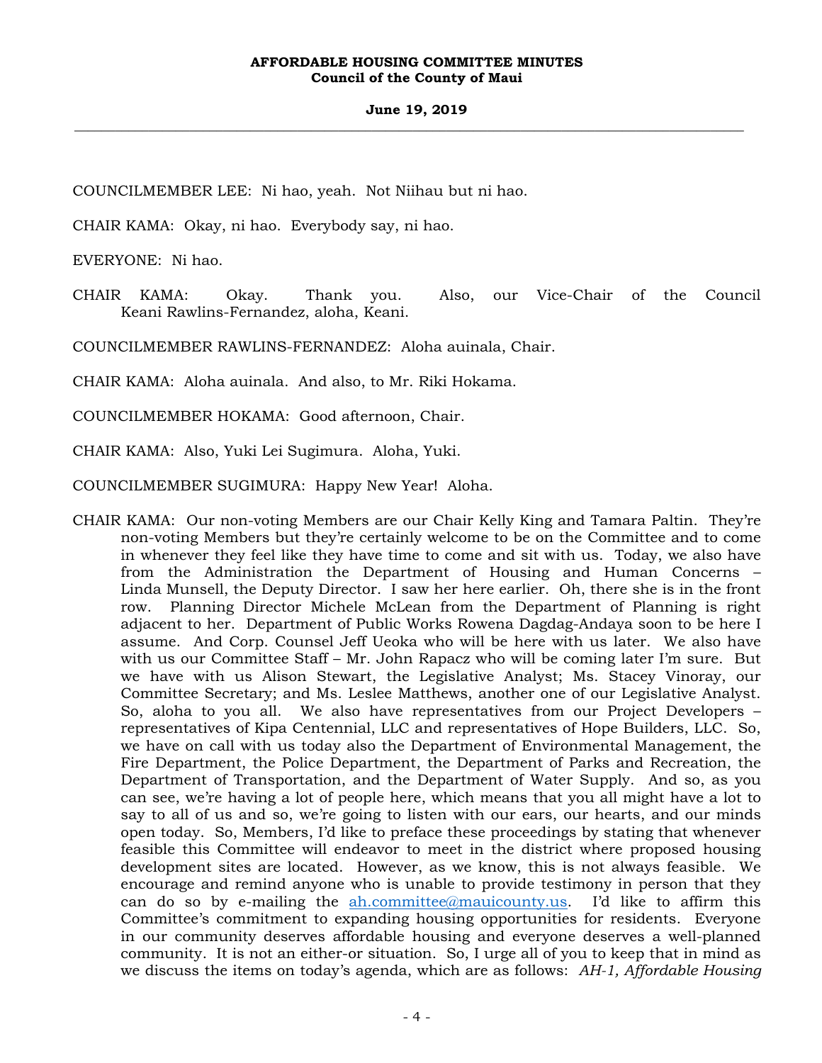COUNCILMEMBER LEE: Ni hao, yeah. Not Niihau but ni hao.

CHAIR KAMA: Okay, ni hao. Everybody say, ni hao.

EVERYONE: Ni hao.

CHAIR KAMA: Okay. Thank you. Also, our Vice-Chair of the Council Keani Rawlins-Fernandez, aloha, Keani.

COUNCILMEMBER RAWLINS-FERNANDEZ: Aloha auinala, Chair.

CHAIR KAMA: Aloha auinala. And also, to Mr. Riki Hokama.

COUNCILMEMBER HOKAMA: Good afternoon, Chair.

CHAIR KAMA: Also, Yuki Lei Sugimura. Aloha, Yuki.

COUNCILMEMBER SUGIMURA: Happy New Year! Aloha.

CHAIR KAMA: Our non-voting Members are our Chair Kelly King and Tamara Paltin. They're non-voting Members but they're certainly welcome to be on the Committee and to come in whenever they feel like they have time to come and sit with us. Today, we also have from the Administration the Department of Housing and Human Concerns – Linda Munsell, the Deputy Director. I saw her here earlier. Oh, there she is in the front row. Planning Director Michele McLean from the Department of Planning is right adjacent to her. Department of Public Works Rowena Dagdag-Andaya soon to be here I assume. And Corp. Counsel Jeff Ueoka who will be here with us later. We also have with us our Committee Staff – Mr. John Rapacz who will be coming later I'm sure. But we have with us Alison Stewart, the Legislative Analyst; Ms. Stacey Vinoray, our Committee Secretary; and Ms. Leslee Matthews, another one of our Legislative Analyst. So, aloha to you all. We also have representatives from our Project Developers – representatives of Kipa Centennial, LLC and representatives of Hope Builders, LLC. So, we have on call with us today also the Department of Environmental Management, the Fire Department, the Police Department, the Department of Parks and Recreation, the Department of Transportation, and the Department of Water Supply. And so, as you can see, we're having a lot of people here, which means that you all might have a lot to say to all of us and so, we're going to listen with our ears, our hearts, and our minds open today. So, Members, I'd like to preface these proceedings by stating that whenever feasible this Committee will endeavor to meet in the district where proposed housing development sites are located. However, as we know, this is not always feasible. We encourage and remind anyone who is unable to provide testimony in person that they can do so by e-mailing the ah.committee@mauicounty.us. I'd like to affirm this Committee's commitment to expanding housing opportunities for residents. Everyone in our community deserves affordable housing and everyone deserves a well-planned community. It is not an either-or situation. So, I urge all of you to keep that in mind as we discuss the items on today's agenda, which are as follows: *AH-1, Affordable Housing*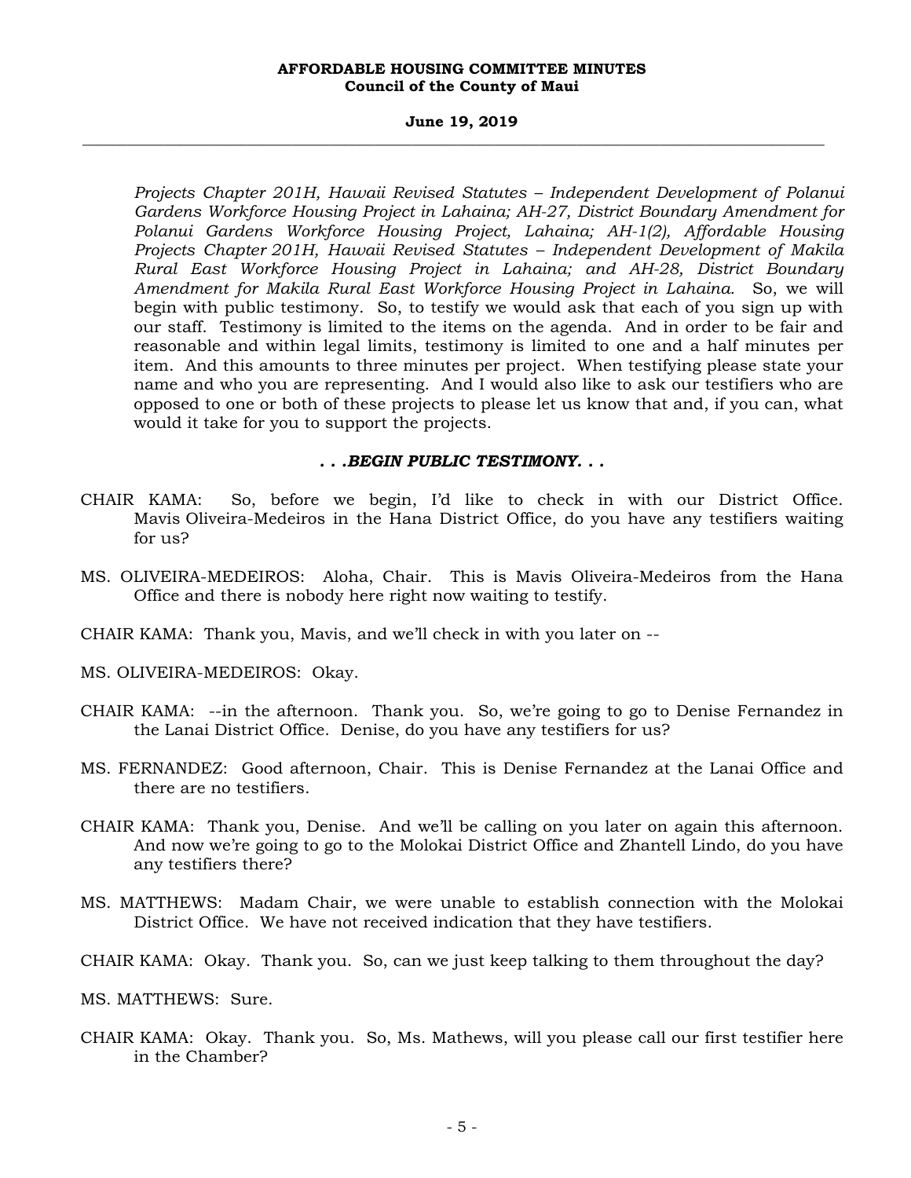*Projects Chapter 201H, Hawaii Revised Statutes – Independent Development of Polanui Gardens Workforce Housing Project in Lahaina; AH-27, District Boundary Amendment for Polanui Gardens Workforce Housing Project, Lahaina; AH-1(2), Affordable Housing Projects Chapter 201H, Hawaii Revised Statutes – Independent Development of Makila Rural East Workforce Housing Project in Lahaina; and AH-28, District Boundary Amendment for Makila Rural East Workforce Housing Project in Lahaina.* So, we will begin with public testimony. So, to testify we would ask that each of you sign up with our staff. Testimony is limited to the items on the agenda. And in order to be fair and reasonable and within legal limits, testimony is limited to one and a half minutes per item. And this amounts to three minutes per project. When testifying please state your name and who you are representing. And I would also like to ask our testifiers who are opposed to one or both of these projects to please let us know that and, if you can, what would it take for you to support the projects.

***. . .BEGIN PUBLIC TESTIMONY. . .***

CHAIR KAMA: So, before we begin, I'd like to check in with our District Office. Mavis Oliveira-Medeiros in the Hana District Office, do you have any testifiers waiting for us?

MS. OLIVEIRA-MEDEIROS: Aloha, Chair. This is Mavis Oliveira-Medeiros from the Hana Office and there is nobody here right now waiting to testify.

CHAIR KAMA: Thank you, Mavis, and we'll check in with you later on --

MS. OLIVEIRA-MEDEIROS: Okay.

CHAIR KAMA: --in the afternoon. Thank you. So, we're going to go to Denise Fernandez in the Lanai District Office. Denise, do you have any testifiers for us?

MS. FERNANDEZ: Good afternoon, Chair. This is Denise Fernandez at the Lanai Office and there are no testifiers.

CHAIR KAMA: Thank you, Denise. And we'll be calling on you later on again this afternoon. And now we're going to go to the Molokai District Office and Zhantell Lindo, do you have any testifiers there?

MS. MATTHEWS: Madam Chair, we were unable to establish connection with the Molokai District Office. We have not received indication that they have testifiers.

CHAIR KAMA: Okay. Thank you. So, can we just keep talking to them throughout the day?

MS. MATTHEWS: Sure.

CHAIR KAMA: Okay. Thank you. So, Ms. Mathews, will you please call our first testifier here in the Chamber?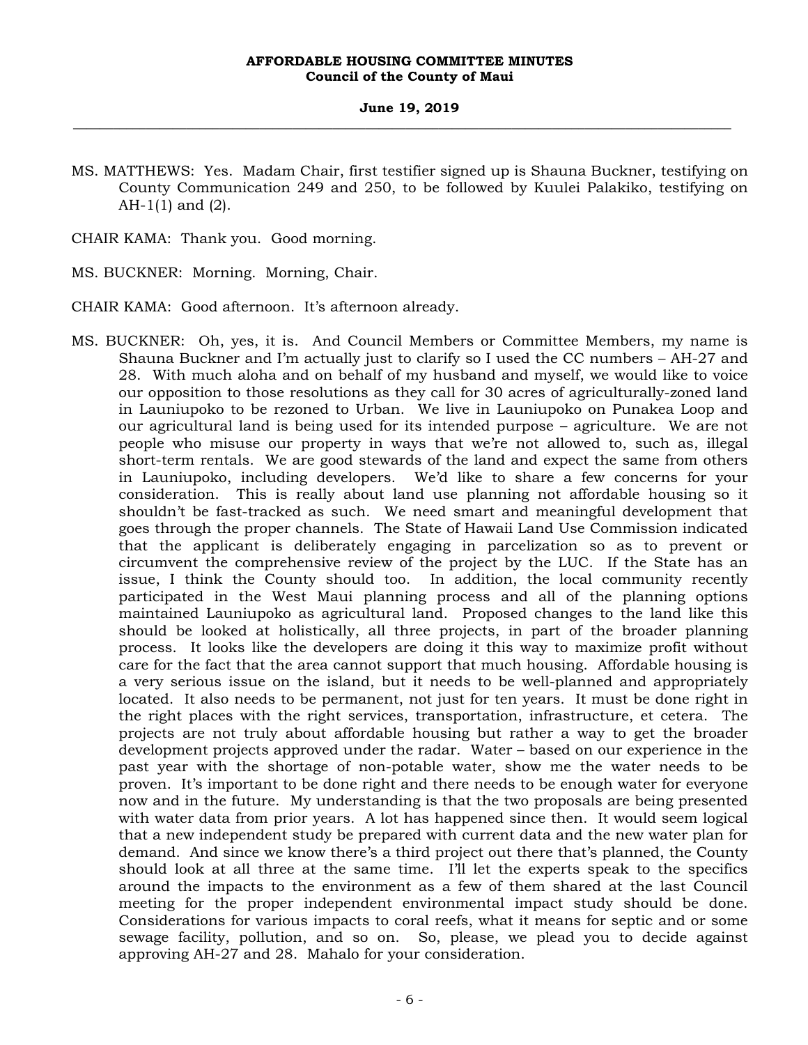MS. MATTHEWS: Yes. Madam Chair, first testifier signed up is Shauna Buckner, testifying on County Communication 249 and 250, to be followed by Kuulei Palakiko, testifying on AH-1(1) and (2).

CHAIR KAMA: Thank you. Good morning.

MS. BUCKNER: Morning. Morning, Chair.

CHAIR KAMA: Good afternoon. It's afternoon already.

MS. BUCKNER: Oh, yes, it is. And Council Members or Committee Members, my name is Shauna Buckner and I'm actually just to clarify so I used the CC numbers – AH-27 and 28. With much aloha and on behalf of my husband and myself, we would like to voice our opposition to those resolutions as they call for 30 acres of agriculturally-zoned land in Launiupoko to be rezoned to Urban. We live in Launiupoko on Punakea Loop and our agricultural land is being used for its intended purpose – agriculture. We are not people who misuse our property in ways that we're not allowed to, such as, illegal short-term rentals. We are good stewards of the land and expect the same from others in Launiupoko, including developers. We'd like to share a few concerns for your consideration. This is really about land use planning not affordable housing so it shouldn't be fast-tracked as such. We need smart and meaningful development that goes through the proper channels. The State of Hawaii Land Use Commission indicated that the applicant is deliberately engaging in parcelization so as to prevent or circumvent the comprehensive review of the project by the LUC. If the State has an issue, I think the County should too. In addition, the local community recently participated in the West Maui planning process and all of the planning options maintained Launiupoko as agricultural land. Proposed changes to the land like this should be looked at holistically, all three projects, in part of the broader planning process. It looks like the developers are doing it this way to maximize profit without care for the fact that the area cannot support that much housing. Affordable housing is a very serious issue on the island, but it needs to be well-planned and appropriately located. It also needs to be permanent, not just for ten years. It must be done right in the right places with the right services, transportation, infrastructure, et cetera. The projects are not truly about affordable housing but rather a way to get the broader development projects approved under the radar. Water – based on our experience in the past year with the shortage of non-potable water, show me the water needs to be proven. It's important to be done right and there needs to be enough water for everyone now and in the future. My understanding is that the two proposals are being presented with water data from prior years. A lot has happened since then. It would seem logical that a new independent study be prepared with current data and the new water plan for demand. And since we know there's a third project out there that's planned, the County should look at all three at the same time. I'll let the experts speak to the specifics around the impacts to the environment as a few of them shared at the last Council meeting for the proper independent environmental impact study should be done. Considerations for various impacts to coral reefs, what it means for septic and or some sewage facility, pollution, and so on. So, please, we plead you to decide against approving AH-27 and 28. Mahalo for your consideration.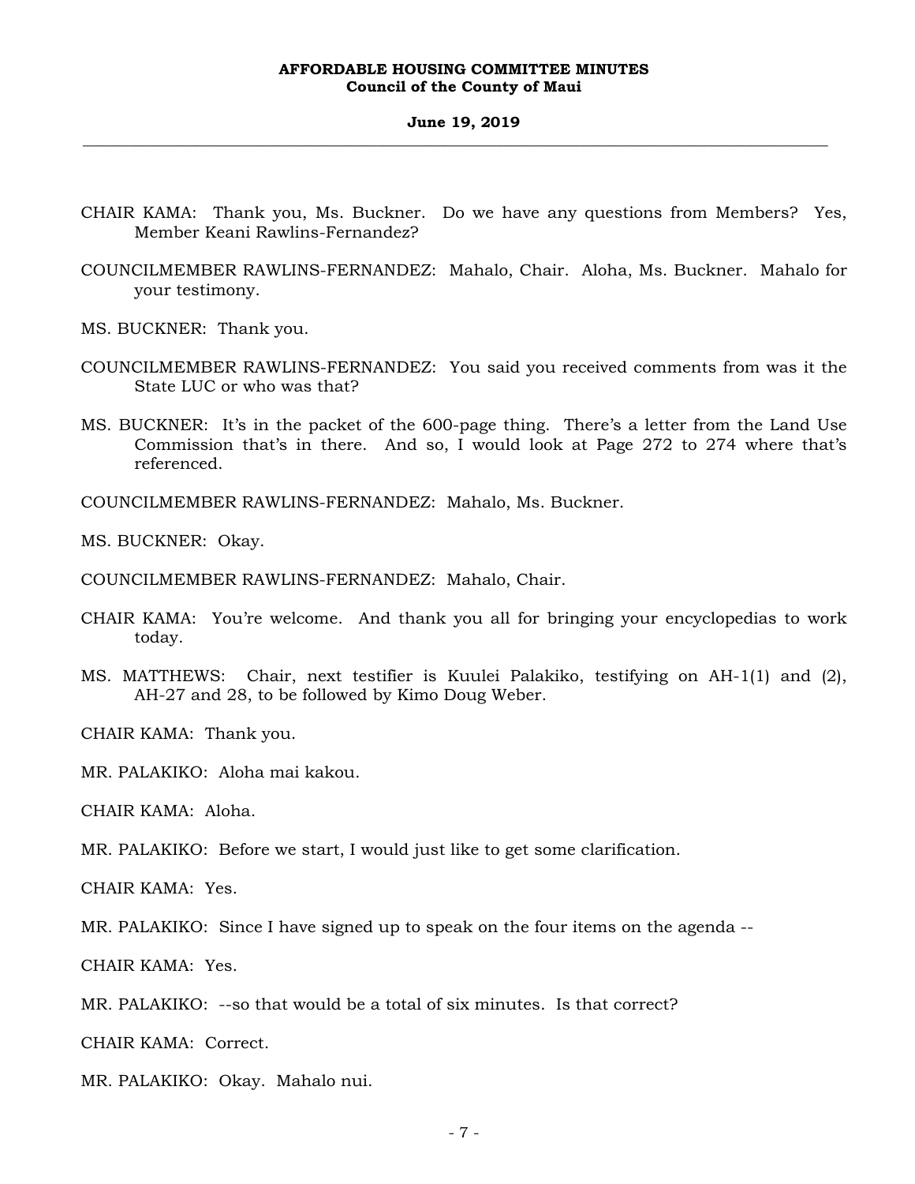CHAIR KAMA: Thank you, Ms. Buckner. Do we have any questions from Members? Yes, Member Keani Rawlins-Fernandez?

COUNCILMEMBER RAWLINS-FERNANDEZ: Mahalo, Chair. Aloha, Ms. Buckner. Mahalo for your testimony.

MS. BUCKNER: Thank you.

COUNCILMEMBER RAWLINS-FERNANDEZ: You said you received comments from was it the State LUC or who was that?

MS. BUCKNER: It's in the packet of the 600-page thing. There's a letter from the Land Use Commission that's in there. And so, I would look at Page 272 to 274 where that's referenced.

COUNCILMEMBER RAWLINS-FERNANDEZ: Mahalo, Ms. Buckner.

MS. BUCKNER: Okay.

COUNCILMEMBER RAWLINS-FERNANDEZ: Mahalo, Chair.

CHAIR KAMA: You're welcome. And thank you all for bringing your encyclopedias to work today.

MS. MATTHEWS: Chair, next testifier is Kuulei Palakiko, testifying on AH-1(1) and (2), AH-27 and 28, to be followed by Kimo Doug Weber.

CHAIR KAMA: Thank you.

MR. PALAKIKO: Aloha mai kakou.

CHAIR KAMA: Aloha.

MR. PALAKIKO: Before we start, I would just like to get some clarification.

CHAIR KAMA: Yes.

MR. PALAKIKO: Since I have signed up to speak on the four items on the agenda --

CHAIR KAMA: Yes.

MR. PALAKIKO: --so that would be a total of six minutes. Is that correct?

CHAIR KAMA: Correct.

MR. PALAKIKO: Okay. Mahalo nui.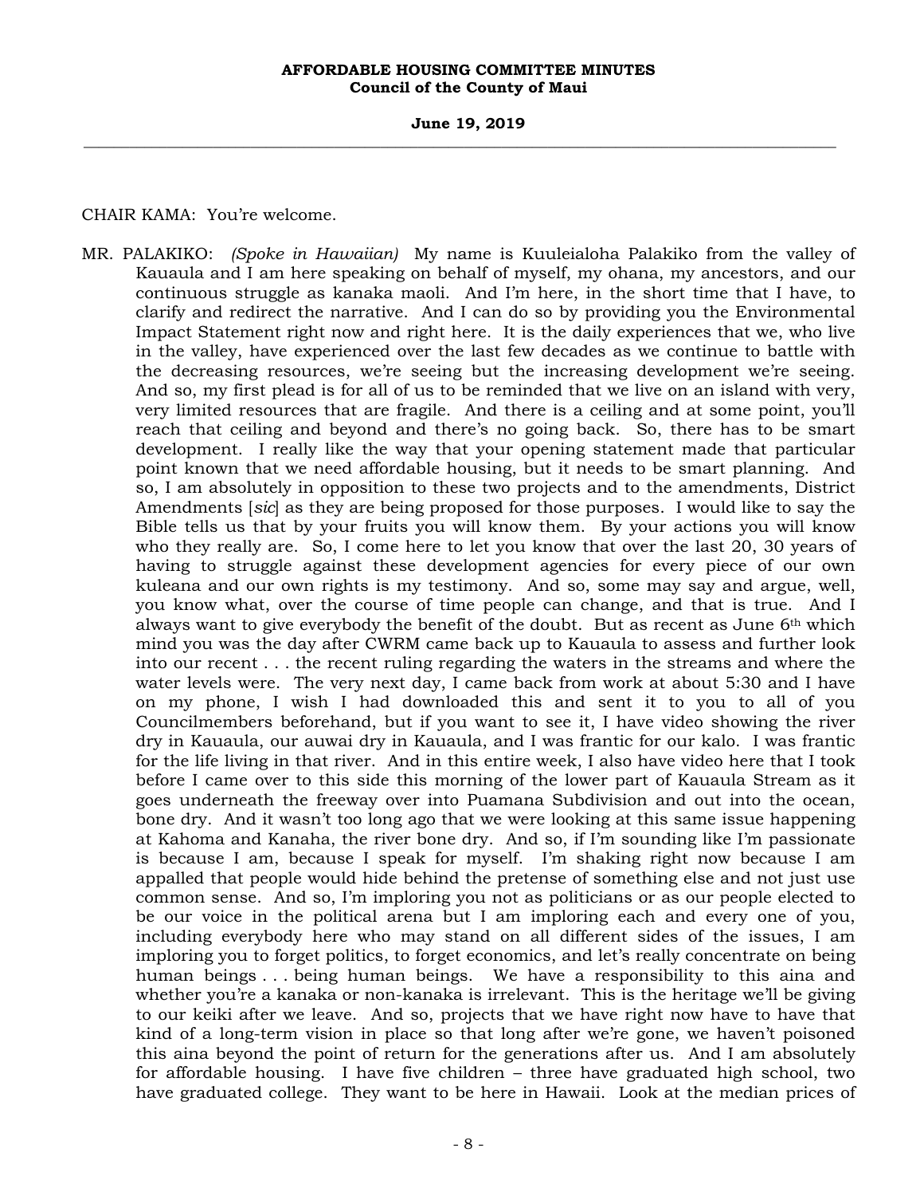CHAIR KAMA: You're welcome.

MR. PALAKIKO: *(Spoke in Hawaiian)* My name is Kuuleialoha Palakiko from the valley of Kauaula and I am here speaking on behalf of myself, my ohana, my ancestors, and our continuous struggle as kanaka maoli. And I'm here, in the short time that I have, to clarify and redirect the narrative. And I can do so by providing you the Environmental Impact Statement right now and right here. It is the daily experiences that we, who live in the valley, have experienced over the last few decades as we continue to battle with the decreasing resources, we're seeing but the increasing development we're seeing. And so, my first plead is for all of us to be reminded that we live on an island with very, very limited resources that are fragile. And there is a ceiling and at some point, you'll reach that ceiling and beyond and there's no going back. So, there has to be smart development. I really like the way that your opening statement made that particular point known that we need affordable housing, but it needs to be smart planning. And so, I am absolutely in opposition to these two projects and to the amendments, District Amendments [*sic*] as they are being proposed for those purposes. I would like to say the Bible tells us that by your fruits you will know them. By your actions you will know who they really are. So, I come here to let you know that over the last 20, 30 years of having to struggle against these development agencies for every piece of our own kuleana and our own rights is my testimony. And so, some may say and argue, well, you know what, over the course of time people can change, and that is true. And I always want to give everybody the benefit of the doubt. But as recent as June 6th which mind you was the day after CWRM came back up to Kauaula to assess and further look into our recent . . . the recent ruling regarding the waters in the streams and where the water levels were. The very next day, I came back from work at about 5:30 and I have on my phone, I wish I had downloaded this and sent it to you to all of you Councilmembers beforehand, but if you want to see it, I have video showing the river dry in Kauaula, our auwai dry in Kauaula, and I was frantic for our kalo. I was frantic for the life living in that river. And in this entire week, I also have video here that I took before I came over to this side this morning of the lower part of Kauaula Stream as it goes underneath the freeway over into Puamana Subdivision and out into the ocean, bone dry. And it wasn't too long ago that we were looking at this same issue happening at Kahoma and Kanaha, the river bone dry. And so, if I'm sounding like I'm passionate is because I am, because I speak for myself. I'm shaking right now because I am appalled that people would hide behind the pretense of something else and not just use common sense. And so, I'm imploring you not as politicians or as our people elected to be our voice in the political arena but I am imploring each and every one of you, including everybody here who may stand on all different sides of the issues, I am imploring you to forget politics, to forget economics, and let's really concentrate on being human beings . . . being human beings. We have a responsibility to this aina and whether you're a kanaka or non-kanaka is irrelevant. This is the heritage we'll be giving to our keiki after we leave. And so, projects that we have right now have to have that kind of a long-term vision in place so that long after we're gone, we haven't poisoned this aina beyond the point of return for the generations after us. And I am absolutely for affordable housing. I have five children – three have graduated high school, two have graduated college. They want to be here in Hawaii. Look at the median prices of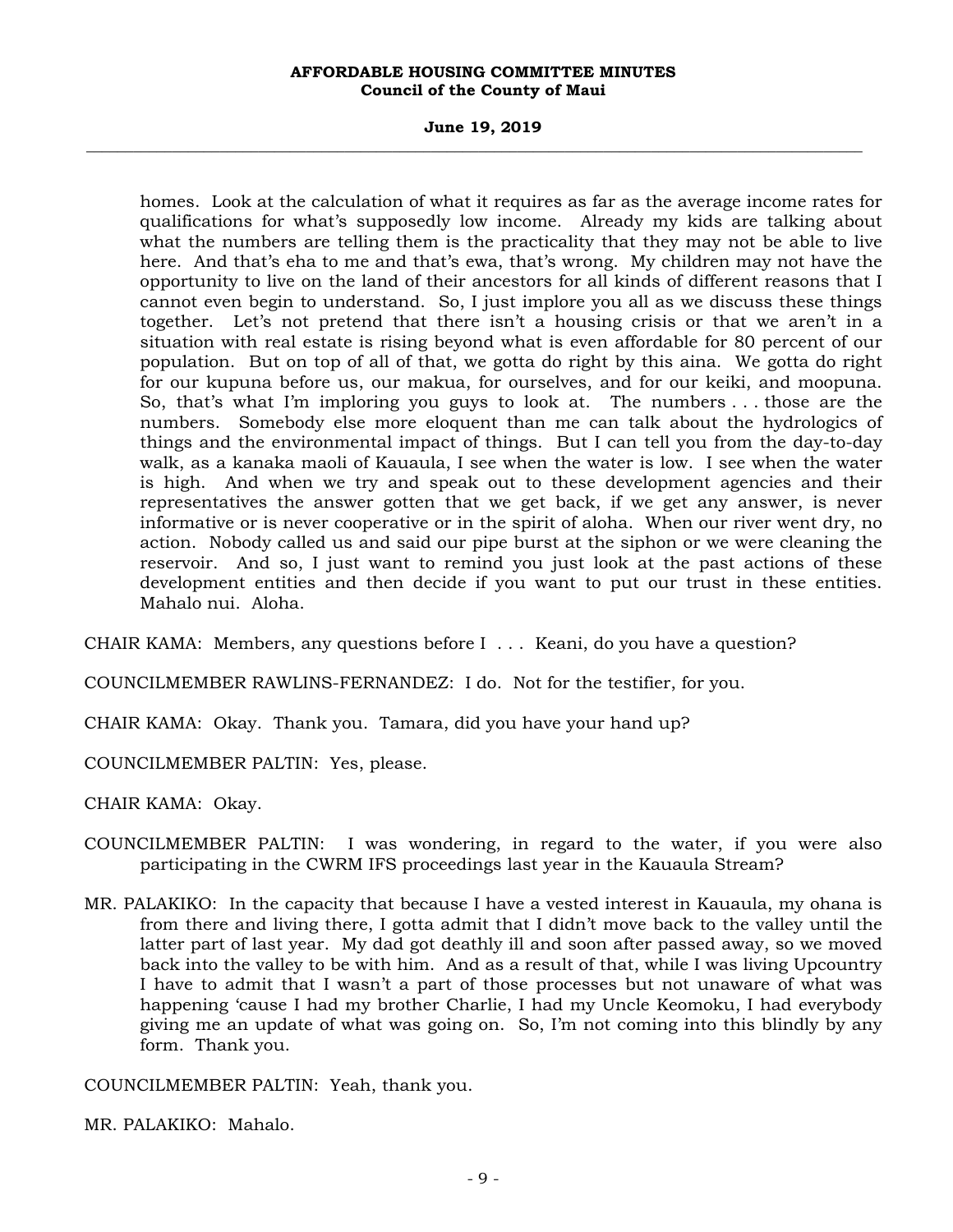homes. Look at the calculation of what it requires as far as the average income rates for qualifications for what's supposedly low income. Already my kids are talking about what the numbers are telling them is the practicality that they may not be able to live here. And that's eha to me and that's ewa, that's wrong. My children may not have the opportunity to live on the land of their ancestors for all kinds of different reasons that I cannot even begin to understand. So, I just implore you all as we discuss these things together. Let's not pretend that there isn't a housing crisis or that we aren't in a situation with real estate is rising beyond what is even affordable for 80 percent of our population. But on top of all of that, we gotta do right by this aina. We gotta do right for our kupuna before us, our makua, for ourselves, and for our keiki, and moopuna. So, that's what I'm imploring you guys to look at. The numbers . . . those are the numbers. Somebody else more eloquent than me can talk about the hydrologics of things and the environmental impact of things. But I can tell you from the day-to-day walk, as a kanaka maoli of Kauaula, I see when the water is low. I see when the water is high. And when we try and speak out to these development agencies and their representatives the answer gotten that we get back, if we get any answer, is never informative or is never cooperative or in the spirit of aloha. When our river went dry, no action. Nobody called us and said our pipe burst at the siphon or we were cleaning the reservoir. And so, I just want to remind you just look at the past actions of these development entities and then decide if you want to put our trust in these entities. Mahalo nui. Aloha.

CHAIR KAMA: Members, any questions before I . . . Keani, do you have a question?

COUNCILMEMBER RAWLINS-FERNANDEZ: I do. Not for the testifier, for you.

CHAIR KAMA: Okay. Thank you. Tamara, did you have your hand up?

COUNCILMEMBER PALTIN: Yes, please.

CHAIR KAMA: Okay.

COUNCILMEMBER PALTIN: I was wondering, in regard to the water, if you were also participating in the CWRM IFS proceedings last year in the Kauaula Stream?

MR. PALAKIKO: In the capacity that because I have a vested interest in Kauaula, my ohana is from there and living there, I gotta admit that I didn't move back to the valley until the latter part of last year. My dad got deathly ill and soon after passed away, so we moved back into the valley to be with him. And as a result of that, while I was living Upcountry I have to admit that I wasn't a part of those processes but not unaware of what was happening 'cause I had my brother Charlie, I had my Uncle Keomoku, I had everybody giving me an update of what was going on. So, I'm not coming into this blindly by any form. Thank you.

COUNCILMEMBER PALTIN: Yeah, thank you.

MR. PALAKIKO: Mahalo.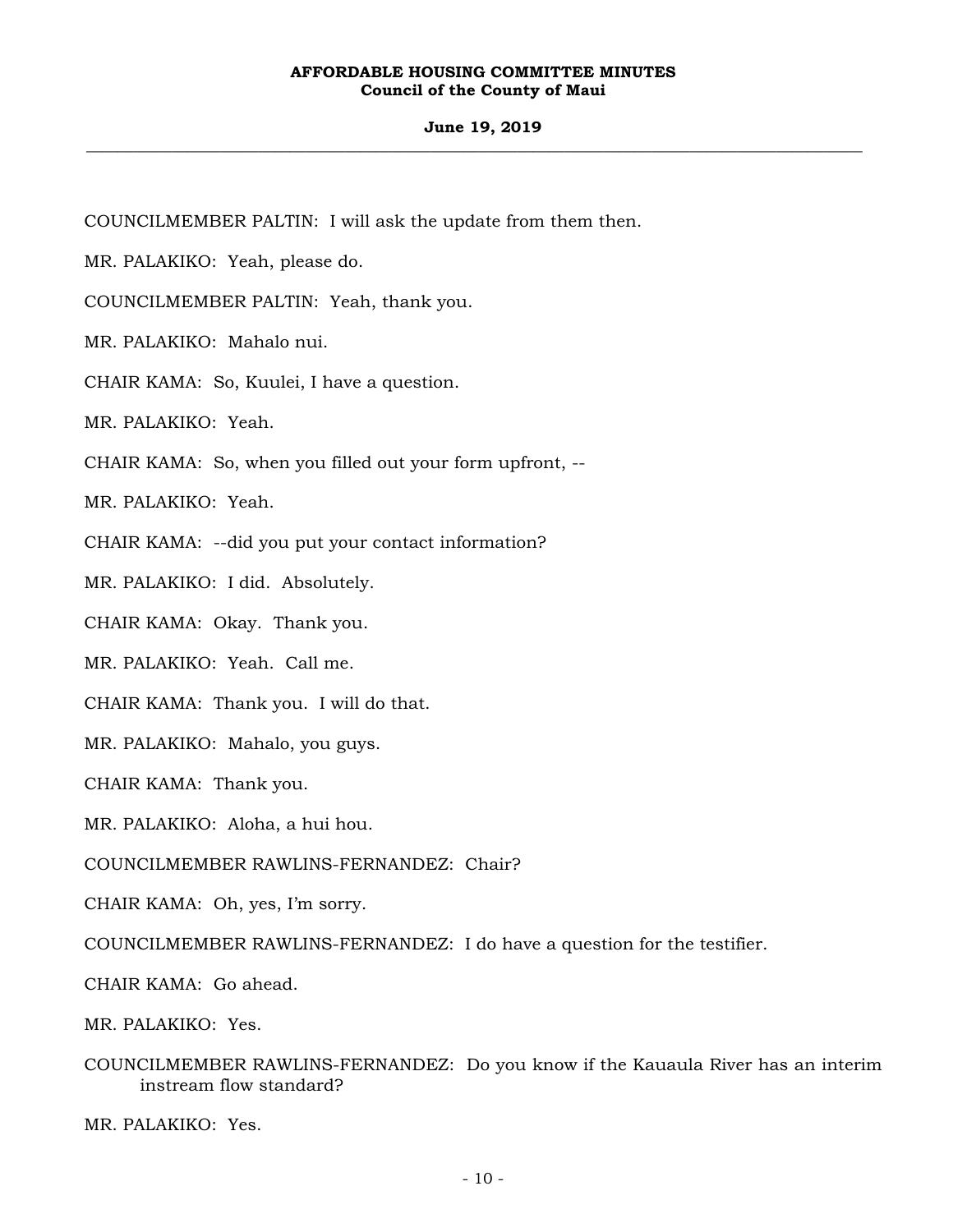COUNCILMEMBER PALTIN: I will ask the update from them then.

MR. PALAKIKO: Yeah, please do.

COUNCILMEMBER PALTIN: Yeah, thank you.

MR. PALAKIKO: Mahalo nui.

CHAIR KAMA: So, Kuulei, I have a question.

MR. PALAKIKO: Yeah.

CHAIR KAMA: So, when you filled out your form upfront, --

MR. PALAKIKO: Yeah.

CHAIR KAMA: --did you put your contact information?

MR. PALAKIKO: I did. Absolutely.

CHAIR KAMA: Okay. Thank you.

MR. PALAKIKO: Yeah. Call me.

CHAIR KAMA: Thank you. I will do that.

MR. PALAKIKO: Mahalo, you guys.

CHAIR KAMA: Thank you.

MR. PALAKIKO: Aloha, a hui hou.

COUNCILMEMBER RAWLINS-FERNANDEZ: Chair?

CHAIR KAMA: Oh, yes, I'm sorry.

COUNCILMEMBER RAWLINS-FERNANDEZ: I do have a question for the testifier.

CHAIR KAMA: Go ahead.

MR. PALAKIKO: Yes.

COUNCILMEMBER RAWLINS-FERNANDEZ: Do you know if the Kauaula River has an interim instream flow standard?

MR. PALAKIKO: Yes.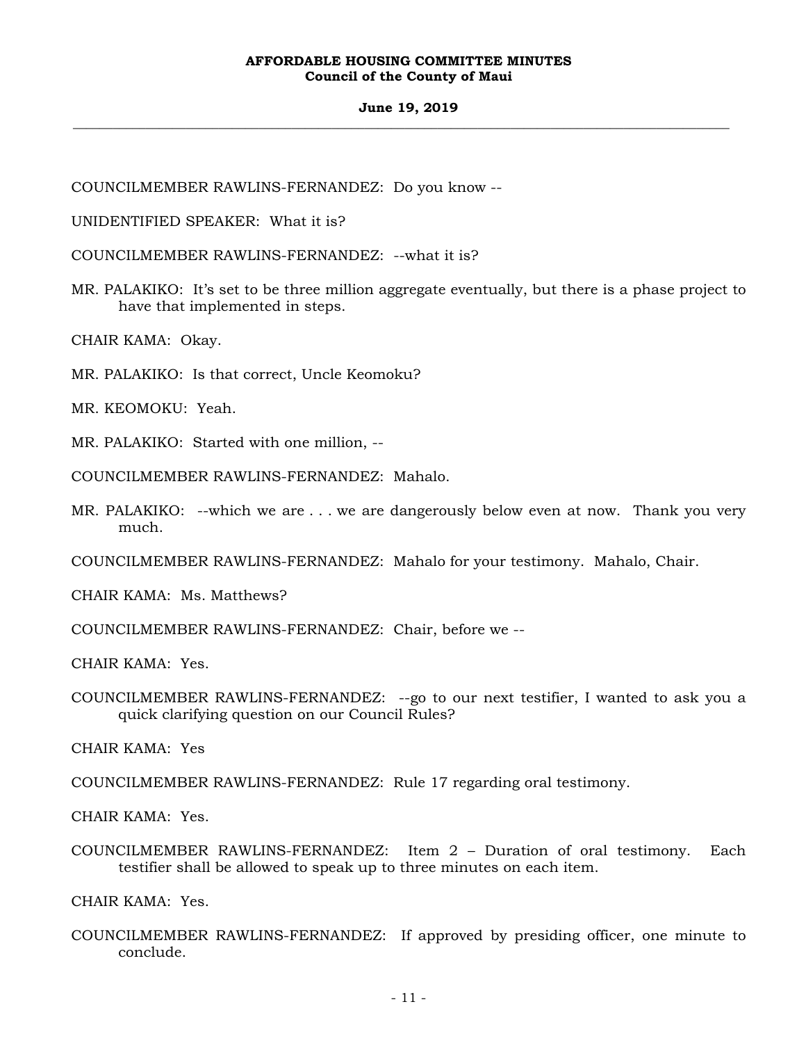COUNCILMEMBER RAWLINS-FERNANDEZ: Do you know --

UNIDENTIFIED SPEAKER: What it is?

COUNCILMEMBER RAWLINS-FERNANDEZ: --what it is?

MR. PALAKIKO: It's set to be three million aggregate eventually, but there is a phase project to have that implemented in steps.

CHAIR KAMA: Okay.

MR. PALAKIKO: Is that correct, Uncle Keomoku?

MR. KEOMOKU: Yeah.

MR. PALAKIKO: Started with one million, --

COUNCILMEMBER RAWLINS-FERNANDEZ: Mahalo.

MR. PALAKIKO: --which we are . . . we are dangerously below even at now. Thank you very much.

COUNCILMEMBER RAWLINS-FERNANDEZ: Mahalo for your testimony. Mahalo, Chair.

CHAIR KAMA: Ms. Matthews?

COUNCILMEMBER RAWLINS-FERNANDEZ: Chair, before we --

CHAIR KAMA: Yes.

COUNCILMEMBER RAWLINS-FERNANDEZ: --go to our next testifier, I wanted to ask you a quick clarifying question on our Council Rules?

CHAIR KAMA: Yes

COUNCILMEMBER RAWLINS-FERNANDEZ: Rule 17 regarding oral testimony.

CHAIR KAMA: Yes.

COUNCILMEMBER RAWLINS-FERNANDEZ: Item 2 – Duration of oral testimony. Each testifier shall be allowed to speak up to three minutes on each item.

CHAIR KAMA: Yes.

COUNCILMEMBER RAWLINS-FERNANDEZ: If approved by presiding officer, one minute to conclude.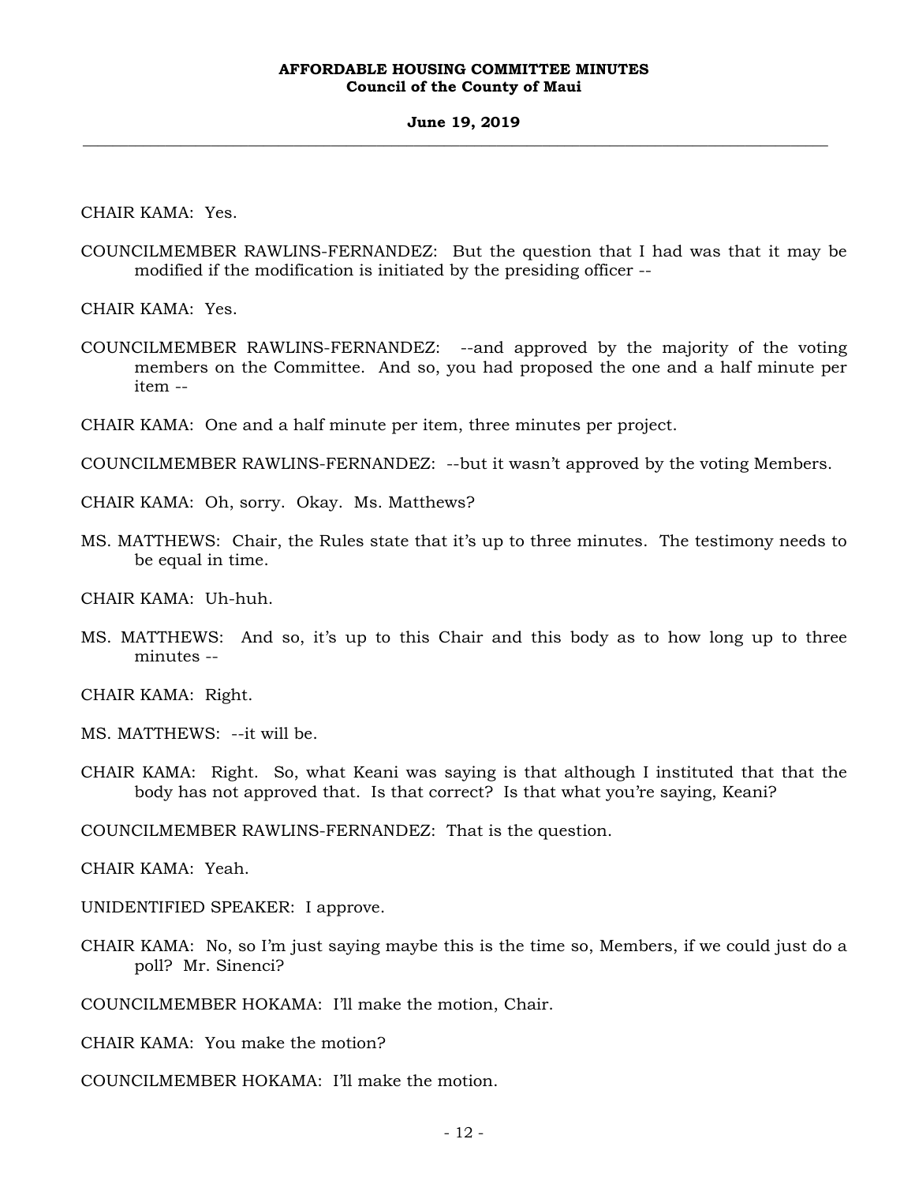CHAIR KAMA: Yes.

COUNCILMEMBER RAWLINS-FERNANDEZ: But the question that I had was that it may be modified if the modification is initiated by the presiding officer --

CHAIR KAMA: Yes.

COUNCILMEMBER RAWLINS-FERNANDEZ: --and approved by the majority of the voting members on the Committee. And so, you had proposed the one and a half minute per item --

CHAIR KAMA: One and a half minute per item, three minutes per project.

COUNCILMEMBER RAWLINS-FERNANDEZ: --but it wasn't approved by the voting Members.

CHAIR KAMA: Oh, sorry. Okay. Ms. Matthews?

MS. MATTHEWS: Chair, the Rules state that it's up to three minutes. The testimony needs to be equal in time.

CHAIR KAMA: Uh-huh.

MS. MATTHEWS: And so, it's up to this Chair and this body as to how long up to three minutes --

CHAIR KAMA: Right.

MS. MATTHEWS: --it will be.

CHAIR KAMA: Right. So, what Keani was saying is that although I instituted that that the body has not approved that. Is that correct? Is that what you're saying, Keani?

COUNCILMEMBER RAWLINS-FERNANDEZ: That is the question.

CHAIR KAMA: Yeah.

UNIDENTIFIED SPEAKER: I approve.

CHAIR KAMA: No, so I'm just saying maybe this is the time so, Members, if we could just do a poll? Mr. Sinenci?

COUNCILMEMBER HOKAMA: I'll make the motion, Chair.

CHAIR KAMA: You make the motion?

COUNCILMEMBER HOKAMA: I'll make the motion.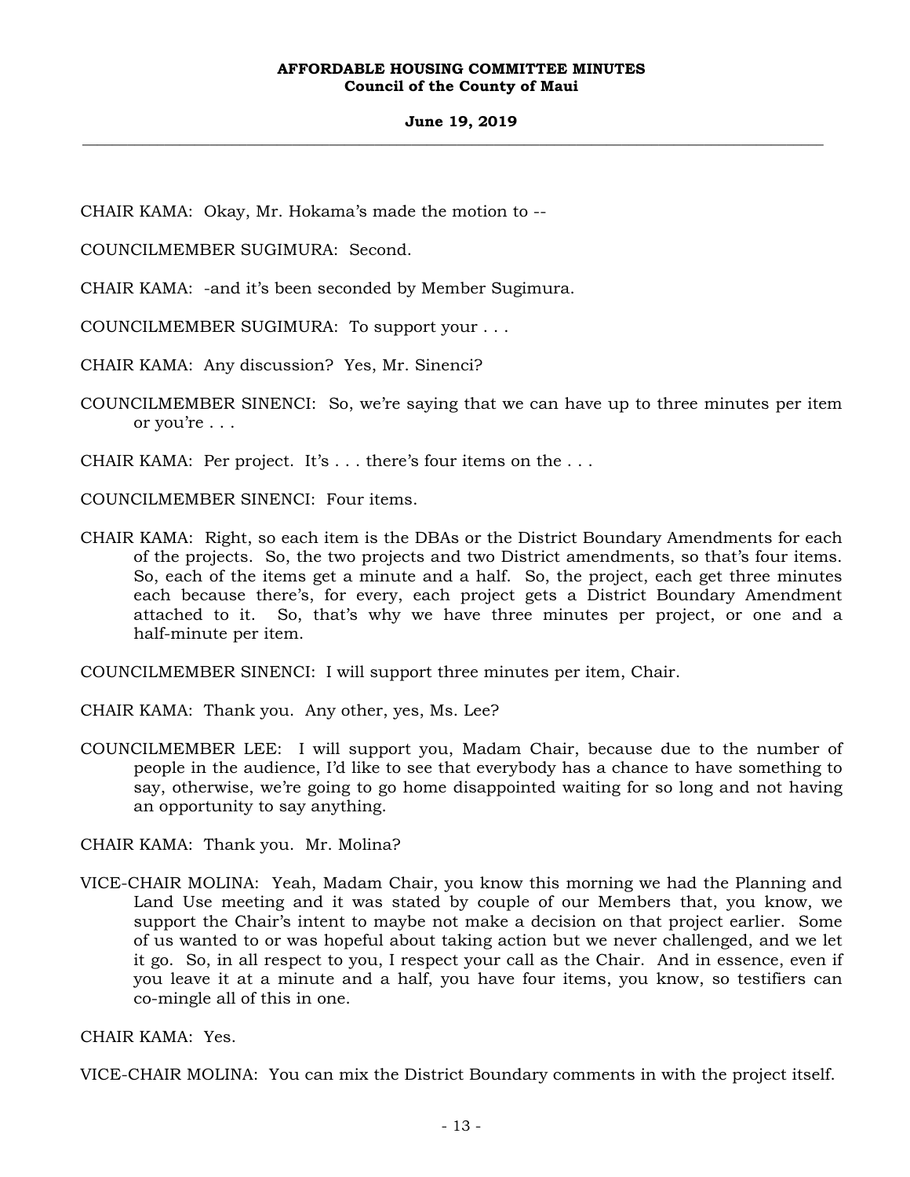CHAIR KAMA: Okay, Mr. Hokama's made the motion to --

COUNCILMEMBER SUGIMURA: Second.

CHAIR KAMA: -and it's been seconded by Member Sugimura.

COUNCILMEMBER SUGIMURA: To support your . . .

CHAIR KAMA: Any discussion? Yes, Mr. Sinenci?

COUNCILMEMBER SINENCI: So, we're saying that we can have up to three minutes per item or you're . . .

CHAIR KAMA: Per project. It's . . . there's four items on the . . .

COUNCILMEMBER SINENCI: Four items.

CHAIR KAMA: Right, so each item is the DBAs or the District Boundary Amendments for each of the projects. So, the two projects and two District amendments, so that's four items. So, each of the items get a minute and a half. So, the project, each get three minutes each because there's, for every, each project gets a District Boundary Amendment attached to it. So, that's why we have three minutes per project, or one and a half-minute per item.

COUNCILMEMBER SINENCI: I will support three minutes per item, Chair.

CHAIR KAMA: Thank you. Any other, yes, Ms. Lee?

COUNCILMEMBER LEE: I will support you, Madam Chair, because due to the number of people in the audience, I'd like to see that everybody has a chance to have something to say, otherwise, we're going to go home disappointed waiting for so long and not having an opportunity to say anything.

CHAIR KAMA: Thank you. Mr. Molina?

VICE-CHAIR MOLINA: Yeah, Madam Chair, you know this morning we had the Planning and Land Use meeting and it was stated by couple of our Members that, you know, we support the Chair's intent to maybe not make a decision on that project earlier. Some of us wanted to or was hopeful about taking action but we never challenged, and we let it go. So, in all respect to you, I respect your call as the Chair. And in essence, even if you leave it at a minute and a half, you have four items, you know, so testifiers can co-mingle all of this in one.

CHAIR KAMA: Yes.

VICE-CHAIR MOLINA: You can mix the District Boundary comments in with the project itself.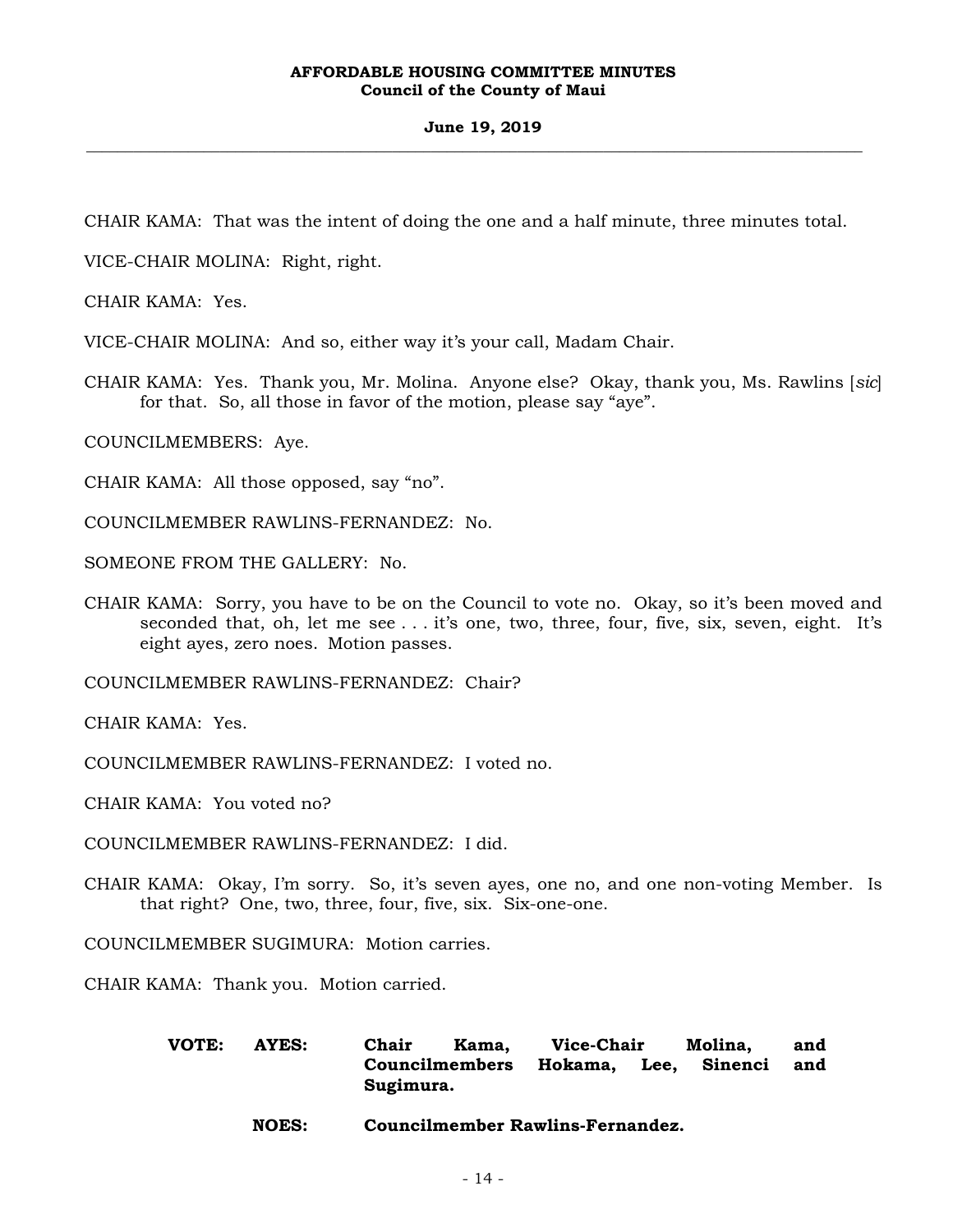CHAIR KAMA: That was the intent of doing the one and a half minute, three minutes total.

VICE-CHAIR MOLINA: Right, right.

CHAIR KAMA: Yes.

VICE-CHAIR MOLINA: And so, either way it's your call, Madam Chair.

CHAIR KAMA: Yes. Thank you, Mr. Molina. Anyone else? Okay, thank you, Ms. Rawlins [*sic*] for that. So, all those in favor of the motion, please say "aye".

COUNCILMEMBERS: Aye.

CHAIR KAMA: All those opposed, say "no".

COUNCILMEMBER RAWLINS-FERNANDEZ: No.

SOMEONE FROM THE GALLERY: No.

CHAIR KAMA: Sorry, you have to be on the Council to vote no. Okay, so it's been moved and seconded that, oh, let me see . . . it's one, two, three, four, five, six, seven, eight. It's eight ayes, zero noes. Motion passes.

COUNCILMEMBER RAWLINS-FERNANDEZ: Chair?

CHAIR KAMA: Yes.

COUNCILMEMBER RAWLINS-FERNANDEZ: I voted no.

CHAIR KAMA: You voted no?

COUNCILMEMBER RAWLINS-FERNANDEZ: I did.

CHAIR KAMA: Okay, I'm sorry. So, it's seven ayes, one no, and one non-voting Member. Is that right? One, two, three, four, five, six. Six-one-one.

COUNCILMEMBER SUGIMURA: Motion carries.

CHAIR KAMA: Thank you. Motion carried.

**VOTE: AYES: Chair Kama, Vice-Chair Molina, and Councilmembers Hokama, Lee, Sinenci and Sugimura.**

**NOES: Councilmember Rawlins-Fernandez.**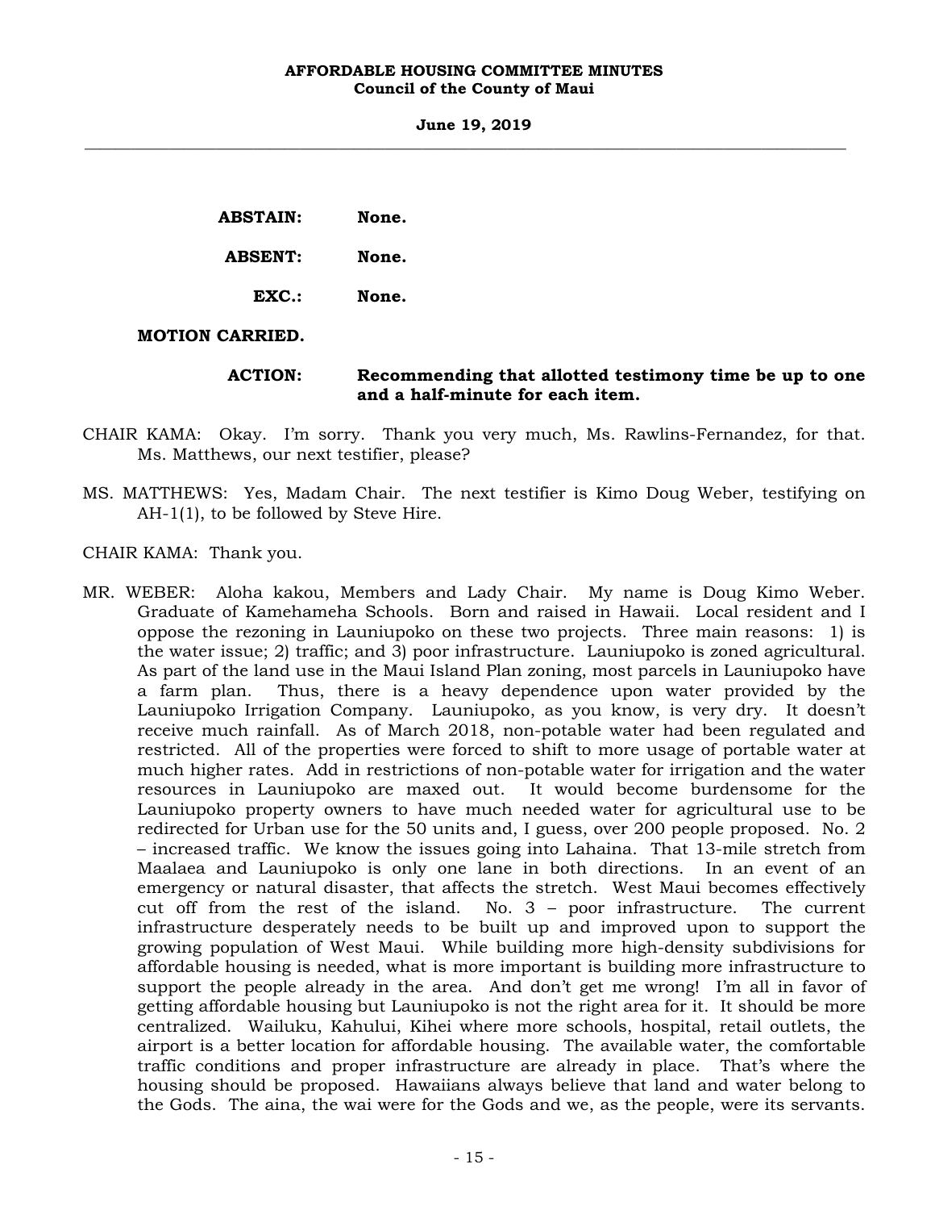**ABSTAIN:** **None.**

**ABSENT:** **None.**

**EXC.:** **None.**

**MOTION CARRIED.**

**ACTION:** **Recommending that allotted testimony time be up to one and a half-minute for each item.**

CHAIR KAMA: Okay. I'm sorry. Thank you very much, Ms. Rawlins-Fernandez, for that. Ms. Matthews, our next testifier, please?

MS. MATTHEWS: Yes, Madam Chair. The next testifier is Kimo Doug Weber, testifying on AH-1(1), to be followed by Steve Hire.

CHAIR KAMA: Thank you.

MR. WEBER: Aloha kakou, Members and Lady Chair. My name is Doug Kimo Weber. Graduate of Kamehameha Schools. Born and raised in Hawaii. Local resident and I oppose the rezoning in Launiupoko on these two projects. Three main reasons: 1) is the water issue; 2) traffic; and 3) poor infrastructure. Launiupoko is zoned agricultural. As part of the land use in the Maui Island Plan zoning, most parcels in Launiupoko have a farm plan. Thus, there is a heavy dependence upon water provided by the Launiupoko Irrigation Company. Launiupoko, as you know, is very dry. It doesn't receive much rainfall. As of March 2018, non-potable water had been regulated and restricted. All of the properties were forced to shift to more usage of portable water at much higher rates. Add in restrictions of non-potable water for irrigation and the water resources in Launiupoko are maxed out. It would become burdensome for the Launiupoko property owners to have much needed water for agricultural use to be redirected for Urban use for the 50 units and, I guess, over 200 people proposed. No. 2 – increased traffic. We know the issues going into Lahaina. That 13-mile stretch from Maalaea and Launiupoko is only one lane in both directions. In an event of an emergency or natural disaster, that affects the stretch. West Maui becomes effectively cut off from the rest of the island. No. 3 – poor infrastructure. The current infrastructure desperately needs to be built up and improved upon to support the growing population of West Maui. While building more high-density subdivisions for affordable housing is needed, what is more important is building more infrastructure to support the people already in the area. And don't get me wrong! I'm all in favor of getting affordable housing but Launiupoko is not the right area for it. It should be more centralized. Wailuku, Kahului, Kihei where more schools, hospital, retail outlets, the airport is a better location for affordable housing. The available water, the comfortable traffic conditions and proper infrastructure are already in place. That's where the housing should be proposed. Hawaiians always believe that land and water belong to the Gods. The aina, the wai were for the Gods and we, as the people, were its servants.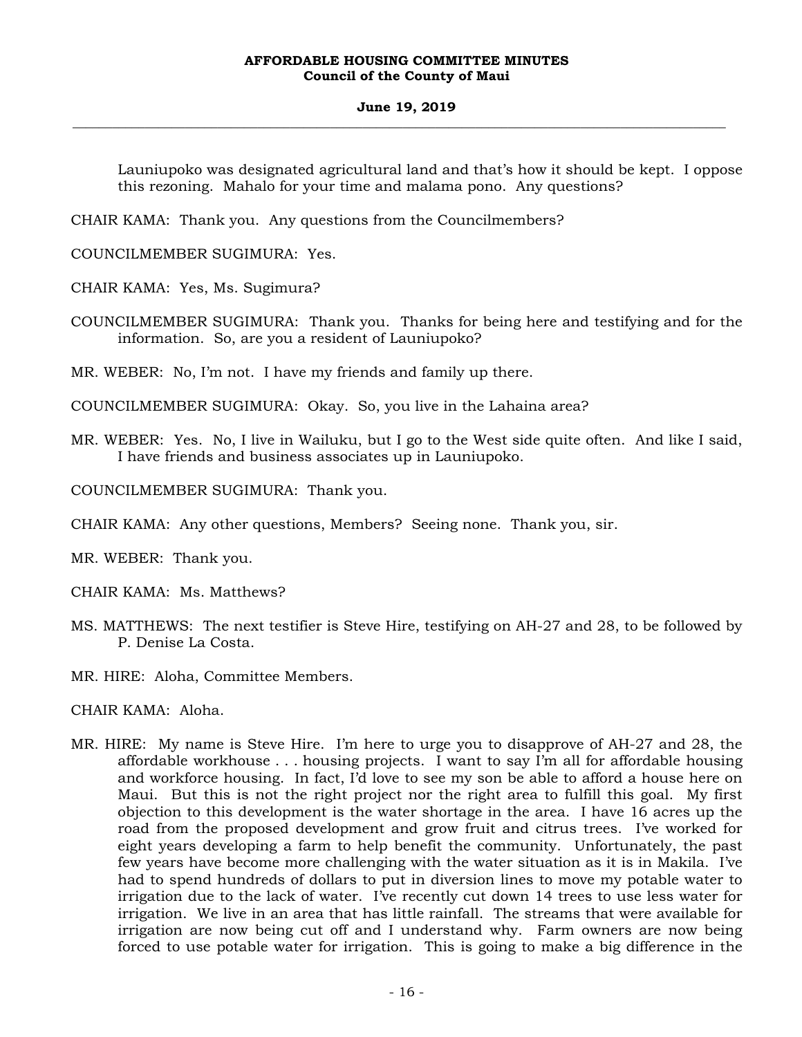Launiupoko was designated agricultural land and that's how it should be kept. I oppose this rezoning. Mahalo for your time and malama pono. Any questions?

CHAIR KAMA: Thank you. Any questions from the Councilmembers?

COUNCILMEMBER SUGIMURA: Yes.

CHAIR KAMA: Yes, Ms. Sugimura?

COUNCILMEMBER SUGIMURA: Thank you. Thanks for being here and testifying and for the information. So, are you a resident of Launiupoko?

MR. WEBER: No, I'm not. I have my friends and family up there.

COUNCILMEMBER SUGIMURA: Okay. So, you live in the Lahaina area?

MR. WEBER: Yes. No, I live in Wailuku, but I go to the West side quite often. And like I said, I have friends and business associates up in Launiupoko.

COUNCILMEMBER SUGIMURA: Thank you.

CHAIR KAMA: Any other questions, Members? Seeing none. Thank you, sir.

MR. WEBER: Thank you.

CHAIR KAMA: Ms. Matthews?

MS. MATTHEWS: The next testifier is Steve Hire, testifying on AH-27 and 28, to be followed by P. Denise La Costa.

MR. HIRE: Aloha, Committee Members.

CHAIR KAMA: Aloha.

MR. HIRE: My name is Steve Hire. I'm here to urge you to disapprove of AH-27 and 28, the affordable workhouse . . . housing projects. I want to say I'm all for affordable housing and workforce housing. In fact, I'd love to see my son be able to afford a house here on Maui. But this is not the right project nor the right area to fulfill this goal. My first objection to this development is the water shortage in the area. I have 16 acres up the road from the proposed development and grow fruit and citrus trees. I've worked for eight years developing a farm to help benefit the community. Unfortunately, the past few years have become more challenging with the water situation as it is in Makila. I've had to spend hundreds of dollars to put in diversion lines to move my potable water to irrigation due to the lack of water. I've recently cut down 14 trees to use less water for irrigation. We live in an area that has little rainfall. The streams that were available for irrigation are now being cut off and I understand why. Farm owners are now being forced to use potable water for irrigation. This is going to make a big difference in the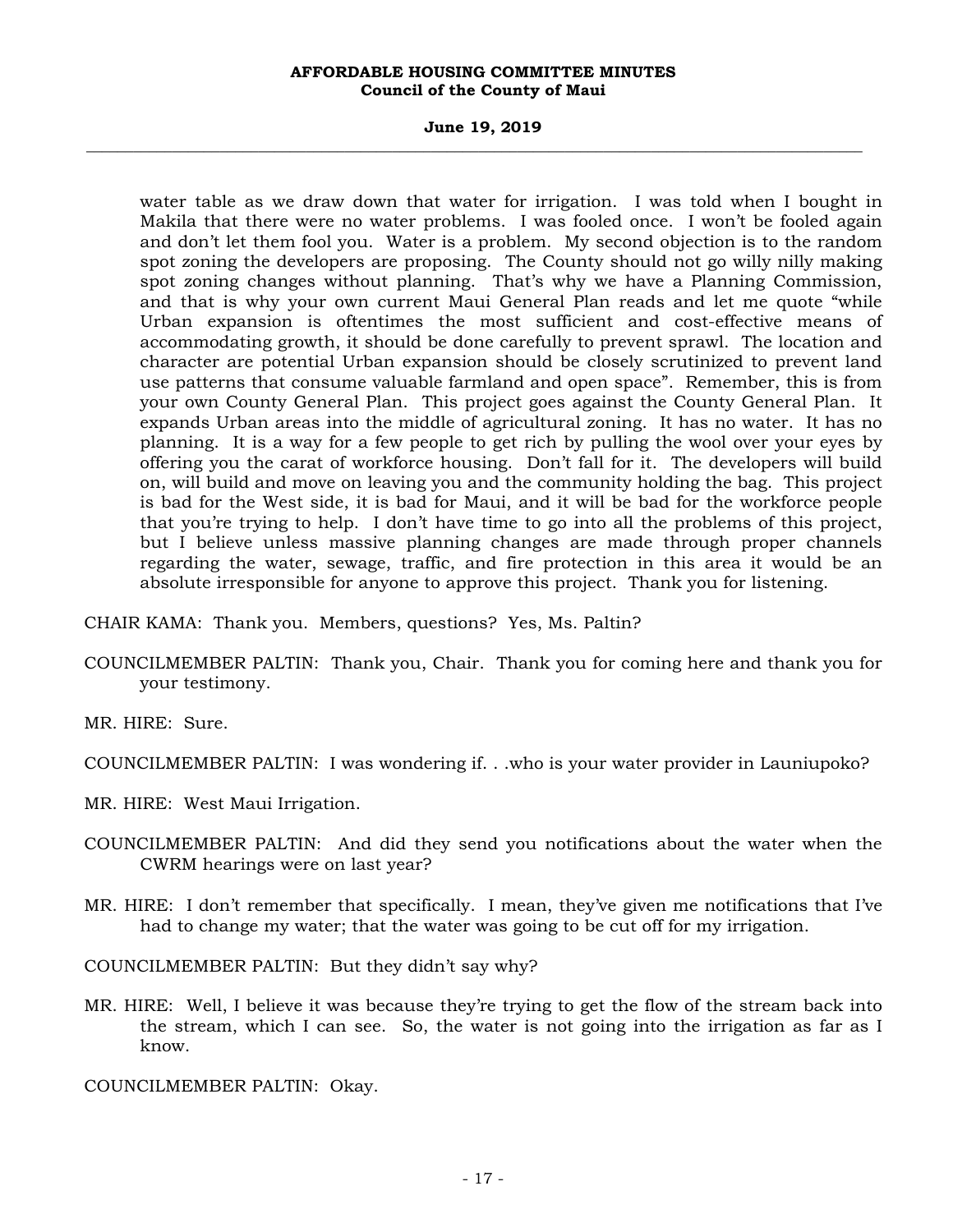water table as we draw down that water for irrigation. I was told when I bought in Makila that there were no water problems. I was fooled once. I won't be fooled again and don't let them fool you. Water is a problem. My second objection is to the random spot zoning the developers are proposing. The County should not go willy nilly making spot zoning changes without planning. That's why we have a Planning Commission, and that is why your own current Maui General Plan reads and let me quote "while Urban expansion is oftentimes the most sufficient and cost-effective means of accommodating growth, it should be done carefully to prevent sprawl. The location and character are potential Urban expansion should be closely scrutinized to prevent land use patterns that consume valuable farmland and open space". Remember, this is from your own County General Plan. This project goes against the County General Plan. It expands Urban areas into the middle of agricultural zoning. It has no water. It has no planning. It is a way for a few people to get rich by pulling the wool over your eyes by offering you the carat of workforce housing. Don't fall for it. The developers will build on, will build and move on leaving you and the community holding the bag. This project is bad for the West side, it is bad for Maui, and it will be bad for the workforce people that you're trying to help. I don't have time to go into all the problems of this project, but I believe unless massive planning changes are made through proper channels regarding the water, sewage, traffic, and fire protection in this area it would be an absolute irresponsible for anyone to approve this project. Thank you for listening.

CHAIR KAMA: Thank you. Members, questions? Yes, Ms. Paltin?

COUNCILMEMBER PALTIN: Thank you, Chair. Thank you for coming here and thank you for your testimony.

MR. HIRE: Sure.

COUNCILMEMBER PALTIN: I was wondering if. . .who is your water provider in Launiupoko?

MR. HIRE: West Maui Irrigation.

COUNCILMEMBER PALTIN: And did they send you notifications about the water when the CWRM hearings were on last year?

MR. HIRE: I don't remember that specifically. I mean, they've given me notifications that I've had to change my water; that the water was going to be cut off for my irrigation.

COUNCILMEMBER PALTIN: But they didn't say why?

MR. HIRE: Well, I believe it was because they're trying to get the flow of the stream back into the stream, which I can see. So, the water is not going into the irrigation as far as I know.

COUNCILMEMBER PALTIN: Okay.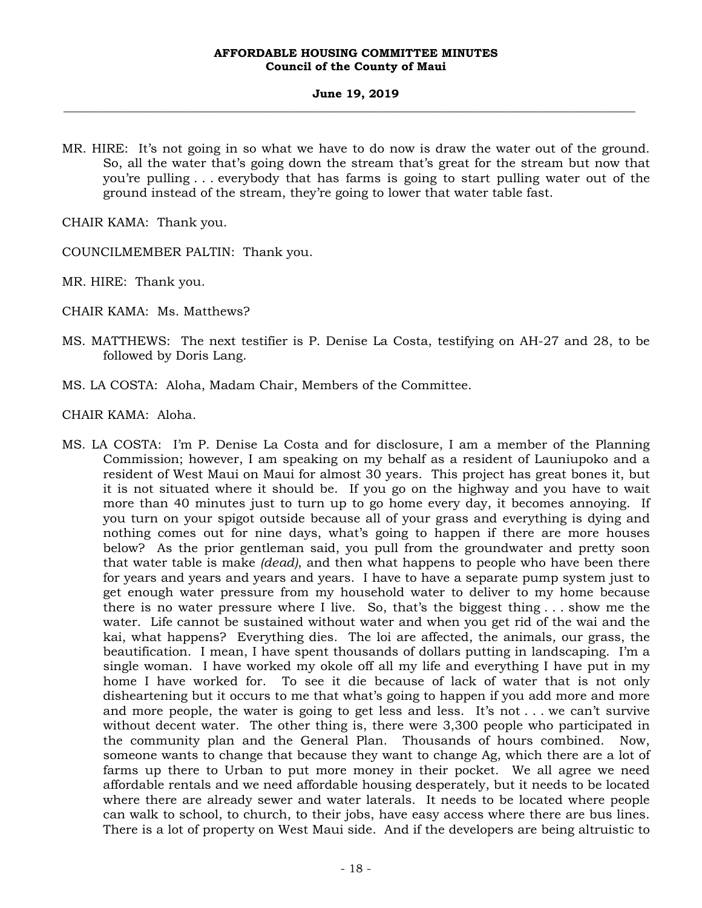MR. HIRE: It's not going in so what we have to do now is draw the water out of the ground. So, all the water that's going down the stream that's great for the stream but now that you're pulling . . . everybody that has farms is going to start pulling water out of the ground instead of the stream, they're going to lower that water table fast.

CHAIR KAMA: Thank you.

COUNCILMEMBER PALTIN: Thank you.

MR. HIRE: Thank you.

CHAIR KAMA: Ms. Matthews?

MS. MATTHEWS: The next testifier is P. Denise La Costa, testifying on AH-27 and 28, to be followed by Doris Lang.

MS. LA COSTA: Aloha, Madam Chair, Members of the Committee.

CHAIR KAMA: Aloha.

MS. LA COSTA: I'm P. Denise La Costa and for disclosure, I am a member of the Planning Commission; however, I am speaking on my behalf as a resident of Launiupoko and a resident of West Maui on Maui for almost 30 years. This project has great bones it, but it is not situated where it should be. If you go on the highway and you have to wait more than 40 minutes just to turn up to go home every day, it becomes annoying. If you turn on your spigot outside because all of your grass and everything is dying and nothing comes out for nine days, what's going to happen if there are more houses below? As the prior gentleman said, you pull from the groundwater and pretty soon that water table is make *(dead)*, and then what happens to people who have been there for years and years and years and years. I have to have a separate pump system just to get enough water pressure from my household water to deliver to my home because there is no water pressure where I live. So, that's the biggest thing . . . show me the water. Life cannot be sustained without water and when you get rid of the wai and the kai, what happens? Everything dies. The loi are affected, the animals, our grass, the beautification. I mean, I have spent thousands of dollars putting in landscaping. I'm a single woman. I have worked my okole off all my life and everything I have put in my home I have worked for. To see it die because of lack of water that is not only disheartening but it occurs to me that what's going to happen if you add more and more and more people, the water is going to get less and less. It's not . . . we can't survive without decent water. The other thing is, there were 3,300 people who participated in the community plan and the General Plan. Thousands of hours combined. Now, someone wants to change that because they want to change Ag, which there are a lot of farms up there to Urban to put more money in their pocket. We all agree we need affordable rentals and we need affordable housing desperately, but it needs to be located where there are already sewer and water laterals. It needs to be located where people can walk to school, to church, to their jobs, have easy access where there are bus lines. There is a lot of property on West Maui side. And if the developers are being altruistic to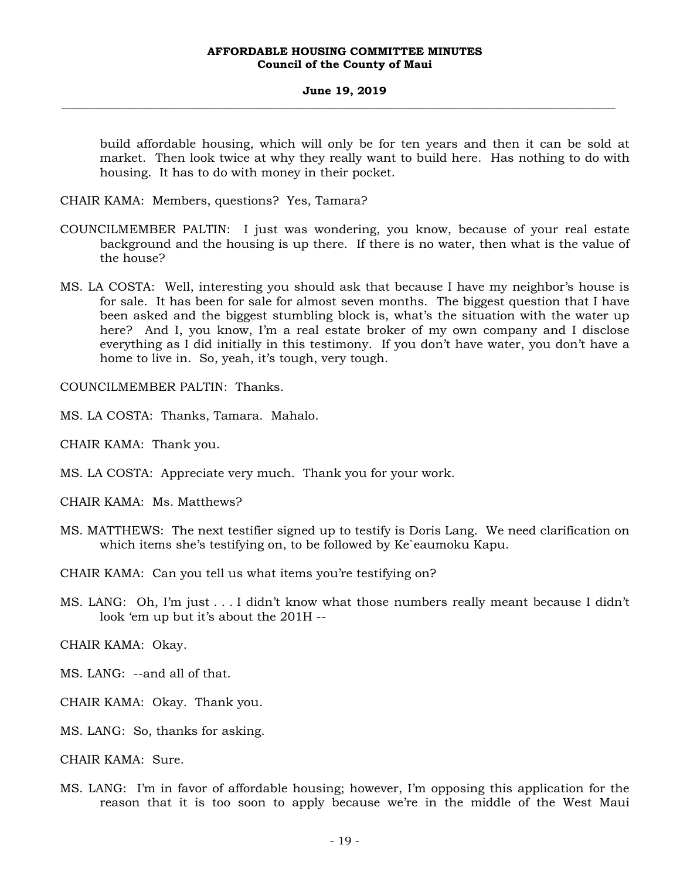build affordable housing, which will only be for ten years and then it can be sold at market. Then look twice at why they really want to build here. Has nothing to do with housing. It has to do with money in their pocket.

CHAIR KAMA: Members, questions? Yes, Tamara?

COUNCILMEMBER PALTIN: I just was wondering, you know, because of your real estate background and the housing is up there. If there is no water, then what is the value of the house?

MS. LA COSTA: Well, interesting you should ask that because I have my neighbor's house is for sale. It has been for sale for almost seven months. The biggest question that I have been asked and the biggest stumbling block is, what's the situation with the water up here? And I, you know, I'm a real estate broker of my own company and I disclose everything as I did initially in this testimony. If you don't have water, you don't have a home to live in. So, yeah, it's tough, very tough.

COUNCILMEMBER PALTIN: Thanks.

MS. LA COSTA: Thanks, Tamara. Mahalo.

CHAIR KAMA: Thank you.

MS. LA COSTA: Appreciate very much. Thank you for your work.

CHAIR KAMA: Ms. Matthews?

MS. MATTHEWS: The next testifier signed up to testify is Doris Lang. We need clarification on which items she's testifying on, to be followed by Ke`eaumoku Kapu.

CHAIR KAMA: Can you tell us what items you're testifying on?

MS. LANG: Oh, I'm just . . . I didn't know what those numbers really meant because I didn't look 'em up but it's about the 201H --

CHAIR KAMA: Okay.

MS. LANG: --and all of that.

CHAIR KAMA: Okay. Thank you.

MS. LANG: So, thanks for asking.

CHAIR KAMA: Sure.

MS. LANG: I'm in favor of affordable housing; however, I'm opposing this application for the reason that it is too soon to apply because we're in the middle of the West Maui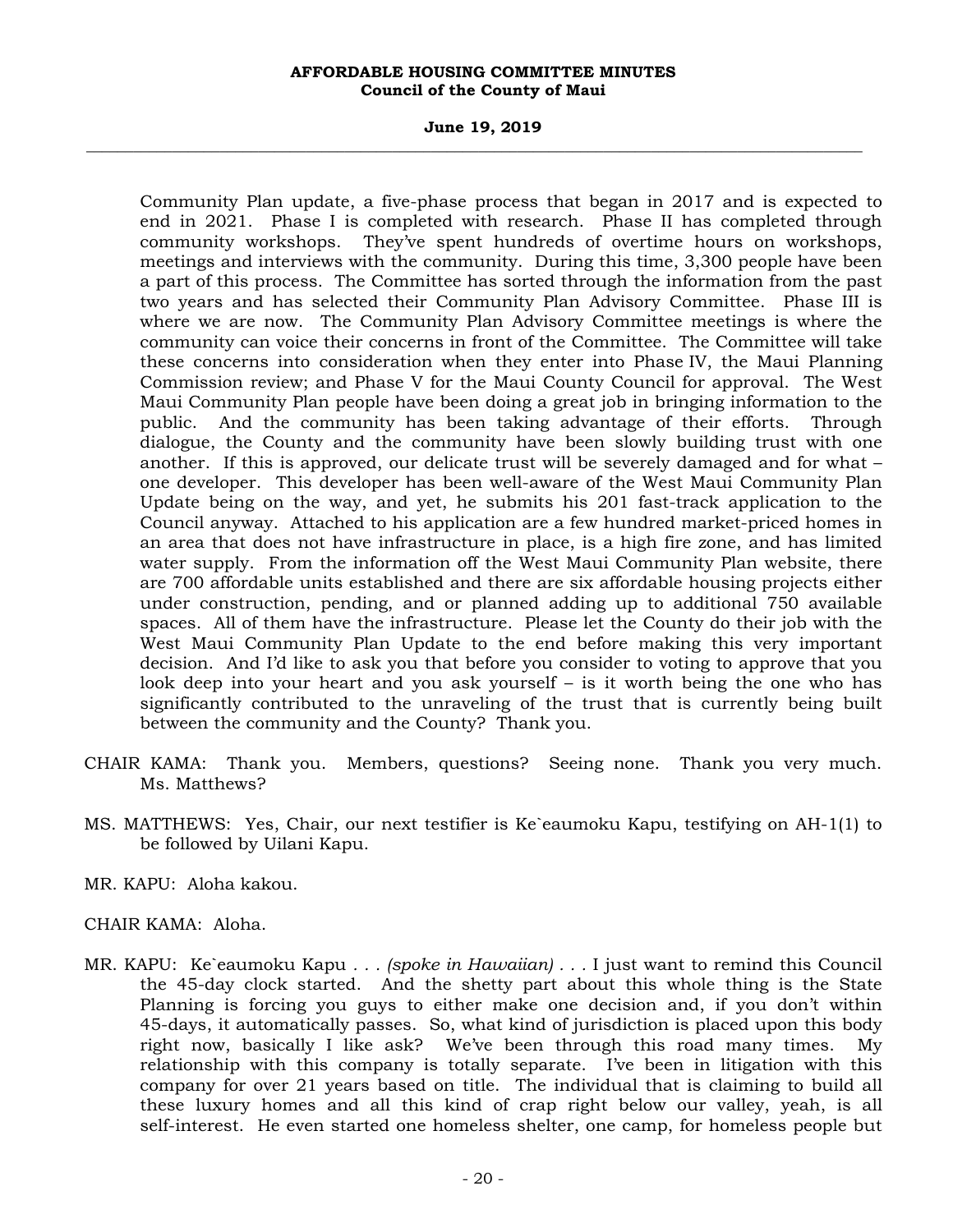Community Plan update, a five-phase process that began in 2017 and is expected to end in 2021. Phase I is completed with research. Phase II has completed through community workshops. They've spent hundreds of overtime hours on workshops, meetings and interviews with the community. During this time, 3,300 people have been a part of this process. The Committee has sorted through the information from the past two years and has selected their Community Plan Advisory Committee. Phase III is where we are now. The Community Plan Advisory Committee meetings is where the community can voice their concerns in front of the Committee. The Committee will take these concerns into consideration when they enter into Phase IV, the Maui Planning Commission review; and Phase V for the Maui County Council for approval. The West Maui Community Plan people have been doing a great job in bringing information to the public. And the community has been taking advantage of their efforts. Through dialogue, the County and the community have been slowly building trust with one another. If this is approved, our delicate trust will be severely damaged and for what – one developer. This developer has been well-aware of the West Maui Community Plan Update being on the way, and yet, he submits his 201 fast-track application to the Council anyway. Attached to his application are a few hundred market-priced homes in an area that does not have infrastructure in place, is a high fire zone, and has limited water supply. From the information off the West Maui Community Plan website, there are 700 affordable units established and there are six affordable housing projects either under construction, pending, and or planned adding up to additional 750 available spaces. All of them have the infrastructure. Please let the County do their job with the West Maui Community Plan Update to the end before making this very important decision. And I'd like to ask you that before you consider to voting to approve that you look deep into your heart and you ask yourself – is it worth being the one who has significantly contributed to the unraveling of the trust that is currently being built between the community and the County? Thank you.

CHAIR KAMA: Thank you. Members, questions? Seeing none. Thank you very much. Ms. Matthews?

MS. MATTHEWS: Yes, Chair, our next testifier is Ke`eaumoku Kapu, testifying on AH-1(1) to be followed by Uilani Kapu.

MR. KAPU: Aloha kakou.

CHAIR KAMA: Aloha.

MR. KAPU: Ke`eaumoku Kapu . . . *(spoke in Hawaiian)* . . . I just want to remind this Council the 45-day clock started. And the shetty part about this whole thing is the State Planning is forcing you guys to either make one decision and, if you don't within 45-days, it automatically passes. So, what kind of jurisdiction is placed upon this body right now, basically I like ask? We've been through this road many times. My relationship with this company is totally separate. I've been in litigation with this company for over 21 years based on title. The individual that is claiming to build all these luxury homes and all this kind of crap right below our valley, yeah, is all self-interest. He even started one homeless shelter, one camp, for homeless people but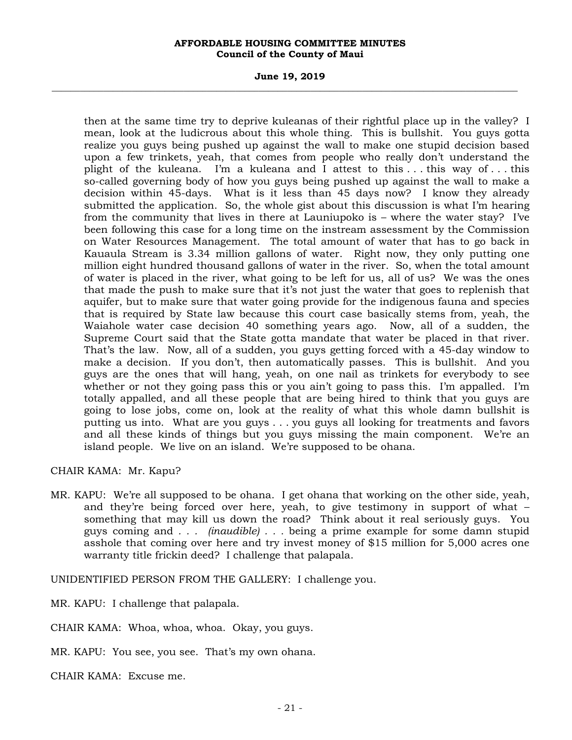then at the same time try to deprive kuleanas of their rightful place up in the valley? I mean, look at the ludicrous about this whole thing. This is bullshit. You guys gotta realize you guys being pushed up against the wall to make one stupid decision based upon a few trinkets, yeah, that comes from people who really don't understand the plight of the kuleana. I'm a kuleana and I attest to this . . . this way of . . . this so-called governing body of how you guys being pushed up against the wall to make a decision within 45-days. What is it less than 45 days now? I know they already submitted the application. So, the whole gist about this discussion is what I'm hearing from the community that lives in there at Launiupoko is – where the water stay? I've been following this case for a long time on the instream assessment by the Commission on Water Resources Management. The total amount of water that has to go back in Kauaula Stream is 3.34 million gallons of water. Right now, they only putting one million eight hundred thousand gallons of water in the river. So, when the total amount of water is placed in the river, what going to be left for us, all of us? We was the ones that made the push to make sure that it's not just the water that goes to replenish that aquifer, but to make sure that water going provide for the indigenous fauna and species that is required by State law because this court case basically stems from, yeah, the Waiahole water case decision 40 something years ago. Now, all of a sudden, the Supreme Court said that the State gotta mandate that water be placed in that river. That's the law. Now, all of a sudden, you guys getting forced with a 45-day window to make a decision. If you don't, then automatically passes. This is bullshit. And you guys are the ones that will hang, yeah, on one nail as trinkets for everybody to see whether or not they going pass this or you ain't going to pass this. I'm appalled. I'm totally appalled, and all these people that are being hired to think that you guys are going to lose jobs, come on, look at the reality of what this whole damn bullshit is putting us into. What are you guys . . . you guys all looking for treatments and favors and all these kinds of things but you guys missing the main component. We're an island people. We live on an island. We're supposed to be ohana.

CHAIR KAMA: Mr. Kapu?

MR. KAPU: We're all supposed to be ohana. I get ohana that working on the other side, yeah, and they're being forced over here, yeah, to give testimony in support of what – something that may kill us down the road? Think about it real seriously guys. You guys coming and . . . *(inaudible)* . . . being a prime example for some damn stupid asshole that coming over here and try invest money of $15 million for 5,000 acres one warranty title frickin deed? I challenge that palapala.

UNIDENTIFIED PERSON FROM THE GALLERY: I challenge you.

MR. KAPU: I challenge that palapala.

CHAIR KAMA: Whoa, whoa, whoa. Okay, you guys.

MR. KAPU: You see, you see. That's my own ohana.

CHAIR KAMA: Excuse me.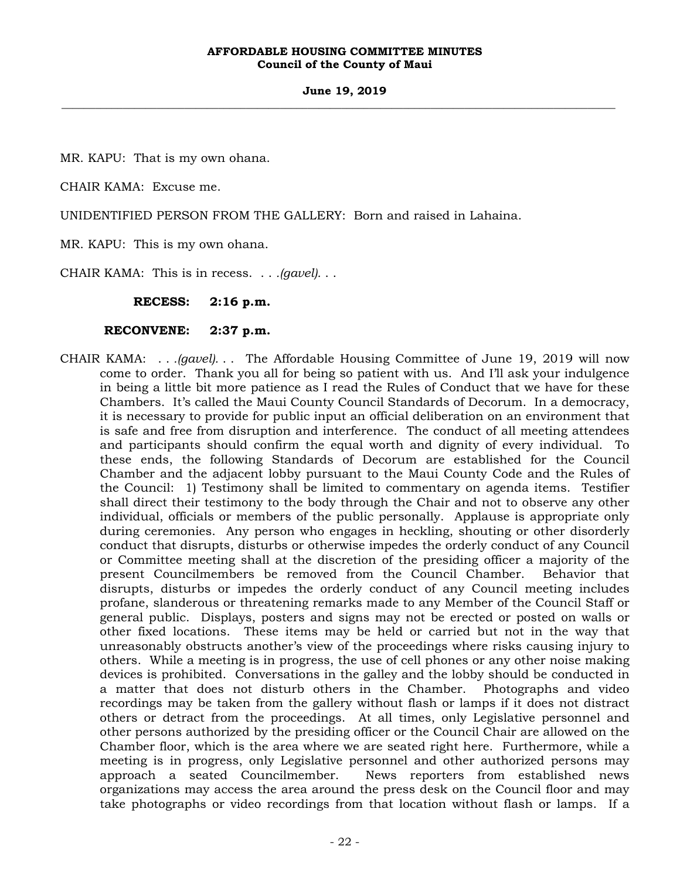MR. KAPU: That is my own ohana.

CHAIR KAMA: Excuse me.

UNIDENTIFIED PERSON FROM THE GALLERY: Born and raised in Lahaina.

MR. KAPU: This is my own ohana.

CHAIR KAMA: This is in recess. . . .*(gavel)*. . .

**RECESS: 2:16 p.m.**

**RECONVENE: 2:37 p.m.**

CHAIR KAMA: . . .*(gavel)*. . . The Affordable Housing Committee of June 19, 2019 will now come to order. Thank you all for being so patient with us. And I'll ask your indulgence in being a little bit more patience as I read the Rules of Conduct that we have for these Chambers. It's called the Maui County Council Standards of Decorum. In a democracy, it is necessary to provide for public input an official deliberation on an environment that is safe and free from disruption and interference. The conduct of all meeting attendees and participants should confirm the equal worth and dignity of every individual. To these ends, the following Standards of Decorum are established for the Council Chamber and the adjacent lobby pursuant to the Maui County Code and the Rules of the Council: 1) Testimony shall be limited to commentary on agenda items. Testifier shall direct their testimony to the body through the Chair and not to observe any other individual, officials or members of the public personally. Applause is appropriate only during ceremonies. Any person who engages in heckling, shouting or other disorderly conduct that disrupts, disturbs or otherwise impedes the orderly conduct of any Council or Committee meeting shall at the discretion of the presiding officer a majority of the present Councilmembers be removed from the Council Chamber. Behavior that disrupts, disturbs or impedes the orderly conduct of any Council meeting includes profane, slanderous or threatening remarks made to any Member of the Council Staff or general public. Displays, posters and signs may not be erected or posted on walls or other fixed locations. These items may be held or carried but not in the way that unreasonably obstructs another's view of the proceedings where risks causing injury to others. While a meeting is in progress, the use of cell phones or any other noise making devices is prohibited. Conversations in the galley and the lobby should be conducted in a matter that does not disturb others in the Chamber. Photographs and video recordings may be taken from the gallery without flash or lamps if it does not distract others or detract from the proceedings. At all times, only Legislative personnel and other persons authorized by the presiding officer or the Council Chair are allowed on the Chamber floor, which is the area where we are seated right here. Furthermore, while a meeting is in progress, only Legislative personnel and other authorized persons may approach a seated Councilmember. News reporters from established news organizations may access the area around the press desk on the Council floor and may take photographs or video recordings from that location without flash or lamps. If a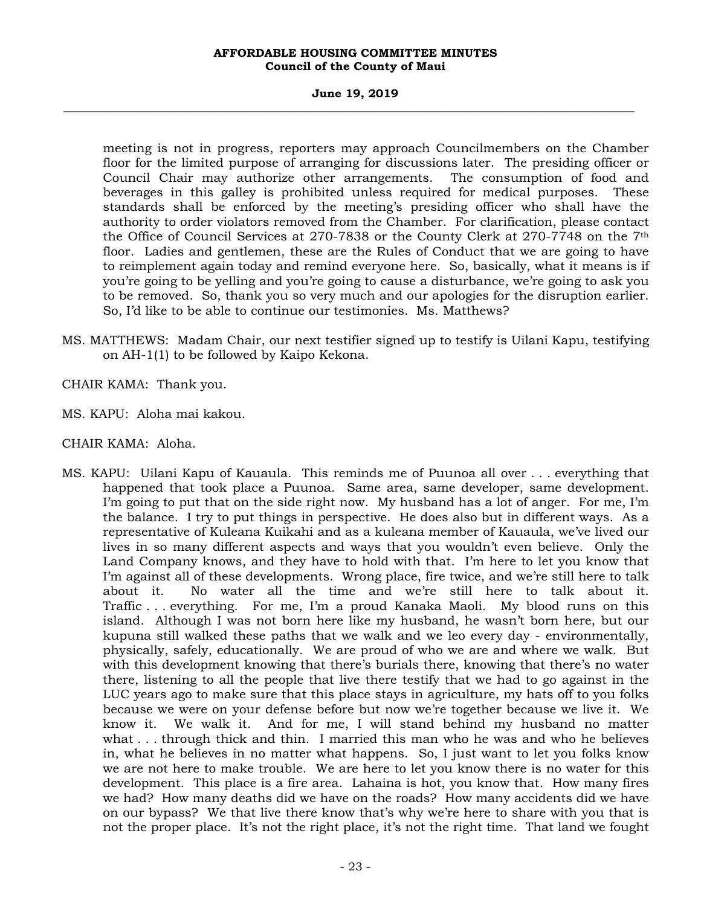meeting is not in progress, reporters may approach Councilmembers on the Chamber floor for the limited purpose of arranging for discussions later. The presiding officer or Council Chair may authorize other arrangements. The consumption of food and beverages in this galley is prohibited unless required for medical purposes. These standards shall be enforced by the meeting's presiding officer who shall have the authority to order violators removed from the Chamber. For clarification, please contact the Office of Council Services at 270-7838 or the County Clerk at 270-7748 on the 7th floor. Ladies and gentlemen, these are the Rules of Conduct that we are going to have to reimplement again today and remind everyone here. So, basically, what it means is if you're going to be yelling and you're going to cause a disturbance, we're going to ask you to be removed. So, thank you so very much and our apologies for the disruption earlier. So, I'd like to be able to continue our testimonies. Ms. Matthews?

MS. MATTHEWS: Madam Chair, our next testifier signed up to testify is Uilani Kapu, testifying on AH-1(1) to be followed by Kaipo Kekona.

CHAIR KAMA: Thank you.

MS. KAPU: Aloha mai kakou.

CHAIR KAMA: Aloha.

MS. KAPU: Uilani Kapu of Kauaula. This reminds me of Puunoa all over . . . everything that happened that took place a Puunoa. Same area, same developer, same development. I'm going to put that on the side right now. My husband has a lot of anger. For me, I'm the balance. I try to put things in perspective. He does also but in different ways. As a representative of Kuleana Kuikahi and as a kuleana member of Kauaula, we've lived our lives in so many different aspects and ways that you wouldn't even believe. Only the Land Company knows, and they have to hold with that. I'm here to let you know that I'm against all of these developments. Wrong place, fire twice, and we're still here to talk about it. No water all the time and we're still here to talk about it. Traffic . . . everything. For me, I'm a proud Kanaka Maoli. My blood runs on this island. Although I was not born here like my husband, he wasn't born here, but our kupuna still walked these paths that we walk and we leo every day - environmentally, physically, safely, educationally. We are proud of who we are and where we walk. But with this development knowing that there's burials there, knowing that there's no water there, listening to all the people that live there testify that we had to go against in the LUC years ago to make sure that this place stays in agriculture, my hats off to you folks because we were on your defense before but now we're together because we live it. We know it. We walk it. And for me, I will stand behind my husband no matter what . . . through thick and thin. I married this man who he was and who he believes in, what he believes in no matter what happens. So, I just want to let you folks know we are not here to make trouble. We are here to let you know there is no water for this development. This place is a fire area. Lahaina is hot, you know that. How many fires we had? How many deaths did we have on the roads? How many accidents did we have on our bypass? We that live there know that's why we're here to share with you that is not the proper place. It's not the right place, it's not the right time. That land we fought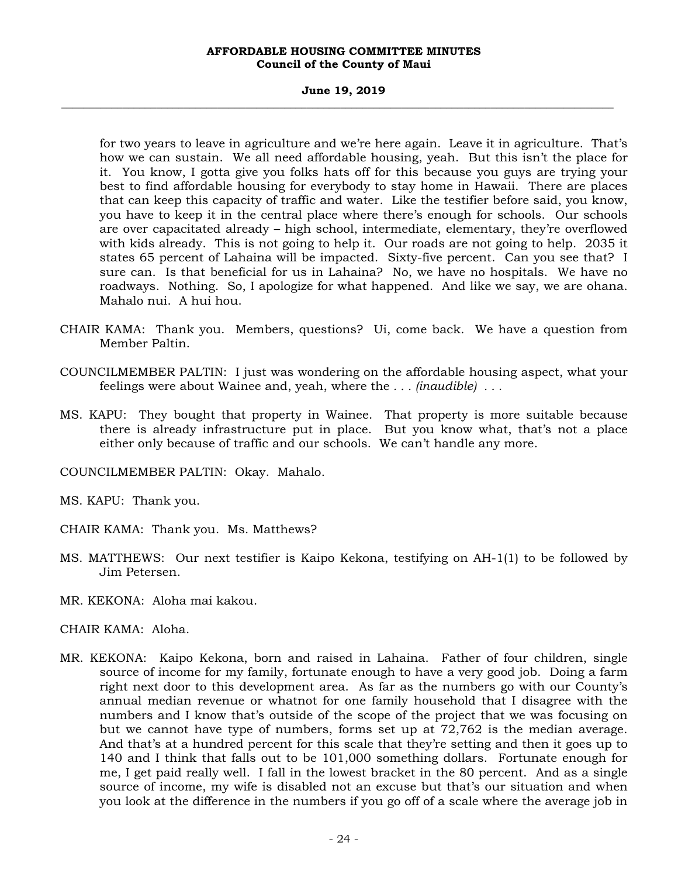for two years to leave in agriculture and we're here again. Leave it in agriculture. That's how we can sustain. We all need affordable housing, yeah. But this isn't the place for it. You know, I gotta give you folks hats off for this because you guys are trying your best to find affordable housing for everybody to stay home in Hawaii. There are places that can keep this capacity of traffic and water. Like the testifier before said, you know, you have to keep it in the central place where there's enough for schools. Our schools are over capacitated already – high school, intermediate, elementary, they're overflowed with kids already. This is not going to help it. Our roads are not going to help. 2035 it states 65 percent of Lahaina will be impacted. Sixty-five percent. Can you see that? I sure can. Is that beneficial for us in Lahaina? No, we have no hospitals. We have no roadways. Nothing. So, I apologize for what happened. And like we say, we are ohana. Mahalo nui. A hui hou.

CHAIR KAMA: Thank you. Members, questions? Ui, come back. We have a question from Member Paltin.

COUNCILMEMBER PALTIN: I just was wondering on the affordable housing aspect, what your feelings were about Wainee and, yeah, where the . . . *(inaudible)* . . .

MS. KAPU: They bought that property in Wainee. That property is more suitable because there is already infrastructure put in place. But you know what, that's not a place either only because of traffic and our schools. We can't handle any more.

COUNCILMEMBER PALTIN: Okay. Mahalo.

MS. KAPU: Thank you.

CHAIR KAMA: Thank you. Ms. Matthews?

MS. MATTHEWS: Our next testifier is Kaipo Kekona, testifying on AH-1(1) to be followed by Jim Petersen.

MR. KEKONA: Aloha mai kakou.

CHAIR KAMA: Aloha.

MR. KEKONA: Kaipo Kekona, born and raised in Lahaina. Father of four children, single source of income for my family, fortunate enough to have a very good job. Doing a farm right next door to this development area. As far as the numbers go with our County's annual median revenue or whatnot for one family household that I disagree with the numbers and I know that's outside of the scope of the project that we was focusing on but we cannot have type of numbers, forms set up at 72,762 is the median average. And that's at a hundred percent for this scale that they're setting and then it goes up to 140 and I think that falls out to be 101,000 something dollars. Fortunate enough for me, I get paid really well. I fall in the lowest bracket in the 80 percent. And as a single source of income, my wife is disabled not an excuse but that's our situation and when you look at the difference in the numbers if you go off of a scale where the average job in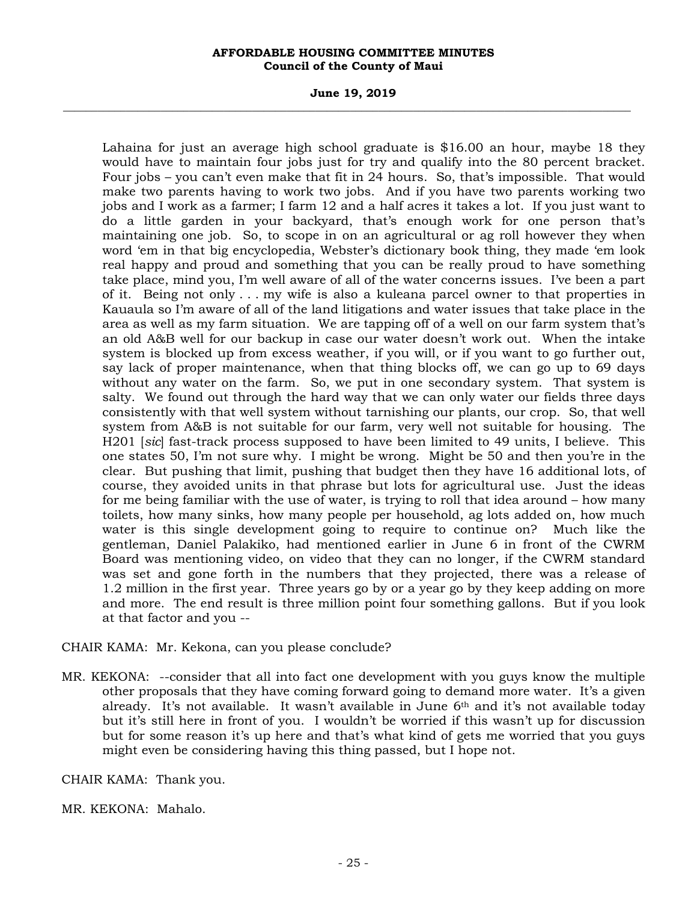Lahaina for just an average high school graduate is $16.00 an hour, maybe 18 they would have to maintain four jobs just for try and qualify into the 80 percent bracket. Four jobs – you can't even make that fit in 24 hours. So, that's impossible. That would make two parents having to work two jobs. And if you have two parents working two jobs and I work as a farmer; I farm 12 and a half acres it takes a lot. If you just want to do a little garden in your backyard, that's enough work for one person that's maintaining one job. So, to scope in on an agricultural or ag roll however they when word 'em in that big encyclopedia, Webster's dictionary book thing, they made 'em look real happy and proud and something that you can be really proud to have something take place, mind you, I'm well aware of all of the water concerns issues. I've been a part of it. Being not only . . . my wife is also a kuleana parcel owner to that properties in Kauaula so I'm aware of all of the land litigations and water issues that take place in the area as well as my farm situation. We are tapping off of a well on our farm system that's an old A&B well for our backup in case our water doesn't work out. When the intake system is blocked up from excess weather, if you will, or if you want to go further out, say lack of proper maintenance, when that thing blocks off, we can go up to 69 days without any water on the farm. So, we put in one secondary system. That system is salty. We found out through the hard way that we can only water our fields three days consistently with that well system without tarnishing our plants, our crop. So, that well system from A&B is not suitable for our farm, very well not suitable for housing. The H201 [*sic*] fast-track process supposed to have been limited to 49 units, I believe. This one states 50, I'm not sure why. I might be wrong. Might be 50 and then you're in the clear. But pushing that limit, pushing that budget then they have 16 additional lots, of course, they avoided units in that phrase but lots for agricultural use. Just the ideas for me being familiar with the use of water, is trying to roll that idea around – how many toilets, how many sinks, how many people per household, ag lots added on, how much water is this single development going to require to continue on? Much like the gentleman, Daniel Palakiko, had mentioned earlier in June 6 in front of the CWRM Board was mentioning video, on video that they can no longer, if the CWRM standard was set and gone forth in the numbers that they projected, there was a release of 1.2 million in the first year. Three years go by or a year go by they keep adding on more and more. The end result is three million point four something gallons. But if you look at that factor and you --

CHAIR KAMA: Mr. Kekona, can you please conclude?

MR. KEKONA: --consider that all into fact one development with you guys know the multiple other proposals that they have coming forward going to demand more water. It's a given already. It's not available. It wasn't available in June 6th and it's not available today but it's still here in front of you. I wouldn't be worried if this wasn't up for discussion but for some reason it's up here and that's what kind of gets me worried that you guys might even be considering having this thing passed, but I hope not.

CHAIR KAMA: Thank you.

MR. KEKONA: Mahalo.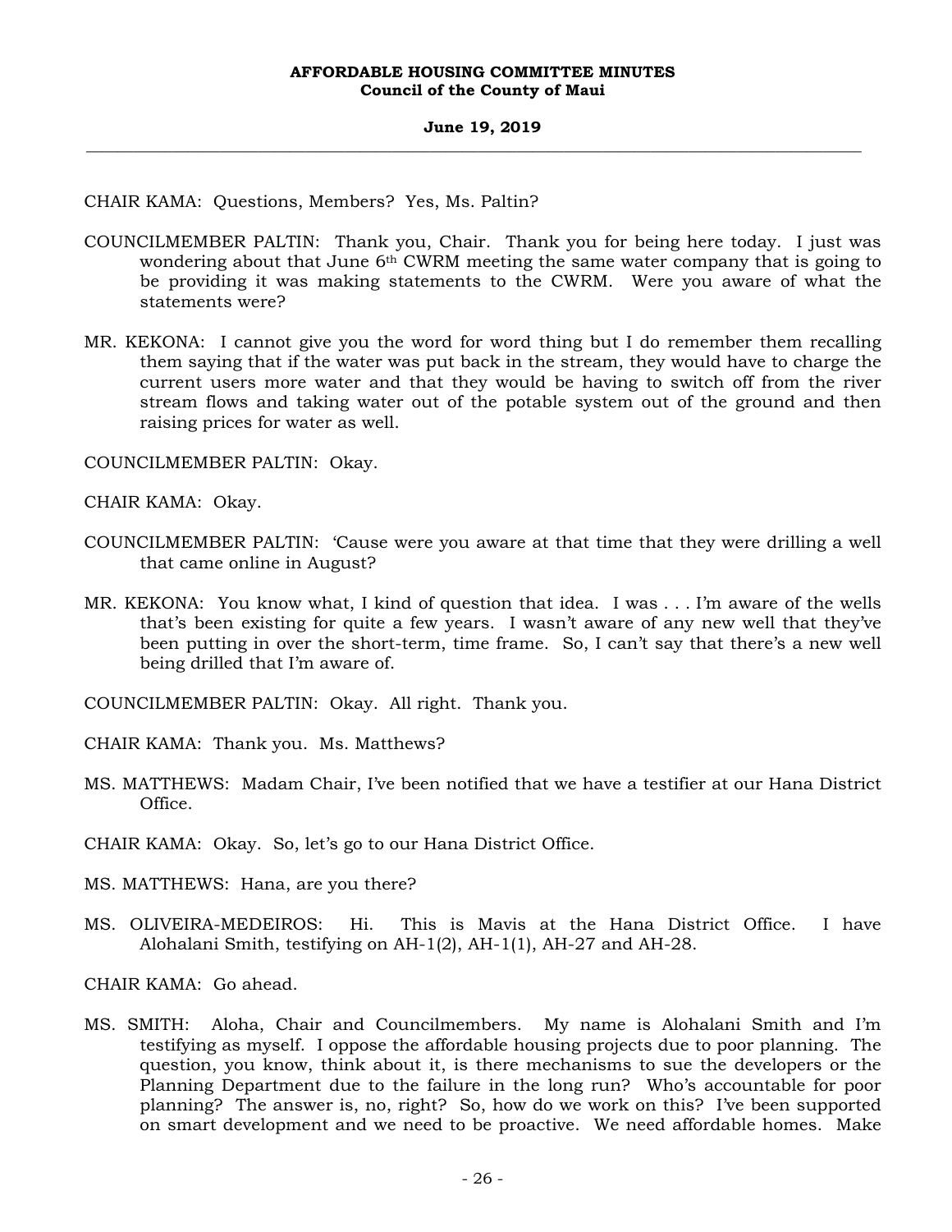CHAIR KAMA: Questions, Members? Yes, Ms. Paltin?

COUNCILMEMBER PALTIN: Thank you, Chair. Thank you for being here today. I just was wondering about that June 6th CWRM meeting the same water company that is going to be providing it was making statements to the CWRM. Were you aware of what the statements were?

MR. KEKONA: I cannot give you the word for word thing but I do remember them recalling them saying that if the water was put back in the stream, they would have to charge the current users more water and that they would be having to switch off from the river stream flows and taking water out of the potable system out of the ground and then raising prices for water as well.

COUNCILMEMBER PALTIN: Okay.

CHAIR KAMA: Okay.

COUNCILMEMBER PALTIN: 'Cause were you aware at that time that they were drilling a well that came online in August?

MR. KEKONA: You know what, I kind of question that idea. I was . . . I'm aware of the wells that's been existing for quite a few years. I wasn't aware of any new well that they've been putting in over the short-term, time frame. So, I can't say that there's a new well being drilled that I'm aware of.

COUNCILMEMBER PALTIN: Okay. All right. Thank you.

CHAIR KAMA: Thank you. Ms. Matthews?

MS. MATTHEWS: Madam Chair, I've been notified that we have a testifier at our Hana District Office.

CHAIR KAMA: Okay. So, let's go to our Hana District Office.

MS. MATTHEWS: Hana, are you there?

MS. OLIVEIRA-MEDEIROS: Hi. This is Mavis at the Hana District Office. I have Alohalani Smith, testifying on AH-1(2), AH-1(1), AH-27 and AH-28.

CHAIR KAMA: Go ahead.

MS. SMITH: Aloha, Chair and Councilmembers. My name is Alohalani Smith and I'm testifying as myself. I oppose the affordable housing projects due to poor planning. The question, you know, think about it, is there mechanisms to sue the developers or the Planning Department due to the failure in the long run? Who's accountable for poor planning? The answer is, no, right? So, how do we work on this? I've been supported on smart development and we need to be proactive. We need affordable homes. Make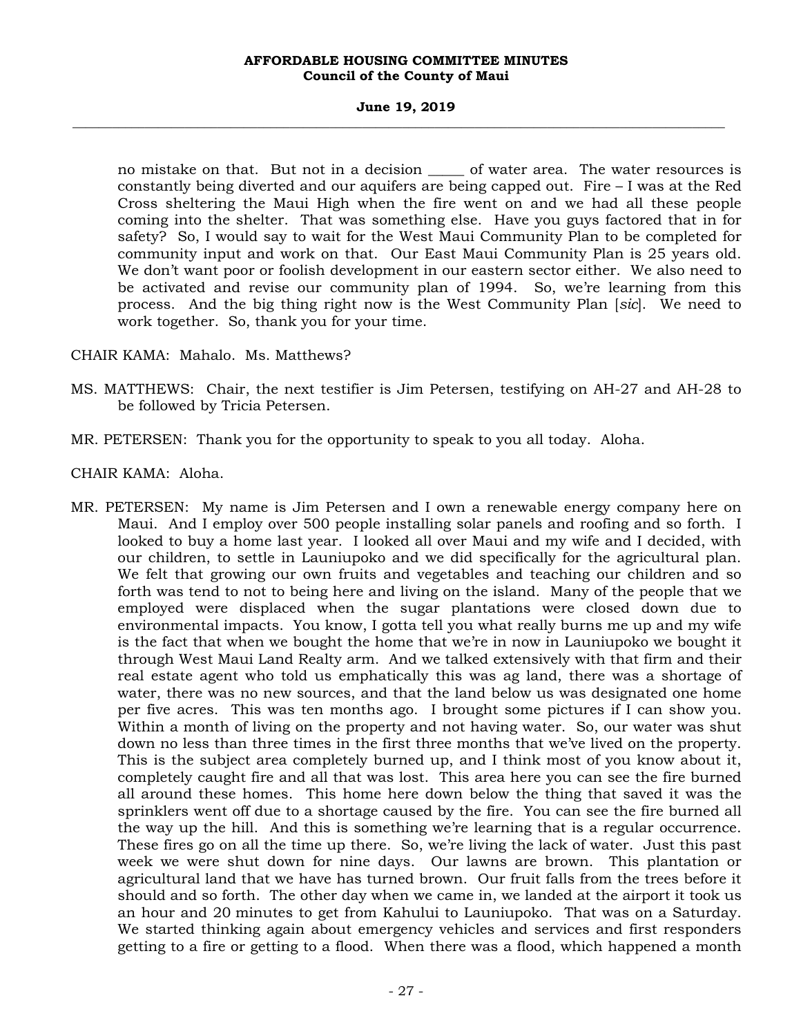no mistake on that. But not in a decision _____ of water area. The water resources is constantly being diverted and our aquifers are being capped out. Fire – I was at the Red Cross sheltering the Maui High when the fire went on and we had all these people coming into the shelter. That was something else. Have you guys factored that in for safety? So, I would say to wait for the West Maui Community Plan to be completed for community input and work on that. Our East Maui Community Plan is 25 years old. We don't want poor or foolish development in our eastern sector either. We also need to be activated and revise our community plan of 1994. So, we're learning from this process. And the big thing right now is the West Community Plan [*sic*]. We need to work together. So, thank you for your time.

CHAIR KAMA: Mahalo. Ms. Matthews?

MS. MATTHEWS: Chair, the next testifier is Jim Petersen, testifying on AH-27 and AH-28 to be followed by Tricia Petersen.

MR. PETERSEN: Thank you for the opportunity to speak to you all today. Aloha.

CHAIR KAMA: Aloha.

MR. PETERSEN: My name is Jim Petersen and I own a renewable energy company here on Maui. And I employ over 500 people installing solar panels and roofing and so forth. I looked to buy a home last year. I looked all over Maui and my wife and I decided, with our children, to settle in Launiupoko and we did specifically for the agricultural plan. We felt that growing our own fruits and vegetables and teaching our children and so forth was tend to not to being here and living on the island. Many of the people that we employed were displaced when the sugar plantations were closed down due to environmental impacts. You know, I gotta tell you what really burns me up and my wife is the fact that when we bought the home that we're in now in Launiupoko we bought it through West Maui Land Realty arm. And we talked extensively with that firm and their real estate agent who told us emphatically this was ag land, there was a shortage of water, there was no new sources, and that the land below us was designated one home per five acres. This was ten months ago. I brought some pictures if I can show you. Within a month of living on the property and not having water. So, our water was shut down no less than three times in the first three months that we've lived on the property. This is the subject area completely burned up, and I think most of you know about it, completely caught fire and all that was lost. This area here you can see the fire burned all around these homes. This home here down below the thing that saved it was the sprinklers went off due to a shortage caused by the fire. You can see the fire burned all the way up the hill. And this is something we're learning that is a regular occurrence. These fires go on all the time up there. So, we're living the lack of water. Just this past week we were shut down for nine days. Our lawns are brown. This plantation or agricultural land that we have has turned brown. Our fruit falls from the trees before it should and so forth. The other day when we came in, we landed at the airport it took us an hour and 20 minutes to get from Kahului to Launiupoko. That was on a Saturday. We started thinking again about emergency vehicles and services and first responders getting to a fire or getting to a flood. When there was a flood, which happened a month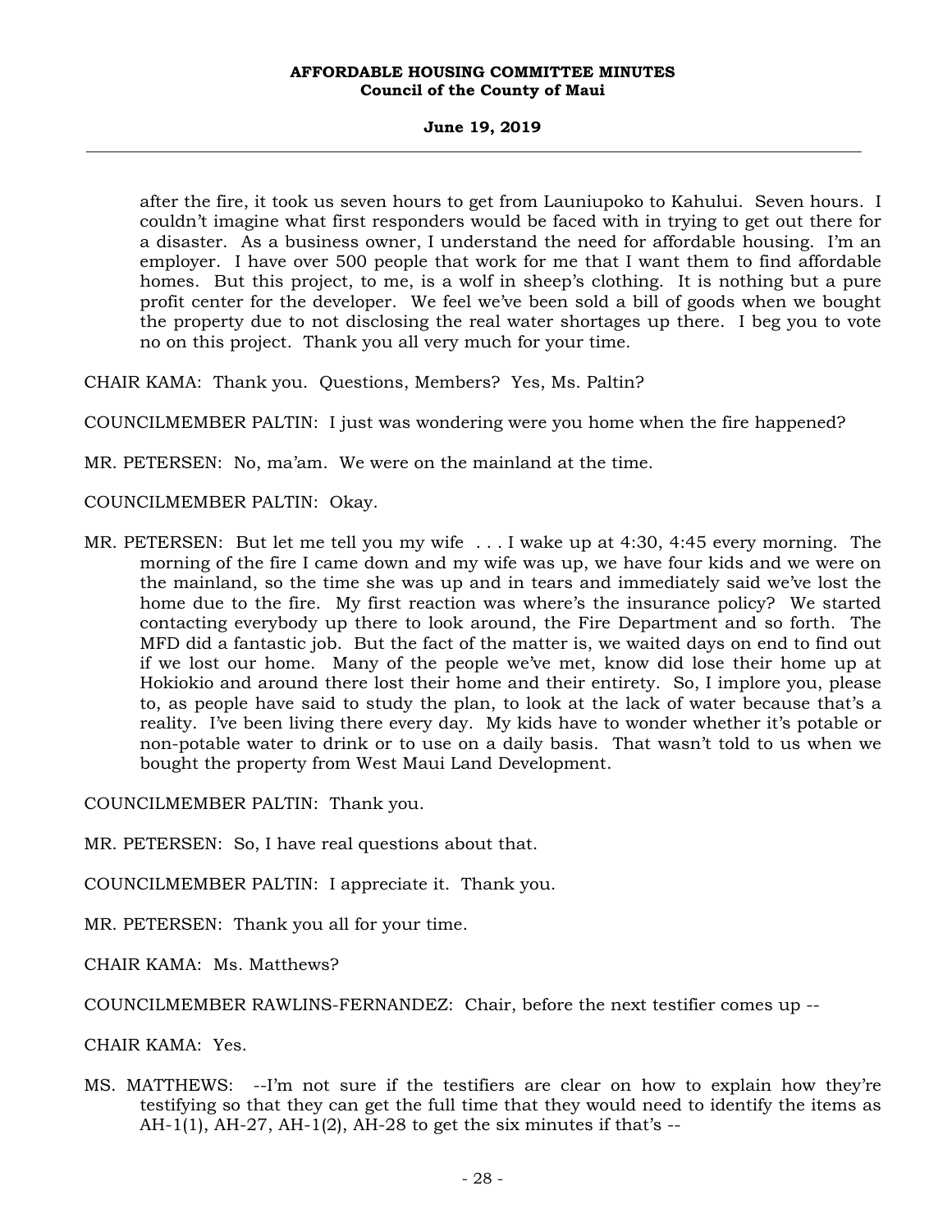after the fire, it took us seven hours to get from Launiupoko to Kahului. Seven hours. I couldn't imagine what first responders would be faced with in trying to get out there for a disaster. As a business owner, I understand the need for affordable housing. I'm an employer. I have over 500 people that work for me that I want them to find affordable homes. But this project, to me, is a wolf in sheep's clothing. It is nothing but a pure profit center for the developer. We feel we've been sold a bill of goods when we bought the property due to not disclosing the real water shortages up there. I beg you to vote no on this project. Thank you all very much for your time.

CHAIR KAMA: Thank you. Questions, Members? Yes, Ms. Paltin?

COUNCILMEMBER PALTIN: I just was wondering were you home when the fire happened?

MR. PETERSEN: No, ma'am. We were on the mainland at the time.

COUNCILMEMBER PALTIN: Okay.

MR. PETERSEN: But let me tell you my wife . . . I wake up at 4:30, 4:45 every morning. The morning of the fire I came down and my wife was up, we have four kids and we were on the mainland, so the time she was up and in tears and immediately said we've lost the home due to the fire. My first reaction was where's the insurance policy? We started contacting everybody up there to look around, the Fire Department and so forth. The MFD did a fantastic job. But the fact of the matter is, we waited days on end to find out if we lost our home. Many of the people we've met, know did lose their home up at Hokiokio and around there lost their home and their entirety. So, I implore you, please to, as people have said to study the plan, to look at the lack of water because that's a reality. I've been living there every day. My kids have to wonder whether it's potable or non-potable water to drink or to use on a daily basis. That wasn't told to us when we bought the property from West Maui Land Development.

COUNCILMEMBER PALTIN: Thank you.

MR. PETERSEN: So, I have real questions about that.

COUNCILMEMBER PALTIN: I appreciate it. Thank you.

MR. PETERSEN: Thank you all for your time.

CHAIR KAMA: Ms. Matthews?

COUNCILMEMBER RAWLINS-FERNANDEZ: Chair, before the next testifier comes up --

CHAIR KAMA: Yes.

MS. MATTHEWS: --I'm not sure if the testifiers are clear on how to explain how they're testifying so that they can get the full time that they would need to identify the items as AH-1(1), AH-27, AH-1(2), AH-28 to get the six minutes if that's --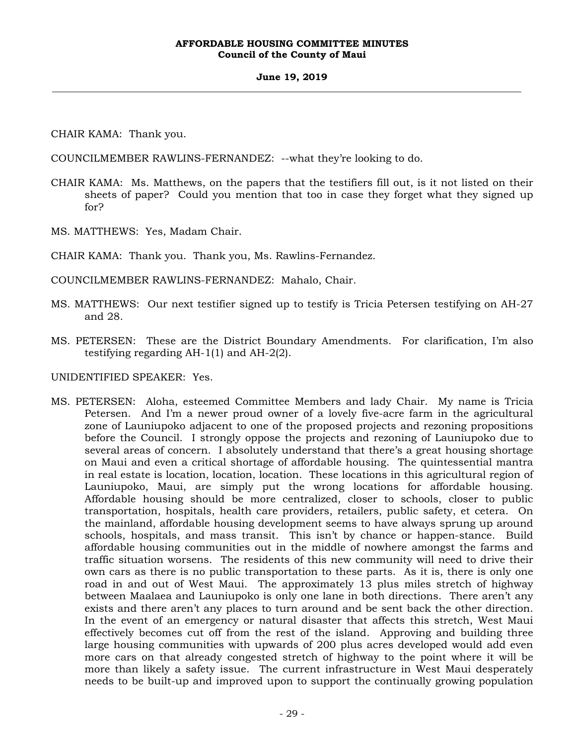CHAIR KAMA: Thank you.

COUNCILMEMBER RAWLINS-FERNANDEZ: --what they're looking to do.

CHAIR KAMA: Ms. Matthews, on the papers that the testifiers fill out, is it not listed on their sheets of paper? Could you mention that too in case they forget what they signed up for?

MS. MATTHEWS: Yes, Madam Chair.

CHAIR KAMA: Thank you. Thank you, Ms. Rawlins-Fernandez.

COUNCILMEMBER RAWLINS-FERNANDEZ: Mahalo, Chair.

MS. MATTHEWS: Our next testifier signed up to testify is Tricia Petersen testifying on AH-27 and 28.

MS. PETERSEN: These are the District Boundary Amendments. For clarification, I'm also testifying regarding AH-1(1) and AH-2(2).

UNIDENTIFIED SPEAKER: Yes.

MS. PETERSEN: Aloha, esteemed Committee Members and lady Chair. My name is Tricia Petersen. And I'm a newer proud owner of a lovely five-acre farm in the agricultural zone of Launiupoko adjacent to one of the proposed projects and rezoning propositions before the Council. I strongly oppose the projects and rezoning of Launiupoko due to several areas of concern. I absolutely understand that there's a great housing shortage on Maui and even a critical shortage of affordable housing. The quintessential mantra in real estate is location, location, location. These locations in this agricultural region of Launiupoko, Maui, are simply put the wrong locations for affordable housing. Affordable housing should be more centralized, closer to schools, closer to public transportation, hospitals, health care providers, retailers, public safety, et cetera. On the mainland, affordable housing development seems to have always sprung up around schools, hospitals, and mass transit. This isn't by chance or happen-stance. Build affordable housing communities out in the middle of nowhere amongst the farms and traffic situation worsens. The residents of this new community will need to drive their own cars as there is no public transportation to these parts. As it is, there is only one road in and out of West Maui. The approximately 13 plus miles stretch of highway between Maalaea and Launiupoko is only one lane in both directions. There aren't any exists and there aren't any places to turn around and be sent back the other direction. In the event of an emergency or natural disaster that affects this stretch, West Maui effectively becomes cut off from the rest of the island. Approving and building three large housing communities with upwards of 200 plus acres developed would add even more cars on that already congested stretch of highway to the point where it will be more than likely a safety issue. The current infrastructure in West Maui desperately needs to be built-up and improved upon to support the continually growing population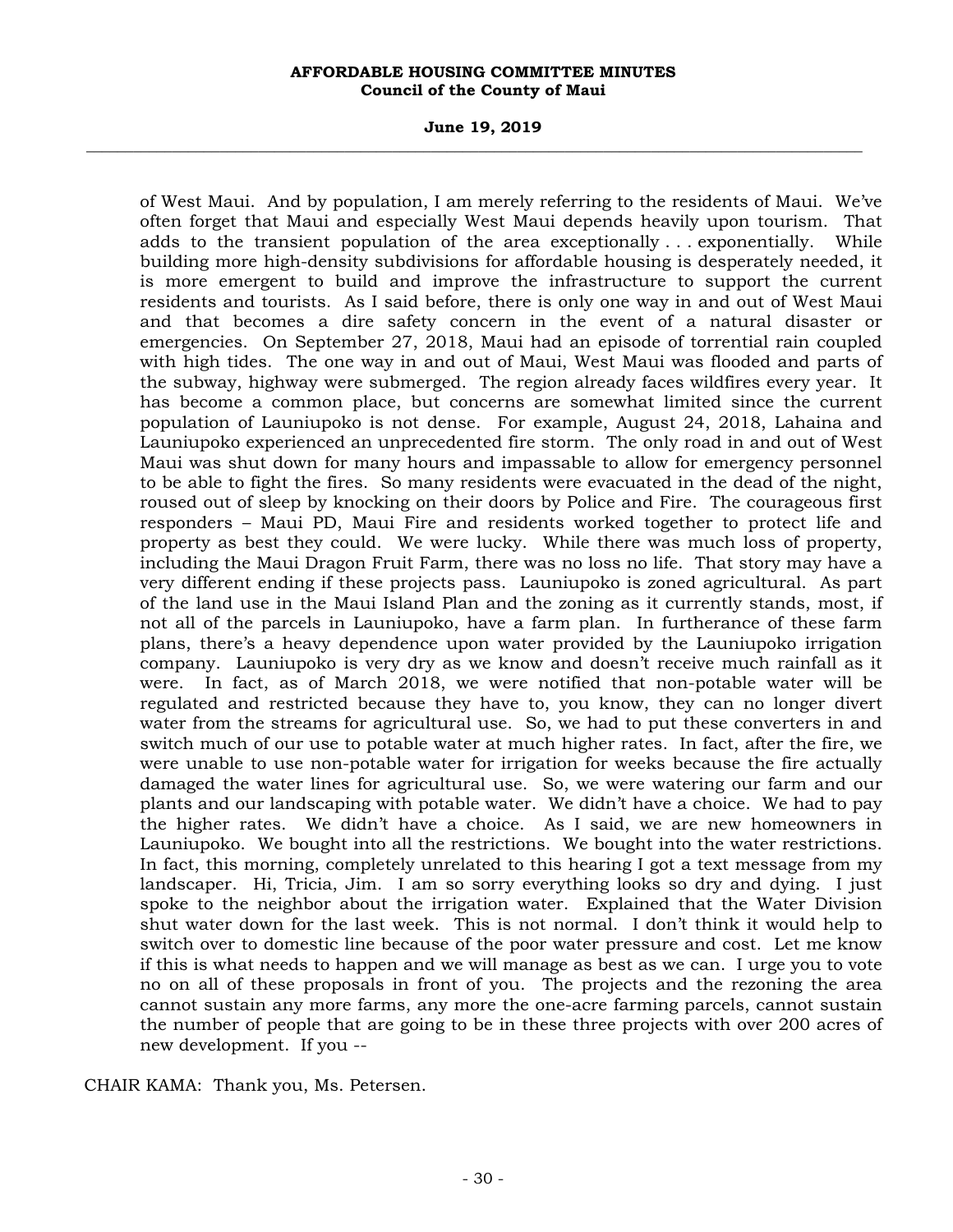of West Maui. And by population, I am merely referring to the residents of Maui. We've often forget that Maui and especially West Maui depends heavily upon tourism. That adds to the transient population of the area exceptionally . . . exponentially. While building more high-density subdivisions for affordable housing is desperately needed, it is more emergent to build and improve the infrastructure to support the current residents and tourists. As I said before, there is only one way in and out of West Maui and that becomes a dire safety concern in the event of a natural disaster or emergencies. On September 27, 2018, Maui had an episode of torrential rain coupled with high tides. The one way in and out of Maui, West Maui was flooded and parts of the subway, highway were submerged. The region already faces wildfires every year. It has become a common place, but concerns are somewhat limited since the current population of Launiupoko is not dense. For example, August 24, 2018, Lahaina and Launiupoko experienced an unprecedented fire storm. The only road in and out of West Maui was shut down for many hours and impassable to allow for emergency personnel to be able to fight the fires. So many residents were evacuated in the dead of the night, roused out of sleep by knocking on their doors by Police and Fire. The courageous first responders – Maui PD, Maui Fire and residents worked together to protect life and property as best they could. We were lucky. While there was much loss of property, including the Maui Dragon Fruit Farm, there was no loss no life. That story may have a very different ending if these projects pass. Launiupoko is zoned agricultural. As part of the land use in the Maui Island Plan and the zoning as it currently stands, most, if not all of the parcels in Launiupoko, have a farm plan. In furtherance of these farm plans, there's a heavy dependence upon water provided by the Launiupoko irrigation company. Launiupoko is very dry as we know and doesn't receive much rainfall as it were. In fact, as of March 2018, we were notified that non-potable water will be regulated and restricted because they have to, you know, they can no longer divert water from the streams for agricultural use. So, we had to put these converters in and switch much of our use to potable water at much higher rates. In fact, after the fire, we were unable to use non-potable water for irrigation for weeks because the fire actually damaged the water lines for agricultural use. So, we were watering our farm and our plants and our landscaping with potable water. We didn't have a choice. We had to pay the higher rates. We didn't have a choice. As I said, we are new homeowners in Launiupoko. We bought into all the restrictions. We bought into the water restrictions. In fact, this morning, completely unrelated to this hearing I got a text message from my landscaper. Hi, Tricia, Jim. I am so sorry everything looks so dry and dying. I just spoke to the neighbor about the irrigation water. Explained that the Water Division shut water down for the last week. This is not normal. I don't think it would help to switch over to domestic line because of the poor water pressure and cost. Let me know if this is what needs to happen and we will manage as best as we can. I urge you to vote no on all of these proposals in front of you. The projects and the rezoning the area cannot sustain any more farms, any more the one-acre farming parcels, cannot sustain the number of people that are going to be in these three projects with over 200 acres of new development. If you --

CHAIR KAMA: Thank you, Ms. Petersen.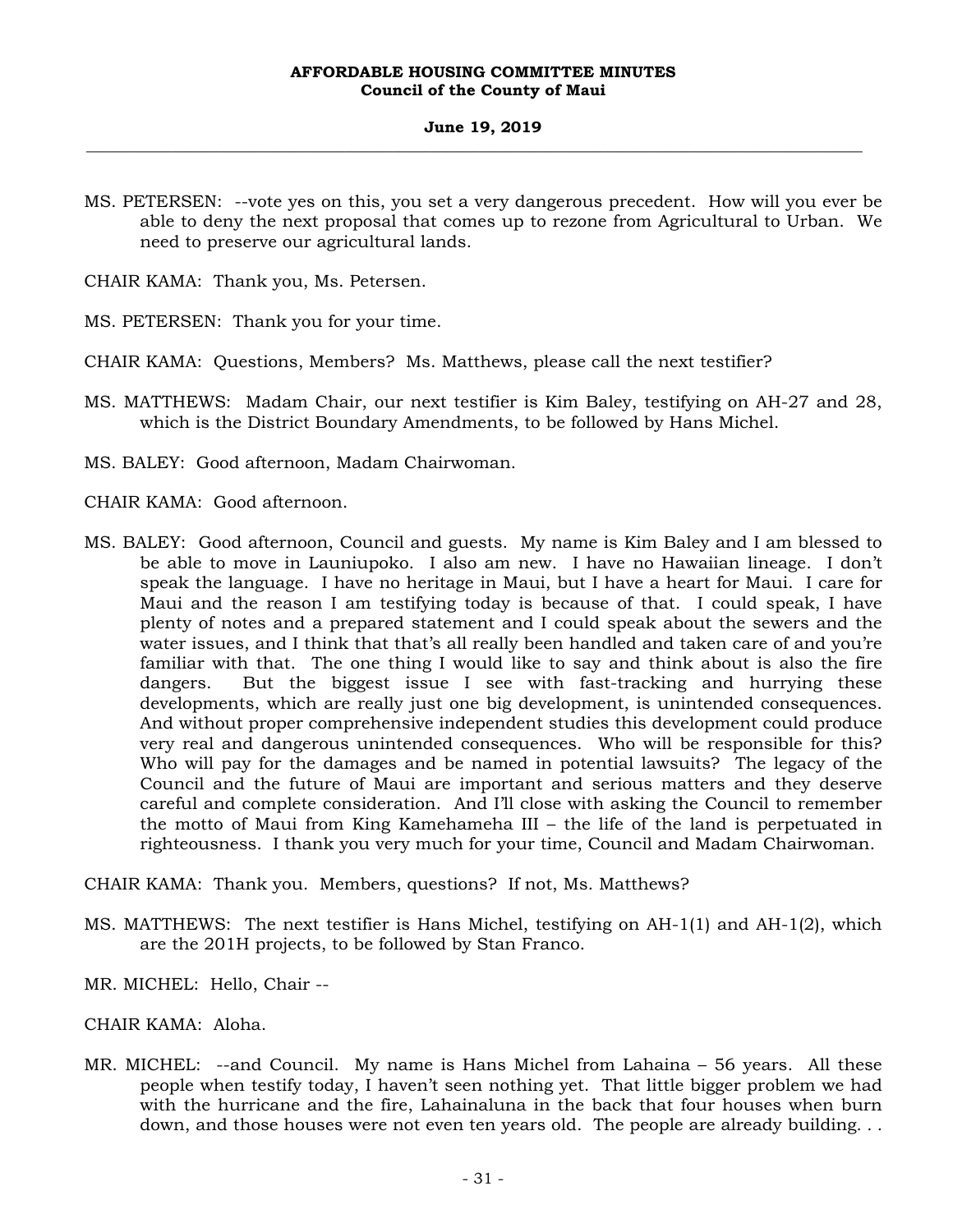MS. PETERSEN: --vote yes on this, you set a very dangerous precedent. How will you ever be able to deny the next proposal that comes up to rezone from Agricultural to Urban. We need to preserve our agricultural lands.

CHAIR KAMA: Thank you, Ms. Petersen.

MS. PETERSEN: Thank you for your time.

CHAIR KAMA: Questions, Members? Ms. Matthews, please call the next testifier?

MS. MATTHEWS: Madam Chair, our next testifier is Kim Baley, testifying on AH-27 and 28, which is the District Boundary Amendments, to be followed by Hans Michel.

MS. BALEY: Good afternoon, Madam Chairwoman.

CHAIR KAMA: Good afternoon.

MS. BALEY: Good afternoon, Council and guests. My name is Kim Baley and I am blessed to be able to move in Launiupoko. I also am new. I have no Hawaiian lineage. I don't speak the language. I have no heritage in Maui, but I have a heart for Maui. I care for Maui and the reason I am testifying today is because of that. I could speak, I have plenty of notes and a prepared statement and I could speak about the sewers and the water issues, and I think that that's all really been handled and taken care of and you're familiar with that. The one thing I would like to say and think about is also the fire dangers. But the biggest issue I see with fast-tracking and hurrying these developments, which are really just one big development, is unintended consequences. And without proper comprehensive independent studies this development could produce very real and dangerous unintended consequences. Who will be responsible for this? Who will pay for the damages and be named in potential lawsuits? The legacy of the Council and the future of Maui are important and serious matters and they deserve careful and complete consideration. And I'll close with asking the Council to remember the motto of Maui from King Kamehameha III – the life of the land is perpetuated in righteousness. I thank you very much for your time, Council and Madam Chairwoman.

CHAIR KAMA: Thank you. Members, questions? If not, Ms. Matthews?

MS. MATTHEWS: The next testifier is Hans Michel, testifying on AH-1(1) and AH-1(2), which are the 201H projects, to be followed by Stan Franco.

MR. MICHEL: Hello, Chair --

CHAIR KAMA: Aloha.

MR. MICHEL: --and Council. My name is Hans Michel from Lahaina – 56 years. All these people when testify today, I haven't seen nothing yet. That little bigger problem we had with the hurricane and the fire, Lahainaluna in the back that four houses when burn down, and those houses were not even ten years old. The people are already building. . .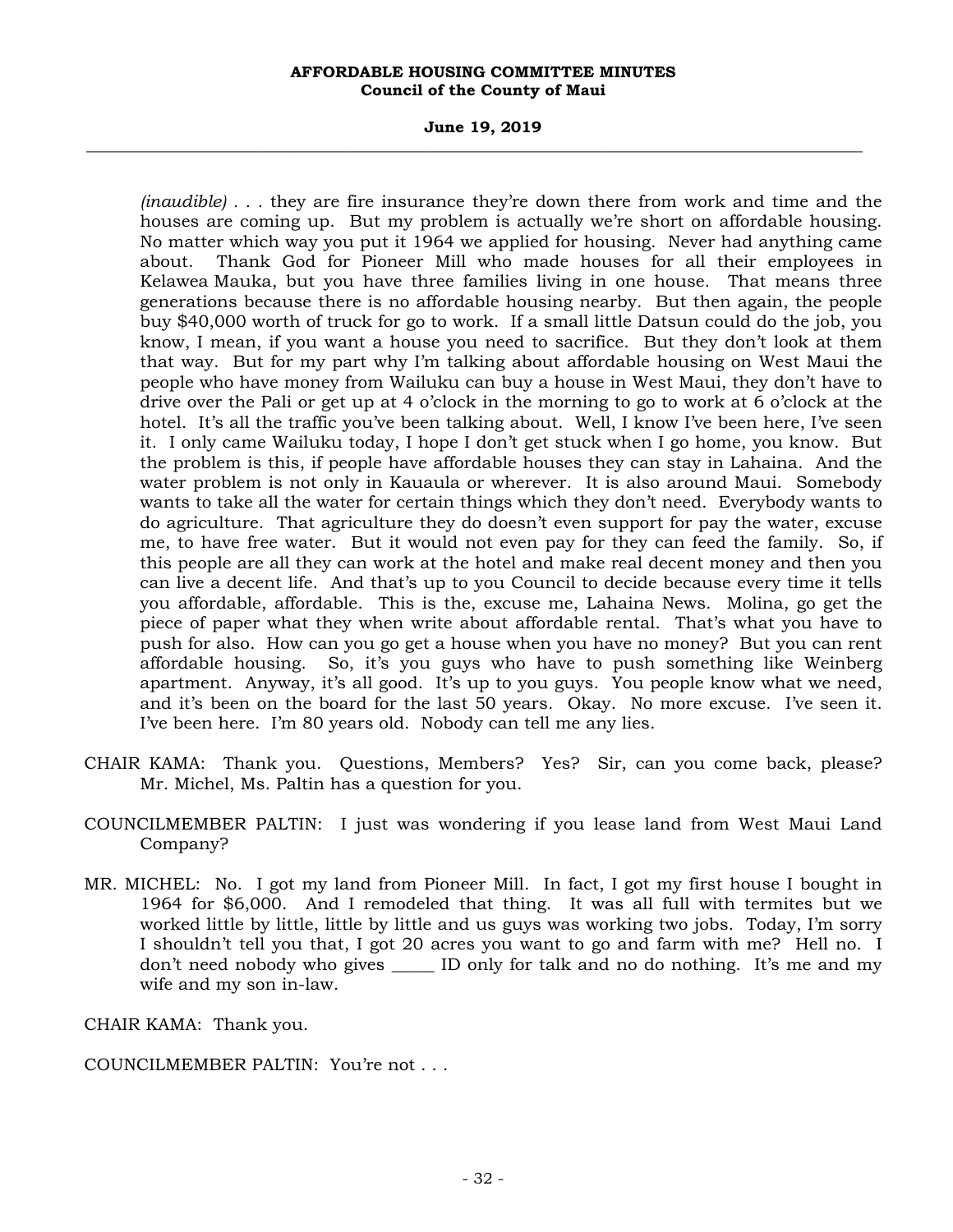*(inaudible)* . . . they are fire insurance they're down there from work and time and the houses are coming up. But my problem is actually we're short on affordable housing. No matter which way you put it 1964 we applied for housing. Never had anything came about. Thank God for Pioneer Mill who made houses for all their employees in Kelawea Mauka, but you have three families living in one house. That means three generations because there is no affordable housing nearby. But then again, the people buy $40,000 worth of truck for go to work. If a small little Datsun could do the job, you know, I mean, if you want a house you need to sacrifice. But they don't look at them that way. But for my part why I'm talking about affordable housing on West Maui the people who have money from Wailuku can buy a house in West Maui, they don't have to drive over the Pali or get up at 4 o'clock in the morning to go to work at 6 o'clock at the hotel. It's all the traffic you've been talking about. Well, I know I've been here, I've seen it. I only came Wailuku today, I hope I don't get stuck when I go home, you know. But the problem is this, if people have affordable houses they can stay in Lahaina. And the water problem is not only in Kauaula or wherever. It is also around Maui. Somebody wants to take all the water for certain things which they don't need. Everybody wants to do agriculture. That agriculture they do doesn't even support for pay the water, excuse me, to have free water. But it would not even pay for they can feed the family. So, if this people are all they can work at the hotel and make real decent money and then you can live a decent life. And that's up to you Council to decide because every time it tells you affordable, affordable. This is the, excuse me, Lahaina News. Molina, go get the piece of paper what they when write about affordable rental. That's what you have to push for also. How can you go get a house when you have no money? But you can rent affordable housing. So, it's you guys who have to push something like Weinberg apartment. Anyway, it's all good. It's up to you guys. You people know what we need, and it's been on the board for the last 50 years. Okay. No more excuse. I've seen it. I've been here. I'm 80 years old. Nobody can tell me any lies.

CHAIR KAMA: Thank you. Questions, Members? Yes? Sir, can you come back, please? Mr. Michel, Ms. Paltin has a question for you.

COUNCILMEMBER PALTIN: I just was wondering if you lease land from West Maui Land Company?

MR. MICHEL: No. I got my land from Pioneer Mill. In fact, I got my first house I bought in 1964 for $6,000. And I remodeled that thing. It was all full with termites but we worked little by little, little by little and us guys was working two jobs. Today, I'm sorry I shouldn't tell you that, I got 20 acres you want to go and farm with me? Hell no. I don't need nobody who gives _____ ID only for talk and no do nothing. It's me and my wife and my son in-law.

CHAIR KAMA: Thank you.

COUNCILMEMBER PALTIN: You're not . . .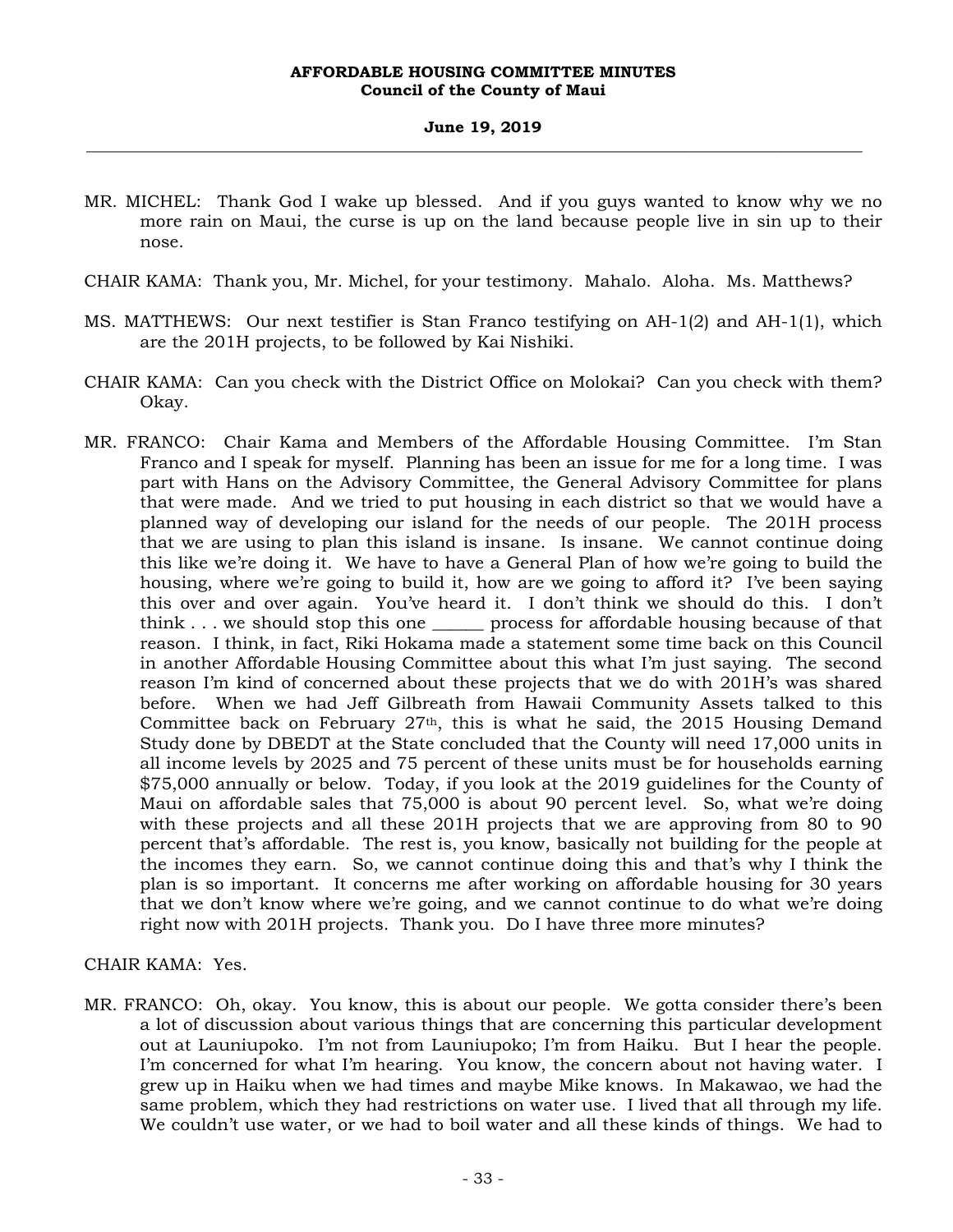MR. MICHEL: Thank God I wake up blessed. And if you guys wanted to know why we no more rain on Maui, the curse is up on the land because people live in sin up to their nose.

CHAIR KAMA: Thank you, Mr. Michel, for your testimony. Mahalo. Aloha. Ms. Matthews?

MS. MATTHEWS: Our next testifier is Stan Franco testifying on AH-1(2) and AH-1(1), which are the 201H projects, to be followed by Kai Nishiki.

CHAIR KAMA: Can you check with the District Office on Molokai? Can you check with them? Okay.

MR. FRANCO: Chair Kama and Members of the Affordable Housing Committee. I'm Stan Franco and I speak for myself. Planning has been an issue for me for a long time. I was part with Hans on the Advisory Committee, the General Advisory Committee for plans that were made. And we tried to put housing in each district so that we would have a planned way of developing our island for the needs of our people. The 201H process that we are using to plan this island is insane. Is insane. We cannot continue doing this like we're doing it. We have to have a General Plan of how we're going to build the housing, where we're going to build it, how are we going to afford it? I've been saying this over and over again. You've heard it. I don't think we should do this. I don't think . . . we should stop this one ______ process for affordable housing because of that reason. I think, in fact, Riki Hokama made a statement some time back on this Council in another Affordable Housing Committee about this what I'm just saying. The second reason I'm kind of concerned about these projects that we do with 201H's was shared before. When we had Jeff Gilbreath from Hawaii Community Assets talked to this Committee back on February 27th, this is what he said, the 2015 Housing Demand Study done by DBEDT at the State concluded that the County will need 17,000 units in all income levels by 2025 and 75 percent of these units must be for households earning $75,000 annually or below. Today, if you look at the 2019 guidelines for the County of Maui on affordable sales that 75,000 is about 90 percent level. So, what we're doing with these projects and all these 201H projects that we are approving from 80 to 90 percent that's affordable. The rest is, you know, basically not building for the people at the incomes they earn. So, we cannot continue doing this and that's why I think the plan is so important. It concerns me after working on affordable housing for 30 years that we don't know where we're going, and we cannot continue to do what we're doing right now with 201H projects. Thank you. Do I have three more minutes?

CHAIR KAMA: Yes.

MR. FRANCO: Oh, okay. You know, this is about our people. We gotta consider there's been a lot of discussion about various things that are concerning this particular development out at Launiupoko. I'm not from Launiupoko; I'm from Haiku. But I hear the people. I'm concerned for what I'm hearing. You know, the concern about not having water. I grew up in Haiku when we had times and maybe Mike knows. In Makawao, we had the same problem, which they had restrictions on water use. I lived that all through my life. We couldn't use water, or we had to boil water and all these kinds of things. We had to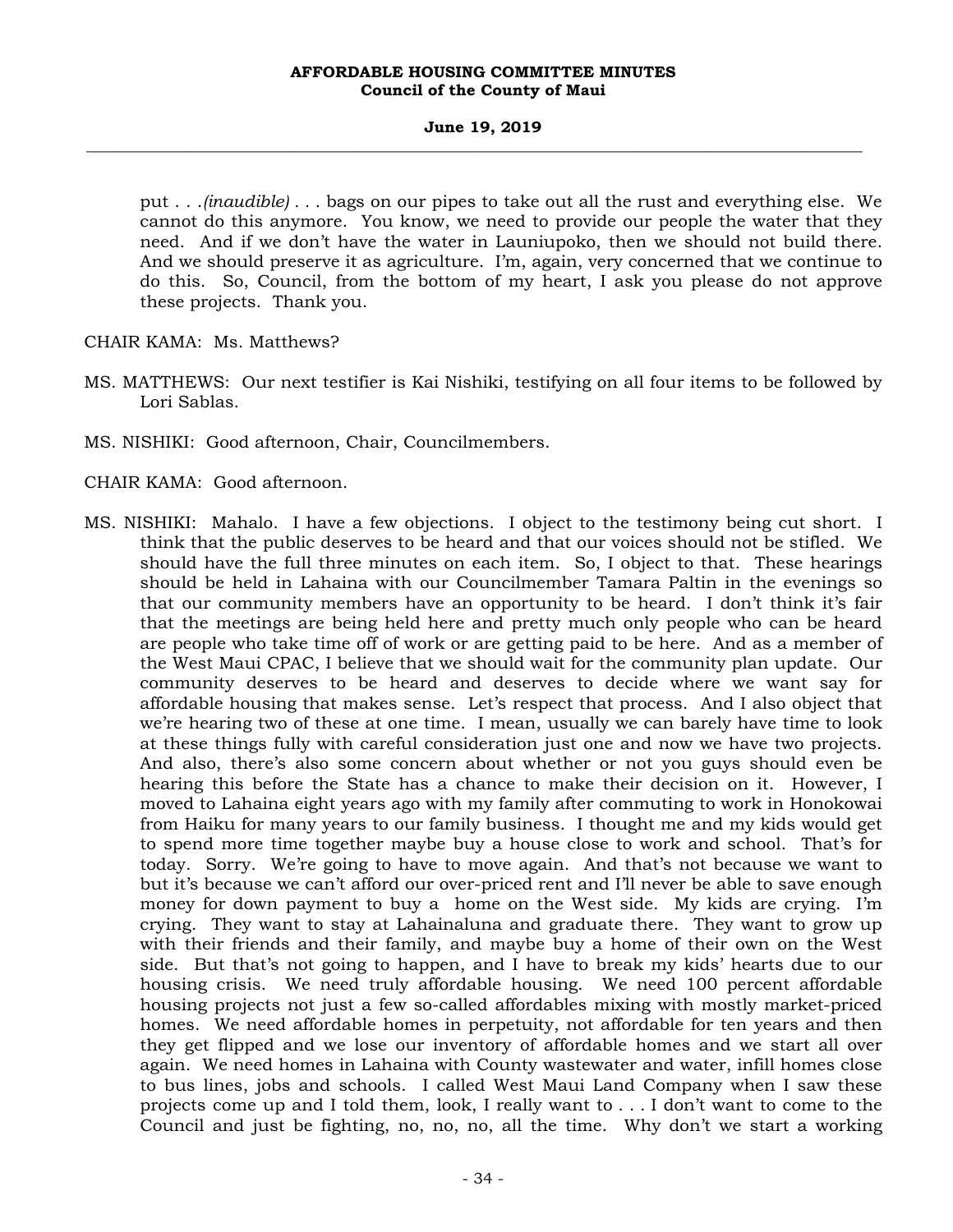put . . .*(inaudible)* . . . bags on our pipes to take out all the rust and everything else. We cannot do this anymore. You know, we need to provide our people the water that they need. And if we don't have the water in Launiupoko, then we should not build there. And we should preserve it as agriculture. I'm, again, very concerned that we continue to do this. So, Council, from the bottom of my heart, I ask you please do not approve these projects. Thank you.

CHAIR KAMA: Ms. Matthews?

MS. MATTHEWS: Our next testifier is Kai Nishiki, testifying on all four items to be followed by Lori Sablas.

MS. NISHIKI: Good afternoon, Chair, Councilmembers.

CHAIR KAMA: Good afternoon.

MS. NISHIKI: Mahalo. I have a few objections. I object to the testimony being cut short. I think that the public deserves to be heard and that our voices should not be stifled. We should have the full three minutes on each item. So, I object to that. These hearings should be held in Lahaina with our Councilmember Tamara Paltin in the evenings so that our community members have an opportunity to be heard. I don't think it's fair that the meetings are being held here and pretty much only people who can be heard are people who take time off of work or are getting paid to be here. And as a member of the West Maui CPAC, I believe that we should wait for the community plan update. Our community deserves to be heard and deserves to decide where we want say for affordable housing that makes sense. Let's respect that process. And I also object that we're hearing two of these at one time. I mean, usually we can barely have time to look at these things fully with careful consideration just one and now we have two projects. And also, there's also some concern about whether or not you guys should even be hearing this before the State has a chance to make their decision on it. However, I moved to Lahaina eight years ago with my family after commuting to work in Honokowai from Haiku for many years to our family business. I thought me and my kids would get to spend more time together maybe buy a house close to work and school. That's for today. Sorry. We're going to have to move again. And that's not because we want to but it's because we can't afford our over-priced rent and I'll never be able to save enough money for down payment to buy a home on the West side. My kids are crying. I'm crying. They want to stay at Lahainaluna and graduate there. They want to grow up with their friends and their family, and maybe buy a home of their own on the West side. But that's not going to happen, and I have to break my kids' hearts due to our housing crisis. We need truly affordable housing. We need 100 percent affordable housing projects not just a few so-called affordables mixing with mostly market-priced homes. We need affordable homes in perpetuity, not affordable for ten years and then they get flipped and we lose our inventory of affordable homes and we start all over again. We need homes in Lahaina with County wastewater and water, infill homes close to bus lines, jobs and schools. I called West Maui Land Company when I saw these projects come up and I told them, look, I really want to . . . I don't want to come to the Council and just be fighting, no, no, no, all the time. Why don't we start a working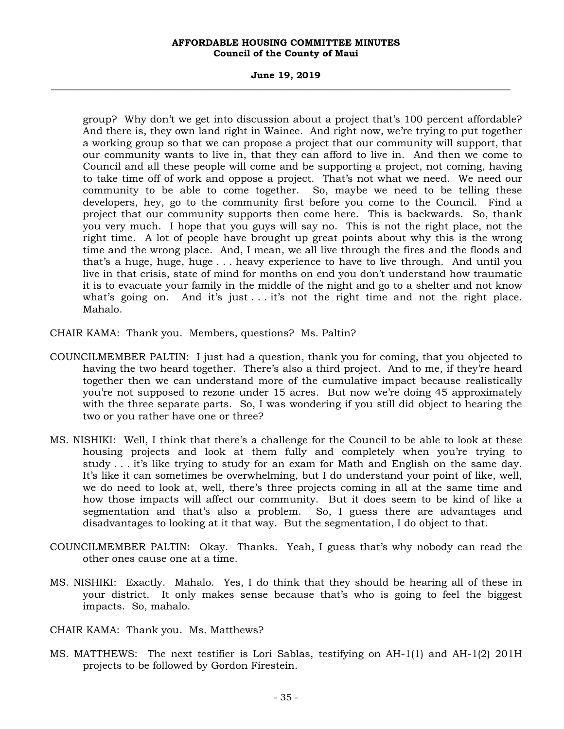group? Why don't we get into discussion about a project that's 100 percent affordable? And there is, they own land right in Wainee. And right now, we're trying to put together a working group so that we can propose a project that our community will support, that our community wants to live in, that they can afford to live in. And then we come to Council and all these people will come and be supporting a project, not coming, having to take time off of work and oppose a project. That's not what we need. We need our community to be able to come together. So, maybe we need to be telling these developers, hey, go to the community first before you come to the Council. Find a project that our community supports then come here. This is backwards. So, thank you very much. I hope that you guys will say no. This is not the right place, not the right time. A lot of people have brought up great points about why this is the wrong time and the wrong place. And, I mean, we all live through the fires and the floods and that's a huge, huge, huge . . . heavy experience to have to live through. And until you live in that crisis, state of mind for months on end you don't understand how traumatic it is to evacuate your family in the middle of the night and go to a shelter and not know what's going on. And it's just . . . it's not the right time and not the right place. Mahalo.

CHAIR KAMA: Thank you. Members, questions? Ms. Paltin?

COUNCILMEMBER PALTIN: I just had a question, thank you for coming, that you objected to having the two heard together. There's also a third project. And to me, if they're heard together then we can understand more of the cumulative impact because realistically you're not supposed to rezone under 15 acres. But now we're doing 45 approximately with the three separate parts. So, I was wondering if you still did object to hearing the two or you rather have one or three?

MS. NISHIKI: Well, I think that there's a challenge for the Council to be able to look at these housing projects and look at them fully and completely when you're trying to study . . . it's like trying to study for an exam for Math and English on the same day. It's like it can sometimes be overwhelming, but I do understand your point of like, well, we do need to look at, well, there's three projects coming in all at the same time and how those impacts will affect our community. But it does seem to be kind of like a segmentation and that's also a problem. So, I guess there are advantages and disadvantages to looking at it that way. But the segmentation, I do object to that.

COUNCILMEMBER PALTIN: Okay. Thanks. Yeah, I guess that's why nobody can read the other ones cause one at a time.

MS. NISHIKI: Exactly. Mahalo. Yes, I do think that they should be hearing all of these in your district. It only makes sense because that's who is going to feel the biggest impacts. So, mahalo.

CHAIR KAMA: Thank you. Ms. Matthews?

MS. MATTHEWS: The next testifier is Lori Sablas, testifying on AH-1(1) and AH-1(2) 201H projects to be followed by Gordon Firestein.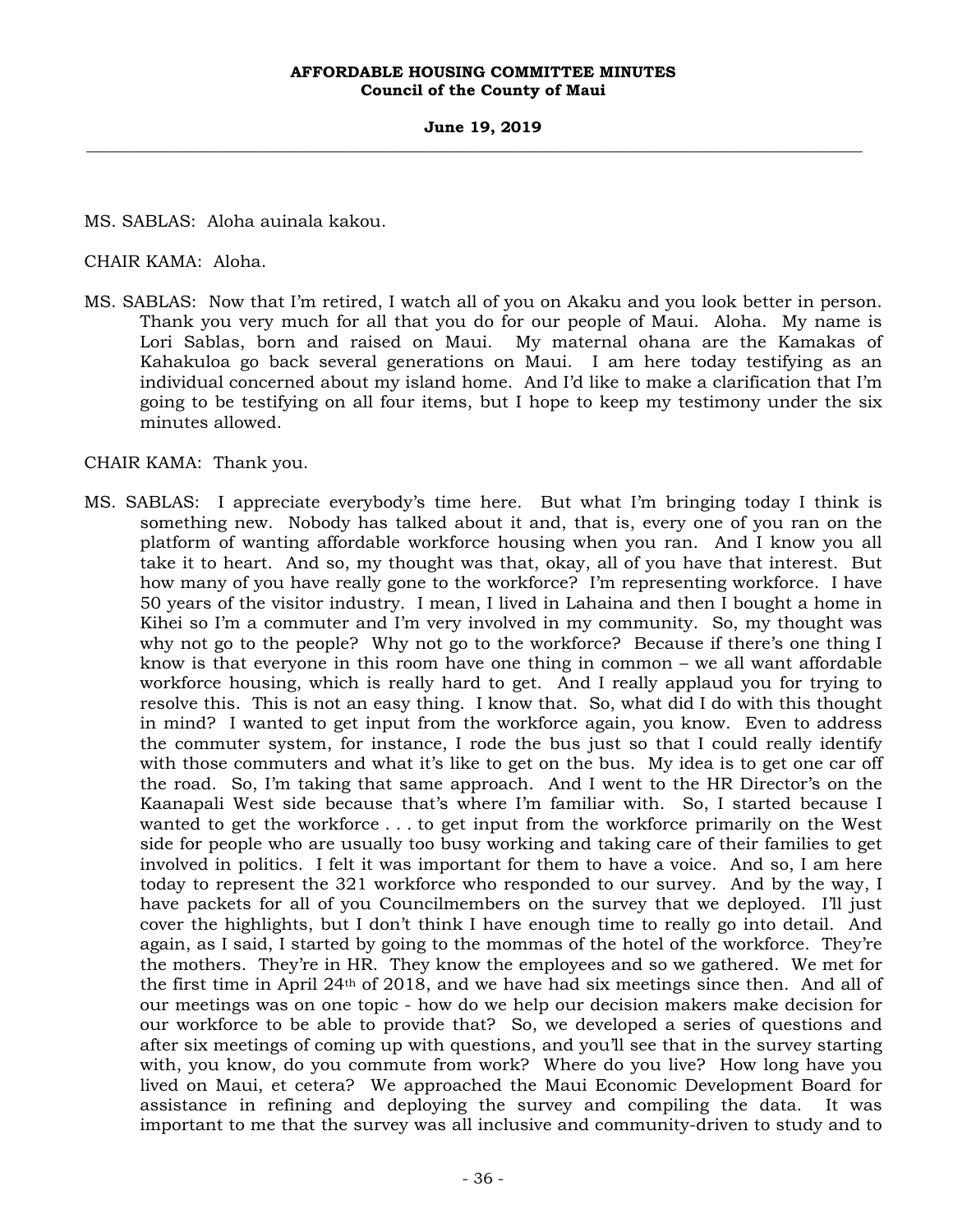MS. SABLAS: Aloha auinala kakou.

CHAIR KAMA: Aloha.

MS. SABLAS: Now that I'm retired, I watch all of you on Akaku and you look better in person. Thank you very much for all that you do for our people of Maui. Aloha. My name is Lori Sablas, born and raised on Maui. My maternal ohana are the Kamakas of Kahakuloa go back several generations on Maui. I am here today testifying as an individual concerned about my island home. And I'd like to make a clarification that I'm going to be testifying on all four items, but I hope to keep my testimony under the six minutes allowed.

CHAIR KAMA: Thank you.

MS. SABLAS: I appreciate everybody's time here. But what I'm bringing today I think is something new. Nobody has talked about it and, that is, every one of you ran on the platform of wanting affordable workforce housing when you ran. And I know you all take it to heart. And so, my thought was that, okay, all of you have that interest. But how many of you have really gone to the workforce? I'm representing workforce. I have 50 years of the visitor industry. I mean, I lived in Lahaina and then I bought a home in Kihei so I'm a commuter and I'm very involved in my community. So, my thought was why not go to the people? Why not go to the workforce? Because if there's one thing I know is that everyone in this room have one thing in common – we all want affordable workforce housing, which is really hard to get. And I really applaud you for trying to resolve this. This is not an easy thing. I know that. So, what did I do with this thought in mind? I wanted to get input from the workforce again, you know. Even to address the commuter system, for instance, I rode the bus just so that I could really identify with those commuters and what it's like to get on the bus. My idea is to get one car off the road. So, I'm taking that same approach. And I went to the HR Director's on the Kaanapali West side because that's where I'm familiar with. So, I started because I wanted to get the workforce . . . to get input from the workforce primarily on the West side for people who are usually too busy working and taking care of their families to get involved in politics. I felt it was important for them to have a voice. And so, I am here today to represent the 321 workforce who responded to our survey. And by the way, I have packets for all of you Councilmembers on the survey that we deployed. I'll just cover the highlights, but I don't think I have enough time to really go into detail. And again, as I said, I started by going to the mommas of the hotel of the workforce. They're the mothers. They're in HR. They know the employees and so we gathered. We met for the first time in April 24th of 2018, and we have had six meetings since then. And all of our meetings was on one topic - how do we help our decision makers make decision for our workforce to be able to provide that? So, we developed a series of questions and after six meetings of coming up with questions, and you'll see that in the survey starting with, you know, do you commute from work? Where do you live? How long have you lived on Maui, et cetera? We approached the Maui Economic Development Board for assistance in refining and deploying the survey and compiling the data. It was important to me that the survey was all inclusive and community-driven to study and to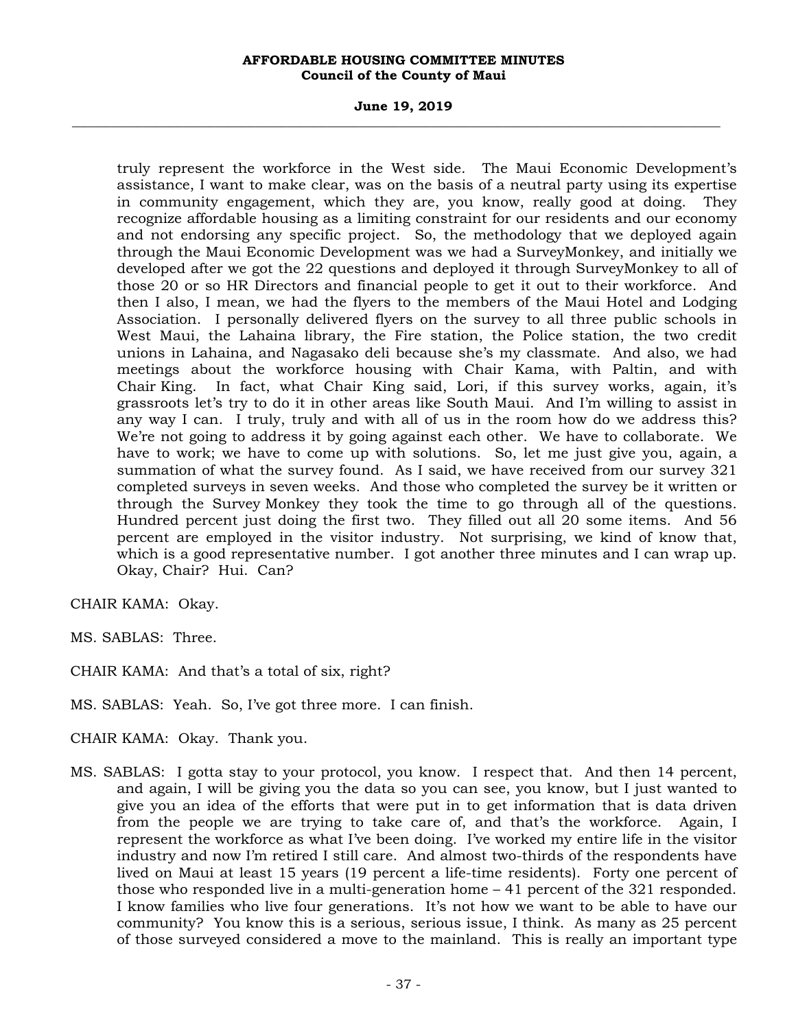truly represent the workforce in the West side. The Maui Economic Development's assistance, I want to make clear, was on the basis of a neutral party using its expertise in community engagement, which they are, you know, really good at doing. They recognize affordable housing as a limiting constraint for our residents and our economy and not endorsing any specific project. So, the methodology that we deployed again through the Maui Economic Development was we had a SurveyMonkey, and initially we developed after we got the 22 questions and deployed it through SurveyMonkey to all of those 20 or so HR Directors and financial people to get it out to their workforce. And then I also, I mean, we had the flyers to the members of the Maui Hotel and Lodging Association. I personally delivered flyers on the survey to all three public schools in West Maui, the Lahaina library, the Fire station, the Police station, the two credit unions in Lahaina, and Nagasako deli because she's my classmate. And also, we had meetings about the workforce housing with Chair Kama, with Paltin, and with Chair King. In fact, what Chair King said, Lori, if this survey works, again, it's grassroots let's try to do it in other areas like South Maui. And I'm willing to assist in any way I can. I truly, truly and with all of us in the room how do we address this? We're not going to address it by going against each other. We have to collaborate. We have to work; we have to come up with solutions. So, let me just give you, again, a summation of what the survey found. As I said, we have received from our survey 321 completed surveys in seven weeks. And those who completed the survey be it written or through the Survey Monkey they took the time to go through all of the questions. Hundred percent just doing the first two. They filled out all 20 some items. And 56 percent are employed in the visitor industry. Not surprising, we kind of know that, which is a good representative number. I got another three minutes and I can wrap up. Okay, Chair? Hui. Can?

CHAIR KAMA: Okay.

MS. SABLAS: Three.

CHAIR KAMA: And that's a total of six, right?

MS. SABLAS: Yeah. So, I've got three more. I can finish.

CHAIR KAMA: Okay. Thank you.

MS. SABLAS: I gotta stay to your protocol, you know. I respect that. And then 14 percent, and again, I will be giving you the data so you can see, you know, but I just wanted to give you an idea of the efforts that were put in to get information that is data driven from the people we are trying to take care of, and that's the workforce. Again, I represent the workforce as what I've been doing. I've worked my entire life in the visitor industry and now I'm retired I still care. And almost two-thirds of the respondents have lived on Maui at least 15 years (19 percent a life-time residents). Forty one percent of those who responded live in a multi-generation home – 41 percent of the 321 responded. I know families who live four generations. It's not how we want to be able to have our community? You know this is a serious, serious issue, I think. As many as 25 percent of those surveyed considered a move to the mainland. This is really an important type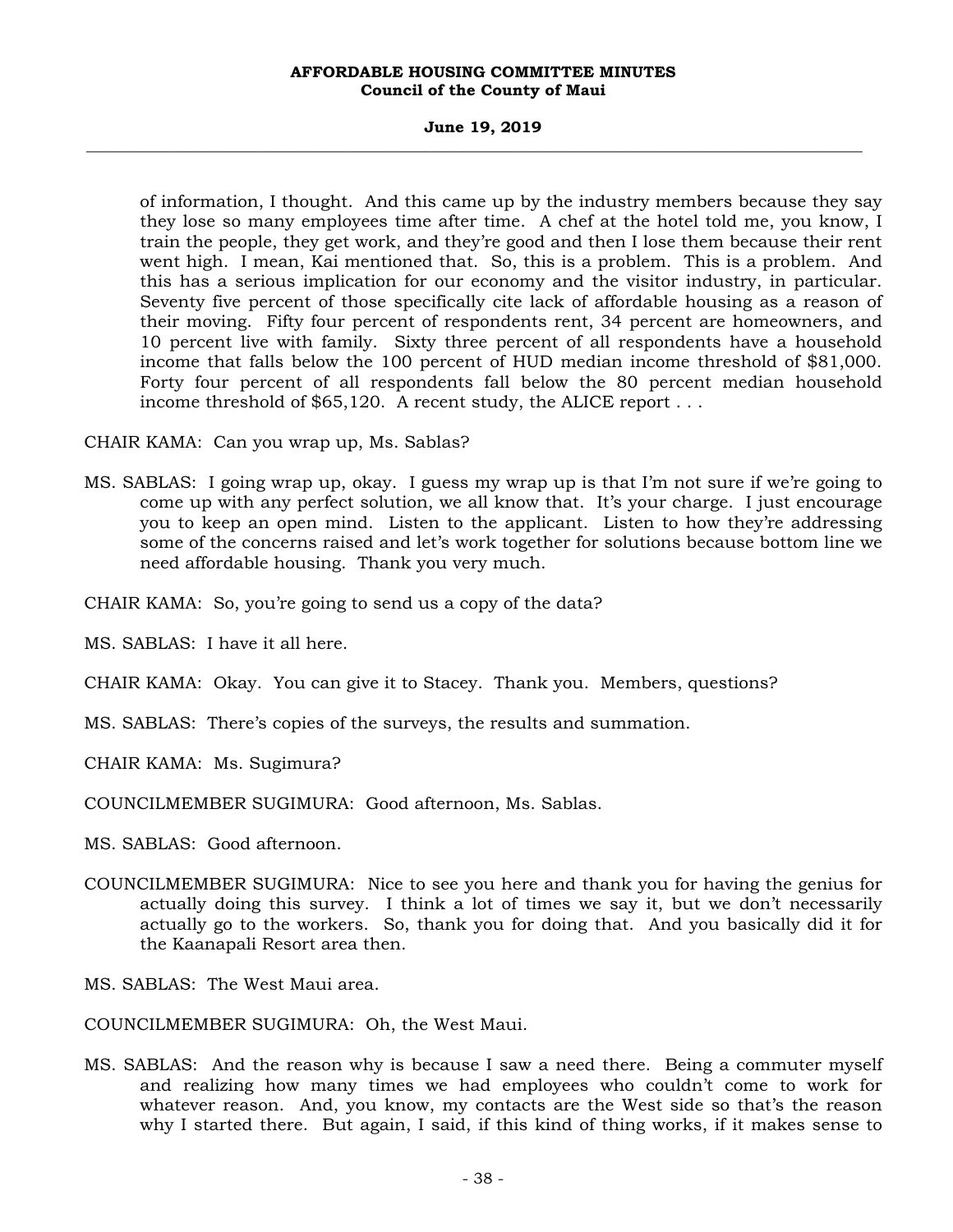of information, I thought. And this came up by the industry members because they say they lose so many employees time after time. A chef at the hotel told me, you know, I train the people, they get work, and they're good and then I lose them because their rent went high. I mean, Kai mentioned that. So, this is a problem. This is a problem. And this has a serious implication for our economy and the visitor industry, in particular. Seventy five percent of those specifically cite lack of affordable housing as a reason of their moving. Fifty four percent of respondents rent, 34 percent are homeowners, and 10 percent live with family. Sixty three percent of all respondents have a household income that falls below the 100 percent of HUD median income threshold of $81,000. Forty four percent of all respondents fall below the 80 percent median household income threshold of $65,120. A recent study, the ALICE report . . .

CHAIR KAMA: Can you wrap up, Ms. Sablas?

MS. SABLAS: I going wrap up, okay. I guess my wrap up is that I'm not sure if we're going to come up with any perfect solution, we all know that. It's your charge. I just encourage you to keep an open mind. Listen to the applicant. Listen to how they're addressing some of the concerns raised and let's work together for solutions because bottom line we need affordable housing. Thank you very much.

CHAIR KAMA: So, you're going to send us a copy of the data?

MS. SABLAS: I have it all here.

CHAIR KAMA: Okay. You can give it to Stacey. Thank you. Members, questions?

MS. SABLAS: There's copies of the surveys, the results and summation.

CHAIR KAMA: Ms. Sugimura?

COUNCILMEMBER SUGIMURA: Good afternoon, Ms. Sablas.

MS. SABLAS: Good afternoon.

COUNCILMEMBER SUGIMURA: Nice to see you here and thank you for having the genius for actually doing this survey. I think a lot of times we say it, but we don't necessarily actually go to the workers. So, thank you for doing that. And you basically did it for the Kaanapali Resort area then.

MS. SABLAS: The West Maui area.

COUNCILMEMBER SUGIMURA: Oh, the West Maui.

MS. SABLAS: And the reason why is because I saw a need there. Being a commuter myself and realizing how many times we had employees who couldn't come to work for whatever reason. And, you know, my contacts are the West side so that's the reason why I started there. But again, I said, if this kind of thing works, if it makes sense to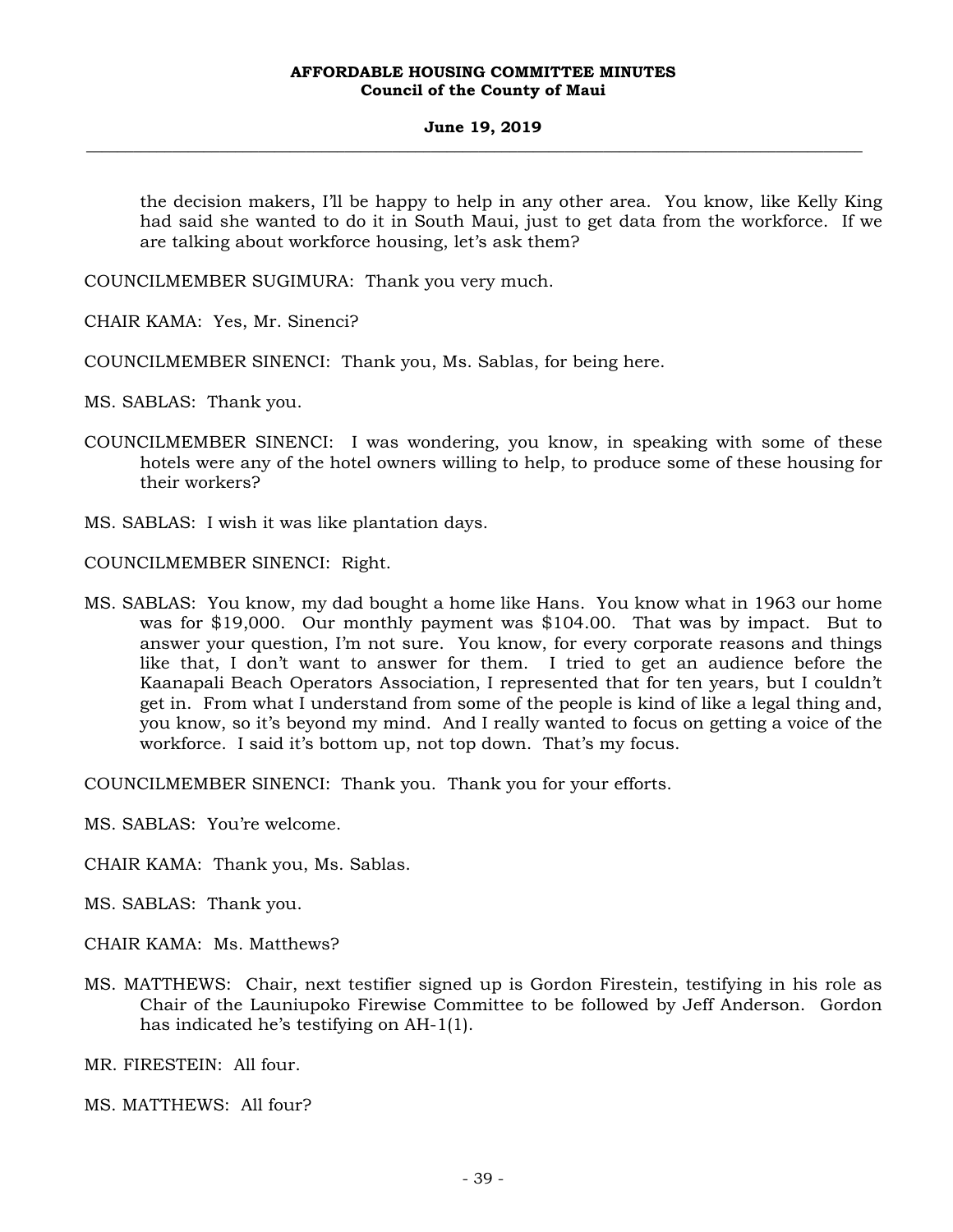the decision makers, I'll be happy to help in any other area. You know, like Kelly King had said she wanted to do it in South Maui, just to get data from the workforce. If we are talking about workforce housing, let's ask them?

COUNCILMEMBER SUGIMURA: Thank you very much.

CHAIR KAMA: Yes, Mr. Sinenci?

COUNCILMEMBER SINENCI: Thank you, Ms. Sablas, for being here.

MS. SABLAS: Thank you.

COUNCILMEMBER SINENCI: I was wondering, you know, in speaking with some of these hotels were any of the hotel owners willing to help, to produce some of these housing for their workers?

MS. SABLAS: I wish it was like plantation days.

COUNCILMEMBER SINENCI: Right.

MS. SABLAS: You know, my dad bought a home like Hans. You know what in 1963 our home was for $19,000. Our monthly payment was $104.00. That was by impact. But to answer your question, I'm not sure. You know, for every corporate reasons and things like that, I don't want to answer for them. I tried to get an audience before the Kaanapali Beach Operators Association, I represented that for ten years, but I couldn't get in. From what I understand from some of the people is kind of like a legal thing and, you know, so it's beyond my mind. And I really wanted to focus on getting a voice of the workforce. I said it's bottom up, not top down. That's my focus.

COUNCILMEMBER SINENCI: Thank you. Thank you for your efforts.

MS. SABLAS: You're welcome.

CHAIR KAMA: Thank you, Ms. Sablas.

MS. SABLAS: Thank you.

CHAIR KAMA: Ms. Matthews?

MS. MATTHEWS: Chair, next testifier signed up is Gordon Firestein, testifying in his role as Chair of the Launiupoko Firewise Committee to be followed by Jeff Anderson. Gordon has indicated he's testifying on AH-1(1).

MR. FIRESTEIN: All four.

MS. MATTHEWS: All four?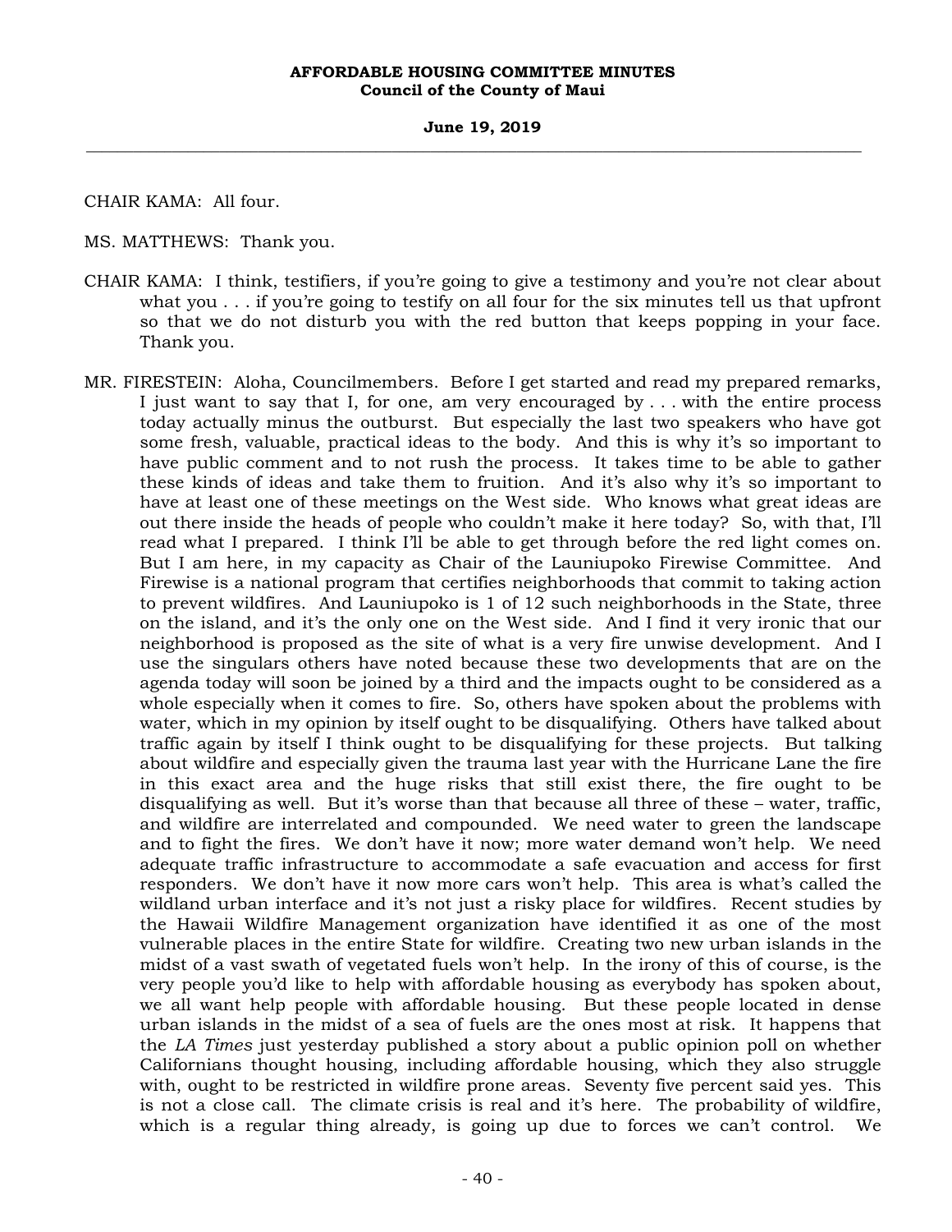CHAIR KAMA: All four.

MS. MATTHEWS: Thank you.

CHAIR KAMA: I think, testifiers, if you're going to give a testimony and you're not clear about what you . . . if you're going to testify on all four for the six minutes tell us that upfront so that we do not disturb you with the red button that keeps popping in your face. Thank you.

MR. FIRESTEIN: Aloha, Councilmembers. Before I get started and read my prepared remarks, I just want to say that I, for one, am very encouraged by . . . with the entire process today actually minus the outburst. But especially the last two speakers who have got some fresh, valuable, practical ideas to the body. And this is why it's so important to have public comment and to not rush the process. It takes time to be able to gather these kinds of ideas and take them to fruition. And it's also why it's so important to have at least one of these meetings on the West side. Who knows what great ideas are out there inside the heads of people who couldn't make it here today? So, with that, I'll read what I prepared. I think I'll be able to get through before the red light comes on. But I am here, in my capacity as Chair of the Launiupoko Firewise Committee. And Firewise is a national program that certifies neighborhoods that commit to taking action to prevent wildfires. And Launiupoko is 1 of 12 such neighborhoods in the State, three on the island, and it's the only one on the West side. And I find it very ironic that our neighborhood is proposed as the site of what is a very fire unwise development. And I use the singulars others have noted because these two developments that are on the agenda today will soon be joined by a third and the impacts ought to be considered as a whole especially when it comes to fire. So, others have spoken about the problems with water, which in my opinion by itself ought to be disqualifying. Others have talked about traffic again by itself I think ought to be disqualifying for these projects. But talking about wildfire and especially given the trauma last year with the Hurricane Lane the fire in this exact area and the huge risks that still exist there, the fire ought to be disqualifying as well. But it's worse than that because all three of these – water, traffic, and wildfire are interrelated and compounded. We need water to green the landscape and to fight the fires. We don't have it now; more water demand won't help. We need adequate traffic infrastructure to accommodate a safe evacuation and access for first responders. We don't have it now more cars won't help. This area is what's called the wildland urban interface and it's not just a risky place for wildfires. Recent studies by the Hawaii Wildfire Management organization have identified it as one of the most vulnerable places in the entire State for wildfire. Creating two new urban islands in the midst of a vast swath of vegetated fuels won't help. In the irony of this of course, is the very people you'd like to help with affordable housing as everybody has spoken about, we all want help people with affordable housing. But these people located in dense urban islands in the midst of a sea of fuels are the ones most at risk. It happens that the *LA Times* just yesterday published a story about a public opinion poll on whether Californians thought housing, including affordable housing, which they also struggle with, ought to be restricted in wildfire prone areas. Seventy five percent said yes. This is not a close call. The climate crisis is real and it's here. The probability of wildfire, which is a regular thing already, is going up due to forces we can't control. We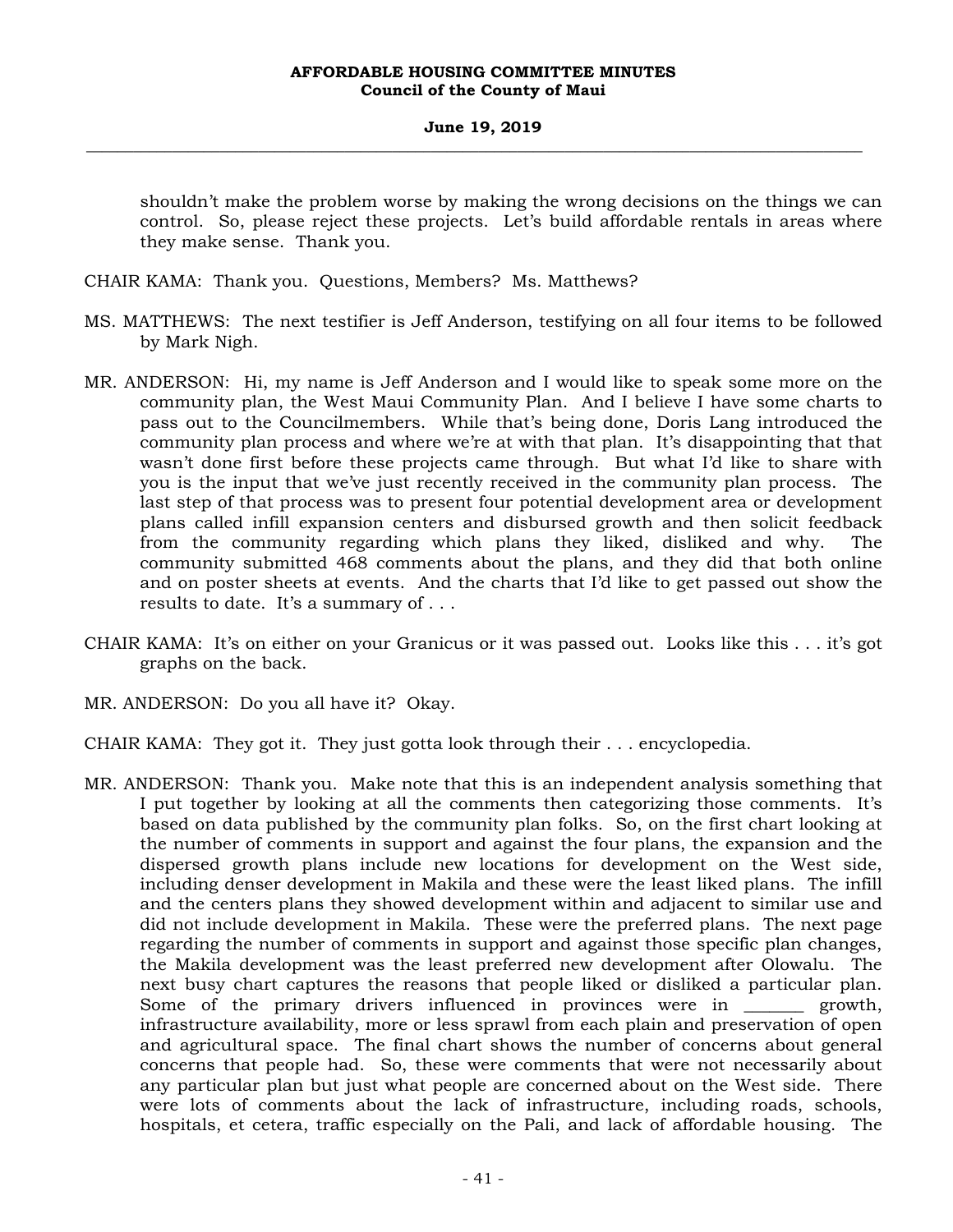shouldn't make the problem worse by making the wrong decisions on the things we can control. So, please reject these projects. Let's build affordable rentals in areas where they make sense. Thank you.

CHAIR KAMA: Thank you. Questions, Members? Ms. Matthews?

MS. MATTHEWS: The next testifier is Jeff Anderson, testifying on all four items to be followed by Mark Nigh.

MR. ANDERSON: Hi, my name is Jeff Anderson and I would like to speak some more on the community plan, the West Maui Community Plan. And I believe I have some charts to pass out to the Councilmembers. While that's being done, Doris Lang introduced the community plan process and where we're at with that plan. It's disappointing that that wasn't done first before these projects came through. But what I'd like to share with you is the input that we've just recently received in the community plan process. The last step of that process was to present four potential development area or development plans called infill expansion centers and disbursed growth and then solicit feedback from the community regarding which plans they liked, disliked and why. The community submitted 468 comments about the plans, and they did that both online and on poster sheets at events. And the charts that I'd like to get passed out show the results to date. It's a summary of . . .

CHAIR KAMA: It's on either on your Granicus or it was passed out. Looks like this . . . it's got graphs on the back.

MR. ANDERSON: Do you all have it? Okay.

CHAIR KAMA: They got it. They just gotta look through their . . . encyclopedia.

MR. ANDERSON: Thank you. Make note that this is an independent analysis something that I put together by looking at all the comments then categorizing those comments. It's based on data published by the community plan folks. So, on the first chart looking at the number of comments in support and against the four plans, the expansion and the dispersed growth plans include new locations for development on the West side, including denser development in Makila and these were the least liked plans. The infill and the centers plans they showed development within and adjacent to similar use and did not include development in Makila. These were the preferred plans. The next page regarding the number of comments in support and against those specific plan changes, the Makila development was the least preferred new development after Olowalu. The next busy chart captures the reasons that people liked or disliked a particular plan. Some of the primary drivers influenced in provinces were in _______ growth, infrastructure availability, more or less sprawl from each plain and preservation of open and agricultural space. The final chart shows the number of concerns about general concerns that people had. So, these were comments that were not necessarily about any particular plan but just what people are concerned about on the West side. There were lots of comments about the lack of infrastructure, including roads, schools, hospitals, et cetera, traffic especially on the Pali, and lack of affordable housing. The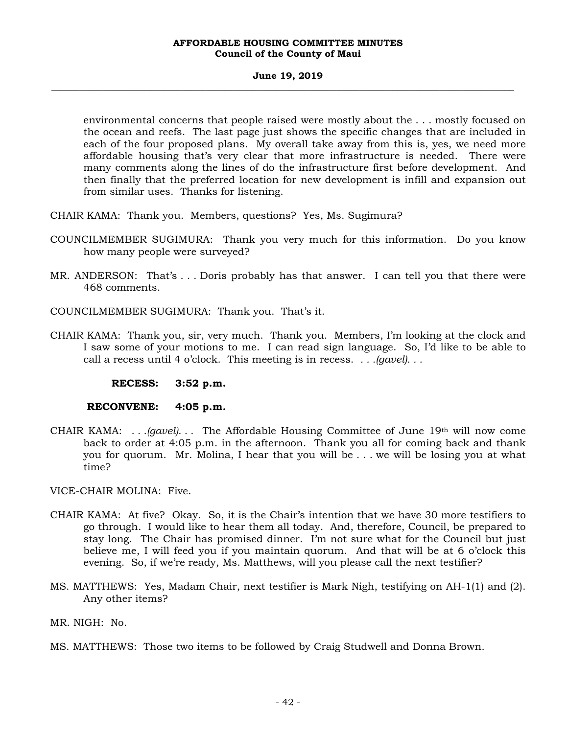environmental concerns that people raised were mostly about the . . . mostly focused on the ocean and reefs. The last page just shows the specific changes that are included in each of the four proposed plans. My overall take away from this is, yes, we need more affordable housing that's very clear that more infrastructure is needed. There were many comments along the lines of do the infrastructure first before development. And then finally that the preferred location for new development is infill and expansion out from similar uses. Thanks for listening.

CHAIR KAMA: Thank you. Members, questions? Yes, Ms. Sugimura?

COUNCILMEMBER SUGIMURA: Thank you very much for this information. Do you know how many people were surveyed?

MR. ANDERSON: That's . . . Doris probably has that answer. I can tell you that there were 468 comments.

COUNCILMEMBER SUGIMURA: Thank you. That's it.

CHAIR KAMA: Thank you, sir, very much. Thank you. Members, I'm looking at the clock and I saw some of your motions to me. I can read sign language. So, I'd like to be able to call a recess until 4 o'clock. This meeting is in recess. . . .*(gavel)*. . .

**RECESS: 3:52 p.m.**

**RECONVENE: 4:05 p.m.**

CHAIR KAMA: . . .*(gavel)*. . . The Affordable Housing Committee of June 19th will now come back to order at 4:05 p.m. in the afternoon. Thank you all for coming back and thank you for quorum. Mr. Molina, I hear that you will be . . . we will be losing you at what time?

VICE-CHAIR MOLINA: Five.

CHAIR KAMA: At five? Okay. So, it is the Chair's intention that we have 30 more testifiers to go through. I would like to hear them all today. And, therefore, Council, be prepared to stay long. The Chair has promised dinner. I'm not sure what for the Council but just believe me, I will feed you if you maintain quorum. And that will be at 6 o'clock this evening. So, if we're ready, Ms. Matthews, will you please call the next testifier?

MS. MATTHEWS: Yes, Madam Chair, next testifier is Mark Nigh, testifying on AH-1(1) and (2). Any other items?

MR. NIGH: No.

MS. MATTHEWS: Those two items to be followed by Craig Studwell and Donna Brown.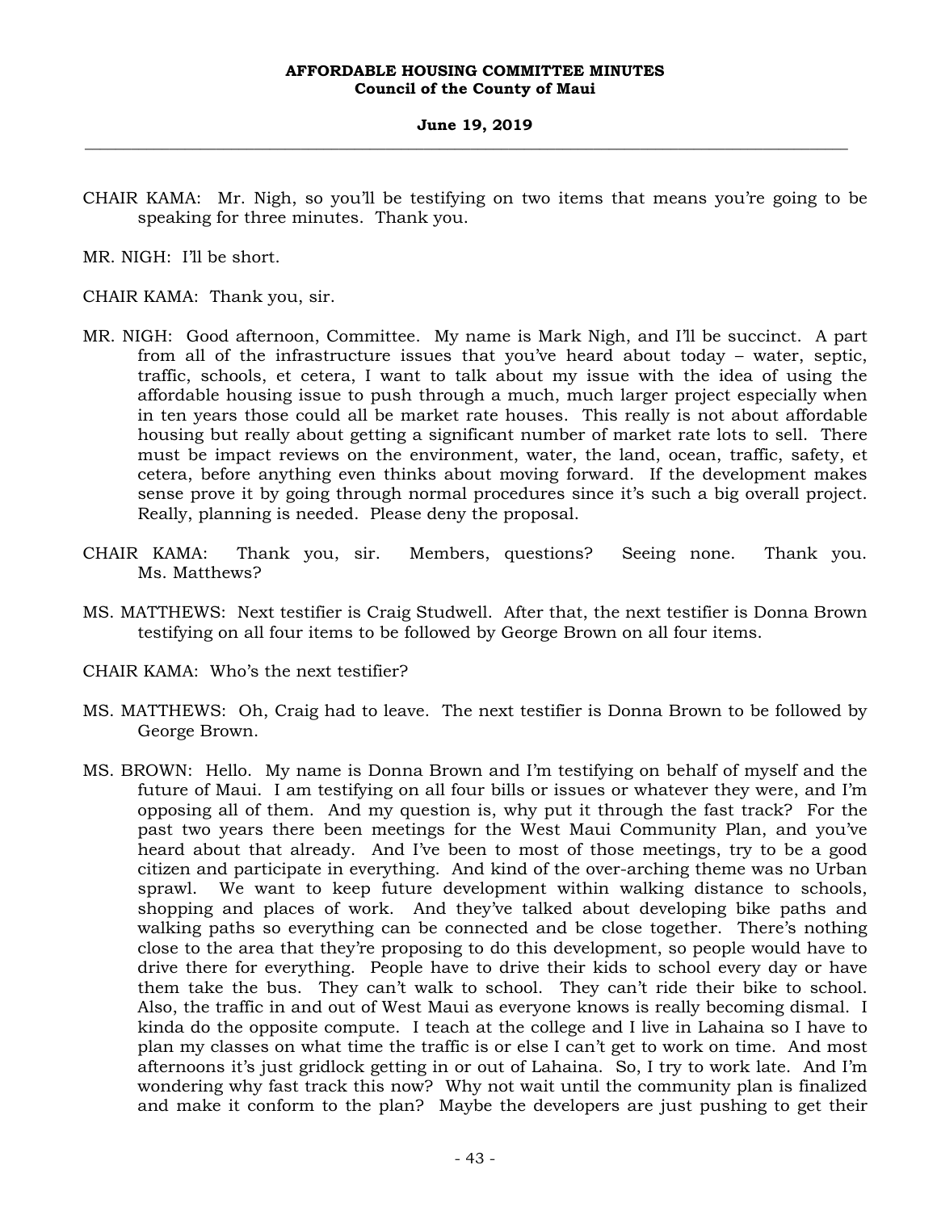CHAIR KAMA: Mr. Nigh, so you'll be testifying on two items that means you're going to be speaking for three minutes. Thank you.

MR. NIGH: I'll be short.

CHAIR KAMA: Thank you, sir.

MR. NIGH: Good afternoon, Committee. My name is Mark Nigh, and I'll be succinct. A part from all of the infrastructure issues that you've heard about today – water, septic, traffic, schools, et cetera, I want to talk about my issue with the idea of using the affordable housing issue to push through a much, much larger project especially when in ten years those could all be market rate houses. This really is not about affordable housing but really about getting a significant number of market rate lots to sell. There must be impact reviews on the environment, water, the land, ocean, traffic, safety, et cetera, before anything even thinks about moving forward. If the development makes sense prove it by going through normal procedures since it's such a big overall project. Really, planning is needed. Please deny the proposal.

CHAIR KAMA: Thank you, sir. Members, questions? Seeing none. Thank you. Ms. Matthews?

MS. MATTHEWS: Next testifier is Craig Studwell. After that, the next testifier is Donna Brown testifying on all four items to be followed by George Brown on all four items.

CHAIR KAMA: Who's the next testifier?

MS. MATTHEWS: Oh, Craig had to leave. The next testifier is Donna Brown to be followed by George Brown.

MS. BROWN: Hello. My name is Donna Brown and I'm testifying on behalf of myself and the future of Maui. I am testifying on all four bills or issues or whatever they were, and I'm opposing all of them. And my question is, why put it through the fast track? For the past two years there been meetings for the West Maui Community Plan, and you've heard about that already. And I've been to most of those meetings, try to be a good citizen and participate in everything. And kind of the over-arching theme was no Urban sprawl. We want to keep future development within walking distance to schools, shopping and places of work. And they've talked about developing bike paths and walking paths so everything can be connected and be close together. There's nothing close to the area that they're proposing to do this development, so people would have to drive there for everything. People have to drive their kids to school every day or have them take the bus. They can't walk to school. They can't ride their bike to school. Also, the traffic in and out of West Maui as everyone knows is really becoming dismal. I kinda do the opposite compute. I teach at the college and I live in Lahaina so I have to plan my classes on what time the traffic is or else I can't get to work on time. And most afternoons it's just gridlock getting in or out of Lahaina. So, I try to work late. And I'm wondering why fast track this now? Why not wait until the community plan is finalized and make it conform to the plan? Maybe the developers are just pushing to get their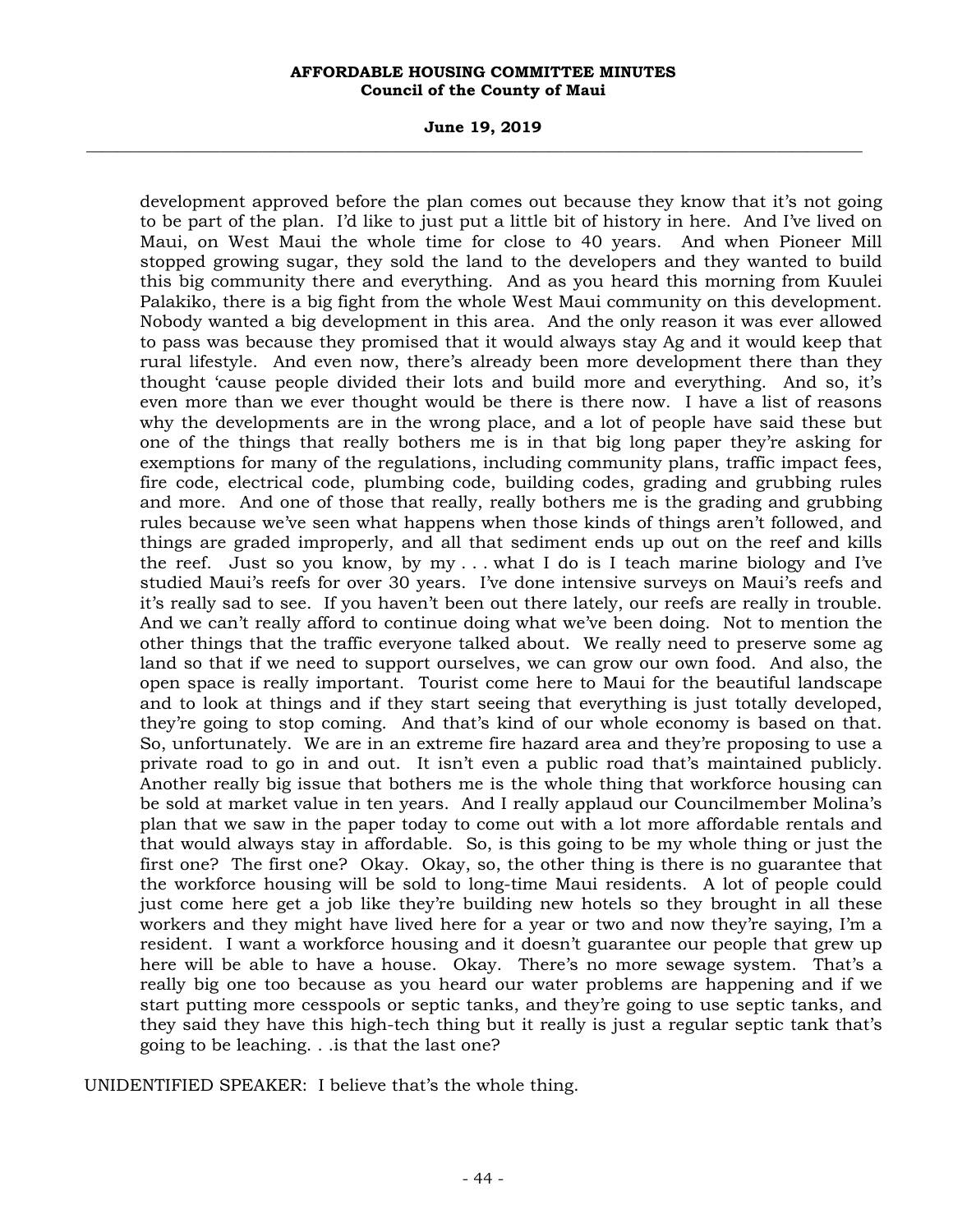development approved before the plan comes out because they know that it's not going to be part of the plan. I'd like to just put a little bit of history in here. And I've lived on Maui, on West Maui the whole time for close to 40 years. And when Pioneer Mill stopped growing sugar, they sold the land to the developers and they wanted to build this big community there and everything. And as you heard this morning from Kuulei Palakiko, there is a big fight from the whole West Maui community on this development. Nobody wanted a big development in this area. And the only reason it was ever allowed to pass was because they promised that it would always stay Ag and it would keep that rural lifestyle. And even now, there's already been more development there than they thought 'cause people divided their lots and build more and everything. And so, it's even more than we ever thought would be there is there now. I have a list of reasons why the developments are in the wrong place, and a lot of people have said these but one of the things that really bothers me is in that big long paper they're asking for exemptions for many of the regulations, including community plans, traffic impact fees, fire code, electrical code, plumbing code, building codes, grading and grubbing rules and more. And one of those that really, really bothers me is the grading and grubbing rules because we've seen what happens when those kinds of things aren't followed, and things are graded improperly, and all that sediment ends up out on the reef and kills the reef. Just so you know, by my . . . what I do is I teach marine biology and I've studied Maui's reefs for over 30 years. I've done intensive surveys on Maui's reefs and it's really sad to see. If you haven't been out there lately, our reefs are really in trouble. And we can't really afford to continue doing what we've been doing. Not to mention the other things that the traffic everyone talked about. We really need to preserve some ag land so that if we need to support ourselves, we can grow our own food. And also, the open space is really important. Tourist come here to Maui for the beautiful landscape and to look at things and if they start seeing that everything is just totally developed, they're going to stop coming. And that's kind of our whole economy is based on that. So, unfortunately. We are in an extreme fire hazard area and they're proposing to use a private road to go in and out. It isn't even a public road that's maintained publicly. Another really big issue that bothers me is the whole thing that workforce housing can be sold at market value in ten years. And I really applaud our Councilmember Molina's plan that we saw in the paper today to come out with a lot more affordable rentals and that would always stay in affordable. So, is this going to be my whole thing or just the first one? The first one? Okay. Okay, so, the other thing is there is no guarantee that the workforce housing will be sold to long-time Maui residents. A lot of people could just come here get a job like they're building new hotels so they brought in all these workers and they might have lived here for a year or two and now they're saying, I'm a resident. I want a workforce housing and it doesn't guarantee our people that grew up here will be able to have a house. Okay. There's no more sewage system. That's a really big one too because as you heard our water problems are happening and if we start putting more cesspools or septic tanks, and they're going to use septic tanks, and they said they have this high-tech thing but it really is just a regular septic tank that's going to be leaching. . .is that the last one?

UNIDENTIFIED SPEAKER: I believe that's the whole thing.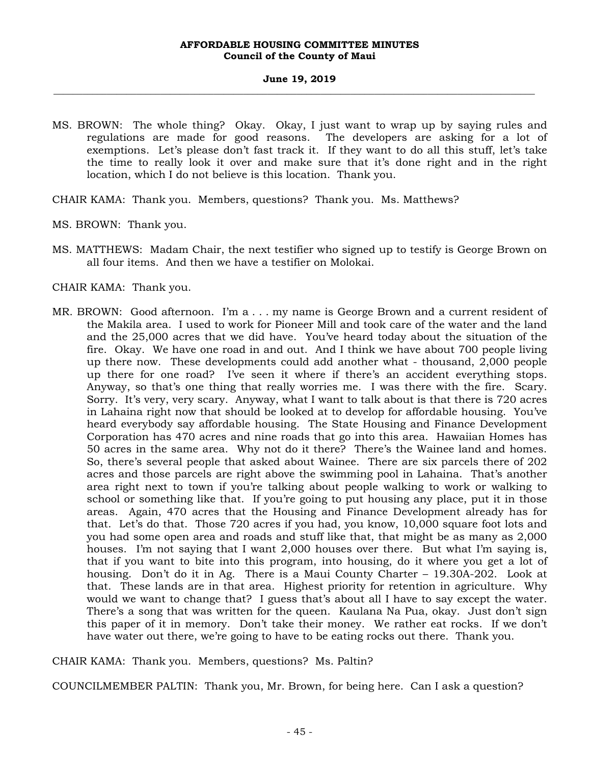MS. BROWN: The whole thing? Okay. Okay, I just want to wrap up by saying rules and regulations are made for good reasons. The developers are asking for a lot of exemptions. Let's please don't fast track it. If they want to do all this stuff, let's take the time to really look it over and make sure that it's done right and in the right location, which I do not believe is this location. Thank you.

CHAIR KAMA: Thank you. Members, questions? Thank you. Ms. Matthews?

MS. BROWN: Thank you.

MS. MATTHEWS: Madam Chair, the next testifier who signed up to testify is George Brown on all four items. And then we have a testifier on Molokai.

CHAIR KAMA: Thank you.

MR. BROWN: Good afternoon. I'm a . . . my name is George Brown and a current resident of the Makila area. I used to work for Pioneer Mill and took care of the water and the land and the 25,000 acres that we did have. You've heard today about the situation of the fire. Okay. We have one road in and out. And I think we have about 700 people living up there now. These developments could add another what - thousand, 2,000 people up there for one road? I've seen it where if there's an accident everything stops. Anyway, so that's one thing that really worries me. I was there with the fire. Scary. Sorry. It's very, very scary. Anyway, what I want to talk about is that there is 720 acres in Lahaina right now that should be looked at to develop for affordable housing. You've heard everybody say affordable housing. The State Housing and Finance Development Corporation has 470 acres and nine roads that go into this area. Hawaiian Homes has 50 acres in the same area. Why not do it there? There's the Wainee land and homes. So, there's several people that asked about Wainee. There are six parcels there of 202 acres and those parcels are right above the swimming pool in Lahaina. That's another area right next to town if you're talking about people walking to work or walking to school or something like that. If you're going to put housing any place, put it in those areas. Again, 470 acres that the Housing and Finance Development already has for that. Let's do that. Those 720 acres if you had, you know, 10,000 square foot lots and you had some open area and roads and stuff like that, that might be as many as 2,000 houses. I'm not saying that I want 2,000 houses over there. But what I'm saying is, that if you want to bite into this program, into housing, do it where you get a lot of housing. Don't do it in Ag. There is a Maui County Charter – 19.30A-202. Look at that. These lands are in that area. Highest priority for retention in agriculture. Why would we want to change that? I guess that's about all I have to say except the water. There's a song that was written for the queen. Kaulana Na Pua, okay. Just don't sign this paper of it in memory. Don't take their money. We rather eat rocks. If we don't have water out there, we're going to have to be eating rocks out there. Thank you.

CHAIR KAMA: Thank you. Members, questions? Ms. Paltin?

COUNCILMEMBER PALTIN: Thank you, Mr. Brown, for being here. Can I ask a question?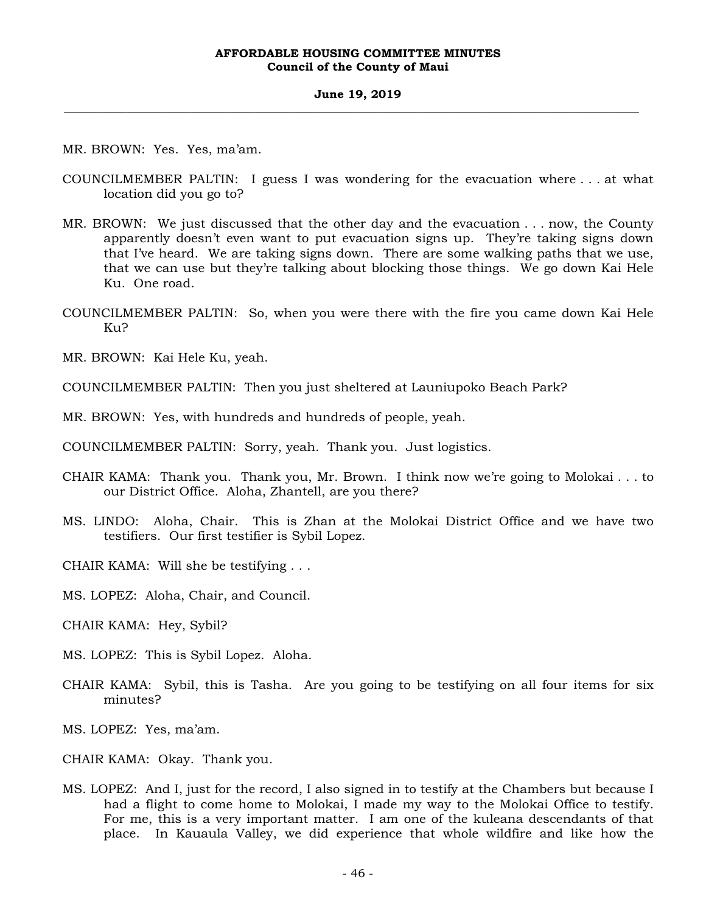MR. BROWN: Yes. Yes, ma'am.

COUNCILMEMBER PALTIN: I guess I was wondering for the evacuation where . . . at what location did you go to?

MR. BROWN: We just discussed that the other day and the evacuation . . . now, the County apparently doesn't even want to put evacuation signs up. They're taking signs down that I've heard. We are taking signs down. There are some walking paths that we use, that we can use but they're talking about blocking those things. We go down Kai Hele Ku. One road.

COUNCILMEMBER PALTIN: So, when you were there with the fire you came down Kai Hele Ku?

MR. BROWN: Kai Hele Ku, yeah.

COUNCILMEMBER PALTIN: Then you just sheltered at Launiupoko Beach Park?

MR. BROWN: Yes, with hundreds and hundreds of people, yeah.

COUNCILMEMBER PALTIN: Sorry, yeah. Thank you. Just logistics.

CHAIR KAMA: Thank you. Thank you, Mr. Brown. I think now we're going to Molokai . . . to our District Office. Aloha, Zhantell, are you there?

MS. LINDO: Aloha, Chair. This is Zhan at the Molokai District Office and we have two testifiers. Our first testifier is Sybil Lopez.

CHAIR KAMA: Will she be testifying . . .

MS. LOPEZ: Aloha, Chair, and Council.

CHAIR KAMA: Hey, Sybil?

MS. LOPEZ: This is Sybil Lopez. Aloha.

CHAIR KAMA: Sybil, this is Tasha. Are you going to be testifying on all four items for six minutes?

MS. LOPEZ: Yes, ma'am.

CHAIR KAMA: Okay. Thank you.

MS. LOPEZ: And I, just for the record, I also signed in to testify at the Chambers but because I had a flight to come home to Molokai, I made my way to the Molokai Office to testify. For me, this is a very important matter. I am one of the kuleana descendants of that place. In Kauaula Valley, we did experience that whole wildfire and like how the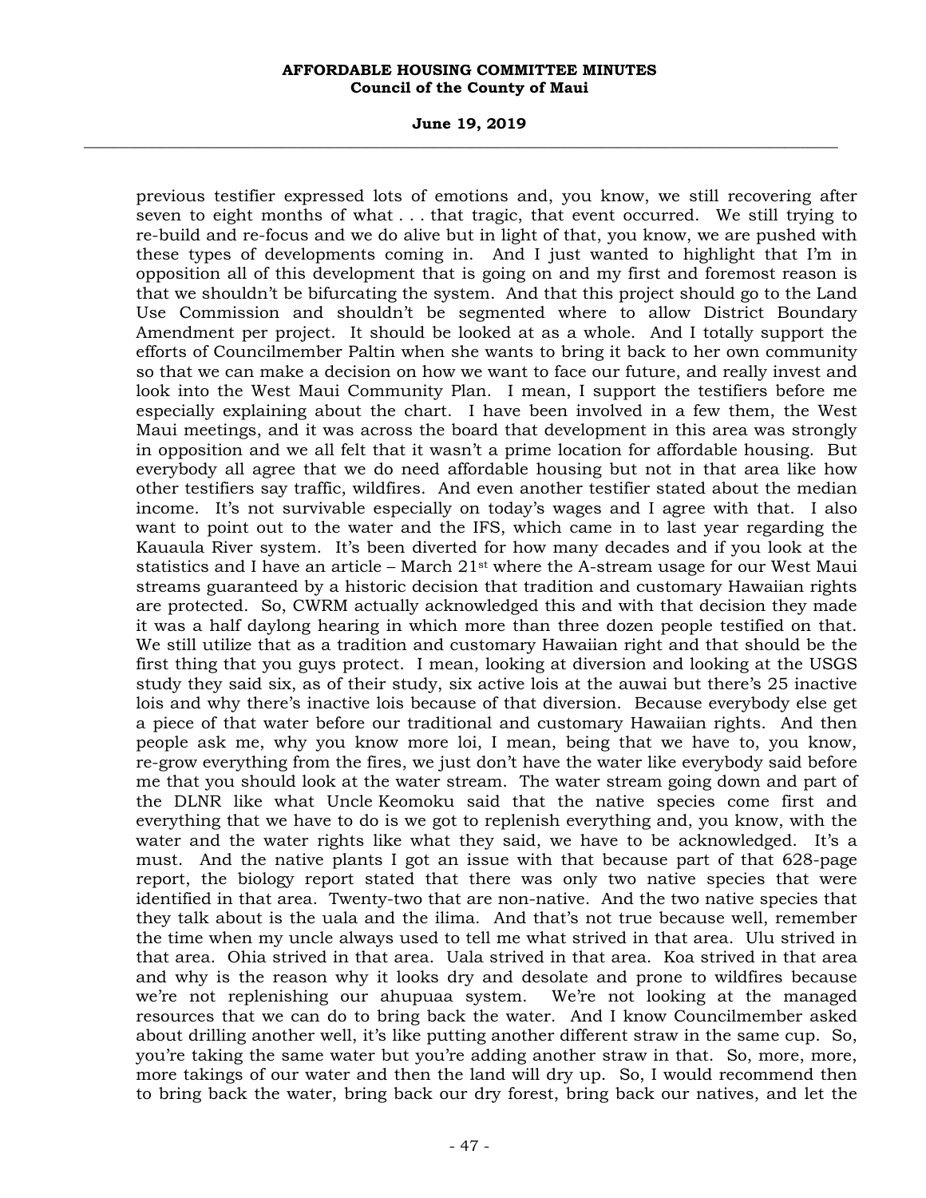previous testifier expressed lots of emotions and, you know, we still recovering after seven to eight months of what . . . that tragic, that event occurred. We still trying to re-build and re-focus and we do alive but in light of that, you know, we are pushed with these types of developments coming in. And I just wanted to highlight that I'm in opposition all of this development that is going on and my first and foremost reason is that we shouldn't be bifurcating the system. And that this project should go to the Land Use Commission and shouldn't be segmented where to allow District Boundary Amendment per project. It should be looked at as a whole. And I totally support the efforts of Councilmember Paltin when she wants to bring it back to her own community so that we can make a decision on how we want to face our future, and really invest and look into the West Maui Community Plan. I mean, I support the testifiers before me especially explaining about the chart. I have been involved in a few them, the West Maui meetings, and it was across the board that development in this area was strongly in opposition and we all felt that it wasn't a prime location for affordable housing. But everybody all agree that we do need affordable housing but not in that area like how other testifiers say traffic, wildfires. And even another testifier stated about the median income. It's not survivable especially on today's wages and I agree with that. I also want to point out to the water and the IFS, which came in to last year regarding the Kauaula River system. It's been diverted for how many decades and if you look at the statistics and I have an article – March 21st where the A-stream usage for our West Maui streams guaranteed by a historic decision that tradition and customary Hawaiian rights are protected. So, CWRM actually acknowledged this and with that decision they made it was a half daylong hearing in which more than three dozen people testified on that. We still utilize that as a tradition and customary Hawaiian right and that should be the first thing that you guys protect. I mean, looking at diversion and looking at the USGS study they said six, as of their study, six active lois at the auwai but there's 25 inactive lois and why there's inactive lois because of that diversion. Because everybody else get a piece of that water before our traditional and customary Hawaiian rights. And then people ask me, why you know more loi, I mean, being that we have to, you know, re-grow everything from the fires, we just don't have the water like everybody said before me that you should look at the water stream. The water stream going down and part of the DLNR like what Uncle Keomoku said that the native species come first and everything that we have to do is we got to replenish everything and, you know, with the water and the water rights like what they said, we have to be acknowledged. It's a must. And the native plants I got an issue with that because part of that 628-page report, the biology report stated that there was only two native species that were identified in that area. Twenty-two that are non-native. And the two native species that they talk about is the uala and the ilima. And that's not true because well, remember the time when my uncle always used to tell me what strived in that area. Ulu strived in that area. Ohia strived in that area. Uala strived in that area. Koa strived in that area and why is the reason why it looks dry and desolate and prone to wildfires because we're not replenishing our ahupuaa system. We're not looking at the managed resources that we can do to bring back the water. And I know Councilmember asked about drilling another well, it's like putting another different straw in the same cup. So, you're taking the same water but you're adding another straw in that. So, more, more, more takings of our water and then the land will dry up. So, I would recommend then to bring back the water, bring back our dry forest, bring back our natives, and let the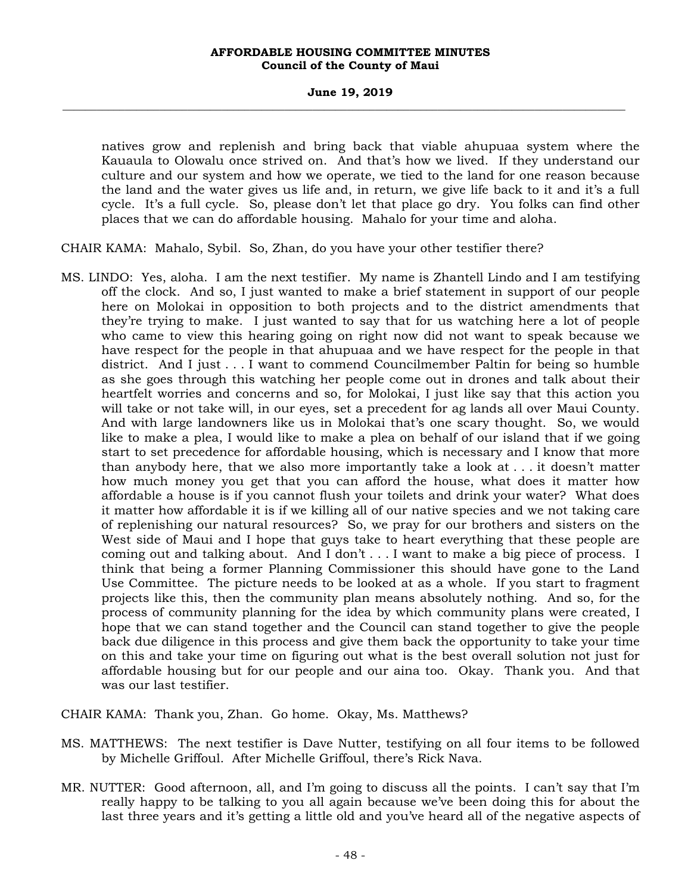natives grow and replenish and bring back that viable ahupuaa system where the Kauaula to Olowalu once strived on. And that's how we lived. If they understand our culture and our system and how we operate, we tied to the land for one reason because the land and the water gives us life and, in return, we give life back to it and it's a full cycle. It's a full cycle. So, please don't let that place go dry. You folks can find other places that we can do affordable housing. Mahalo for your time and aloha.

CHAIR KAMA: Mahalo, Sybil. So, Zhan, do you have your other testifier there?

MS. LINDO: Yes, aloha. I am the next testifier. My name is Zhantell Lindo and I am testifying off the clock. And so, I just wanted to make a brief statement in support of our people here on Molokai in opposition to both projects and to the district amendments that they're trying to make. I just wanted to say that for us watching here a lot of people who came to view this hearing going on right now did not want to speak because we have respect for the people in that ahupuaa and we have respect for the people in that district. And I just . . . I want to commend Councilmember Paltin for being so humble as she goes through this watching her people come out in drones and talk about their heartfelt worries and concerns and so, for Molokai, I just like say that this action you will take or not take will, in our eyes, set a precedent for ag lands all over Maui County. And with large landowners like us in Molokai that's one scary thought. So, we would like to make a plea, I would like to make a plea on behalf of our island that if we going start to set precedence for affordable housing, which is necessary and I know that more than anybody here, that we also more importantly take a look at . . . it doesn't matter how much money you get that you can afford the house, what does it matter how affordable a house is if you cannot flush your toilets and drink your water? What does it matter how affordable it is if we killing all of our native species and we not taking care of replenishing our natural resources? So, we pray for our brothers and sisters on the West side of Maui and I hope that guys take to heart everything that these people are coming out and talking about. And I don't . . . I want to make a big piece of process. I think that being a former Planning Commissioner this should have gone to the Land Use Committee. The picture needs to be looked at as a whole. If you start to fragment projects like this, then the community plan means absolutely nothing. And so, for the process of community planning for the idea by which community plans were created, I hope that we can stand together and the Council can stand together to give the people back due diligence in this process and give them back the opportunity to take your time on this and take your time on figuring out what is the best overall solution not just for affordable housing but for our people and our aina too. Okay. Thank you. And that was our last testifier.

CHAIR KAMA: Thank you, Zhan. Go home. Okay, Ms. Matthews?

MS. MATTHEWS: The next testifier is Dave Nutter, testifying on all four items to be followed by Michelle Griffoul. After Michelle Griffoul, there's Rick Nava.

MR. NUTTER: Good afternoon, all, and I'm going to discuss all the points. I can't say that I'm really happy to be talking to you all again because we've been doing this for about the last three years and it's getting a little old and you've heard all of the negative aspects of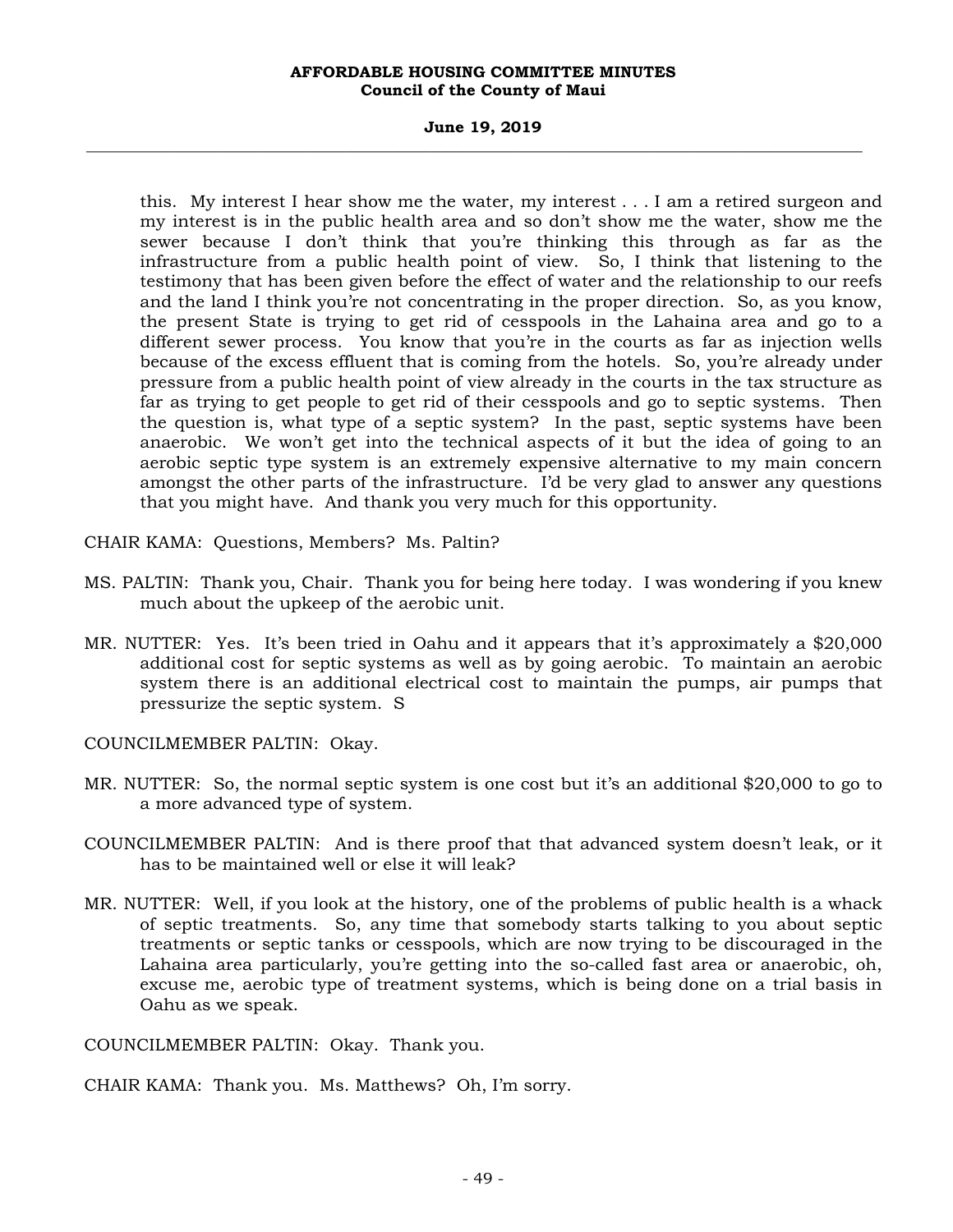this. My interest I hear show me the water, my interest . . . I am a retired surgeon and my interest is in the public health area and so don't show me the water, show me the sewer because I don't think that you're thinking this through as far as the infrastructure from a public health point of view. So, I think that listening to the testimony that has been given before the effect of water and the relationship to our reefs and the land I think you're not concentrating in the proper direction. So, as you know, the present State is trying to get rid of cesspools in the Lahaina area and go to a different sewer process. You know that you're in the courts as far as injection wells because of the excess effluent that is coming from the hotels. So, you're already under pressure from a public health point of view already in the courts in the tax structure as far as trying to get people to get rid of their cesspools and go to septic systems. Then the question is, what type of a septic system? In the past, septic systems have been anaerobic. We won't get into the technical aspects of it but the idea of going to an aerobic septic type system is an extremely expensive alternative to my main concern amongst the other parts of the infrastructure. I'd be very glad to answer any questions that you might have. And thank you very much for this opportunity.

CHAIR KAMA: Questions, Members? Ms. Paltin?

MS. PALTIN: Thank you, Chair. Thank you for being here today. I was wondering if you knew much about the upkeep of the aerobic unit.

MR. NUTTER: Yes. It's been tried in Oahu and it appears that it's approximately a $20,000 additional cost for septic systems as well as by going aerobic. To maintain an aerobic system there is an additional electrical cost to maintain the pumps, air pumps that pressurize the septic system. S

COUNCILMEMBER PALTIN: Okay.

MR. NUTTER: So, the normal septic system is one cost but it's an additional $20,000 to go to a more advanced type of system.

COUNCILMEMBER PALTIN: And is there proof that that advanced system doesn't leak, or it has to be maintained well or else it will leak?

MR. NUTTER: Well, if you look at the history, one of the problems of public health is a whack of septic treatments. So, any time that somebody starts talking to you about septic treatments or septic tanks or cesspools, which are now trying to be discouraged in the Lahaina area particularly, you're getting into the so-called fast area or anaerobic, oh, excuse me, aerobic type of treatment systems, which is being done on a trial basis in Oahu as we speak.

COUNCILMEMBER PALTIN: Okay. Thank you.

CHAIR KAMA: Thank you. Ms. Matthews? Oh, I'm sorry.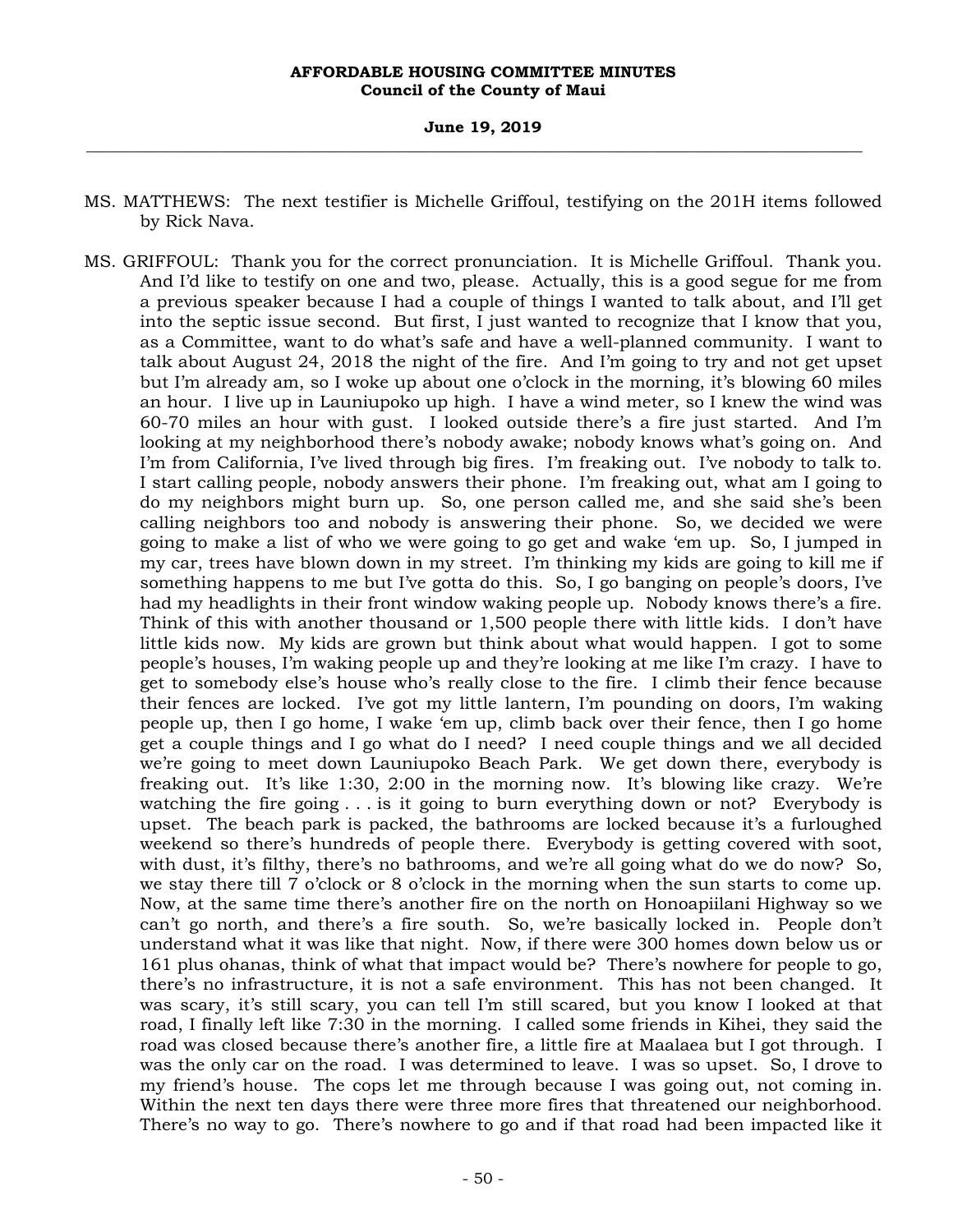MS. MATTHEWS: The next testifier is Michelle Griffoul, testifying on the 201H items followed by Rick Nava.

MS. GRIFFOUL: Thank you for the correct pronunciation. It is Michelle Griffoul. Thank you. And I'd like to testify on one and two, please. Actually, this is a good segue for me from a previous speaker because I had a couple of things I wanted to talk about, and I'll get into the septic issue second. But first, I just wanted to recognize that I know that you, as a Committee, want to do what's safe and have a well-planned community. I want to talk about August 24, 2018 the night of the fire. And I'm going to try and not get upset but I'm already am, so I woke up about one o'clock in the morning, it's blowing 60 miles an hour. I live up in Launiupoko up high. I have a wind meter, so I knew the wind was 60-70 miles an hour with gust. I looked outside there's a fire just started. And I'm looking at my neighborhood there's nobody awake; nobody knows what's going on. And I'm from California, I've lived through big fires. I'm freaking out. I've nobody to talk to. I start calling people, nobody answers their phone. I'm freaking out, what am I going to do my neighbors might burn up. So, one person called me, and she said she's been calling neighbors too and nobody is answering their phone. So, we decided we were going to make a list of who we were going to go get and wake 'em up. So, I jumped in my car, trees have blown down in my street. I'm thinking my kids are going to kill me if something happens to me but I've gotta do this. So, I go banging on people's doors, I've had my headlights in their front window waking people up. Nobody knows there's a fire. Think of this with another thousand or 1,500 people there with little kids. I don't have little kids now. My kids are grown but think about what would happen. I got to some people's houses, I'm waking people up and they're looking at me like I'm crazy. I have to get to somebody else's house who's really close to the fire. I climb their fence because their fences are locked. I've got my little lantern, I'm pounding on doors, I'm waking people up, then I go home, I wake 'em up, climb back over their fence, then I go home get a couple things and I go what do I need? I need couple things and we all decided we're going to meet down Launiupoko Beach Park. We get down there, everybody is freaking out. It's like 1:30, 2:00 in the morning now. It's blowing like crazy. We're watching the fire going . . . is it going to burn everything down or not? Everybody is upset. The beach park is packed, the bathrooms are locked because it's a furloughed weekend so there's hundreds of people there. Everybody is getting covered with soot, with dust, it's filthy, there's no bathrooms, and we're all going what do we do now? So, we stay there till 7 o'clock or 8 o'clock in the morning when the sun starts to come up. Now, at the same time there's another fire on the north on Honoapiilani Highway so we can't go north, and there's a fire south. So, we're basically locked in. People don't understand what it was like that night. Now, if there were 300 homes down below us or 161 plus ohanas, think of what that impact would be? There's nowhere for people to go, there's no infrastructure, it is not a safe environment. This has not been changed. It was scary, it's still scary, you can tell I'm still scared, but you know I looked at that road, I finally left like 7:30 in the morning. I called some friends in Kihei, they said the road was closed because there's another fire, a little fire at Maalaea but I got through. I was the only car on the road. I was determined to leave. I was so upset. So, I drove to my friend's house. The cops let me through because I was going out, not coming in. Within the next ten days there were three more fires that threatened our neighborhood. There's no way to go. There's nowhere to go and if that road had been impacted like it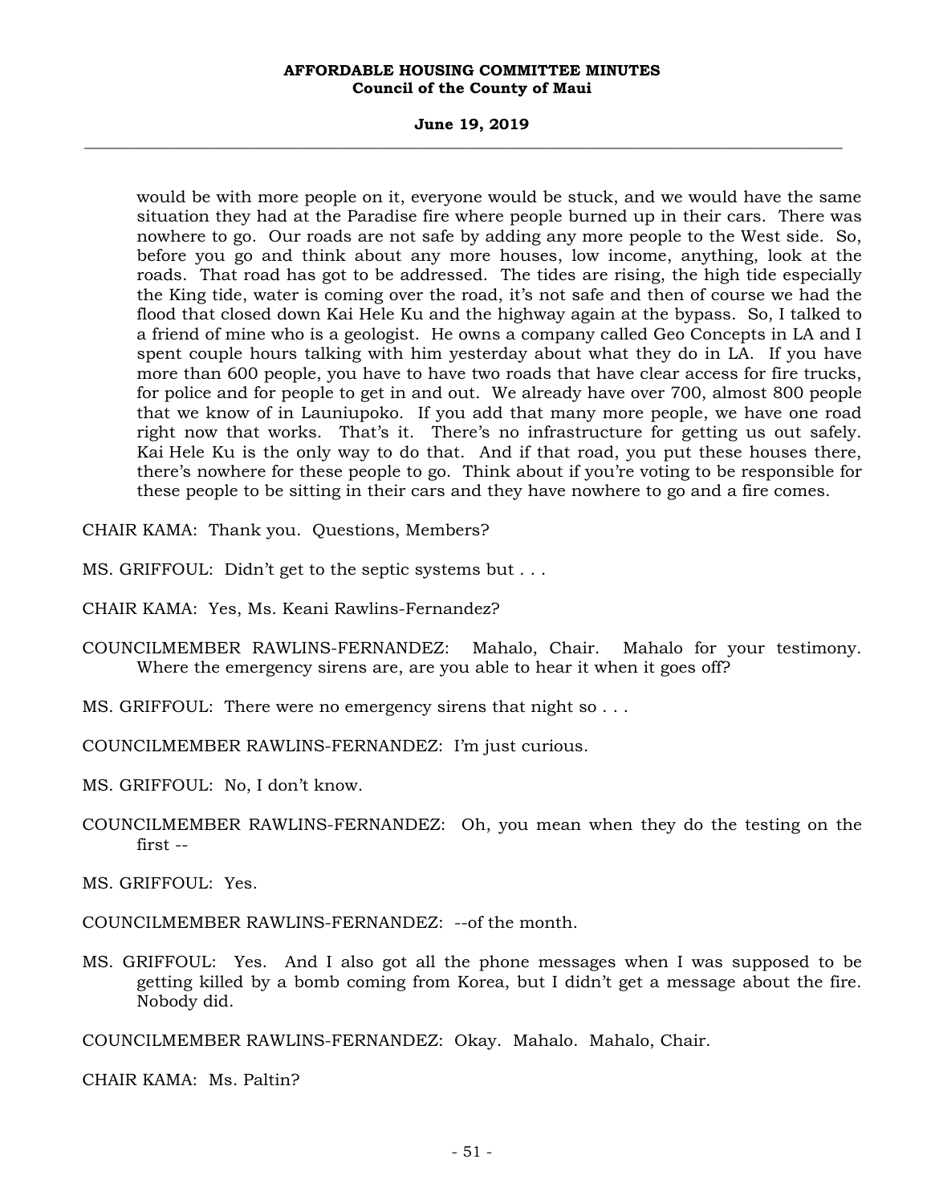would be with more people on it, everyone would be stuck, and we would have the same situation they had at the Paradise fire where people burned up in their cars. There was nowhere to go. Our roads are not safe by adding any more people to the West side. So, before you go and think about any more houses, low income, anything, look at the roads. That road has got to be addressed. The tides are rising, the high tide especially the King tide, water is coming over the road, it's not safe and then of course we had the flood that closed down Kai Hele Ku and the highway again at the bypass. So, I talked to a friend of mine who is a geologist. He owns a company called Geo Concepts in LA and I spent couple hours talking with him yesterday about what they do in LA. If you have more than 600 people, you have to have two roads that have clear access for fire trucks, for police and for people to get in and out. We already have over 700, almost 800 people that we know of in Launiupoko. If you add that many more people, we have one road right now that works. That's it. There's no infrastructure for getting us out safely. Kai Hele Ku is the only way to do that. And if that road, you put these houses there, there's nowhere for these people to go. Think about if you're voting to be responsible for these people to be sitting in their cars and they have nowhere to go and a fire comes.

CHAIR KAMA: Thank you. Questions, Members?

MS. GRIFFOUL: Didn't get to the septic systems but . . .

CHAIR KAMA: Yes, Ms. Keani Rawlins-Fernandez?

COUNCILMEMBER RAWLINS-FERNANDEZ: Mahalo, Chair. Mahalo for your testimony. Where the emergency sirens are, are you able to hear it when it goes off?

MS. GRIFFOUL: There were no emergency sirens that night so . . .

COUNCILMEMBER RAWLINS-FERNANDEZ: I'm just curious.

MS. GRIFFOUL: No, I don't know.

COUNCILMEMBER RAWLINS-FERNANDEZ: Oh, you mean when they do the testing on the first --

MS. GRIFFOUL: Yes.

COUNCILMEMBER RAWLINS-FERNANDEZ: --of the month.

MS. GRIFFOUL: Yes. And I also got all the phone messages when I was supposed to be getting killed by a bomb coming from Korea, but I didn't get a message about the fire. Nobody did.

COUNCILMEMBER RAWLINS-FERNANDEZ: Okay. Mahalo. Mahalo, Chair.

CHAIR KAMA: Ms. Paltin?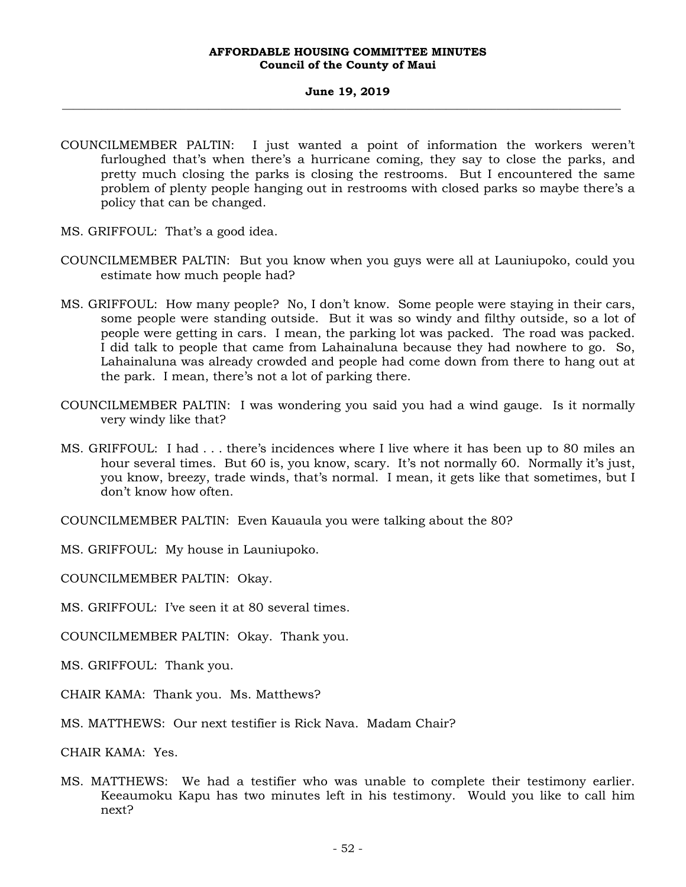COUNCILMEMBER PALTIN: I just wanted a point of information the workers weren't furloughed that's when there's a hurricane coming, they say to close the parks, and pretty much closing the parks is closing the restrooms. But I encountered the same problem of plenty people hanging out in restrooms with closed parks so maybe there's a policy that can be changed.

MS. GRIFFOUL: That's a good idea.

COUNCILMEMBER PALTIN: But you know when you guys were all at Launiupoko, could you estimate how much people had?

MS. GRIFFOUL: How many people? No, I don't know. Some people were staying in their cars, some people were standing outside. But it was so windy and filthy outside, so a lot of people were getting in cars. I mean, the parking lot was packed. The road was packed. I did talk to people that came from Lahainaluna because they had nowhere to go. So, Lahainaluna was already crowded and people had come down from there to hang out at the park. I mean, there's not a lot of parking there.

COUNCILMEMBER PALTIN: I was wondering you said you had a wind gauge. Is it normally very windy like that?

MS. GRIFFOUL: I had . . . there's incidences where I live where it has been up to 80 miles an hour several times. But 60 is, you know, scary. It's not normally 60. Normally it's just, you know, breezy, trade winds, that's normal. I mean, it gets like that sometimes, but I don't know how often.

COUNCILMEMBER PALTIN: Even Kauaula you were talking about the 80?

MS. GRIFFOUL: My house in Launiupoko.

COUNCILMEMBER PALTIN: Okay.

MS. GRIFFOUL: I've seen it at 80 several times.

COUNCILMEMBER PALTIN: Okay. Thank you.

MS. GRIFFOUL: Thank you.

CHAIR KAMA: Thank you. Ms. Matthews?

MS. MATTHEWS: Our next testifier is Rick Nava. Madam Chair?

CHAIR KAMA: Yes.

MS. MATTHEWS: We had a testifier who was unable to complete their testimony earlier. Keeaumoku Kapu has two minutes left in his testimony. Would you like to call him next?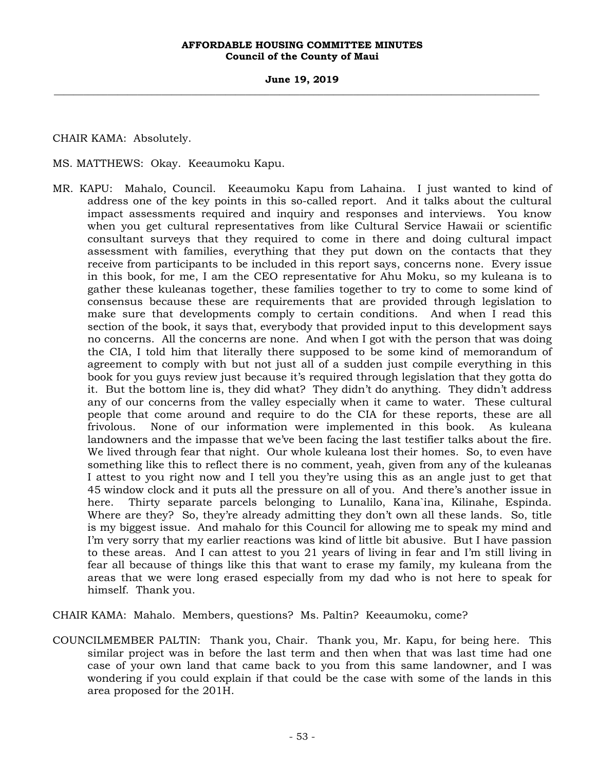CHAIR KAMA: Absolutely.

MS. MATTHEWS: Okay. Keeaumoku Kapu.

MR. KAPU: Mahalo, Council. Keeaumoku Kapu from Lahaina. I just wanted to kind of address one of the key points in this so-called report. And it talks about the cultural impact assessments required and inquiry and responses and interviews. You know when you get cultural representatives from like Cultural Service Hawaii or scientific consultant surveys that they required to come in there and doing cultural impact assessment with families, everything that they put down on the contacts that they receive from participants to be included in this report says, concerns none. Every issue in this book, for me, I am the CEO representative for Ahu Moku, so my kuleana is to gather these kuleanas together, these families together to try to come to some kind of consensus because these are requirements that are provided through legislation to make sure that developments comply to certain conditions. And when I read this section of the book, it says that, everybody that provided input to this development says no concerns. All the concerns are none. And when I got with the person that was doing the CIA, I told him that literally there supposed to be some kind of memorandum of agreement to comply with but not just all of a sudden just compile everything in this book for you guys review just because it's required through legislation that they gotta do it. But the bottom line is, they did what? They didn't do anything. They didn't address any of our concerns from the valley especially when it came to water. These cultural people that come around and require to do the CIA for these reports, these are all frivolous. None of our information were implemented in this book. As kuleana landowners and the impasse that we've been facing the last testifier talks about the fire. We lived through fear that night. Our whole kuleana lost their homes. So, to even have something like this to reflect there is no comment, yeah, given from any of the kuleanas I attest to you right now and I tell you they're using this as an angle just to get that 45 window clock and it puts all the pressure on all of you. And there's another issue in here. Thirty separate parcels belonging to Lunalilo, Kana`ina, Kilinahe, Espinda. Where are they? So, they're already admitting they don't own all these lands. So, title is my biggest issue. And mahalo for this Council for allowing me to speak my mind and I'm very sorry that my earlier reactions was kind of little bit abusive. But I have passion to these areas. And I can attest to you 21 years of living in fear and I'm still living in fear all because of things like this that want to erase my family, my kuleana from the areas that we were long erased especially from my dad who is not here to speak for himself. Thank you.

CHAIR KAMA: Mahalo. Members, questions? Ms. Paltin? Keeaumoku, come?

COUNCILMEMBER PALTIN: Thank you, Chair. Thank you, Mr. Kapu, for being here. This similar project was in before the last term and then when that was last time had one case of your own land that came back to you from this same landowner, and I was wondering if you could explain if that could be the case with some of the lands in this area proposed for the 201H.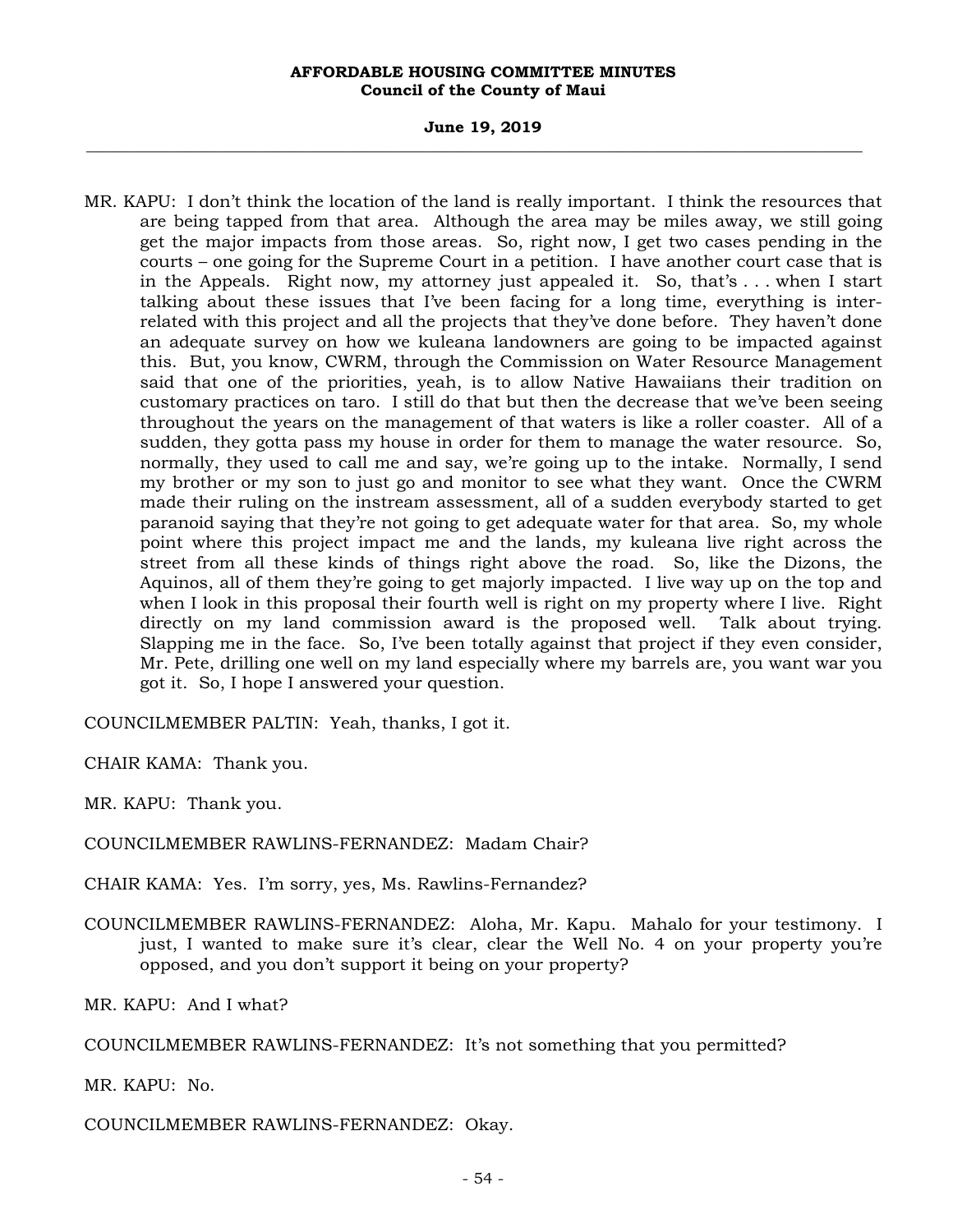MR. KAPU: I don't think the location of the land is really important. I think the resources that are being tapped from that area. Although the area may be miles away, we still going get the major impacts from those areas. So, right now, I get two cases pending in the courts – one going for the Supreme Court in a petition. I have another court case that is in the Appeals. Right now, my attorney just appealed it. So, that's . . . when I start talking about these issues that I've been facing for a long time, everything is inter-related with this project and all the projects that they've done before. They haven't done an adequate survey on how we kuleana landowners are going to be impacted against this. But, you know, CWRM, through the Commission on Water Resource Management said that one of the priorities, yeah, is to allow Native Hawaiians their tradition on customary practices on taro. I still do that but then the decrease that we've been seeing throughout the years on the management of that waters is like a roller coaster. All of a sudden, they gotta pass my house in order for them to manage the water resource. So, normally, they used to call me and say, we're going up to the intake. Normally, I send my brother or my son to just go and monitor to see what they want. Once the CWRM made their ruling on the instream assessment, all of a sudden everybody started to get paranoid saying that they're not going to get adequate water for that area. So, my whole point where this project impact me and the lands, my kuleana live right across the street from all these kinds of things right above the road. So, like the Dizons, the Aquinos, all of them they're going to get majorly impacted. I live way up on the top and when I look in this proposal their fourth well is right on my property where I live. Right directly on my land commission award is the proposed well. Talk about trying. Slapping me in the face. So, I've been totally against that project if they even consider, Mr. Pete, drilling one well on my land especially where my barrels are, you want war you got it. So, I hope I answered your question.

COUNCILMEMBER PALTIN: Yeah, thanks, I got it.

CHAIR KAMA: Thank you.

MR. KAPU: Thank you.

COUNCILMEMBER RAWLINS-FERNANDEZ: Madam Chair?

CHAIR KAMA: Yes. I'm sorry, yes, Ms. Rawlins-Fernandez?

COUNCILMEMBER RAWLINS-FERNANDEZ: Aloha, Mr. Kapu. Mahalo for your testimony. I just, I wanted to make sure it's clear, clear the Well No. 4 on your property you're opposed, and you don't support it being on your property?

MR. KAPU: And I what?

COUNCILMEMBER RAWLINS-FERNANDEZ: It's not something that you permitted?

MR. KAPU: No.

COUNCILMEMBER RAWLINS-FERNANDEZ: Okay.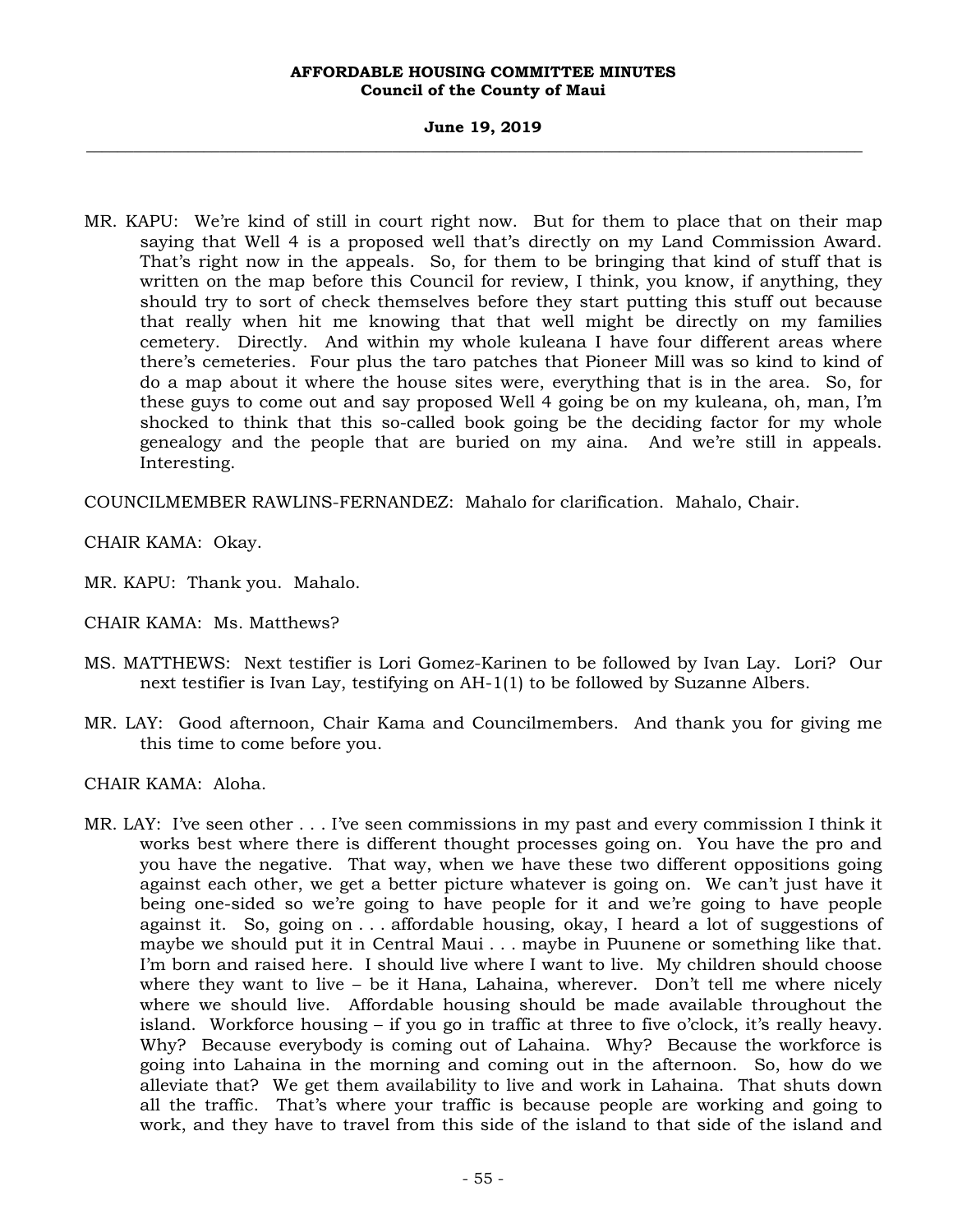MR. KAPU: We're kind of still in court right now. But for them to place that on their map saying that Well 4 is a proposed well that's directly on my Land Commission Award. That's right now in the appeals. So, for them to be bringing that kind of stuff that is written on the map before this Council for review, I think, you know, if anything, they should try to sort of check themselves before they start putting this stuff out because that really when hit me knowing that that well might be directly on my families cemetery. Directly. And within my whole kuleana I have four different areas where there's cemeteries. Four plus the taro patches that Pioneer Mill was so kind to kind of do a map about it where the house sites were, everything that is in the area. So, for these guys to come out and say proposed Well 4 going be on my kuleana, oh, man, I'm shocked to think that this so-called book going be the deciding factor for my whole genealogy and the people that are buried on my aina. And we're still in appeals. Interesting.

COUNCILMEMBER RAWLINS-FERNANDEZ: Mahalo for clarification. Mahalo, Chair.

CHAIR KAMA: Okay.

MR. KAPU: Thank you. Mahalo.

CHAIR KAMA: Ms. Matthews?

MS. MATTHEWS: Next testifier is Lori Gomez-Karinen to be followed by Ivan Lay. Lori? Our next testifier is Ivan Lay, testifying on AH-1(1) to be followed by Suzanne Albers.

MR. LAY: Good afternoon, Chair Kama and Councilmembers. And thank you for giving me this time to come before you.

CHAIR KAMA: Aloha.

MR. LAY: I've seen other . . . I've seen commissions in my past and every commission I think it works best where there is different thought processes going on. You have the pro and you have the negative. That way, when we have these two different oppositions going against each other, we get a better picture whatever is going on. We can't just have it being one-sided so we're going to have people for it and we're going to have people against it. So, going on . . . affordable housing, okay, I heard a lot of suggestions of maybe we should put it in Central Maui . . . maybe in Puunene or something like that. I'm born and raised here. I should live where I want to live. My children should choose where they want to live – be it Hana, Lahaina, wherever. Don't tell me where nicely where we should live. Affordable housing should be made available throughout the island. Workforce housing – if you go in traffic at three to five o'clock, it's really heavy. Why? Because everybody is coming out of Lahaina. Why? Because the workforce is going into Lahaina in the morning and coming out in the afternoon. So, how do we alleviate that? We get them availability to live and work in Lahaina. That shuts down all the traffic. That's where your traffic is because people are working and going to work, and they have to travel from this side of the island to that side of the island and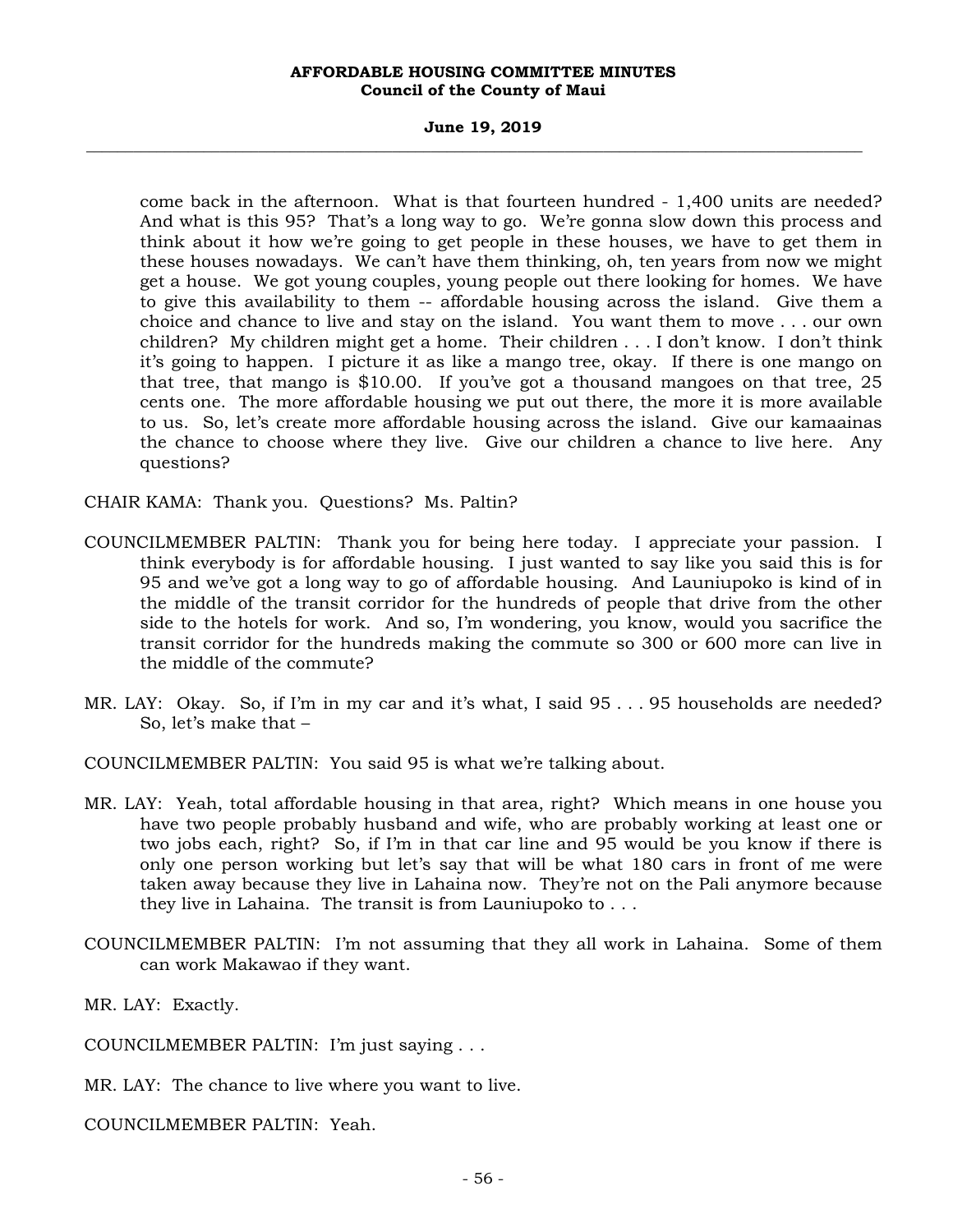come back in the afternoon. What is that fourteen hundred - 1,400 units are needed? And what is this 95? That's a long way to go. We're gonna slow down this process and think about it how we're going to get people in these houses, we have to get them in these houses nowadays. We can't have them thinking, oh, ten years from now we might get a house. We got young couples, young people out there looking for homes. We have to give this availability to them -- affordable housing across the island. Give them a choice and chance to live and stay on the island. You want them to move . . . our own children? My children might get a home. Their children . . . I don't know. I don't think it's going to happen. I picture it as like a mango tree, okay. If there is one mango on that tree, that mango is $10.00. If you've got a thousand mangoes on that tree, 25 cents one. The more affordable housing we put out there, the more it is more available to us. So, let's create more affordable housing across the island. Give our kamaainas the chance to choose where they live. Give our children a chance to live here. Any questions?

CHAIR KAMA: Thank you. Questions? Ms. Paltin?

COUNCILMEMBER PALTIN: Thank you for being here today. I appreciate your passion. I think everybody is for affordable housing. I just wanted to say like you said this is for 95 and we've got a long way to go of affordable housing. And Launiupoko is kind of in the middle of the transit corridor for the hundreds of people that drive from the other side to the hotels for work. And so, I'm wondering, you know, would you sacrifice the transit corridor for the hundreds making the commute so 300 or 600 more can live in the middle of the commute?

MR. LAY: Okay. So, if I'm in my car and it's what, I said 95 . . . 95 households are needed? So, let's make that –

COUNCILMEMBER PALTIN: You said 95 is what we're talking about.

MR. LAY: Yeah, total affordable housing in that area, right? Which means in one house you have two people probably husband and wife, who are probably working at least one or two jobs each, right? So, if I'm in that car line and 95 would be you know if there is only one person working but let's say that will be what 180 cars in front of me were taken away because they live in Lahaina now. They're not on the Pali anymore because they live in Lahaina. The transit is from Launiupoko to . . .

COUNCILMEMBER PALTIN: I'm not assuming that they all work in Lahaina. Some of them can work Makawao if they want.

MR. LAY: Exactly.

COUNCILMEMBER PALTIN: I'm just saying . . .

MR. LAY: The chance to live where you want to live.

COUNCILMEMBER PALTIN: Yeah.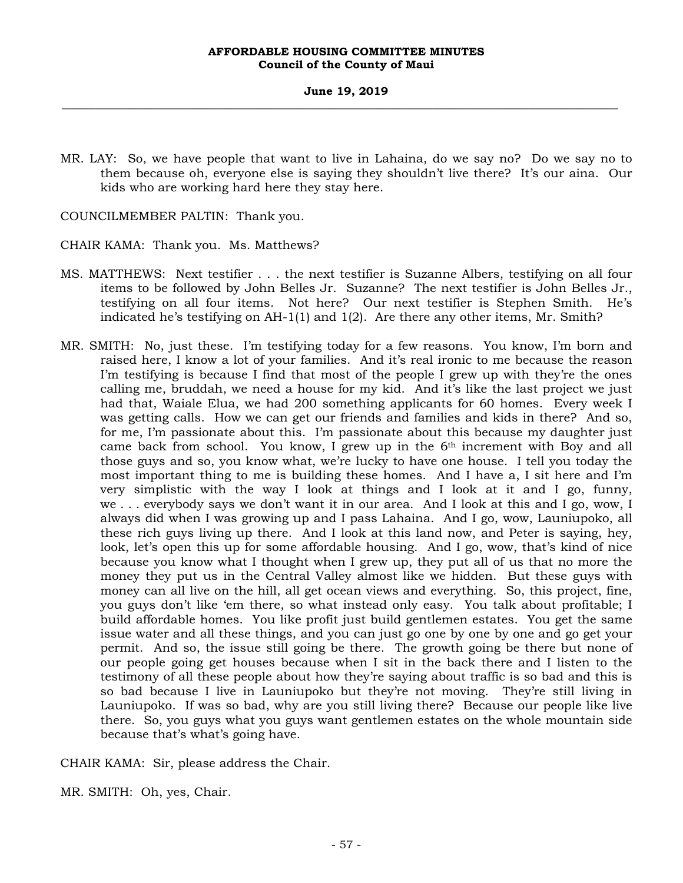MR. LAY: So, we have people that want to live in Lahaina, do we say no? Do we say no to them because oh, everyone else is saying they shouldn't live there? It's our aina. Our kids who are working hard here they stay here.

COUNCILMEMBER PALTIN: Thank you.

CHAIR KAMA: Thank you. Ms. Matthews?

MS. MATTHEWS: Next testifier . . . the next testifier is Suzanne Albers, testifying on all four items to be followed by John Belles Jr. Suzanne? The next testifier is John Belles Jr., testifying on all four items. Not here? Our next testifier is Stephen Smith. He's indicated he's testifying on AH-1(1) and 1(2). Are there any other items, Mr. Smith?

MR. SMITH: No, just these. I'm testifying today for a few reasons. You know, I'm born and raised here, I know a lot of your families. And it's real ironic to me because the reason I'm testifying is because I find that most of the people I grew up with they're the ones calling me, bruddah, we need a house for my kid. And it's like the last project we just had that, Waiale Elua, we had 200 something applicants for 60 homes. Every week I was getting calls. How we can get our friends and families and kids in there? And so, for me, I'm passionate about this. I'm passionate about this because my daughter just came back from school. You know, I grew up in the 6th increment with Boy and all those guys and so, you know what, we're lucky to have one house. I tell you today the most important thing to me is building these homes. And I have a, I sit here and I'm very simplistic with the way I look at things and I look at it and I go, funny, we . . . everybody says we don't want it in our area. And I look at this and I go, wow, I always did when I was growing up and I pass Lahaina. And I go, wow, Launiupoko, all these rich guys living up there. And I look at this land now, and Peter is saying, hey, look, let's open this up for some affordable housing. And I go, wow, that's kind of nice because you know what I thought when I grew up, they put all of us that no more the money they put us in the Central Valley almost like we hidden. But these guys with money can all live on the hill, all get ocean views and everything. So, this project, fine, you guys don't like 'em there, so what instead only easy. You talk about profitable; I build affordable homes. You like profit just build gentlemen estates. You get the same issue water and all these things, and you can just go one by one by one and go get your permit. And so, the issue still going be there. The growth going be there but none of our people going get houses because when I sit in the back there and I listen to the testimony of all these people about how they're saying about traffic is so bad and this is so bad because I live in Launiupoko but they're not moving. They're still living in Launiupoko. If was so bad, why are you still living there? Because our people like live there. So, you guys what you guys want gentlemen estates on the whole mountain side because that's what's going have.

CHAIR KAMA: Sir, please address the Chair.

MR. SMITH: Oh, yes, Chair.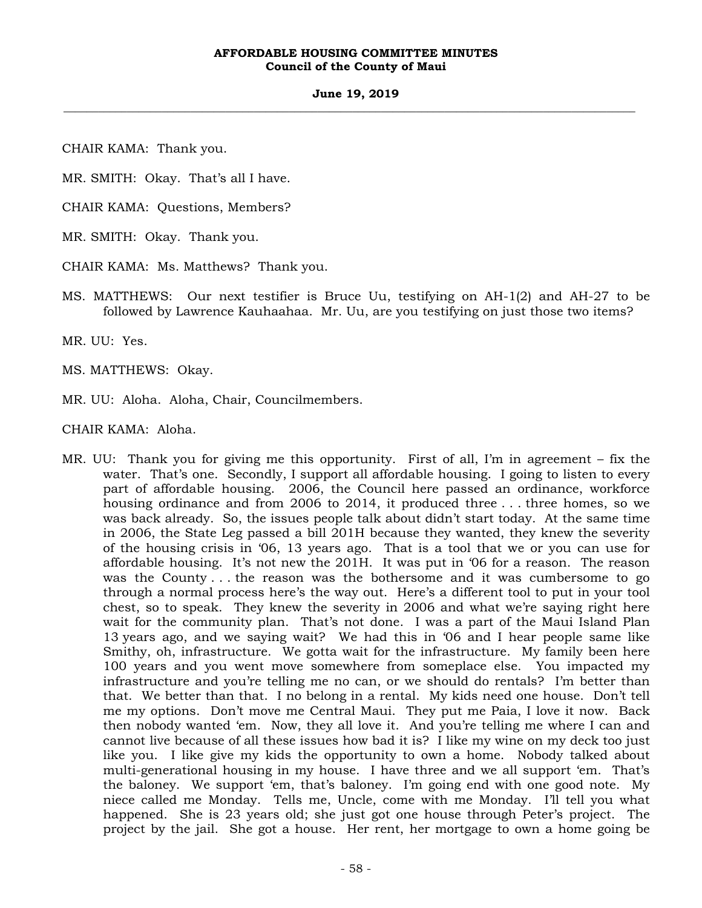CHAIR KAMA: Thank you.

MR. SMITH: Okay. That's all I have.

CHAIR KAMA: Questions, Members?

MR. SMITH: Okay. Thank you.

CHAIR KAMA: Ms. Matthews? Thank you.

MS. MATTHEWS: Our next testifier is Bruce Uu, testifying on AH-1(2) and AH-27 to be followed by Lawrence Kauhaahaa. Mr. Uu, are you testifying on just those two items?

MR. UU: Yes.

MS. MATTHEWS: Okay.

MR. UU: Aloha. Aloha, Chair, Councilmembers.

CHAIR KAMA: Aloha.

MR. UU: Thank you for giving me this opportunity. First of all, I'm in agreement – fix the water. That's one. Secondly, I support all affordable housing. I going to listen to every part of affordable housing. 2006, the Council here passed an ordinance, workforce housing ordinance and from 2006 to 2014, it produced three . . . three homes, so we was back already. So, the issues people talk about didn't start today. At the same time in 2006, the State Leg passed a bill 201H because they wanted, they knew the severity of the housing crisis in '06, 13 years ago. That is a tool that we or you can use for affordable housing. It's not new the 201H. It was put in '06 for a reason. The reason was the County . . . the reason was the bothersome and it was cumbersome to go through a normal process here's the way out. Here's a different tool to put in your tool chest, so to speak. They knew the severity in 2006 and what we're saying right here wait for the community plan. That's not done. I was a part of the Maui Island Plan 13 years ago, and we saying wait? We had this in '06 and I hear people same like Smithy, oh, infrastructure. We gotta wait for the infrastructure. My family been here 100 years and you went move somewhere from someplace else. You impacted my infrastructure and you're telling me no can, or we should do rentals? I'm better than that. We better than that. I no belong in a rental. My kids need one house. Don't tell me my options. Don't move me Central Maui. They put me Paia, I love it now. Back then nobody wanted 'em. Now, they all love it. And you're telling me where I can and cannot live because of all these issues how bad it is? I like my wine on my deck too just like you. I like give my kids the opportunity to own a home. Nobody talked about multi-generational housing in my house. I have three and we all support 'em. That's the baloney. We support 'em, that's baloney. I'm going end with one good note. My niece called me Monday. Tells me, Uncle, come with me Monday. I'll tell you what happened. She is 23 years old; she just got one house through Peter's project. The project by the jail. She got a house. Her rent, her mortgage to own a home going be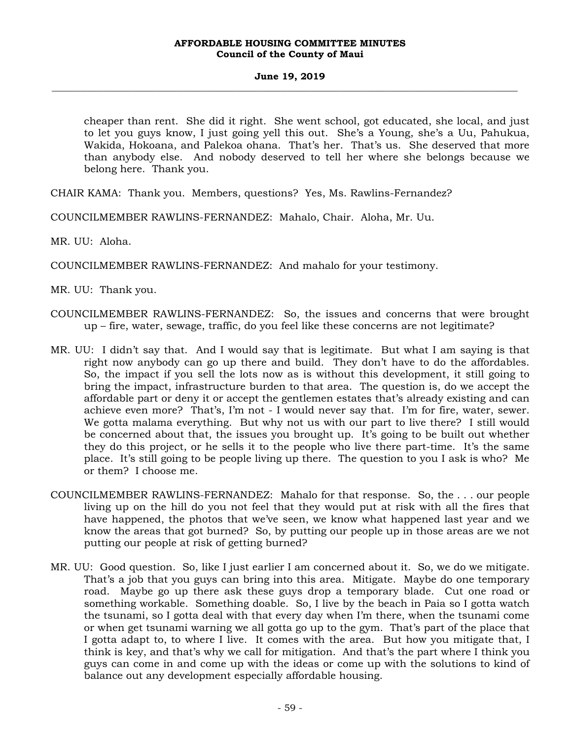cheaper than rent. She did it right. She went school, got educated, she local, and just to let you guys know, I just going yell this out. She's a Young, she's a Uu, Pahukua, Wakida, Hokoana, and Palekoa ohana. That's her. That's us. She deserved that more than anybody else. And nobody deserved to tell her where she belongs because we belong here. Thank you.

CHAIR KAMA: Thank you. Members, questions? Yes, Ms. Rawlins-Fernandez?

COUNCILMEMBER RAWLINS-FERNANDEZ: Mahalo, Chair. Aloha, Mr. Uu.

MR. UU: Aloha.

COUNCILMEMBER RAWLINS-FERNANDEZ: And mahalo for your testimony.

MR. UU: Thank you.

COUNCILMEMBER RAWLINS-FERNANDEZ: So, the issues and concerns that were brought up – fire, water, sewage, traffic, do you feel like these concerns are not legitimate?

MR. UU: I didn't say that. And I would say that is legitimate. But what I am saying is that right now anybody can go up there and build. They don't have to do the affordables. So, the impact if you sell the lots now as is without this development, it still going to bring the impact, infrastructure burden to that area. The question is, do we accept the affordable part or deny it or accept the gentlemen estates that's already existing and can achieve even more? That's, I'm not - I would never say that. I'm for fire, water, sewer. We gotta malama everything. But why not us with our part to live there? I still would be concerned about that, the issues you brought up. It's going to be built out whether they do this project, or he sells it to the people who live there part-time. It's the same place. It's still going to be people living up there. The question to you I ask is who? Me or them? I choose me.

COUNCILMEMBER RAWLINS-FERNANDEZ: Mahalo for that response. So, the . . . our people living up on the hill do you not feel that they would put at risk with all the fires that have happened, the photos that we've seen, we know what happened last year and we know the areas that got burned? So, by putting our people up in those areas are we not putting our people at risk of getting burned?

MR. UU: Good question. So, like I just earlier I am concerned about it. So, we do we mitigate. That's a job that you guys can bring into this area. Mitigate. Maybe do one temporary road. Maybe go up there ask these guys drop a temporary blade. Cut one road or something workable. Something doable. So, I live by the beach in Paia so I gotta watch the tsunami, so I gotta deal with that every day when I'm there, when the tsunami come or when get tsunami warning we all gotta go up to the gym. That's part of the place that I gotta adapt to, to where I live. It comes with the area. But how you mitigate that, I think is key, and that's why we call for mitigation. And that's the part where I think you guys can come in and come up with the ideas or come up with the solutions to kind of balance out any development especially affordable housing.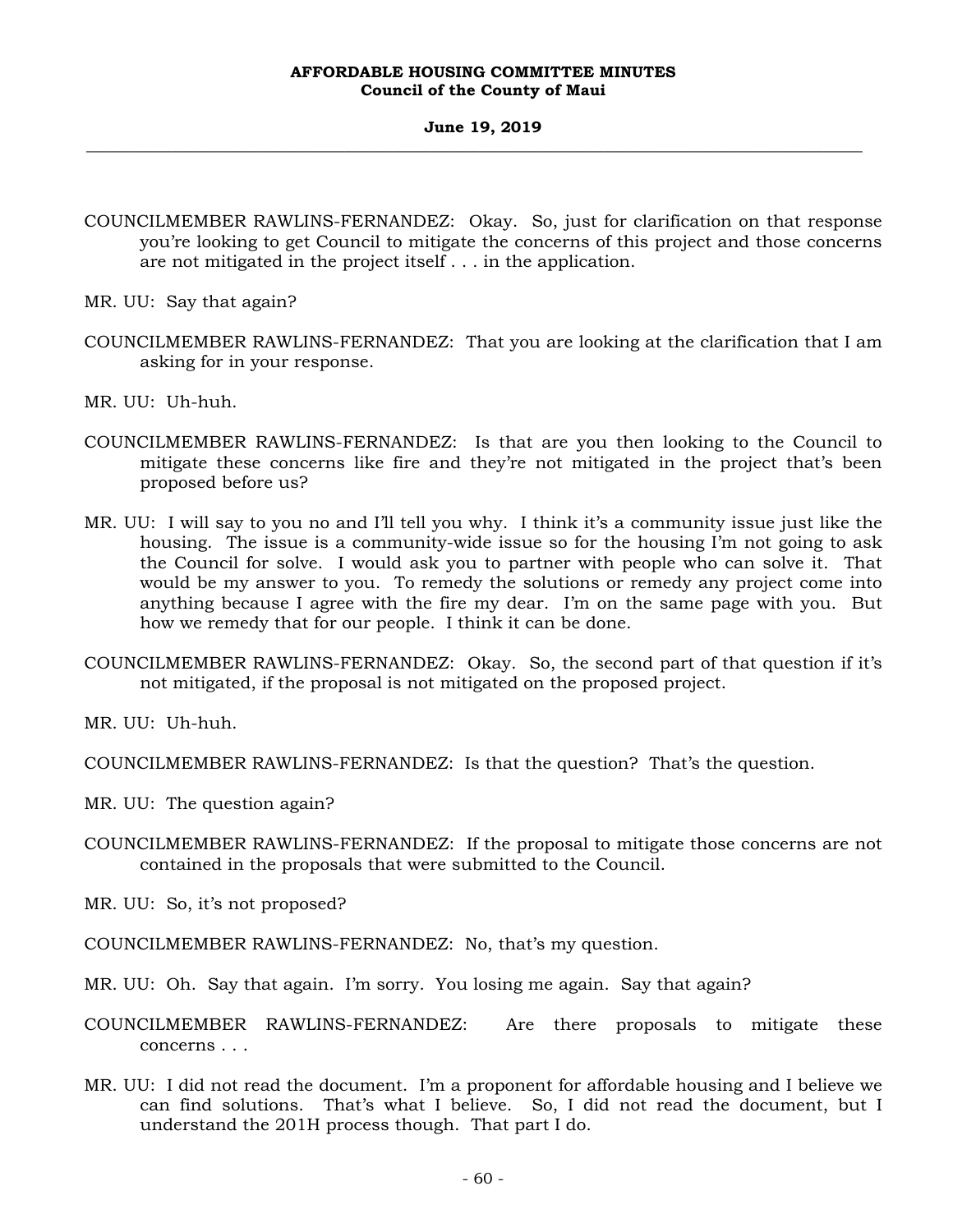COUNCILMEMBER RAWLINS-FERNANDEZ: Okay. So, just for clarification on that response you're looking to get Council to mitigate the concerns of this project and those concerns are not mitigated in the project itself . . . in the application.

MR. UU: Say that again?

COUNCILMEMBER RAWLINS-FERNANDEZ: That you are looking at the clarification that I am asking for in your response.

MR. UU: Uh-huh.

COUNCILMEMBER RAWLINS-FERNANDEZ: Is that are you then looking to the Council to mitigate these concerns like fire and they're not mitigated in the project that's been proposed before us?

MR. UU: I will say to you no and I'll tell you why. I think it's a community issue just like the housing. The issue is a community-wide issue so for the housing I'm not going to ask the Council for solve. I would ask you to partner with people who can solve it. That would be my answer to you. To remedy the solutions or remedy any project come into anything because I agree with the fire my dear. I'm on the same page with you. But how we remedy that for our people. I think it can be done.

COUNCILMEMBER RAWLINS-FERNANDEZ: Okay. So, the second part of that question if it's not mitigated, if the proposal is not mitigated on the proposed project.

MR. UU: Uh-huh.

COUNCILMEMBER RAWLINS-FERNANDEZ: Is that the question? That's the question.

MR. UU: The question again?

COUNCILMEMBER RAWLINS-FERNANDEZ: If the proposal to mitigate those concerns are not contained in the proposals that were submitted to the Council.

MR. UU: So, it's not proposed?

COUNCILMEMBER RAWLINS-FERNANDEZ: No, that's my question.

MR. UU: Oh. Say that again. I'm sorry. You losing me again. Say that again?

COUNCILMEMBER RAWLINS-FERNANDEZ: Are there proposals to mitigate these concerns . . .

MR. UU: I did not read the document. I'm a proponent for affordable housing and I believe we can find solutions. That's what I believe. So, I did not read the document, but I understand the 201H process though. That part I do.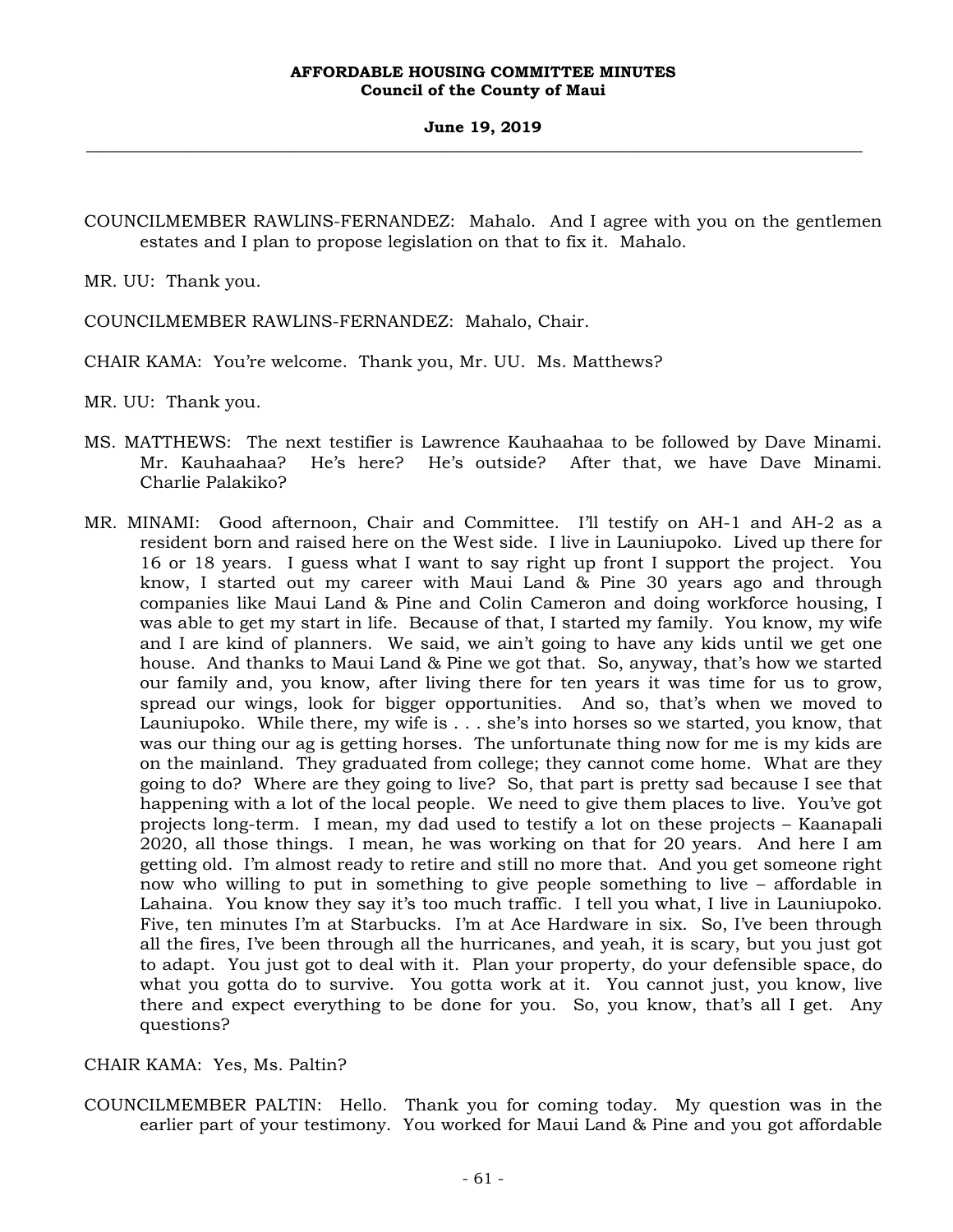COUNCILMEMBER RAWLINS-FERNANDEZ: Mahalo. And I agree with you on the gentlemen estates and I plan to propose legislation on that to fix it. Mahalo.

MR. UU: Thank you.

COUNCILMEMBER RAWLINS-FERNANDEZ: Mahalo, Chair.

CHAIR KAMA: You're welcome. Thank you, Mr. UU. Ms. Matthews?

MR. UU: Thank you.

MS. MATTHEWS: The next testifier is Lawrence Kauhaahaa to be followed by Dave Minami. Mr. Kauhaahaa? He's here? He's outside? After that, we have Dave Minami. Charlie Palakiko?

MR. MINAMI: Good afternoon, Chair and Committee. I'll testify on AH-1 and AH-2 as a resident born and raised here on the West side. I live in Launiupoko. Lived up there for 16 or 18 years. I guess what I want to say right up front I support the project. You know, I started out my career with Maui Land & Pine 30 years ago and through companies like Maui Land & Pine and Colin Cameron and doing workforce housing, I was able to get my start in life. Because of that, I started my family. You know, my wife and I are kind of planners. We said, we ain't going to have any kids until we get one house. And thanks to Maui Land & Pine we got that. So, anyway, that's how we started our family and, you know, after living there for ten years it was time for us to grow, spread our wings, look for bigger opportunities. And so, that's when we moved to Launiupoko. While there, my wife is . . . she's into horses so we started, you know, that was our thing our ag is getting horses. The unfortunate thing now for me is my kids are on the mainland. They graduated from college; they cannot come home. What are they going to do? Where are they going to live? So, that part is pretty sad because I see that happening with a lot of the local people. We need to give them places to live. You've got projects long-term. I mean, my dad used to testify a lot on these projects – Kaanapali 2020, all those things. I mean, he was working on that for 20 years. And here I am getting old. I'm almost ready to retire and still no more that. And you get someone right now who willing to put in something to give people something to live – affordable in Lahaina. You know they say it's too much traffic. I tell you what, I live in Launiupoko. Five, ten minutes I'm at Starbucks. I'm at Ace Hardware in six. So, I've been through all the fires, I've been through all the hurricanes, and yeah, it is scary, but you just got to adapt. You just got to deal with it. Plan your property, do your defensible space, do what you gotta do to survive. You gotta work at it. You cannot just, you know, live there and expect everything to be done for you. So, you know, that's all I get. Any questions?

CHAIR KAMA: Yes, Ms. Paltin?

COUNCILMEMBER PALTIN: Hello. Thank you for coming today. My question was in the earlier part of your testimony. You worked for Maui Land & Pine and you got affordable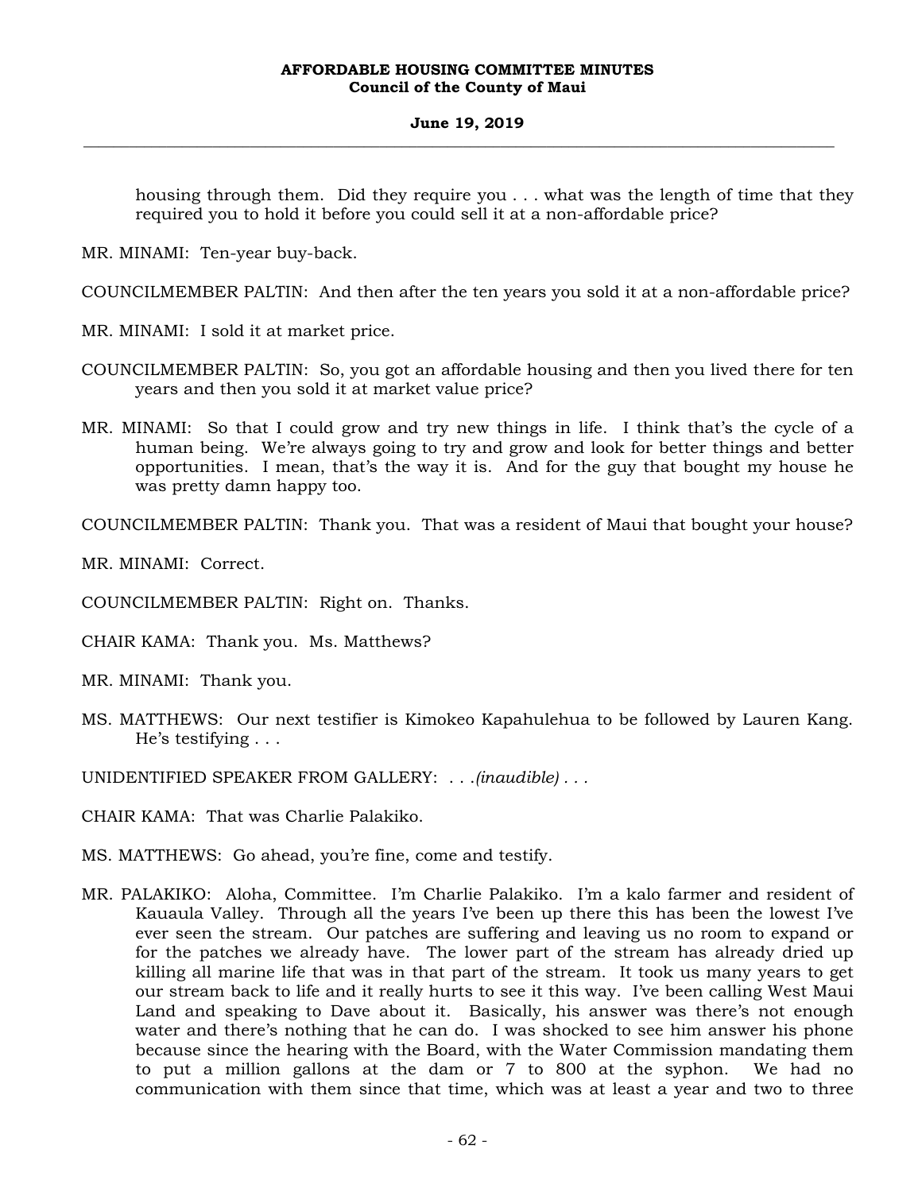housing through them. Did they require you . . . what was the length of time that they required you to hold it before you could sell it at a non-affordable price?

MR. MINAMI: Ten-year buy-back.

COUNCILMEMBER PALTIN: And then after the ten years you sold it at a non-affordable price?

MR. MINAMI: I sold it at market price.

COUNCILMEMBER PALTIN: So, you got an affordable housing and then you lived there for ten years and then you sold it at market value price?

MR. MINAMI: So that I could grow and try new things in life. I think that's the cycle of a human being. We're always going to try and grow and look for better things and better opportunities. I mean, that's the way it is. And for the guy that bought my house he was pretty damn happy too.

COUNCILMEMBER PALTIN: Thank you. That was a resident of Maui that bought your house?

MR. MINAMI: Correct.

COUNCILMEMBER PALTIN: Right on. Thanks.

CHAIR KAMA: Thank you. Ms. Matthews?

MR. MINAMI: Thank you.

MS. MATTHEWS: Our next testifier is Kimokeo Kapahulehua to be followed by Lauren Kang. He's testifying . . .

UNIDENTIFIED SPEAKER FROM GALLERY: . . .*(inaudible)* . . .

CHAIR KAMA: That was Charlie Palakiko.

MS. MATTHEWS: Go ahead, you're fine, come and testify.

MR. PALAKIKO: Aloha, Committee. I'm Charlie Palakiko. I'm a kalo farmer and resident of Kauaula Valley. Through all the years I've been up there this has been the lowest I've ever seen the stream. Our patches are suffering and leaving us no room to expand or for the patches we already have. The lower part of the stream has already dried up killing all marine life that was in that part of the stream. It took us many years to get our stream back to life and it really hurts to see it this way. I've been calling West Maui Land and speaking to Dave about it. Basically, his answer was there's not enough water and there's nothing that he can do. I was shocked to see him answer his phone because since the hearing with the Board, with the Water Commission mandating them to put a million gallons at the dam or 7 to 800 at the syphon. We had no communication with them since that time, which was at least a year and two to three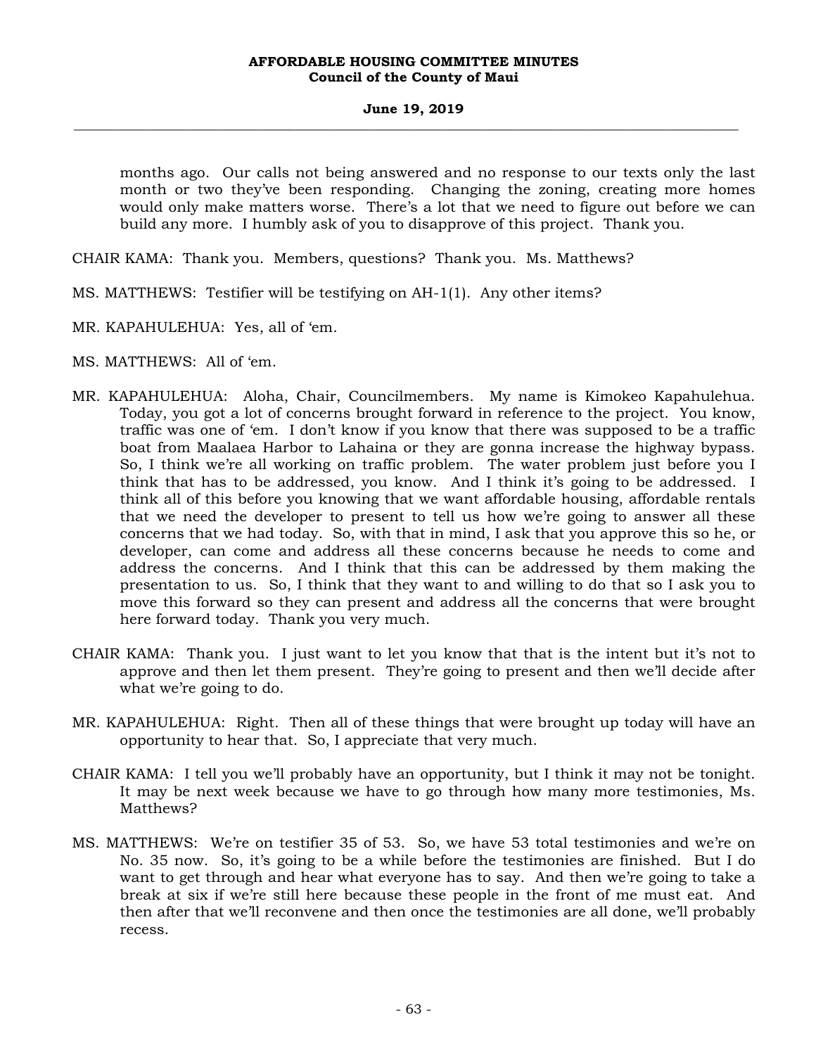months ago. Our calls not being answered and no response to our texts only the last month or two they've been responding. Changing the zoning, creating more homes would only make matters worse. There's a lot that we need to figure out before we can build any more. I humbly ask of you to disapprove of this project. Thank you.

CHAIR KAMA: Thank you. Members, questions? Thank you. Ms. Matthews?

MS. MATTHEWS: Testifier will be testifying on AH-1(1). Any other items?

MR. KAPAHULEHUA: Yes, all of 'em.

MS. MATTHEWS: All of 'em.

MR. KAPAHULEHUA: Aloha, Chair, Councilmembers. My name is Kimokeo Kapahulehua. Today, you got a lot of concerns brought forward in reference to the project. You know, traffic was one of 'em. I don't know if you know that there was supposed to be a traffic boat from Maalaea Harbor to Lahaina or they are gonna increase the highway bypass. So, I think we're all working on traffic problem. The water problem just before you I think that has to be addressed, you know. And I think it's going to be addressed. I think all of this before you knowing that we want affordable housing, affordable rentals that we need the developer to present to tell us how we're going to answer all these concerns that we had today. So, with that in mind, I ask that you approve this so he, or developer, can come and address all these concerns because he needs to come and address the concerns. And I think that this can be addressed by them making the presentation to us. So, I think that they want to and willing to do that so I ask you to move this forward so they can present and address all the concerns that were brought here forward today. Thank you very much.

CHAIR KAMA: Thank you. I just want to let you know that that is the intent but it's not to approve and then let them present. They're going to present and then we'll decide after what we're going to do.

MR. KAPAHULEHUA: Right. Then all of these things that were brought up today will have an opportunity to hear that. So, I appreciate that very much.

CHAIR KAMA: I tell you we'll probably have an opportunity, but I think it may not be tonight. It may be next week because we have to go through how many more testimonies, Ms. Matthews?

MS. MATTHEWS: We're on testifier 35 of 53. So, we have 53 total testimonies and we're on No. 35 now. So, it's going to be a while before the testimonies are finished. But I do want to get through and hear what everyone has to say. And then we're going to take a break at six if we're still here because these people in the front of me must eat. And then after that we'll reconvene and then once the testimonies are all done, we'll probably recess.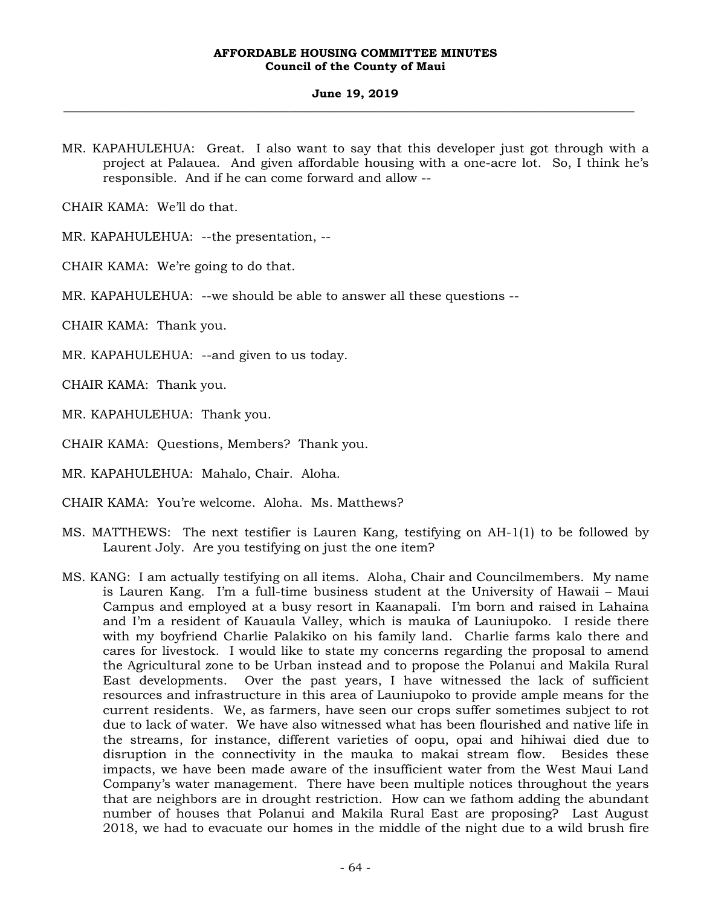MR. KAPAHULEHUA: Great. I also want to say that this developer just got through with a project at Palauea. And given affordable housing with a one-acre lot. So, I think he's responsible. And if he can come forward and allow --

CHAIR KAMA: We'll do that.

MR. KAPAHULEHUA: --the presentation, --

CHAIR KAMA: We're going to do that.

MR. KAPAHULEHUA: --we should be able to answer all these questions --

CHAIR KAMA: Thank you.

MR. KAPAHULEHUA: --and given to us today.

CHAIR KAMA: Thank you.

MR. KAPAHULEHUA: Thank you.

CHAIR KAMA: Questions, Members? Thank you.

MR. KAPAHULEHUA: Mahalo, Chair. Aloha.

CHAIR KAMA: You're welcome. Aloha. Ms. Matthews?

MS. MATTHEWS: The next testifier is Lauren Kang, testifying on AH-1(1) to be followed by Laurent Joly. Are you testifying on just the one item?

MS. KANG: I am actually testifying on all items. Aloha, Chair and Councilmembers. My name is Lauren Kang. I'm a full-time business student at the University of Hawaii – Maui Campus and employed at a busy resort in Kaanapali. I'm born and raised in Lahaina and I'm a resident of Kauaula Valley, which is mauka of Launiupoko. I reside there with my boyfriend Charlie Palakiko on his family land. Charlie farms kalo there and cares for livestock. I would like to state my concerns regarding the proposal to amend the Agricultural zone to be Urban instead and to propose the Polanui and Makila Rural East developments. Over the past years, I have witnessed the lack of sufficient resources and infrastructure in this area of Launiupoko to provide ample means for the current residents. We, as farmers, have seen our crops suffer sometimes subject to rot due to lack of water. We have also witnessed what has been flourished and native life in the streams, for instance, different varieties of oopu, opai and hihiwai died due to disruption in the connectivity in the mauka to makai stream flow. Besides these impacts, we have been made aware of the insufficient water from the West Maui Land Company's water management. There have been multiple notices throughout the years that are neighbors are in drought restriction. How can we fathom adding the abundant number of houses that Polanui and Makila Rural East are proposing? Last August 2018, we had to evacuate our homes in the middle of the night due to a wild brush fire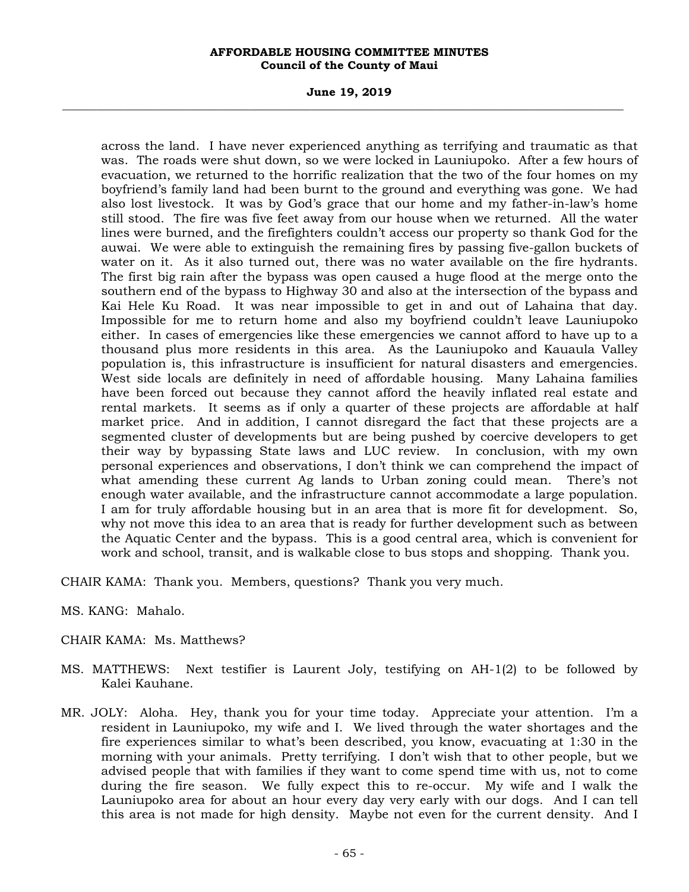across the land. I have never experienced anything as terrifying and traumatic as that was. The roads were shut down, so we were locked in Launiupoko. After a few hours of evacuation, we returned to the horrific realization that the two of the four homes on my boyfriend's family land had been burnt to the ground and everything was gone. We had also lost livestock. It was by God's grace that our home and my father-in-law's home still stood. The fire was five feet away from our house when we returned. All the water lines were burned, and the firefighters couldn't access our property so thank God for the auwai. We were able to extinguish the remaining fires by passing five-gallon buckets of water on it. As it also turned out, there was no water available on the fire hydrants. The first big rain after the bypass was open caused a huge flood at the merge onto the southern end of the bypass to Highway 30 and also at the intersection of the bypass and Kai Hele Ku Road. It was near impossible to get in and out of Lahaina that day. Impossible for me to return home and also my boyfriend couldn't leave Launiupoko either. In cases of emergencies like these emergencies we cannot afford to have up to a thousand plus more residents in this area. As the Launiupoko and Kauaula Valley population is, this infrastructure is insufficient for natural disasters and emergencies. West side locals are definitely in need of affordable housing. Many Lahaina families have been forced out because they cannot afford the heavily inflated real estate and rental markets. It seems as if only a quarter of these projects are affordable at half market price. And in addition, I cannot disregard the fact that these projects are a segmented cluster of developments but are being pushed by coercive developers to get their way by bypassing State laws and LUC review. In conclusion, with my own personal experiences and observations, I don't think we can comprehend the impact of what amending these current Ag lands to Urban zoning could mean. There's not enough water available, and the infrastructure cannot accommodate a large population. I am for truly affordable housing but in an area that is more fit for development. So, why not move this idea to an area that is ready for further development such as between the Aquatic Center and the bypass. This is a good central area, which is convenient for work and school, transit, and is walkable close to bus stops and shopping. Thank you.

CHAIR KAMA: Thank you. Members, questions? Thank you very much.

MS. KANG: Mahalo.

CHAIR KAMA: Ms. Matthews?

MS. MATTHEWS: Next testifier is Laurent Joly, testifying on AH-1(2) to be followed by Kalei Kauhane.

MR. JOLY: Aloha. Hey, thank you for your time today. Appreciate your attention. I'm a resident in Launiupoko, my wife and I. We lived through the water shortages and the fire experiences similar to what's been described, you know, evacuating at 1:30 in the morning with your animals. Pretty terrifying. I don't wish that to other people, but we advised people that with families if they want to come spend time with us, not to come during the fire season. We fully expect this to re-occur. My wife and I walk the Launiupoko area for about an hour every day very early with our dogs. And I can tell this area is not made for high density. Maybe not even for the current density. And I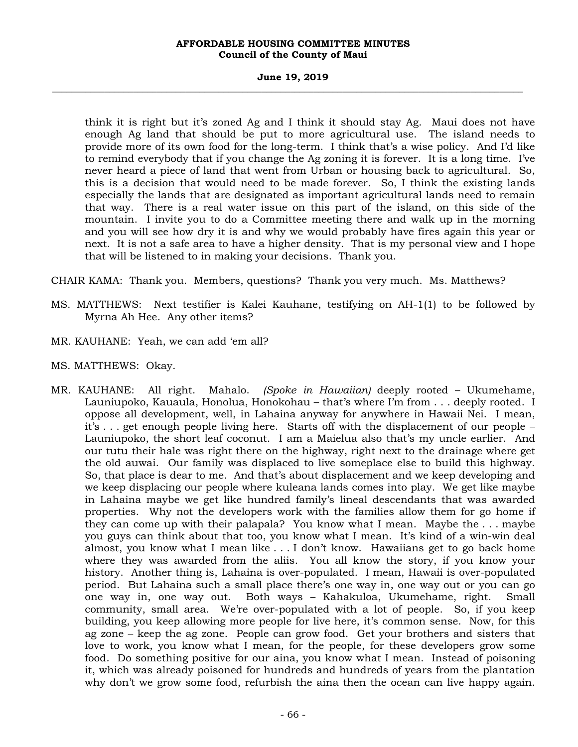think it is right but it's zoned Ag and I think it should stay Ag. Maui does not have enough Ag land that should be put to more agricultural use. The island needs to provide more of its own food for the long-term. I think that's a wise policy. And I'd like to remind everybody that if you change the Ag zoning it is forever. It is a long time. I've never heard a piece of land that went from Urban or housing back to agricultural. So, this is a decision that would need to be made forever. So, I think the existing lands especially the lands that are designated as important agricultural lands need to remain that way. There is a real water issue on this part of the island, on this side of the mountain. I invite you to do a Committee meeting there and walk up in the morning and you will see how dry it is and why we would probably have fires again this year or next. It is not a safe area to have a higher density. That is my personal view and I hope that will be listened to in making your decisions. Thank you.

CHAIR KAMA: Thank you. Members, questions? Thank you very much. Ms. Matthews?

MS. MATTHEWS: Next testifier is Kalei Kauhane, testifying on AH-1(1) to be followed by Myrna Ah Hee. Any other items?

MR. KAUHANE: Yeah, we can add 'em all?

MS. MATTHEWS: Okay.

MR. KAUHANE: All right. Mahalo. *(Spoke in Hawaiian)* deeply rooted – Ukumehame, Launiupoko, Kauaula, Honolua, Honokohau – that's where I'm from . . . deeply rooted. I oppose all development, well, in Lahaina anyway for anywhere in Hawaii Nei. I mean, it's . . . get enough people living here. Starts off with the displacement of our people – Launiupoko, the short leaf coconut. I am a Maielua also that's my uncle earlier. And our tutu their hale was right there on the highway, right next to the drainage where get the old auwai. Our family was displaced to live someplace else to build this highway. So, that place is dear to me. And that's about displacement and we keep developing and we keep displacing our people where kuleana lands comes into play. We get like maybe in Lahaina maybe we get like hundred family's lineal descendants that was awarded properties. Why not the developers work with the families allow them for go home if they can come up with their palapala? You know what I mean. Maybe the . . . maybe you guys can think about that too, you know what I mean. It's kind of a win-win deal almost, you know what I mean like . . . I don't know. Hawaiians get to go back home where they was awarded from the aliis. You all know the story, if you know your history. Another thing is, Lahaina is over-populated. I mean, Hawaii is over-populated period. But Lahaina such a small place there's one way in, one way out or you can go one way in, one way out. Both ways – Kahakuloa, Ukumehame, right. Small community, small area. We're over-populated with a lot of people. So, if you keep building, you keep allowing more people for live here, it's common sense. Now, for this ag zone – keep the ag zone. People can grow food. Get your brothers and sisters that love to work, you know what I mean, for the people, for these developers grow some food. Do something positive for our aina, you know what I mean. Instead of poisoning it, which was already poisoned for hundreds and hundreds of years from the plantation why don't we grow some food, refurbish the aina then the ocean can live happy again.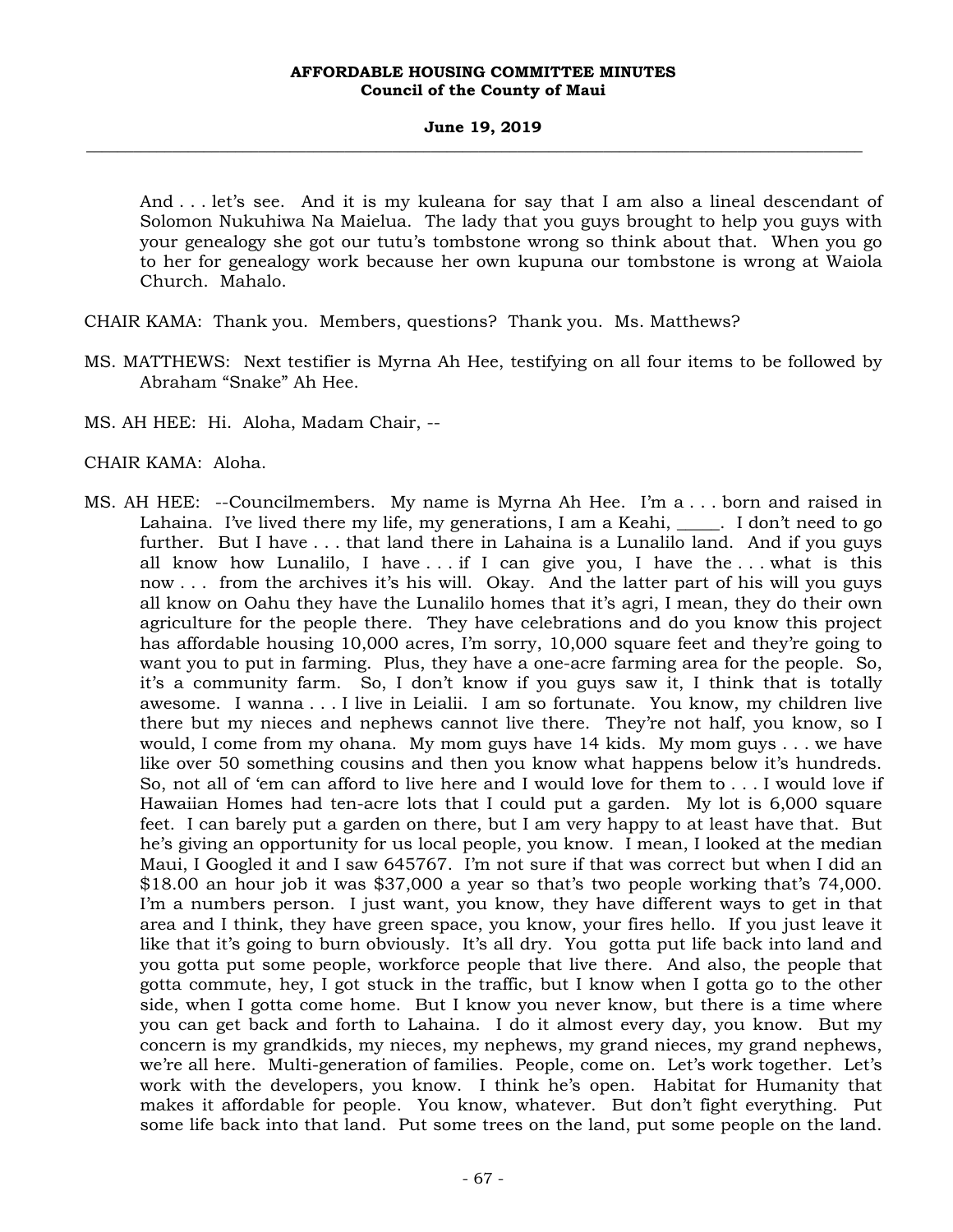And . . . let's see. And it is my kuleana for say that I am also a lineal descendant of Solomon Nukuhiwa Na Maielua. The lady that you guys brought to help you guys with your genealogy she got our tutu's tombstone wrong so think about that. When you go to her for genealogy work because her own kupuna our tombstone is wrong at Waiola Church. Mahalo.

CHAIR KAMA: Thank you. Members, questions? Thank you. Ms. Matthews?

MS. MATTHEWS: Next testifier is Myrna Ah Hee, testifying on all four items to be followed by Abraham "Snake" Ah Hee.

MS. AH HEE: Hi. Aloha, Madam Chair, --

CHAIR KAMA: Aloha.

MS. AH HEE: --Councilmembers. My name is Myrna Ah Hee. I'm a . . . born and raised in Lahaina. I've lived there my life, my generations, I am a Keahi, _____. I don't need to go further. But I have . . . that land there in Lahaina is a Lunalilo land. And if you guys all know how Lunalilo, I have . . . if I can give you, I have the . . . what is this now . . . from the archives it's his will. Okay. And the latter part of his will you guys all know on Oahu they have the Lunalilo homes that it's agri, I mean, they do their own agriculture for the people there. They have celebrations and do you know this project has affordable housing 10,000 acres, I'm sorry, 10,000 square feet and they're going to want you to put in farming. Plus, they have a one-acre farming area for the people. So, it's a community farm. So, I don't know if you guys saw it, I think that is totally awesome. I wanna . . . I live in Leialii. I am so fortunate. You know, my children live there but my nieces and nephews cannot live there. They're not half, you know, so I would, I come from my ohana. My mom guys have 14 kids. My mom guys . . . we have like over 50 something cousins and then you know what happens below it's hundreds. So, not all of 'em can afford to live here and I would love for them to . . . I would love if Hawaiian Homes had ten-acre lots that I could put a garden. My lot is 6,000 square feet. I can barely put a garden on there, but I am very happy to at least have that. But he's giving an opportunity for us local people, you know. I mean, I looked at the median Maui, I Googled it and I saw 645767. I'm not sure if that was correct but when I did an $18.00 an hour job it was $37,000 a year so that's two people working that's 74,000. I'm a numbers person. I just want, you know, they have different ways to get in that area and I think, they have green space, you know, your fires hello. If you just leave it like that it's going to burn obviously. It's all dry. You gotta put life back into land and you gotta put some people, workforce people that live there. And also, the people that gotta commute, hey, I got stuck in the traffic, but I know when I gotta go to the other side, when I gotta come home. But I know you never know, but there is a time where you can get back and forth to Lahaina. I do it almost every day, you know. But my concern is my grandkids, my nieces, my nephews, my grand nieces, my grand nephews, we're all here. Multi-generation of families. People, come on. Let's work together. Let's work with the developers, you know. I think he's open. Habitat for Humanity that makes it affordable for people. You know, whatever. But don't fight everything. Put some life back into that land. Put some trees on the land, put some people on the land.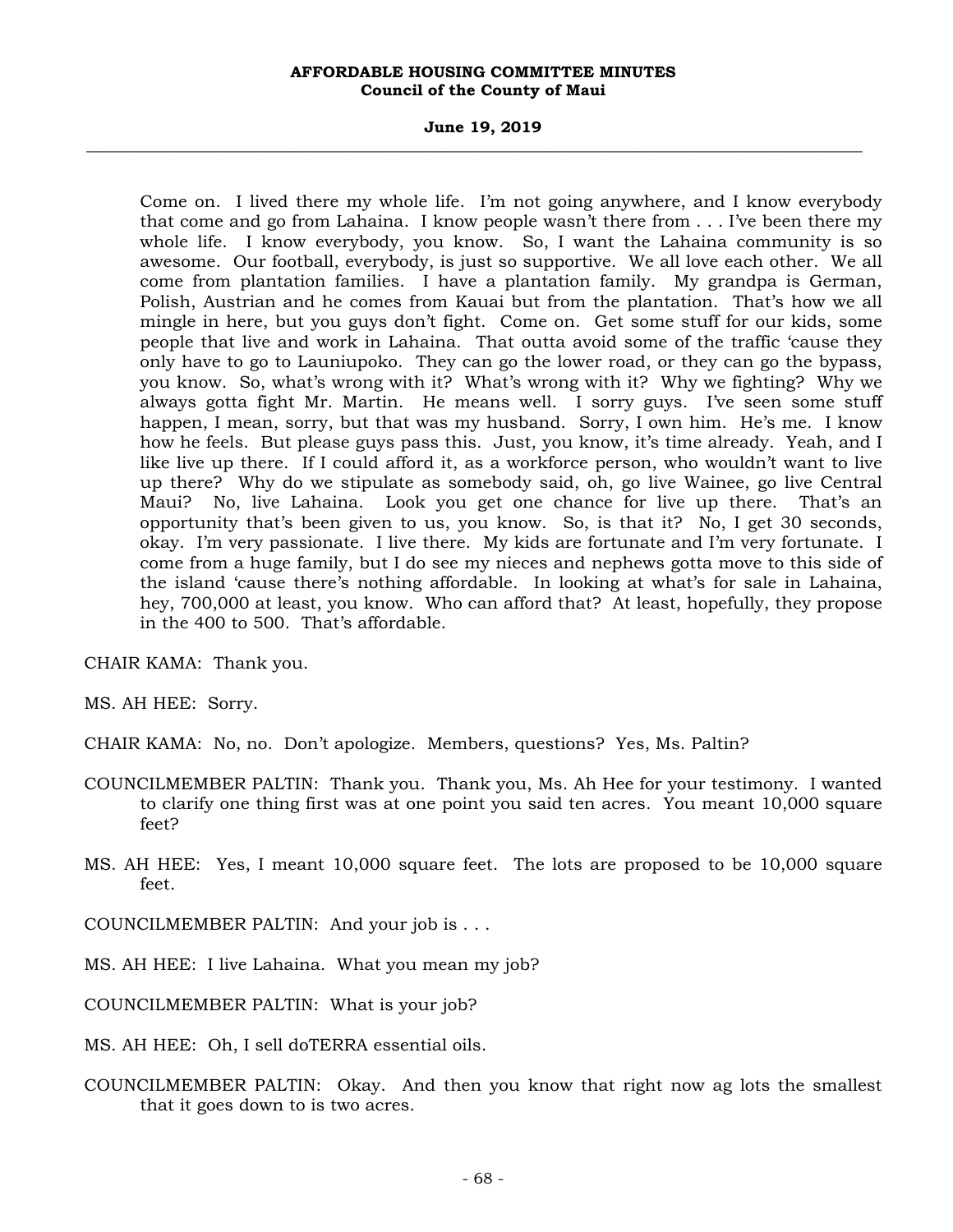Come on. I lived there my whole life. I'm not going anywhere, and I know everybody that come and go from Lahaina. I know people wasn't there from . . . I've been there my whole life. I know everybody, you know. So, I want the Lahaina community is so awesome. Our football, everybody, is just so supportive. We all love each other. We all come from plantation families. I have a plantation family. My grandpa is German, Polish, Austrian and he comes from Kauai but from the plantation. That's how we all mingle in here, but you guys don't fight. Come on. Get some stuff for our kids, some people that live and work in Lahaina. That outta avoid some of the traffic 'cause they only have to go to Launiupoko. They can go the lower road, or they can go the bypass, you know. So, what's wrong with it? What's wrong with it? Why we fighting? Why we always gotta fight Mr. Martin. He means well. I sorry guys. I've seen some stuff happen, I mean, sorry, but that was my husband. Sorry, I own him. He's me. I know how he feels. But please guys pass this. Just, you know, it's time already. Yeah, and I like live up there. If I could afford it, as a workforce person, who wouldn't want to live up there? Why do we stipulate as somebody said, oh, go live Wainee, go live Central Maui? No, live Lahaina. Look you get one chance for live up there. That's an opportunity that's been given to us, you know. So, is that it? No, I get 30 seconds, okay. I'm very passionate. I live there. My kids are fortunate and I'm very fortunate. I come from a huge family, but I do see my nieces and nephews gotta move to this side of the island 'cause there's nothing affordable. In looking at what's for sale in Lahaina, hey, 700,000 at least, you know. Who can afford that? At least, hopefully, they propose in the 400 to 500. That's affordable.

CHAIR KAMA: Thank you.

MS. AH HEE: Sorry.

CHAIR KAMA: No, no. Don't apologize. Members, questions? Yes, Ms. Paltin?

COUNCILMEMBER PALTIN: Thank you. Thank you, Ms. Ah Hee for your testimony. I wanted to clarify one thing first was at one point you said ten acres. You meant 10,000 square feet?

MS. AH HEE: Yes, I meant 10,000 square feet. The lots are proposed to be 10,000 square feet.

COUNCILMEMBER PALTIN: And your job is . . .

MS. AH HEE: I live Lahaina. What you mean my job?

COUNCILMEMBER PALTIN: What is your job?

MS. AH HEE: Oh, I sell doTERRA essential oils.

COUNCILMEMBER PALTIN: Okay. And then you know that right now ag lots the smallest that it goes down to is two acres.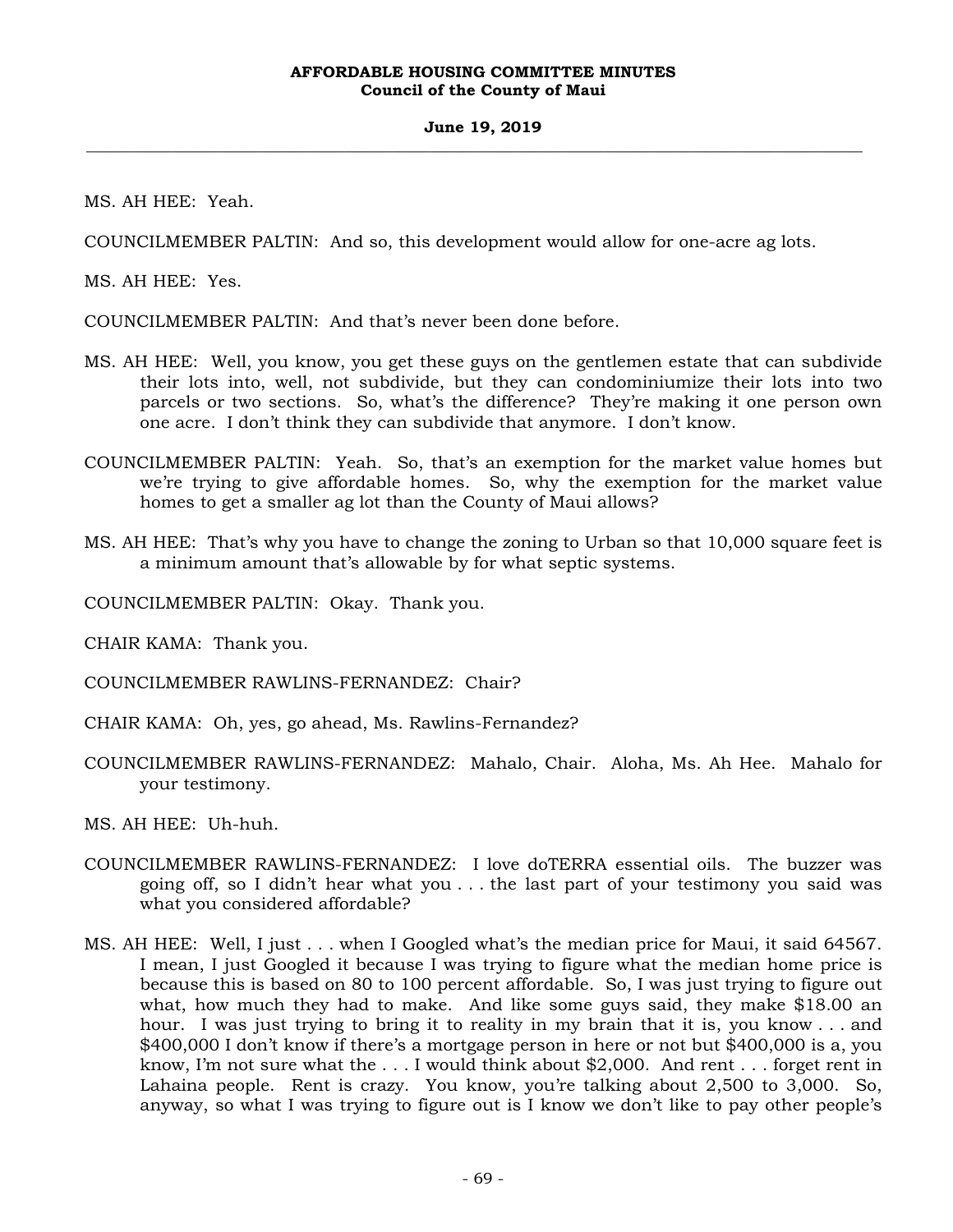MS. AH HEE: Yeah.

COUNCILMEMBER PALTIN: And so, this development would allow for one-acre ag lots.

MS. AH HEE: Yes.

COUNCILMEMBER PALTIN: And that's never been done before.

MS. AH HEE: Well, you know, you get these guys on the gentlemen estate that can subdivide their lots into, well, not subdivide, but they can condominiumize their lots into two parcels or two sections. So, what's the difference? They're making it one person own one acre. I don't think they can subdivide that anymore. I don't know.

COUNCILMEMBER PALTIN: Yeah. So, that's an exemption for the market value homes but we're trying to give affordable homes. So, why the exemption for the market value homes to get a smaller ag lot than the County of Maui allows?

MS. AH HEE: That's why you have to change the zoning to Urban so that 10,000 square feet is a minimum amount that's allowable by for what septic systems.

COUNCILMEMBER PALTIN: Okay. Thank you.

CHAIR KAMA: Thank you.

COUNCILMEMBER RAWLINS-FERNANDEZ: Chair?

CHAIR KAMA: Oh, yes, go ahead, Ms. Rawlins-Fernandez?

COUNCILMEMBER RAWLINS-FERNANDEZ: Mahalo, Chair. Aloha, Ms. Ah Hee. Mahalo for your testimony.

MS. AH HEE: Uh-huh.

COUNCILMEMBER RAWLINS-FERNANDEZ: I love doTERRA essential oils. The buzzer was going off, so I didn't hear what you . . . the last part of your testimony you said was what you considered affordable?

MS. AH HEE: Well, I just . . . when I Googled what's the median price for Maui, it said 64567. I mean, I just Googled it because I was trying to figure what the median home price is because this is based on 80 to 100 percent affordable. So, I was just trying to figure out what, how much they had to make. And like some guys said, they make $18.00 an hour. I was just trying to bring it to reality in my brain that it is, you know . . . and $400,000 I don't know if there's a mortgage person in here or not but $400,000 is a, you know, I'm not sure what the . . . I would think about $2,000. And rent . . . forget rent in Lahaina people. Rent is crazy. You know, you're talking about 2,500 to 3,000. So, anyway, so what I was trying to figure out is I know we don't like to pay other people's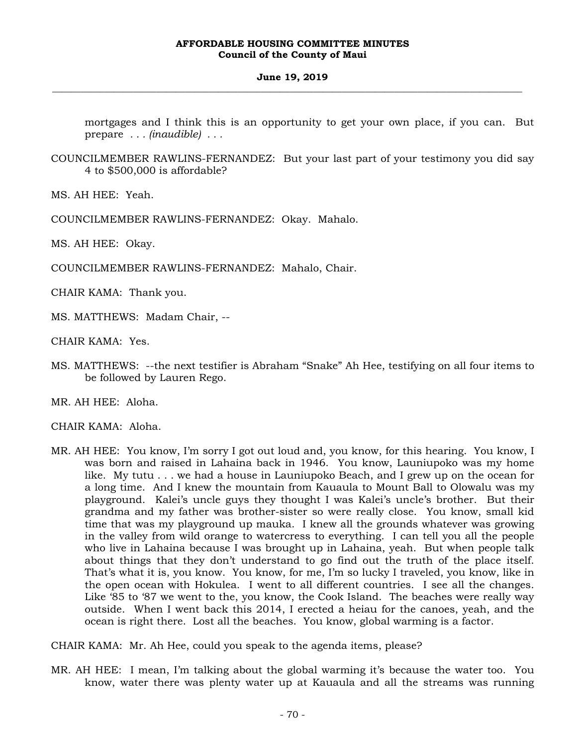mortgages and I think this is an opportunity to get your own place, if you can. But prepare . . . *(inaudible)* . . .

COUNCILMEMBER RAWLINS-FERNANDEZ: But your last part of your testimony you did say 4 to $500,000 is affordable?

MS. AH HEE: Yeah.

COUNCILMEMBER RAWLINS-FERNANDEZ: Okay. Mahalo.

MS. AH HEE: Okay.

COUNCILMEMBER RAWLINS-FERNANDEZ: Mahalo, Chair.

CHAIR KAMA: Thank you.

MS. MATTHEWS: Madam Chair, --

CHAIR KAMA: Yes.

MS. MATTHEWS: --the next testifier is Abraham "Snake" Ah Hee, testifying on all four items to be followed by Lauren Rego.

MR. AH HEE: Aloha.

CHAIR KAMA: Aloha.

MR. AH HEE: You know, I'm sorry I got out loud and, you know, for this hearing. You know, I was born and raised in Lahaina back in 1946. You know, Launiupoko was my home like. My tutu . . . we had a house in Launiupoko Beach, and I grew up on the ocean for a long time. And I knew the mountain from Kauaula to Mount Ball to Olowalu was my playground. Kalei's uncle guys they thought I was Kalei's uncle's brother. But their grandma and my father was brother-sister so were really close. You know, small kid time that was my playground up mauka. I knew all the grounds whatever was growing in the valley from wild orange to watercress to everything. I can tell you all the people who live in Lahaina because I was brought up in Lahaina, yeah. But when people talk about things that they don't understand to go find out the truth of the place itself. That's what it is, you know. You know, for me, I'm so lucky I traveled, you know, like in the open ocean with Hokulea. I went to all different countries. I see all the changes. Like '85 to '87 we went to the, you know, the Cook Island. The beaches were really way outside. When I went back this 2014, I erected a heiau for the canoes, yeah, and the ocean is right there. Lost all the beaches. You know, global warming is a factor.

CHAIR KAMA: Mr. Ah Hee, could you speak to the agenda items, please?

MR. AH HEE: I mean, I'm talking about the global warming it's because the water too. You know, water there was plenty water up at Kauaula and all the streams was running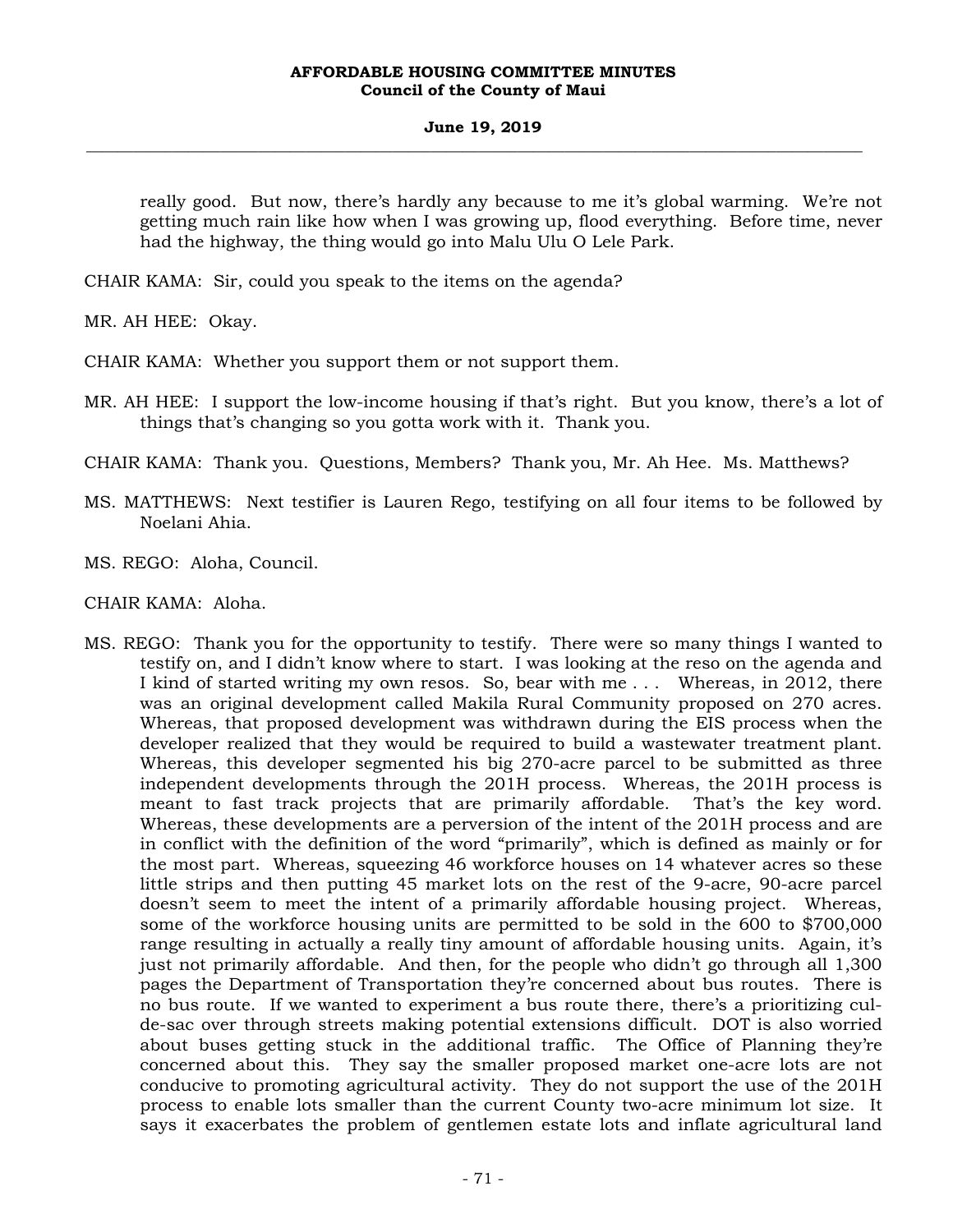really good. But now, there's hardly any because to me it's global warming. We're not getting much rain like how when I was growing up, flood everything. Before time, never had the highway, the thing would go into Malu Ulu O Lele Park.

CHAIR KAMA: Sir, could you speak to the items on the agenda?

MR. AH HEE: Okay.

CHAIR KAMA: Whether you support them or not support them.

MR. AH HEE: I support the low-income housing if that's right. But you know, there's a lot of things that's changing so you gotta work with it. Thank you.

CHAIR KAMA: Thank you. Questions, Members? Thank you, Mr. Ah Hee. Ms. Matthews?

MS. MATTHEWS: Next testifier is Lauren Rego, testifying on all four items to be followed by Noelani Ahia.

MS. REGO: Aloha, Council.

CHAIR KAMA: Aloha.

MS. REGO: Thank you for the opportunity to testify. There were so many things I wanted to testify on, and I didn't know where to start. I was looking at the reso on the agenda and I kind of started writing my own resos. So, bear with me . . . Whereas, in 2012, there was an original development called Makila Rural Community proposed on 270 acres. Whereas, that proposed development was withdrawn during the EIS process when the developer realized that they would be required to build a wastewater treatment plant. Whereas, this developer segmented his big 270-acre parcel to be submitted as three independent developments through the 201H process. Whereas, the 201H process is meant to fast track projects that are primarily affordable. That's the key word. Whereas, these developments are a perversion of the intent of the 201H process and are in conflict with the definition of the word "primarily", which is defined as mainly or for the most part. Whereas, squeezing 46 workforce houses on 14 whatever acres so these little strips and then putting 45 market lots on the rest of the 9-acre, 90-acre parcel doesn't seem to meet the intent of a primarily affordable housing project. Whereas, some of the workforce housing units are permitted to be sold in the 600 to $700,000 range resulting in actually a really tiny amount of affordable housing units. Again, it's just not primarily affordable. And then, for the people who didn't go through all 1,300 pages the Department of Transportation they're concerned about bus routes. There is no bus route. If we wanted to experiment a bus route there, there's a prioritizing cul-de-sac over through streets making potential extensions difficult. DOT is also worried about buses getting stuck in the additional traffic. The Office of Planning they're concerned about this. They say the smaller proposed market one-acre lots are not conducive to promoting agricultural activity. They do not support the use of the 201H process to enable lots smaller than the current County two-acre minimum lot size. It says it exacerbates the problem of gentlemen estate lots and inflate agricultural land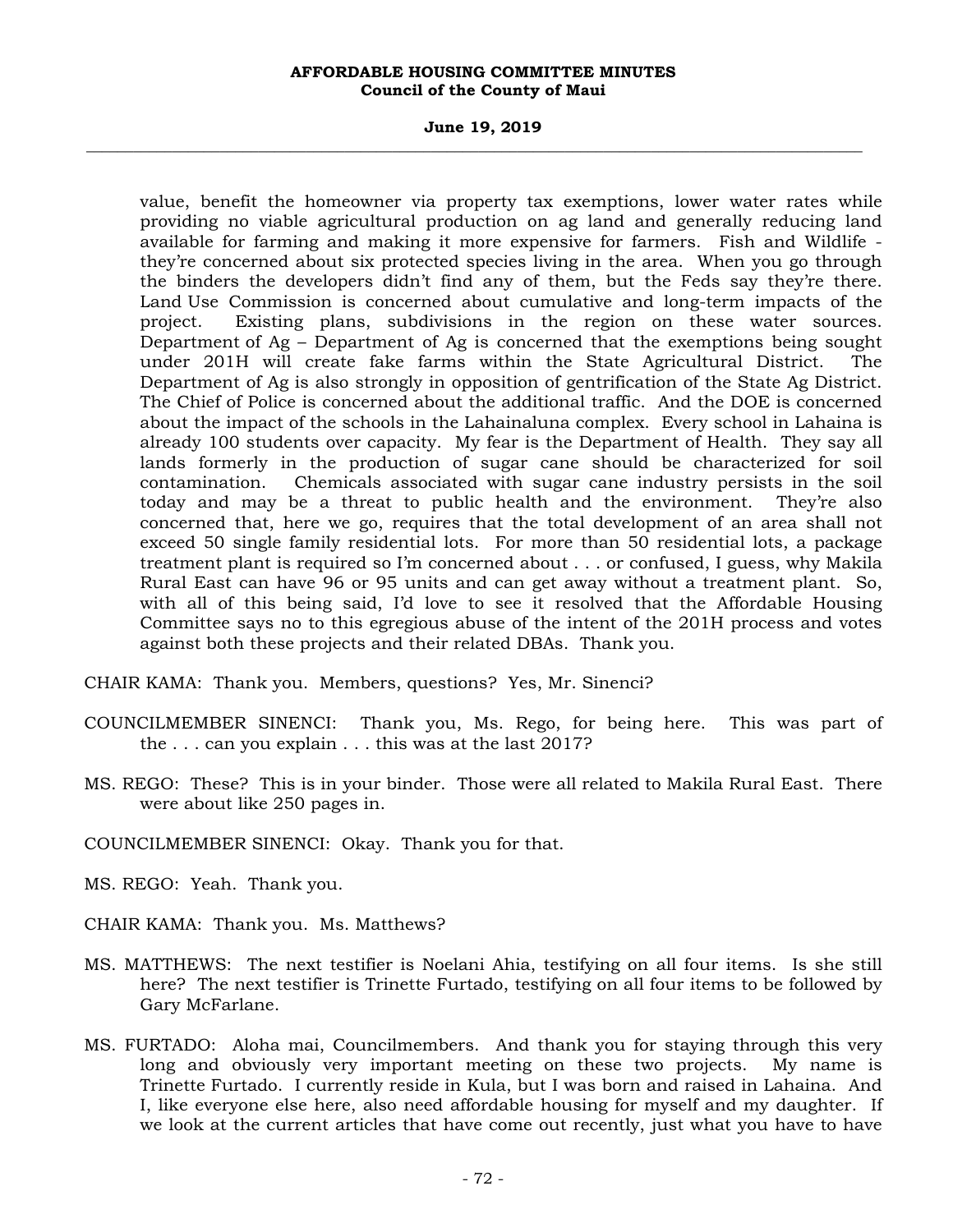value, benefit the homeowner via property tax exemptions, lower water rates while providing no viable agricultural production on ag land and generally reducing land available for farming and making it more expensive for farmers. Fish and Wildlife - they're concerned about six protected species living in the area. When you go through the binders the developers didn't find any of them, but the Feds say they're there. Land Use Commission is concerned about cumulative and long-term impacts of the project. Existing plans, subdivisions in the region on these water sources. Department of Ag – Department of Ag is concerned that the exemptions being sought under 201H will create fake farms within the State Agricultural District. The Department of Ag is also strongly in opposition of gentrification of the State Ag District. The Chief of Police is concerned about the additional traffic. And the DOE is concerned about the impact of the schools in the Lahainaluna complex. Every school in Lahaina is already 100 students over capacity. My fear is the Department of Health. They say all lands formerly in the production of sugar cane should be characterized for soil contamination. Chemicals associated with sugar cane industry persists in the soil today and may be a threat to public health and the environment. They're also concerned that, here we go, requires that the total development of an area shall not exceed 50 single family residential lots. For more than 50 residential lots, a package treatment plant is required so I'm concerned about . . . or confused, I guess, why Makila Rural East can have 96 or 95 units and can get away without a treatment plant. So, with all of this being said, I'd love to see it resolved that the Affordable Housing Committee says no to this egregious abuse of the intent of the 201H process and votes against both these projects and their related DBAs. Thank you.

CHAIR KAMA: Thank you. Members, questions? Yes, Mr. Sinenci?

COUNCILMEMBER SINENCI: Thank you, Ms. Rego, for being here. This was part of the . . . can you explain . . . this was at the last 2017?

MS. REGO: These? This is in your binder. Those were all related to Makila Rural East. There were about like 250 pages in.

COUNCILMEMBER SINENCI: Okay. Thank you for that.

MS. REGO: Yeah. Thank you.

CHAIR KAMA: Thank you. Ms. Matthews?

MS. MATTHEWS: The next testifier is Noelani Ahia, testifying on all four items. Is she still here? The next testifier is Trinette Furtado, testifying on all four items to be followed by Gary McFarlane.

MS. FURTADO: Aloha mai, Councilmembers. And thank you for staying through this very long and obviously very important meeting on these two projects. My name is Trinette Furtado. I currently reside in Kula, but I was born and raised in Lahaina. And I, like everyone else here, also need affordable housing for myself and my daughter. If we look at the current articles that have come out recently, just what you have to have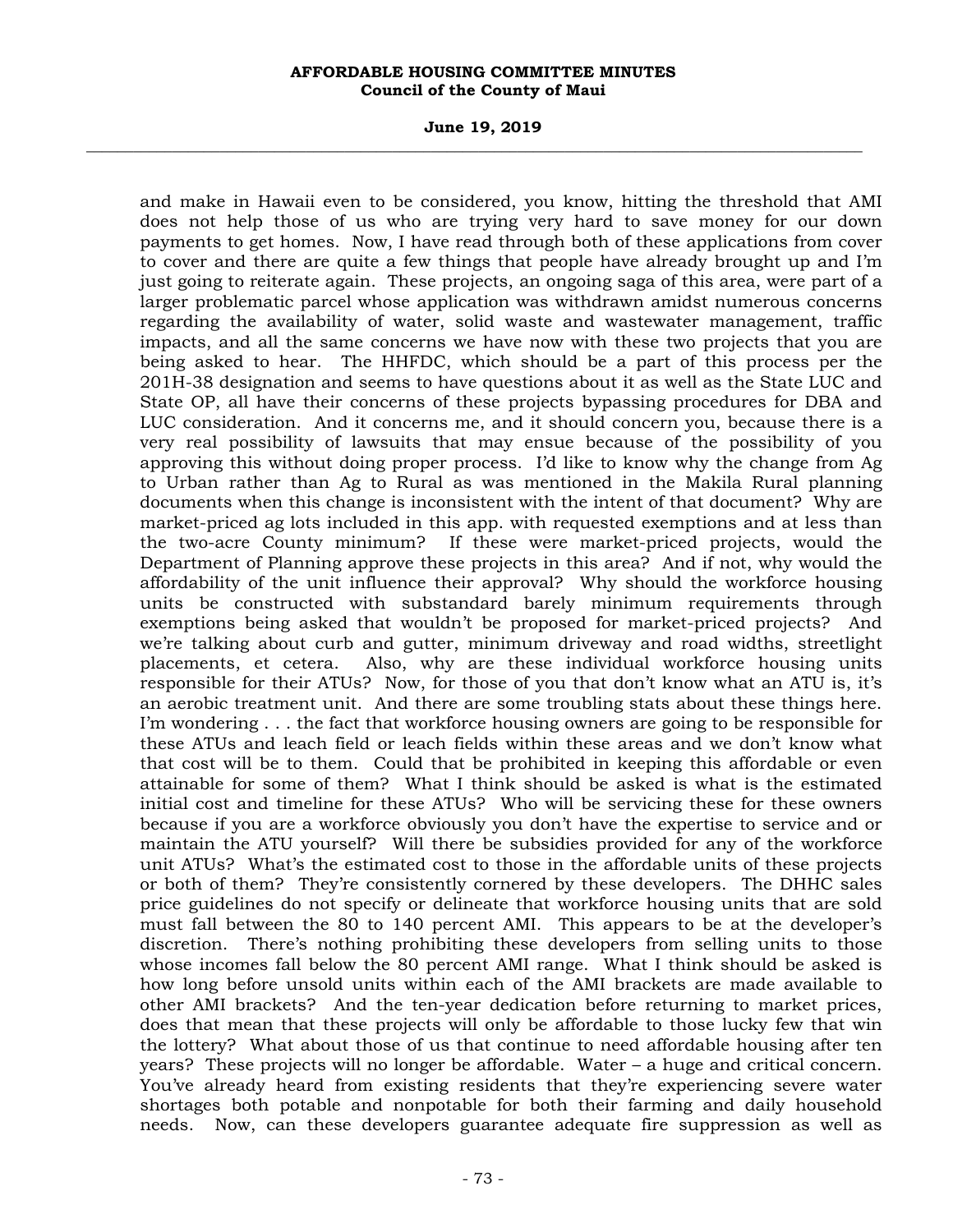and make in Hawaii even to be considered, you know, hitting the threshold that AMI does not help those of us who are trying very hard to save money for our down payments to get homes. Now, I have read through both of these applications from cover to cover and there are quite a few things that people have already brought up and I'm just going to reiterate again. These projects, an ongoing saga of this area, were part of a larger problematic parcel whose application was withdrawn amidst numerous concerns regarding the availability of water, solid waste and wastewater management, traffic impacts, and all the same concerns we have now with these two projects that you are being asked to hear. The HHFDC, which should be a part of this process per the 201H-38 designation and seems to have questions about it as well as the State LUC and State OP, all have their concerns of these projects bypassing procedures for DBA and LUC consideration. And it concerns me, and it should concern you, because there is a very real possibility of lawsuits that may ensue because of the possibility of you approving this without doing proper process. I'd like to know why the change from Ag to Urban rather than Ag to Rural as was mentioned in the Makila Rural planning documents when this change is inconsistent with the intent of that document? Why are market-priced ag lots included in this app. with requested exemptions and at less than the two-acre County minimum? If these were market-priced projects, would the Department of Planning approve these projects in this area? And if not, why would the affordability of the unit influence their approval? Why should the workforce housing units be constructed with substandard barely minimum requirements through exemptions being asked that wouldn't be proposed for market-priced projects? And we're talking about curb and gutter, minimum driveway and road widths, streetlight placements, et cetera. Also, why are these individual workforce housing units responsible for their ATUs? Now, for those of you that don't know what an ATU is, it's an aerobic treatment unit. And there are some troubling stats about these things here. I'm wondering . . . the fact that workforce housing owners are going to be responsible for these ATUs and leach field or leach fields within these areas and we don't know what that cost will be to them. Could that be prohibited in keeping this affordable or even attainable for some of them? What I think should be asked is what is the estimated initial cost and timeline for these ATUs? Who will be servicing these for these owners because if you are a workforce obviously you don't have the expertise to service and or maintain the ATU yourself? Will there be subsidies provided for any of the workforce unit ATUs? What's the estimated cost to those in the affordable units of these projects or both of them? They're consistently cornered by these developers. The DHHC sales price guidelines do not specify or delineate that workforce housing units that are sold must fall between the 80 to 140 percent AMI. This appears to be at the developer's discretion. There's nothing prohibiting these developers from selling units to those whose incomes fall below the 80 percent AMI range. What I think should be asked is how long before unsold units within each of the AMI brackets are made available to other AMI brackets? And the ten-year dedication before returning to market prices, does that mean that these projects will only be affordable to those lucky few that win the lottery? What about those of us that continue to need affordable housing after ten years? These projects will no longer be affordable. Water – a huge and critical concern. You've already heard from existing residents that they're experiencing severe water shortages both potable and nonpotable for both their farming and daily household needs. Now, can these developers guarantee adequate fire suppression as well as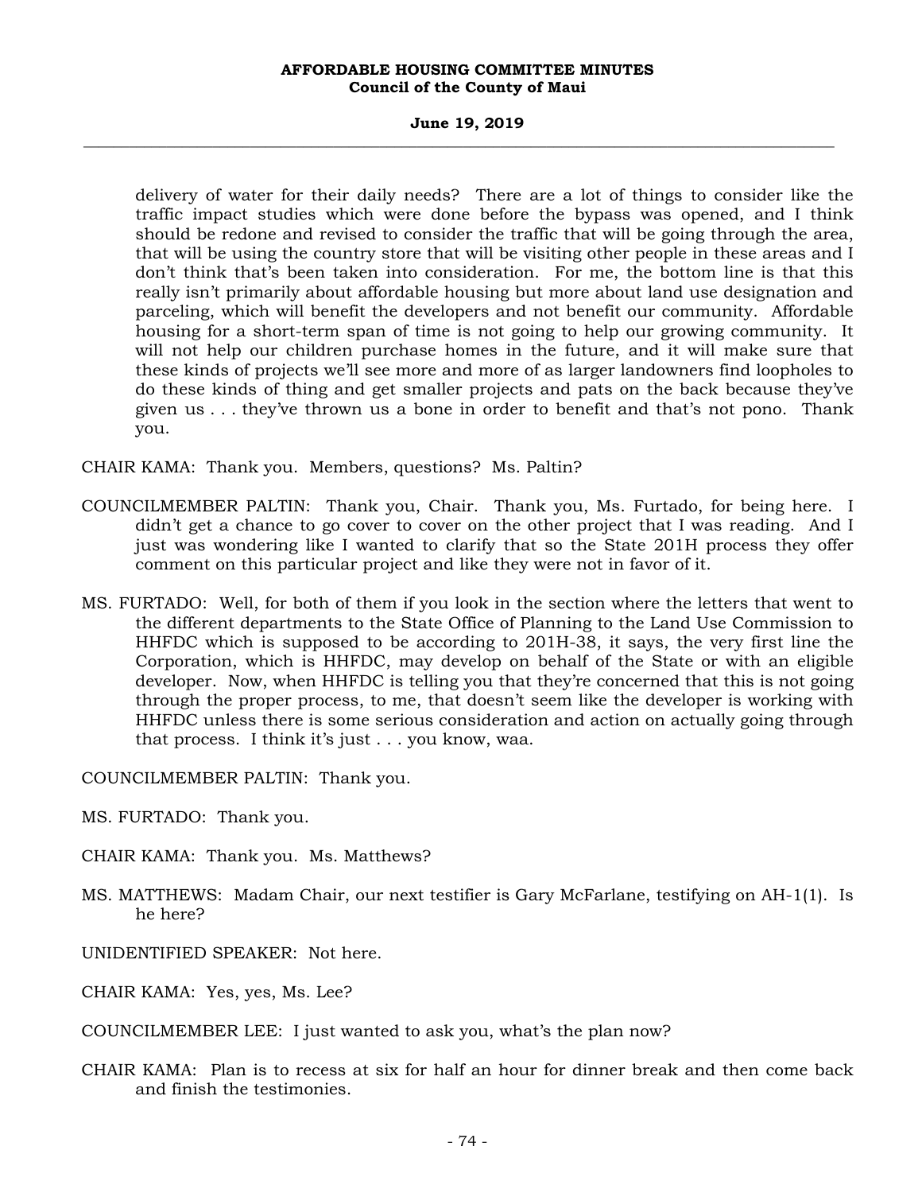delivery of water for their daily needs? There are a lot of things to consider like the traffic impact studies which were done before the bypass was opened, and I think should be redone and revised to consider the traffic that will be going through the area, that will be using the country store that will be visiting other people in these areas and I don't think that's been taken into consideration. For me, the bottom line is that this really isn't primarily about affordable housing but more about land use designation and parceling, which will benefit the developers and not benefit our community. Affordable housing for a short-term span of time is not going to help our growing community. It will not help our children purchase homes in the future, and it will make sure that these kinds of projects we'll see more and more of as larger landowners find loopholes to do these kinds of thing and get smaller projects and pats on the back because they've given us . . . they've thrown us a bone in order to benefit and that's not pono. Thank you.

CHAIR KAMA: Thank you. Members, questions? Ms. Paltin?

COUNCILMEMBER PALTIN: Thank you, Chair. Thank you, Ms. Furtado, for being here. I didn't get a chance to go cover to cover on the other project that I was reading. And I just was wondering like I wanted to clarify that so the State 201H process they offer comment on this particular project and like they were not in favor of it.

MS. FURTADO: Well, for both of them if you look in the section where the letters that went to the different departments to the State Office of Planning to the Land Use Commission to HHFDC which is supposed to be according to 201H-38, it says, the very first line the Corporation, which is HHFDC, may develop on behalf of the State or with an eligible developer. Now, when HHFDC is telling you that they're concerned that this is not going through the proper process, to me, that doesn't seem like the developer is working with HHFDC unless there is some serious consideration and action on actually going through that process. I think it's just . . . you know, waa.

COUNCILMEMBER PALTIN: Thank you.

MS. FURTADO: Thank you.

CHAIR KAMA: Thank you. Ms. Matthews?

MS. MATTHEWS: Madam Chair, our next testifier is Gary McFarlane, testifying on AH-1(1). Is he here?

UNIDENTIFIED SPEAKER: Not here.

CHAIR KAMA: Yes, yes, Ms. Lee?

COUNCILMEMBER LEE: I just wanted to ask you, what's the plan now?

CHAIR KAMA: Plan is to recess at six for half an hour for dinner break and then come back and finish the testimonies.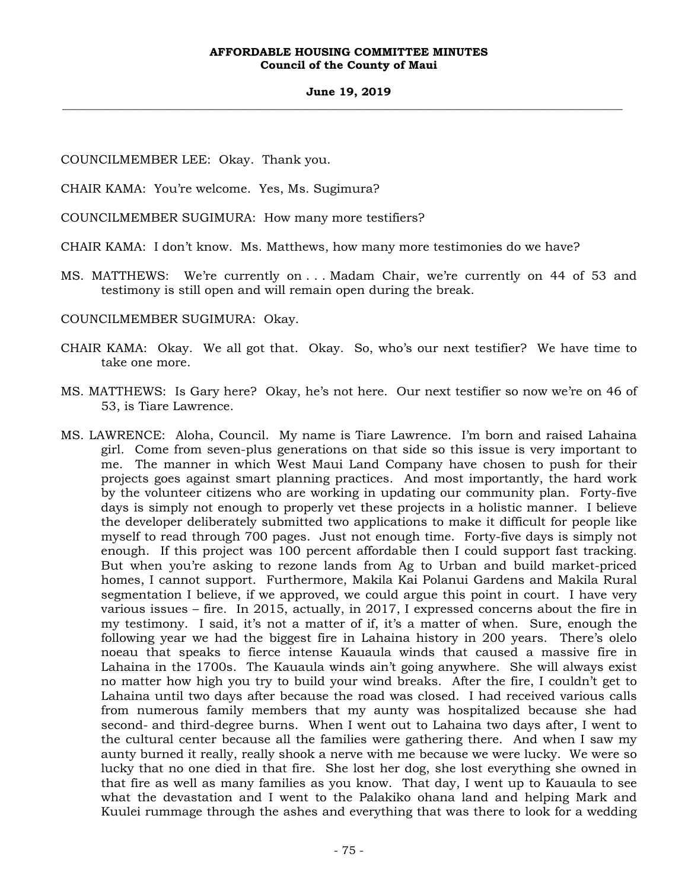COUNCILMEMBER LEE: Okay. Thank you.

CHAIR KAMA: You're welcome. Yes, Ms. Sugimura?

COUNCILMEMBER SUGIMURA: How many more testifiers?

CHAIR KAMA: I don't know. Ms. Matthews, how many more testimonies do we have?

MS. MATTHEWS: We're currently on . . . Madam Chair, we're currently on 44 of 53 and testimony is still open and will remain open during the break.

COUNCILMEMBER SUGIMURA: Okay.

CHAIR KAMA: Okay. We all got that. Okay. So, who's our next testifier? We have time to take one more.

MS. MATTHEWS: Is Gary here? Okay, he's not here. Our next testifier so now we're on 46 of 53, is Tiare Lawrence.

MS. LAWRENCE: Aloha, Council. My name is Tiare Lawrence. I'm born and raised Lahaina girl. Come from seven-plus generations on that side so this issue is very important to me. The manner in which West Maui Land Company have chosen to push for their projects goes against smart planning practices. And most importantly, the hard work by the volunteer citizens who are working in updating our community plan. Forty-five days is simply not enough to properly vet these projects in a holistic manner. I believe the developer deliberately submitted two applications to make it difficult for people like myself to read through 700 pages. Just not enough time. Forty-five days is simply not enough. If this project was 100 percent affordable then I could support fast tracking. But when you're asking to rezone lands from Ag to Urban and build market-priced homes, I cannot support. Furthermore, Makila Kai Polanui Gardens and Makila Rural segmentation I believe, if we approved, we could argue this point in court. I have very various issues – fire. In 2015, actually, in 2017, I expressed concerns about the fire in my testimony. I said, it's not a matter of if, it's a matter of when. Sure, enough the following year we had the biggest fire in Lahaina history in 200 years. There's olelo noeau that speaks to fierce intense Kauaula winds that caused a massive fire in Lahaina in the 1700s. The Kauaula winds ain't going anywhere. She will always exist no matter how high you try to build your wind breaks. After the fire, I couldn't get to Lahaina until two days after because the road was closed. I had received various calls from numerous family members that my aunty was hospitalized because she had second- and third-degree burns. When I went out to Lahaina two days after, I went to the cultural center because all the families were gathering there. And when I saw my aunty burned it really, really shook a nerve with me because we were lucky. We were so lucky that no one died in that fire. She lost her dog, she lost everything she owned in that fire as well as many families as you know. That day, I went up to Kauaula to see what the devastation and I went to the Palakiko ohana land and helping Mark and Kuulei rummage through the ashes and everything that was there to look for a wedding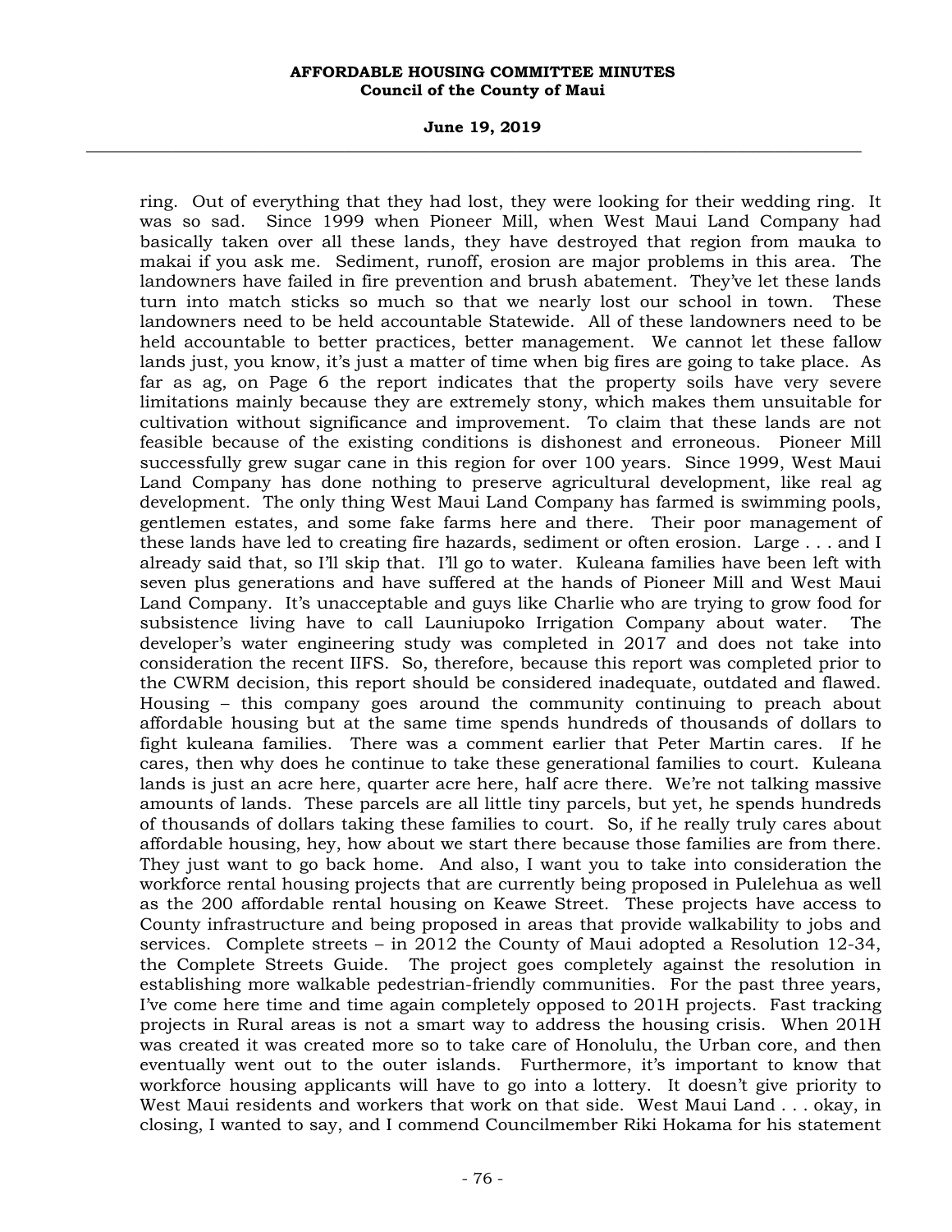ring. Out of everything that they had lost, they were looking for their wedding ring. It was so sad. Since 1999 when Pioneer Mill, when West Maui Land Company had basically taken over all these lands, they have destroyed that region from mauka to makai if you ask me. Sediment, runoff, erosion are major problems in this area. The landowners have failed in fire prevention and brush abatement. They've let these lands turn into match sticks so much so that we nearly lost our school in town. These landowners need to be held accountable Statewide. All of these landowners need to be held accountable to better practices, better management. We cannot let these fallow lands just, you know, it's just a matter of time when big fires are going to take place. As far as ag, on Page 6 the report indicates that the property soils have very severe limitations mainly because they are extremely stony, which makes them unsuitable for cultivation without significance and improvement. To claim that these lands are not feasible because of the existing conditions is dishonest and erroneous. Pioneer Mill successfully grew sugar cane in this region for over 100 years. Since 1999, West Maui Land Company has done nothing to preserve agricultural development, like real ag development. The only thing West Maui Land Company has farmed is swimming pools, gentlemen estates, and some fake farms here and there. Their poor management of these lands have led to creating fire hazards, sediment or often erosion. Large . . . and I already said that, so I'll skip that. I'll go to water. Kuleana families have been left with seven plus generations and have suffered at the hands of Pioneer Mill and West Maui Land Company. It's unacceptable and guys like Charlie who are trying to grow food for subsistence living have to call Launiupoko Irrigation Company about water. The developer's water engineering study was completed in 2017 and does not take into consideration the recent IIFS. So, therefore, because this report was completed prior to the CWRM decision, this report should be considered inadequate, outdated and flawed. Housing – this company goes around the community continuing to preach about affordable housing but at the same time spends hundreds of thousands of dollars to fight kuleana families. There was a comment earlier that Peter Martin cares. If he cares, then why does he continue to take these generational families to court. Kuleana lands is just an acre here, quarter acre here, half acre there. We're not talking massive amounts of lands. These parcels are all little tiny parcels, but yet, he spends hundreds of thousands of dollars taking these families to court. So, if he really truly cares about affordable housing, hey, how about we start there because those families are from there. They just want to go back home. And also, I want you to take into consideration the workforce rental housing projects that are currently being proposed in Pulelehua as well as the 200 affordable rental housing on Keawe Street. These projects have access to County infrastructure and being proposed in areas that provide walkability to jobs and services. Complete streets – in 2012 the County of Maui adopted a Resolution 12-34, the Complete Streets Guide. The project goes completely against the resolution in establishing more walkable pedestrian-friendly communities. For the past three years, I've come here time and time again completely opposed to 201H projects. Fast tracking projects in Rural areas is not a smart way to address the housing crisis. When 201H was created it was created more so to take care of Honolulu, the Urban core, and then eventually went out to the outer islands. Furthermore, it's important to know that workforce housing applicants will have to go into a lottery. It doesn't give priority to West Maui residents and workers that work on that side. West Maui Land . . . okay, in closing, I wanted to say, and I commend Councilmember Riki Hokama for his statement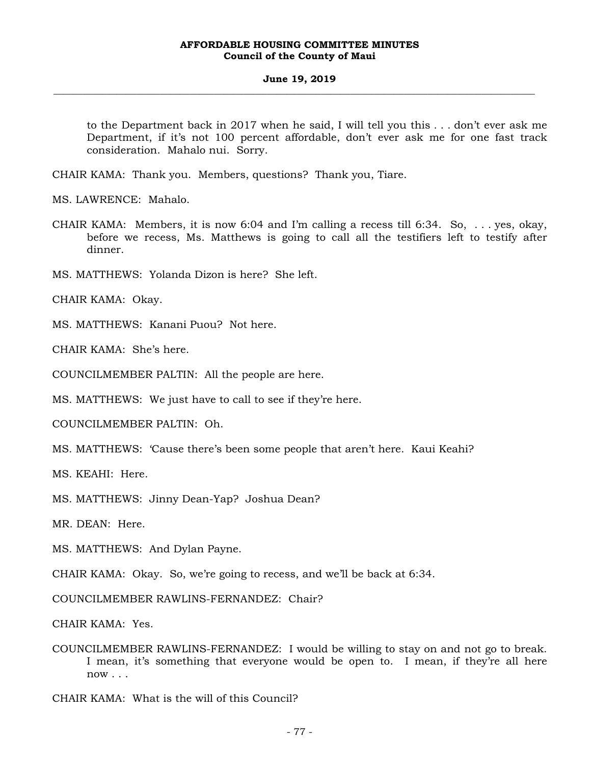to the Department back in 2017 when he said, I will tell you this . . . don't ever ask me Department, if it's not 100 percent affordable, don't ever ask me for one fast track consideration. Mahalo nui. Sorry.

CHAIR KAMA: Thank you. Members, questions? Thank you, Tiare.

MS. LAWRENCE: Mahalo.

CHAIR KAMA: Members, it is now 6:04 and I'm calling a recess till 6:34. So, . . . yes, okay, before we recess, Ms. Matthews is going to call all the testifiers left to testify after dinner.

MS. MATTHEWS: Yolanda Dizon is here? She left.

CHAIR KAMA: Okay.

MS. MATTHEWS: Kanani Puou? Not here.

CHAIR KAMA: She's here.

COUNCILMEMBER PALTIN: All the people are here.

MS. MATTHEWS: We just have to call to see if they're here.

COUNCILMEMBER PALTIN: Oh.

MS. MATTHEWS: 'Cause there's been some people that aren't here. Kaui Keahi?

MS. KEAHI: Here.

MS. MATTHEWS: Jinny Dean-Yap? Joshua Dean?

MR. DEAN: Here.

MS. MATTHEWS: And Dylan Payne.

CHAIR KAMA: Okay. So, we're going to recess, and we'll be back at 6:34.

COUNCILMEMBER RAWLINS-FERNANDEZ: Chair?

CHAIR KAMA: Yes.

COUNCILMEMBER RAWLINS-FERNANDEZ: I would be willing to stay on and not go to break. I mean, it's something that everyone would be open to. I mean, if they're all here now . . .

CHAIR KAMA: What is the will of this Council?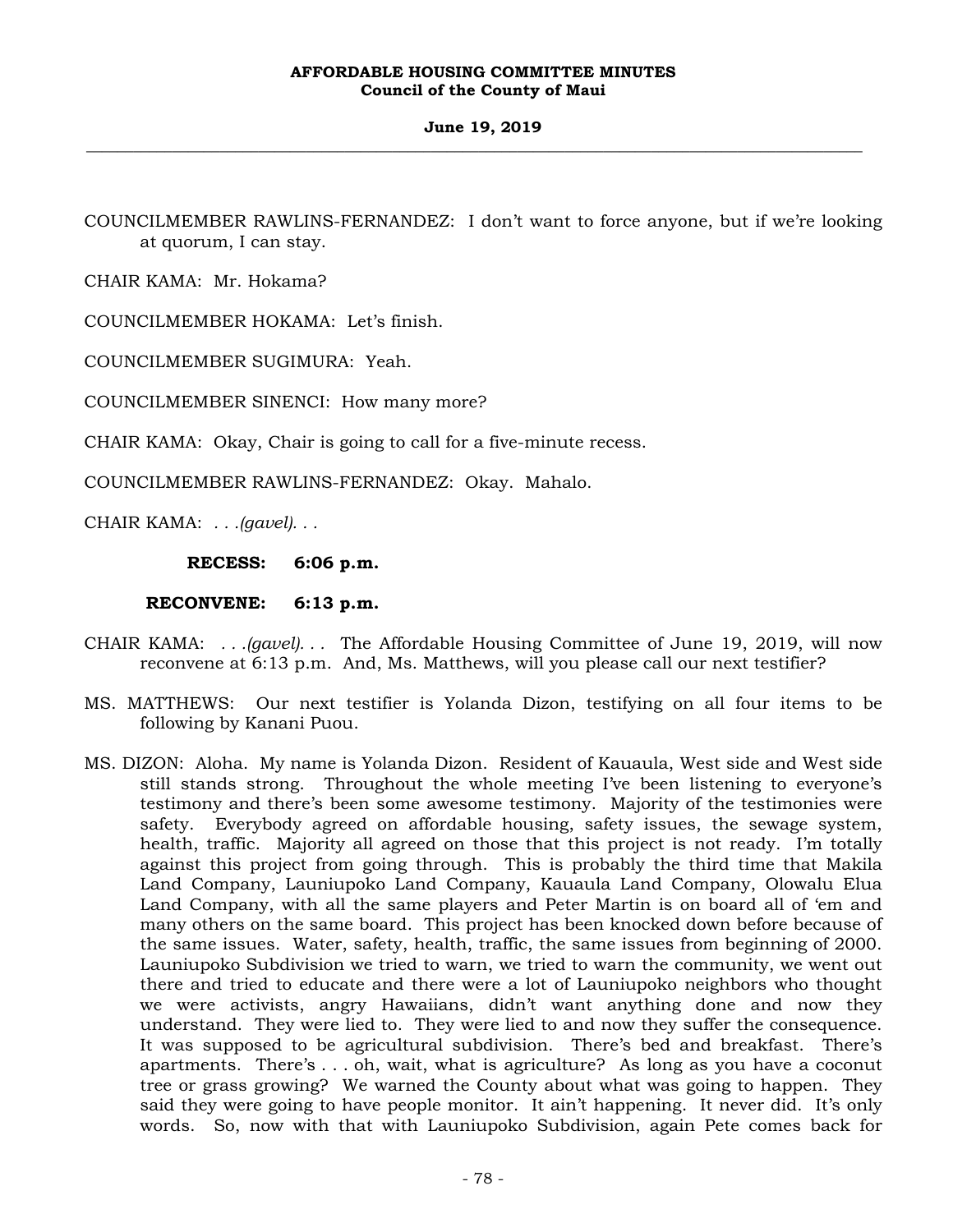COUNCILMEMBER RAWLINS-FERNANDEZ: I don't want to force anyone, but if we're looking at quorum, I can stay.

CHAIR KAMA: Mr. Hokama?

COUNCILMEMBER HOKAMA: Let's finish.

COUNCILMEMBER SUGIMURA: Yeah.

COUNCILMEMBER SINENCI: How many more?

CHAIR KAMA: Okay, Chair is going to call for a five-minute recess.

COUNCILMEMBER RAWLINS-FERNANDEZ: Okay. Mahalo.

CHAIR KAMA: . . .*(gavel)*. . .

**RECESS: 6:06 p.m.**

**RECONVENE: 6:13 p.m.**

CHAIR KAMA: . . .*(gavel)*. . . The Affordable Housing Committee of June 19, 2019, will now reconvene at 6:13 p.m. And, Ms. Matthews, will you please call our next testifier?

MS. MATTHEWS: Our next testifier is Yolanda Dizon, testifying on all four items to be following by Kanani Puou.

MS. DIZON: Aloha. My name is Yolanda Dizon. Resident of Kauaula, West side and West side still stands strong. Throughout the whole meeting I've been listening to everyone's testimony and there's been some awesome testimony. Majority of the testimonies were safety. Everybody agreed on affordable housing, safety issues, the sewage system, health, traffic. Majority all agreed on those that this project is not ready. I'm totally against this project from going through. This is probably the third time that Makila Land Company, Launiupoko Land Company, Kauaula Land Company, Olowalu Elua Land Company, with all the same players and Peter Martin is on board all of 'em and many others on the same board. This project has been knocked down before because of the same issues. Water, safety, health, traffic, the same issues from beginning of 2000. Launiupoko Subdivision we tried to warn, we tried to warn the community, we went out there and tried to educate and there were a lot of Launiupoko neighbors who thought we were activists, angry Hawaiians, didn't want anything done and now they understand. They were lied to. They were lied to and now they suffer the consequence. It was supposed to be agricultural subdivision. There's bed and breakfast. There's apartments. There's . . . oh, wait, what is agriculture? As long as you have a coconut tree or grass growing? We warned the County about what was going to happen. They said they were going to have people monitor. It ain't happening. It never did. It's only words. So, now with that with Launiupoko Subdivision, again Pete comes back for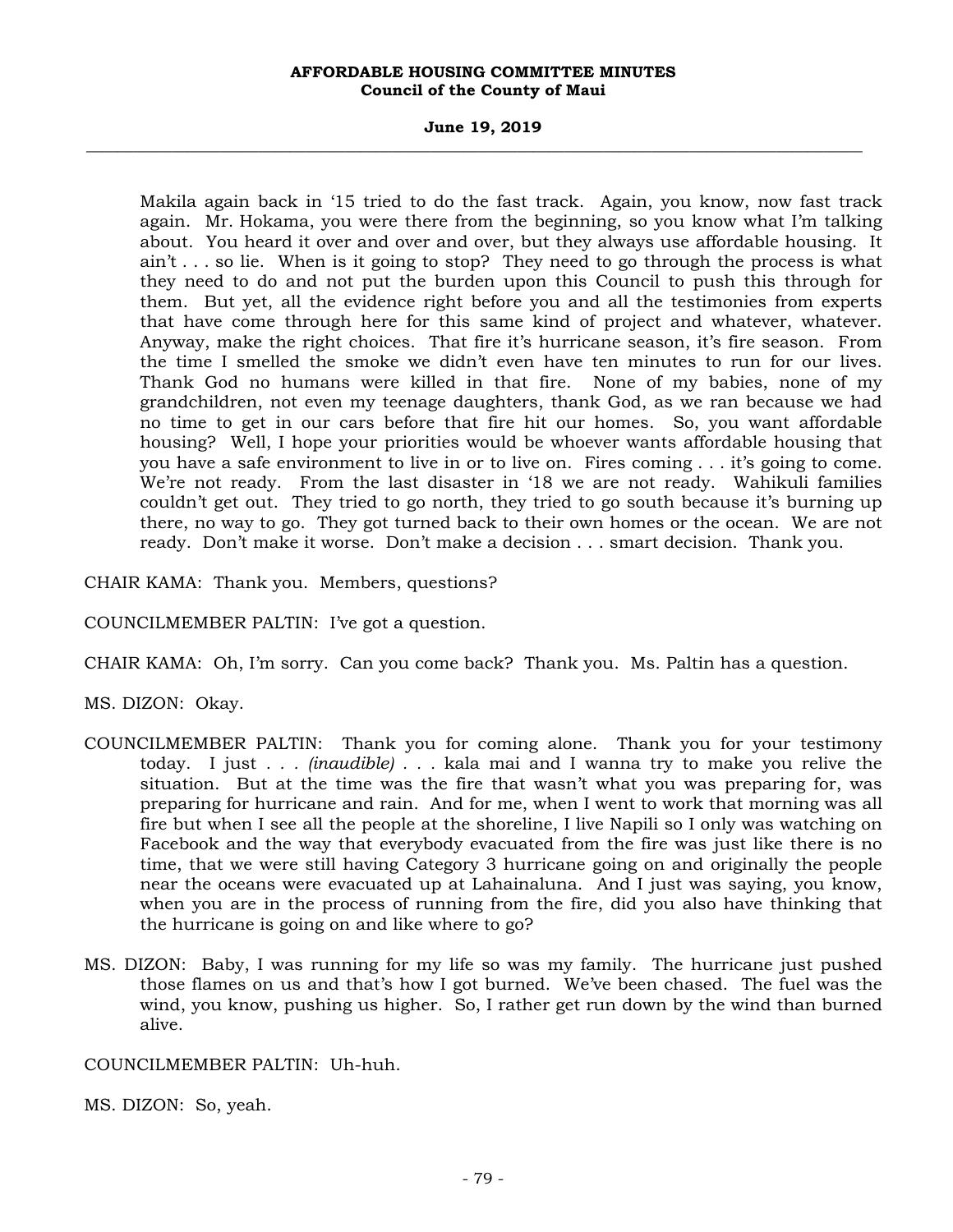Makila again back in '15 tried to do the fast track. Again, you know, now fast track again. Mr. Hokama, you were there from the beginning, so you know what I'm talking about. You heard it over and over and over, but they always use affordable housing. It ain't . . . so lie. When is it going to stop? They need to go through the process is what they need to do and not put the burden upon this Council to push this through for them. But yet, all the evidence right before you and all the testimonies from experts that have come through here for this same kind of project and whatever, whatever. Anyway, make the right choices. That fire it's hurricane season, it's fire season. From the time I smelled the smoke we didn't even have ten minutes to run for our lives. Thank God no humans were killed in that fire. None of my babies, none of my grandchildren, not even my teenage daughters, thank God, as we ran because we had no time to get in our cars before that fire hit our homes. So, you want affordable housing? Well, I hope your priorities would be whoever wants affordable housing that you have a safe environment to live in or to live on. Fires coming . . . it's going to come. We're not ready. From the last disaster in '18 we are not ready. Wahikuli families couldn't get out. They tried to go north, they tried to go south because it's burning up there, no way to go. They got turned back to their own homes or the ocean. We are not ready. Don't make it worse. Don't make a decision . . . smart decision. Thank you.

CHAIR KAMA: Thank you. Members, questions?

COUNCILMEMBER PALTIN: I've got a question.

CHAIR KAMA: Oh, I'm sorry. Can you come back? Thank you. Ms. Paltin has a question.

MS. DIZON: Okay.

COUNCILMEMBER PALTIN: Thank you for coming alone. Thank you for your testimony today. I just . . . *(inaudible)* . . . kala mai and I wanna try to make you relive the situation. But at the time was the fire that wasn't what you was preparing for, was preparing for hurricane and rain. And for me, when I went to work that morning was all fire but when I see all the people at the shoreline, I live Napili so I only was watching on Facebook and the way that everybody evacuated from the fire was just like there is no time, that we were still having Category 3 hurricane going on and originally the people near the oceans were evacuated up at Lahainaluna. And I just was saying, you know, when you are in the process of running from the fire, did you also have thinking that the hurricane is going on and like where to go?

MS. DIZON: Baby, I was running for my life so was my family. The hurricane just pushed those flames on us and that's how I got burned. We've been chased. The fuel was the wind, you know, pushing us higher. So, I rather get run down by the wind than burned alive.

COUNCILMEMBER PALTIN: Uh-huh.

MS. DIZON: So, yeah.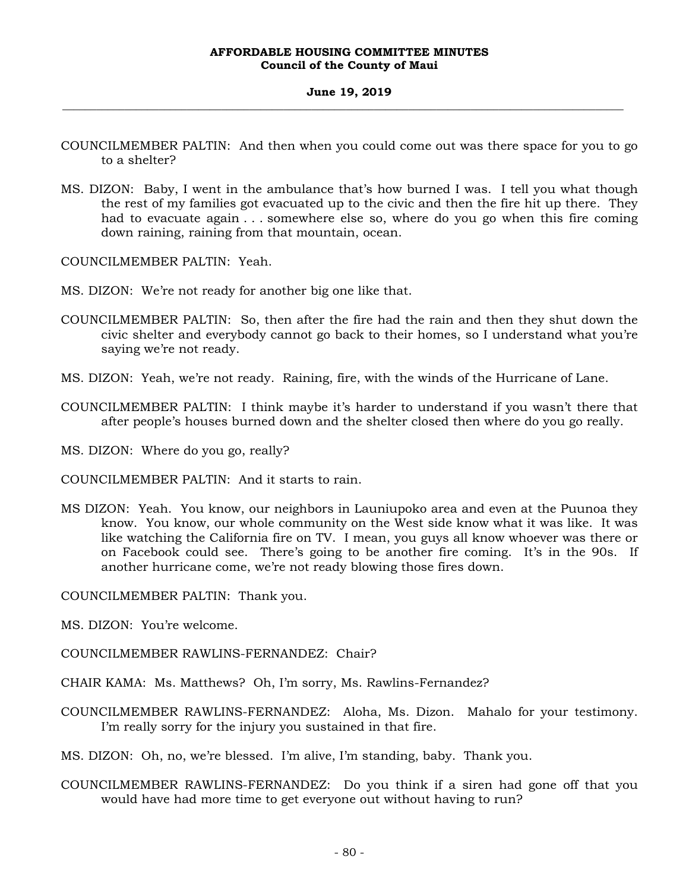COUNCILMEMBER PALTIN: And then when you could come out was there space for you to go to a shelter?

MS. DIZON: Baby, I went in the ambulance that's how burned I was. I tell you what though the rest of my families got evacuated up to the civic and then the fire hit up there. They had to evacuate again . . . somewhere else so, where do you go when this fire coming down raining, raining from that mountain, ocean.

COUNCILMEMBER PALTIN: Yeah.

MS. DIZON: We're not ready for another big one like that.

COUNCILMEMBER PALTIN: So, then after the fire had the rain and then they shut down the civic shelter and everybody cannot go back to their homes, so I understand what you're saying we're not ready.

MS. DIZON: Yeah, we're not ready. Raining, fire, with the winds of the Hurricane of Lane.

COUNCILMEMBER PALTIN: I think maybe it's harder to understand if you wasn't there that after people's houses burned down and the shelter closed then where do you go really.

MS. DIZON: Where do you go, really?

COUNCILMEMBER PALTIN: And it starts to rain.

MS DIZON: Yeah. You know, our neighbors in Launiupoko area and even at the Puunoa they know. You know, our whole community on the West side know what it was like. It was like watching the California fire on TV. I mean, you guys all know whoever was there or on Facebook could see. There's going to be another fire coming. It's in the 90s. If another hurricane come, we're not ready blowing those fires down.

COUNCILMEMBER PALTIN: Thank you.

MS. DIZON: You're welcome.

COUNCILMEMBER RAWLINS-FERNANDEZ: Chair?

CHAIR KAMA: Ms. Matthews? Oh, I'm sorry, Ms. Rawlins-Fernandez?

COUNCILMEMBER RAWLINS-FERNANDEZ: Aloha, Ms. Dizon. Mahalo for your testimony. I'm really sorry for the injury you sustained in that fire.

MS. DIZON: Oh, no, we're blessed. I'm alive, I'm standing, baby. Thank you.

COUNCILMEMBER RAWLINS-FERNANDEZ: Do you think if a siren had gone off that you would have had more time to get everyone out without having to run?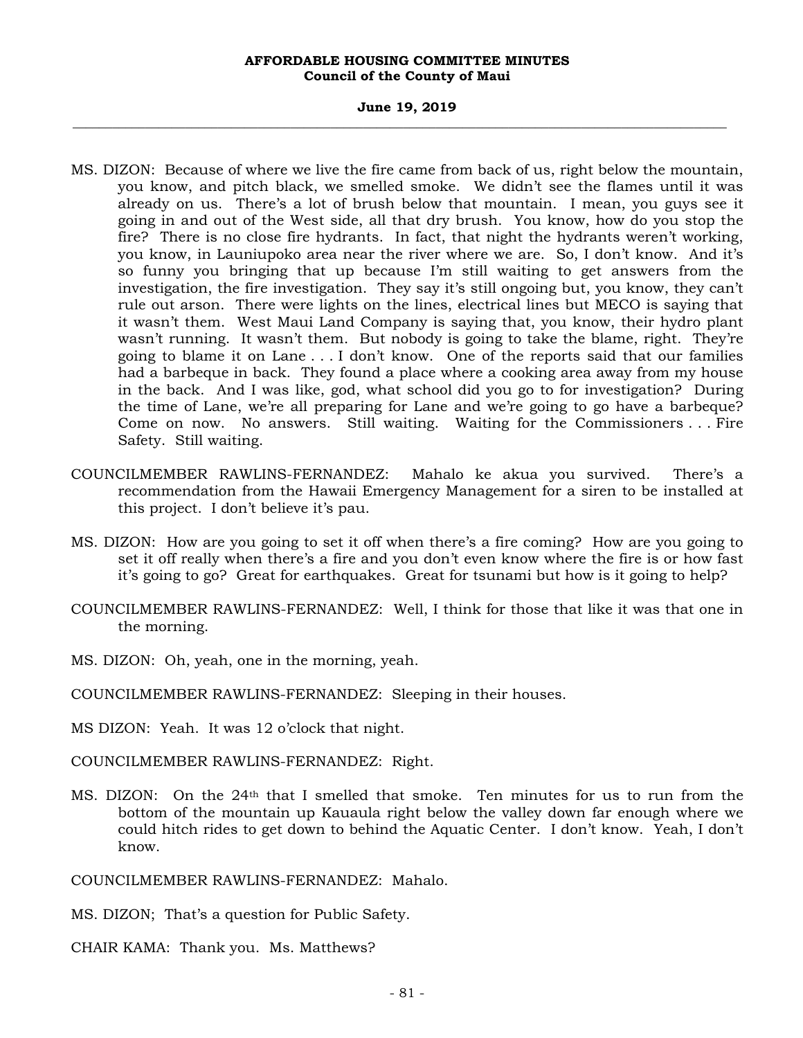MS. DIZON: Because of where we live the fire came from back of us, right below the mountain, you know, and pitch black, we smelled smoke. We didn't see the flames until it was already on us. There's a lot of brush below that mountain. I mean, you guys see it going in and out of the West side, all that dry brush. You know, how do you stop the fire? There is no close fire hydrants. In fact, that night the hydrants weren't working, you know, in Launiupoko area near the river where we are. So, I don't know. And it's so funny you bringing that up because I'm still waiting to get answers from the investigation, the fire investigation. They say it's still ongoing but, you know, they can't rule out arson. There were lights on the lines, electrical lines but MECO is saying that it wasn't them. West Maui Land Company is saying that, you know, their hydro plant wasn't running. It wasn't them. But nobody is going to take the blame, right. They're going to blame it on Lane . . . I don't know. One of the reports said that our families had a barbeque in back. They found a place where a cooking area away from my house in the back. And I was like, god, what school did you go to for investigation? During the time of Lane, we're all preparing for Lane and we're going to go have a barbeque? Come on now. No answers. Still waiting. Waiting for the Commissioners . . . Fire Safety. Still waiting.

COUNCILMEMBER RAWLINS-FERNANDEZ: Mahalo ke akua you survived. There's a recommendation from the Hawaii Emergency Management for a siren to be installed at this project. I don't believe it's pau.

MS. DIZON: How are you going to set it off when there's a fire coming? How are you going to set it off really when there's a fire and you don't even know where the fire is or how fast it's going to go? Great for earthquakes. Great for tsunami but how is it going to help?

COUNCILMEMBER RAWLINS-FERNANDEZ: Well, I think for those that like it was that one in the morning.

MS. DIZON: Oh, yeah, one in the morning, yeah.

COUNCILMEMBER RAWLINS-FERNANDEZ: Sleeping in their houses.

MS DIZON: Yeah. It was 12 o'clock that night.

COUNCILMEMBER RAWLINS-FERNANDEZ: Right.

MS. DIZON: On the 24th that I smelled that smoke. Ten minutes for us to run from the bottom of the mountain up Kauaula right below the valley down far enough where we could hitch rides to get down to behind the Aquatic Center. I don't know. Yeah, I don't know.

COUNCILMEMBER RAWLINS-FERNANDEZ: Mahalo.

MS. DIZON; That's a question for Public Safety.

CHAIR KAMA: Thank you. Ms. Matthews?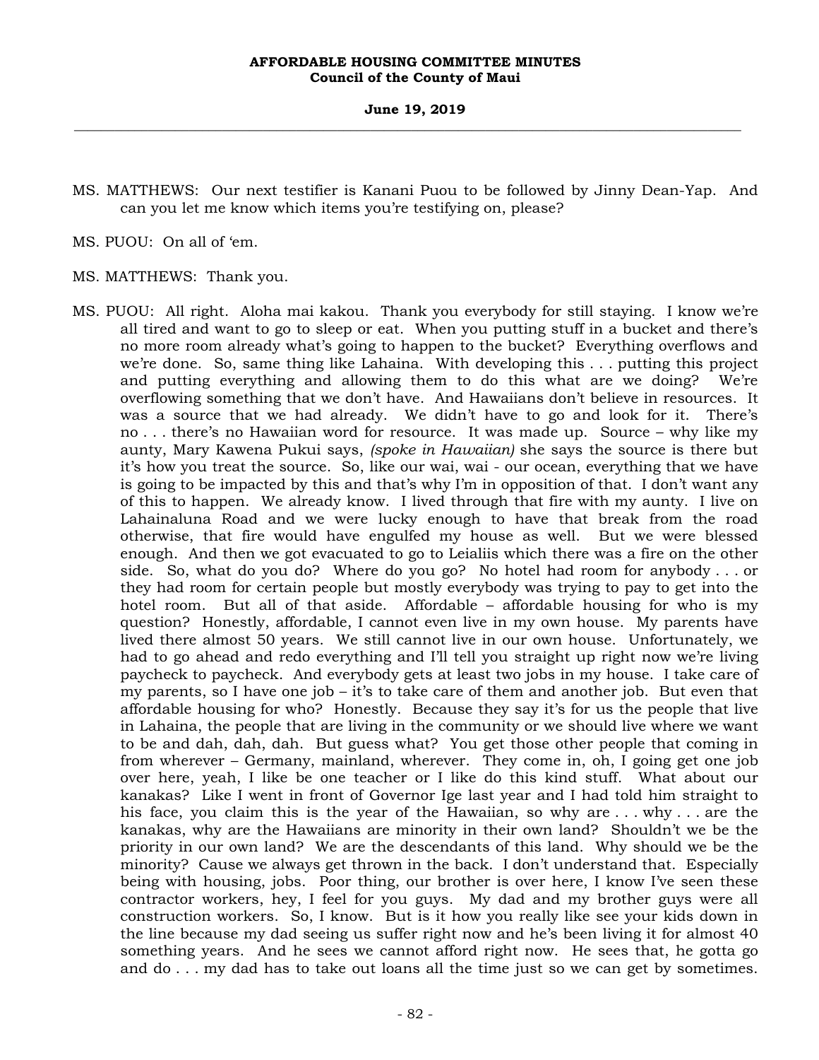MS. MATTHEWS: Our next testifier is Kanani Puou to be followed by Jinny Dean-Yap. And can you let me know which items you're testifying on, please?

MS. PUOU: On all of 'em.

MS. MATTHEWS: Thank you.

MS. PUOU: All right. Aloha mai kakou. Thank you everybody for still staying. I know we're all tired and want to go to sleep or eat. When you putting stuff in a bucket and there's no more room already what's going to happen to the bucket? Everything overflows and we're done. So, same thing like Lahaina. With developing this . . . putting this project and putting everything and allowing them to do this what are we doing? We're overflowing something that we don't have. And Hawaiians don't believe in resources. It was a source that we had already. We didn't have to go and look for it. There's no . . . there's no Hawaiian word for resource. It was made up. Source – why like my aunty, Mary Kawena Pukui says, *(spoke in Hawaiian)* she says the source is there but it's how you treat the source. So, like our wai, wai - our ocean, everything that we have is going to be impacted by this and that's why I'm in opposition of that. I don't want any of this to happen. We already know. I lived through that fire with my aunty. I live on Lahainaluna Road and we were lucky enough to have that break from the road otherwise, that fire would have engulfed my house as well. But we were blessed enough. And then we got evacuated to go to Leialiis which there was a fire on the other side. So, what do you do? Where do you go? No hotel had room for anybody . . . or they had room for certain people but mostly everybody was trying to pay to get into the hotel room. But all of that aside. Affordable – affordable housing for who is my question? Honestly, affordable, I cannot even live in my own house. My parents have lived there almost 50 years. We still cannot live in our own house. Unfortunately, we had to go ahead and redo everything and I'll tell you straight up right now we're living paycheck to paycheck. And everybody gets at least two jobs in my house. I take care of my parents, so I have one job – it's to take care of them and another job. But even that affordable housing for who? Honestly. Because they say it's for us the people that live in Lahaina, the people that are living in the community or we should live where we want to be and dah, dah, dah. But guess what? You get those other people that coming in from wherever – Germany, mainland, wherever. They come in, oh, I going get one job over here, yeah, I like be one teacher or I like do this kind stuff. What about our kanakas? Like I went in front of Governor Ige last year and I had told him straight to his face, you claim this is the year of the Hawaiian, so why are . . . why . . . are the kanakas, why are the Hawaiians are minority in their own land? Shouldn't we be the priority in our own land? We are the descendants of this land. Why should we be the minority? Cause we always get thrown in the back. I don't understand that. Especially being with housing, jobs. Poor thing, our brother is over here, I know I've seen these contractor workers, hey, I feel for you guys. My dad and my brother guys were all construction workers. So, I know. But is it how you really like see your kids down in the line because my dad seeing us suffer right now and he's been living it for almost 40 something years. And he sees we cannot afford right now. He sees that, he gotta go and do . . . my dad has to take out loans all the time just so we can get by sometimes.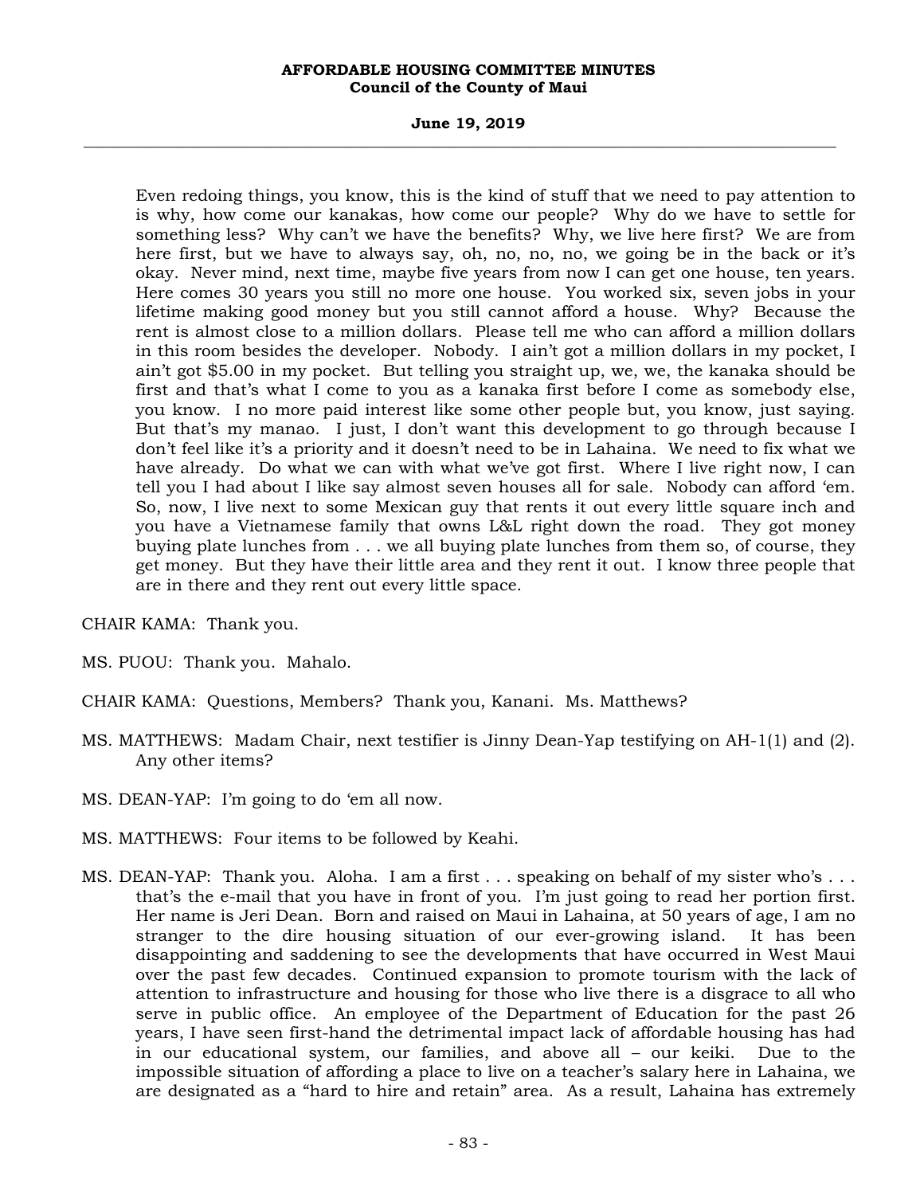Even redoing things, you know, this is the kind of stuff that we need to pay attention to is why, how come our kanakas, how come our people? Why do we have to settle for something less? Why can't we have the benefits? Why, we live here first? We are from here first, but we have to always say, oh, no, no, no, we going be in the back or it's okay. Never mind, next time, maybe five years from now I can get one house, ten years. Here comes 30 years you still no more one house. You worked six, seven jobs in your lifetime making good money but you still cannot afford a house. Why? Because the rent is almost close to a million dollars. Please tell me who can afford a million dollars in this room besides the developer. Nobody. I ain't got a million dollars in my pocket, I ain't got $5.00 in my pocket. But telling you straight up, we, we, the kanaka should be first and that's what I come to you as a kanaka first before I come as somebody else, you know. I no more paid interest like some other people but, you know, just saying. But that's my manao. I just, I don't want this development to go through because I don't feel like it's a priority and it doesn't need to be in Lahaina. We need to fix what we have already. Do what we can with what we've got first. Where I live right now, I can tell you I had about I like say almost seven houses all for sale. Nobody can afford 'em. So, now, I live next to some Mexican guy that rents it out every little square inch and you have a Vietnamese family that owns L&L right down the road. They got money buying plate lunches from . . . we all buying plate lunches from them so, of course, they get money. But they have their little area and they rent it out. I know three people that are in there and they rent out every little space.

CHAIR KAMA: Thank you.

MS. PUOU: Thank you. Mahalo.

CHAIR KAMA: Questions, Members? Thank you, Kanani. Ms. Matthews?

MS. MATTHEWS: Madam Chair, next testifier is Jinny Dean-Yap testifying on AH-1(1) and (2). Any other items?

MS. DEAN-YAP: I'm going to do 'em all now.

MS. MATTHEWS: Four items to be followed by Keahi.

MS. DEAN-YAP: Thank you. Aloha. I am a first . . . speaking on behalf of my sister who's . . . that's the e-mail that you have in front of you. I'm just going to read her portion first. Her name is Jeri Dean. Born and raised on Maui in Lahaina, at 50 years of age, I am no stranger to the dire housing situation of our ever-growing island. It has been disappointing and saddening to see the developments that have occurred in West Maui over the past few decades. Continued expansion to promote tourism with the lack of attention to infrastructure and housing for those who live there is a disgrace to all who serve in public office. An employee of the Department of Education for the past 26 years, I have seen first-hand the detrimental impact lack of affordable housing has had in our educational system, our families, and above all – our keiki. Due to the impossible situation of affording a place to live on a teacher's salary here in Lahaina, we are designated as a "hard to hire and retain" area. As a result, Lahaina has extremely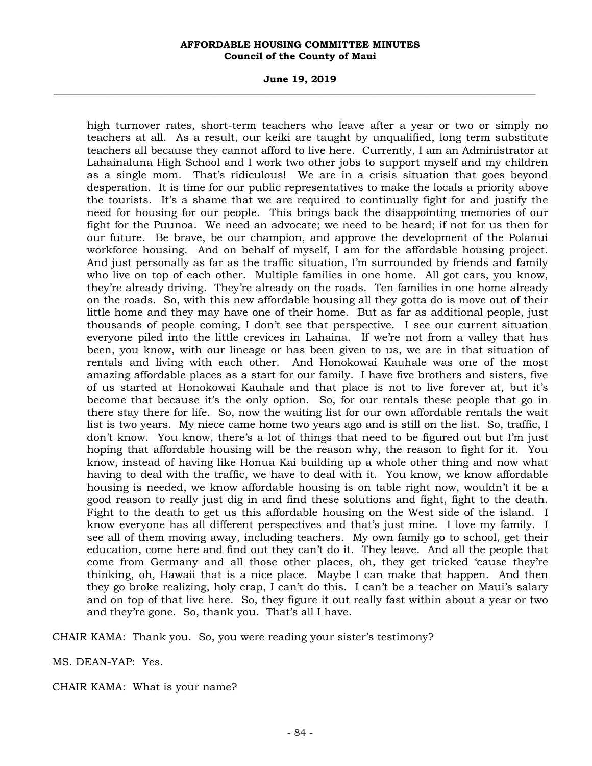high turnover rates, short-term teachers who leave after a year or two or simply no teachers at all. As a result, our keiki are taught by unqualified, long term substitute teachers all because they cannot afford to live here. Currently, I am an Administrator at Lahainaluna High School and I work two other jobs to support myself and my children as a single mom. That's ridiculous! We are in a crisis situation that goes beyond desperation. It is time for our public representatives to make the locals a priority above the tourists. It's a shame that we are required to continually fight for and justify the need for housing for our people. This brings back the disappointing memories of our fight for the Puunoa. We need an advocate; we need to be heard; if not for us then for our future. Be brave, be our champion, and approve the development of the Polanui workforce housing. And on behalf of myself, I am for the affordable housing project. And just personally as far as the traffic situation, I'm surrounded by friends and family who live on top of each other. Multiple families in one home. All got cars, you know, they're already driving. They're already on the roads. Ten families in one home already on the roads. So, with this new affordable housing all they gotta do is move out of their little home and they may have one of their home. But as far as additional people, just thousands of people coming, I don't see that perspective. I see our current situation everyone piled into the little crevices in Lahaina. If we're not from a valley that has been, you know, with our lineage or has been given to us, we are in that situation of rentals and living with each other. And Honokowai Kauhale was one of the most amazing affordable places as a start for our family. I have five brothers and sisters, five of us started at Honokowai Kauhale and that place is not to live forever at, but it's become that because it's the only option. So, for our rentals these people that go in there stay there for life. So, now the waiting list for our own affordable rentals the wait list is two years. My niece came home two years ago and is still on the list. So, traffic, I don't know. You know, there's a lot of things that need to be figured out but I'm just hoping that affordable housing will be the reason why, the reason to fight for it. You know, instead of having like Honua Kai building up a whole other thing and now what having to deal with the traffic, we have to deal with it. You know, we know affordable housing is needed, we know affordable housing is on table right now, wouldn't it be a good reason to really just dig in and find these solutions and fight, fight to the death. Fight to the death to get us this affordable housing on the West side of the island. I know everyone has all different perspectives and that's just mine. I love my family. I see all of them moving away, including teachers. My own family go to school, get their education, come here and find out they can't do it. They leave. And all the people that come from Germany and all those other places, oh, they get tricked 'cause they're thinking, oh, Hawaii that is a nice place. Maybe I can make that happen. And then they go broke realizing, holy crap, I can't do this. I can't be a teacher on Maui's salary and on top of that live here. So, they figure it out really fast within about a year or two and they're gone. So, thank you. That's all I have.

CHAIR KAMA: Thank you. So, you were reading your sister's testimony?

MS. DEAN-YAP: Yes.

CHAIR KAMA: What is your name?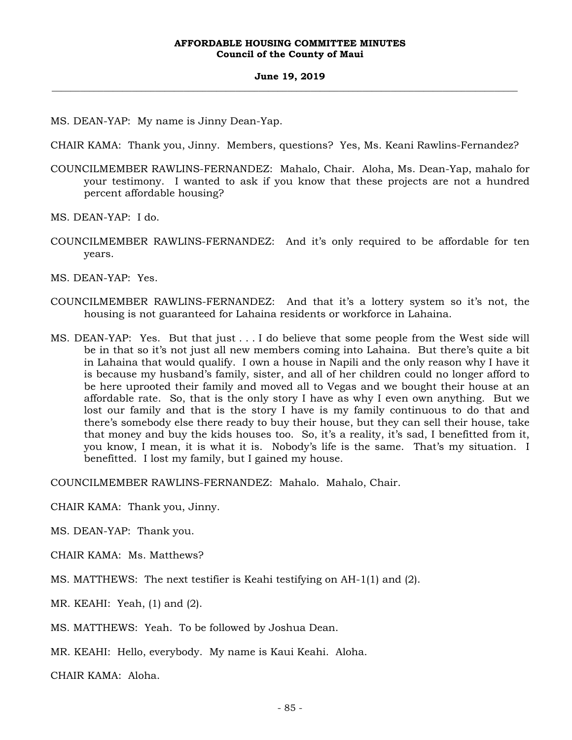MS. DEAN-YAP: My name is Jinny Dean-Yap.

CHAIR KAMA: Thank you, Jinny. Members, questions? Yes, Ms. Keani Rawlins-Fernandez?

COUNCILMEMBER RAWLINS-FERNANDEZ: Mahalo, Chair. Aloha, Ms. Dean-Yap, mahalo for your testimony. I wanted to ask if you know that these projects are not a hundred percent affordable housing?

MS. DEAN-YAP: I do.

COUNCILMEMBER RAWLINS-FERNANDEZ: And it's only required to be affordable for ten years.

MS. DEAN-YAP: Yes.

COUNCILMEMBER RAWLINS-FERNANDEZ: And that it's a lottery system so it's not, the housing is not guaranteed for Lahaina residents or workforce in Lahaina.

MS. DEAN-YAP: Yes. But that just . . . I do believe that some people from the West side will be in that so it's not just all new members coming into Lahaina. But there's quite a bit in Lahaina that would qualify. I own a house in Napili and the only reason why I have it is because my husband's family, sister, and all of her children could no longer afford to be here uprooted their family and moved all to Vegas and we bought their house at an affordable rate. So, that is the only story I have as why I even own anything. But we lost our family and that is the story I have is my family continuous to do that and there's somebody else there ready to buy their house, but they can sell their house, take that money and buy the kids houses too. So, it's a reality, it's sad, I benefitted from it, you know, I mean, it is what it is. Nobody's life is the same. That's my situation. I benefitted. I lost my family, but I gained my house.

COUNCILMEMBER RAWLINS-FERNANDEZ: Mahalo. Mahalo, Chair.

CHAIR KAMA: Thank you, Jinny.

MS. DEAN-YAP: Thank you.

CHAIR KAMA: Ms. Matthews?

MS. MATTHEWS: The next testifier is Keahi testifying on AH-1(1) and (2).

MR. KEAHI: Yeah, (1) and (2).

MS. MATTHEWS: Yeah. To be followed by Joshua Dean.

MR. KEAHI: Hello, everybody. My name is Kaui Keahi. Aloha.

CHAIR KAMA: Aloha.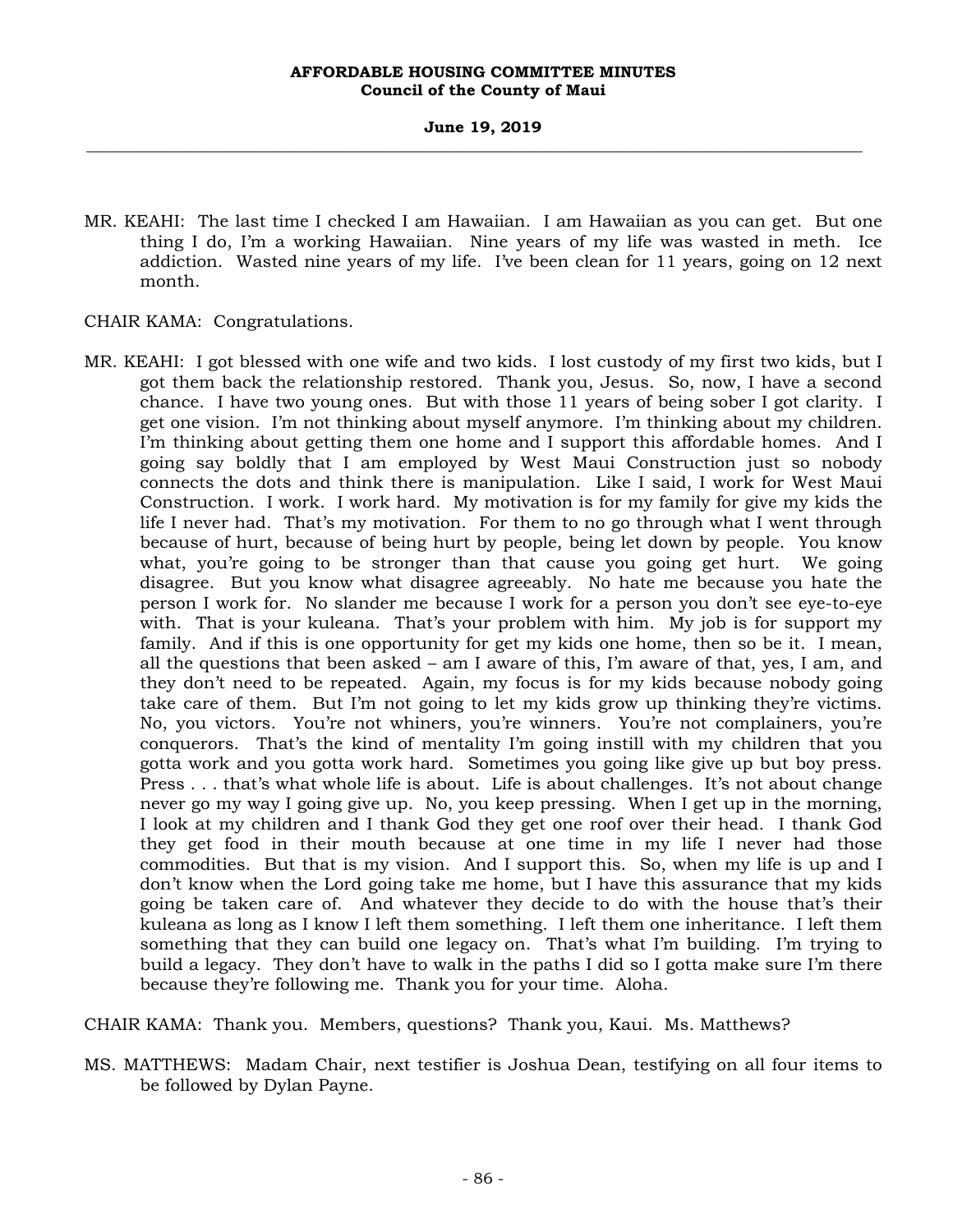MR. KEAHI: The last time I checked I am Hawaiian. I am Hawaiian as you can get. But one thing I do, I'm a working Hawaiian. Nine years of my life was wasted in meth. Ice addiction. Wasted nine years of my life. I've been clean for 11 years, going on 12 next month.

CHAIR KAMA: Congratulations.

MR. KEAHI: I got blessed with one wife and two kids. I lost custody of my first two kids, but I got them back the relationship restored. Thank you, Jesus. So, now, I have a second chance. I have two young ones. But with those 11 years of being sober I got clarity. I get one vision. I'm not thinking about myself anymore. I'm thinking about my children. I'm thinking about getting them one home and I support this affordable homes. And I going say boldly that I am employed by West Maui Construction just so nobody connects the dots and think there is manipulation. Like I said, I work for West Maui Construction. I work. I work hard. My motivation is for my family for give my kids the life I never had. That's my motivation. For them to no go through what I went through because of hurt, because of being hurt by people, being let down by people. You know what, you're going to be stronger than that cause you going get hurt. We going disagree. But you know what disagree agreeably. No hate me because you hate the person I work for. No slander me because I work for a person you don't see eye-to-eye with. That is your kuleana. That's your problem with him. My job is for support my family. And if this is one opportunity for get my kids one home, then so be it. I mean, all the questions that been asked – am I aware of this, I'm aware of that, yes, I am, and they don't need to be repeated. Again, my focus is for my kids because nobody going take care of them. But I'm not going to let my kids grow up thinking they're victims. No, you victors. You're not whiners, you're winners. You're not complainers, you're conquerors. That's the kind of mentality I'm going instill with my children that you gotta work and you gotta work hard. Sometimes you going like give up but boy press. Press . . . that's what whole life is about. Life is about challenges. It's not about change never go my way I going give up. No, you keep pressing. When I get up in the morning, I look at my children and I thank God they get one roof over their head. I thank God they get food in their mouth because at one time in my life I never had those commodities. But that is my vision. And I support this. So, when my life is up and I don't know when the Lord going take me home, but I have this assurance that my kids going be taken care of. And whatever they decide to do with the house that's their kuleana as long as I know I left them something. I left them one inheritance. I left them something that they can build one legacy on. That's what I'm building. I'm trying to build a legacy. They don't have to walk in the paths I did so I gotta make sure I'm there because they're following me. Thank you for your time. Aloha.

CHAIR KAMA: Thank you. Members, questions? Thank you, Kaui. Ms. Matthews?

MS. MATTHEWS: Madam Chair, next testifier is Joshua Dean, testifying on all four items to be followed by Dylan Payne.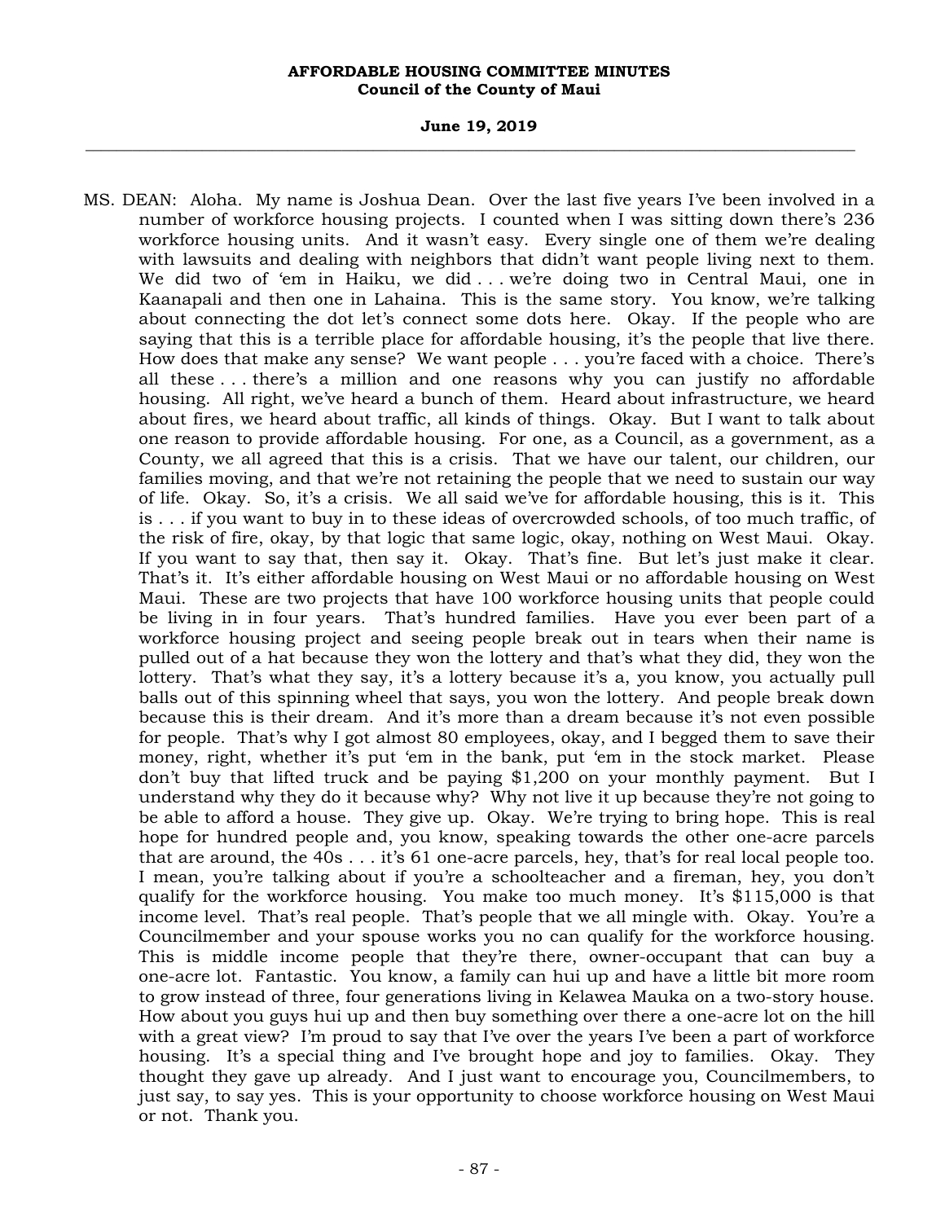MS. DEAN: Aloha. My name is Joshua Dean. Over the last five years I've been involved in a number of workforce housing projects. I counted when I was sitting down there's 236 workforce housing units. And it wasn't easy. Every single one of them we're dealing with lawsuits and dealing with neighbors that didn't want people living next to them. We did two of 'em in Haiku, we did . . . we're doing two in Central Maui, one in Kaanapali and then one in Lahaina. This is the same story. You know, we're talking about connecting the dot let's connect some dots here. Okay. If the people who are saying that this is a terrible place for affordable housing, it's the people that live there. How does that make any sense? We want people . . . you're faced with a choice. There's all these . . . there's a million and one reasons why you can justify no affordable housing. All right, we've heard a bunch of them. Heard about infrastructure, we heard about fires, we heard about traffic, all kinds of things. Okay. But I want to talk about one reason to provide affordable housing. For one, as a Council, as a government, as a County, we all agreed that this is a crisis. That we have our talent, our children, our families moving, and that we're not retaining the people that we need to sustain our way of life. Okay. So, it's a crisis. We all said we've for affordable housing, this is it. This is . . . if you want to buy in to these ideas of overcrowded schools, of too much traffic, of the risk of fire, okay, by that logic that same logic, okay, nothing on West Maui. Okay. If you want to say that, then say it. Okay. That's fine. But let's just make it clear. That's it. It's either affordable housing on West Maui or no affordable housing on West Maui. These are two projects that have 100 workforce housing units that people could be living in in four years. That's hundred families. Have you ever been part of a workforce housing project and seeing people break out in tears when their name is pulled out of a hat because they won the lottery and that's what they did, they won the lottery. That's what they say, it's a lottery because it's a, you know, you actually pull balls out of this spinning wheel that says, you won the lottery. And people break down because this is their dream. And it's more than a dream because it's not even possible for people. That's why I got almost 80 employees, okay, and I begged them to save their money, right, whether it's put 'em in the bank, put 'em in the stock market. Please don't buy that lifted truck and be paying $1,200 on your monthly payment. But I understand why they do it because why? Why not live it up because they're not going to be able to afford a house. They give up. Okay. We're trying to bring hope. This is real hope for hundred people and, you know, speaking towards the other one-acre parcels that are around, the 40s . . . it's 61 one-acre parcels, hey, that's for real local people too. I mean, you're talking about if you're a schoolteacher and a fireman, hey, you don't qualify for the workforce housing. You make too much money. It's $115,000 is that income level. That's real people. That's people that we all mingle with. Okay. You're a Councilmember and your spouse works you no can qualify for the workforce housing. This is middle income people that they're there, owner-occupant that can buy a one-acre lot. Fantastic. You know, a family can hui up and have a little bit more room to grow instead of three, four generations living in Kelawea Mauka on a two-story house. How about you guys hui up and then buy something over there a one-acre lot on the hill with a great view? I'm proud to say that I've over the years I've been a part of workforce housing. It's a special thing and I've brought hope and joy to families. Okay. They thought they gave up already. And I just want to encourage you, Councilmembers, to just say, to say yes. This is your opportunity to choose workforce housing on West Maui or not. Thank you.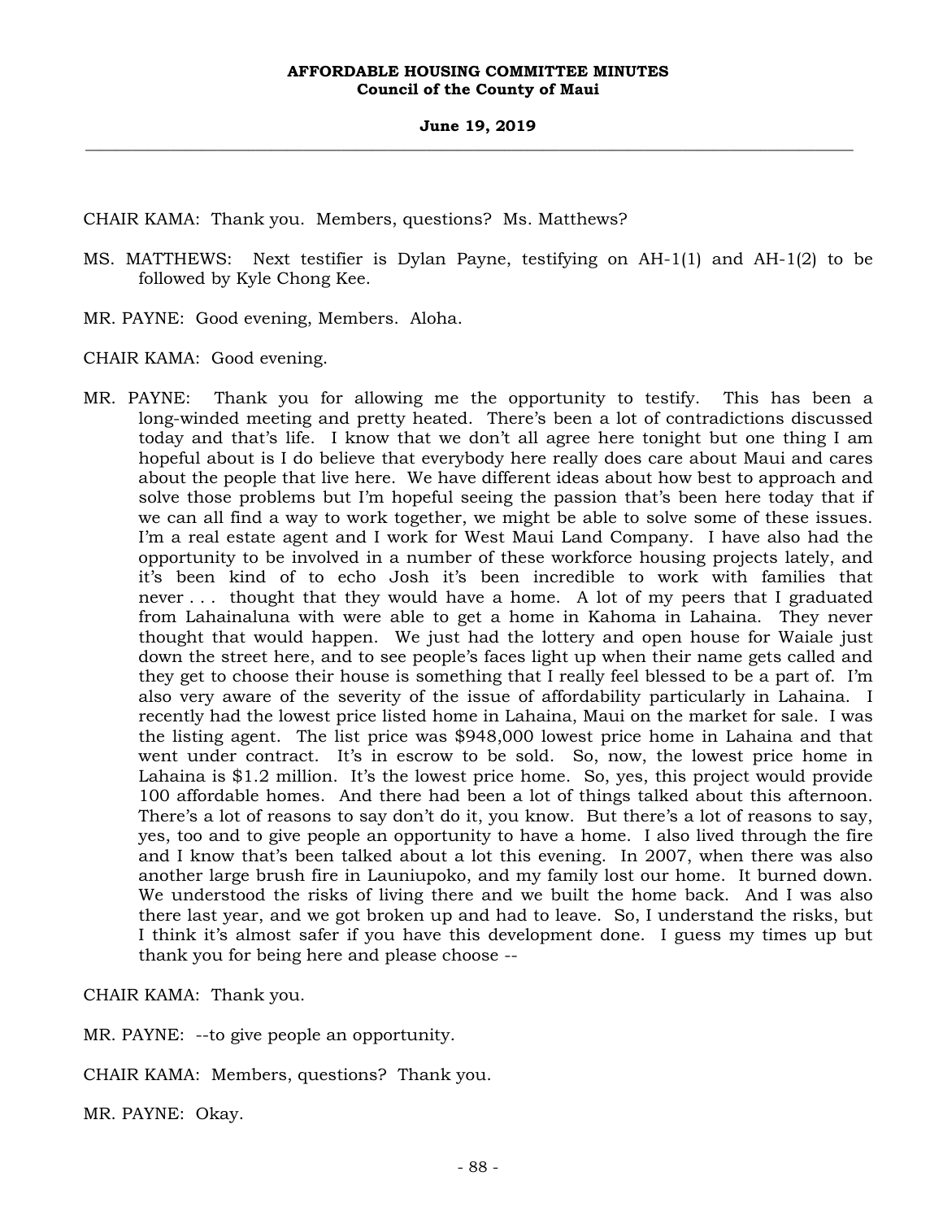CHAIR KAMA: Thank you. Members, questions? Ms. Matthews?

MS. MATTHEWS: Next testifier is Dylan Payne, testifying on AH-1(1) and AH-1(2) to be followed by Kyle Chong Kee.

MR. PAYNE: Good evening, Members. Aloha.

CHAIR KAMA: Good evening.

MR. PAYNE: Thank you for allowing me the opportunity to testify. This has been a long-winded meeting and pretty heated. There's been a lot of contradictions discussed today and that's life. I know that we don't all agree here tonight but one thing I am hopeful about is I do believe that everybody here really does care about Maui and cares about the people that live here. We have different ideas about how best to approach and solve those problems but I'm hopeful seeing the passion that's been here today that if we can all find a way to work together, we might be able to solve some of these issues. I'm a real estate agent and I work for West Maui Land Company. I have also had the opportunity to be involved in a number of these workforce housing projects lately, and it's been kind of to echo Josh it's been incredible to work with families that never . . . thought that they would have a home. A lot of my peers that I graduated from Lahainaluna with were able to get a home in Kahoma in Lahaina. They never thought that would happen. We just had the lottery and open house for Waiale just down the street here, and to see people's faces light up when their name gets called and they get to choose their house is something that I really feel blessed to be a part of. I'm also very aware of the severity of the issue of affordability particularly in Lahaina. I recently had the lowest price listed home in Lahaina, Maui on the market for sale. I was the listing agent. The list price was $948,000 lowest price home in Lahaina and that went under contract. It's in escrow to be sold. So, now, the lowest price home in Lahaina is $1.2 million. It's the lowest price home. So, yes, this project would provide 100 affordable homes. And there had been a lot of things talked about this afternoon. There's a lot of reasons to say don't do it, you know. But there's a lot of reasons to say, yes, too and to give people an opportunity to have a home. I also lived through the fire and I know that's been talked about a lot this evening. In 2007, when there was also another large brush fire in Launiupoko, and my family lost our home. It burned down. We understood the risks of living there and we built the home back. And I was also there last year, and we got broken up and had to leave. So, I understand the risks, but I think it's almost safer if you have this development done. I guess my times up but thank you for being here and please choose --

CHAIR KAMA: Thank you.

MR. PAYNE: --to give people an opportunity.

CHAIR KAMA: Members, questions? Thank you.

MR. PAYNE: Okay.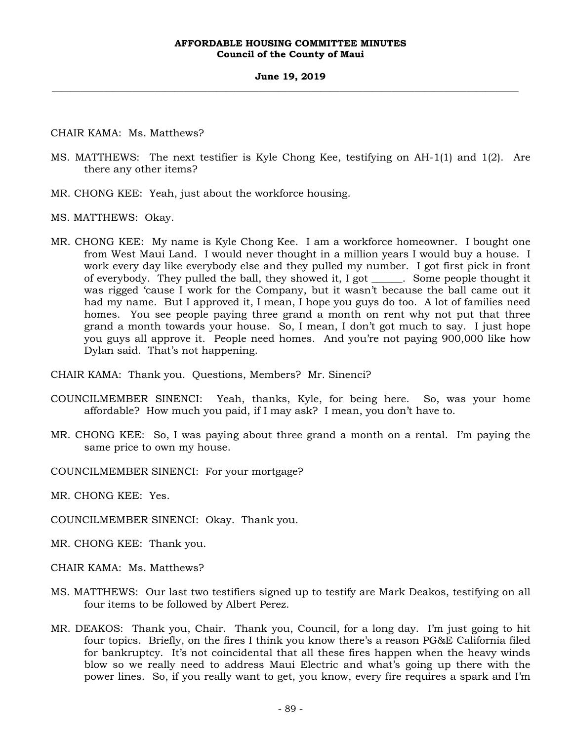CHAIR KAMA: Ms. Matthews?

MS. MATTHEWS: The next testifier is Kyle Chong Kee, testifying on AH-1(1) and 1(2). Are there any other items?

MR. CHONG KEE: Yeah, just about the workforce housing.

MS. MATTHEWS: Okay.

MR. CHONG KEE: My name is Kyle Chong Kee. I am a workforce homeowner. I bought one from West Maui Land. I would never thought in a million years I would buy a house. I work every day like everybody else and they pulled my number. I got first pick in front of everybody. They pulled the ball, they showed it, I got ______. Some people thought it was rigged 'cause I work for the Company, but it wasn't because the ball came out it had my name. But I approved it, I mean, I hope you guys do too. A lot of families need homes. You see people paying three grand a month on rent why not put that three grand a month towards your house. So, I mean, I don't got much to say. I just hope you guys all approve it. People need homes. And you're not paying 900,000 like how Dylan said. That's not happening.

CHAIR KAMA: Thank you. Questions, Members? Mr. Sinenci?

COUNCILMEMBER SINENCI: Yeah, thanks, Kyle, for being here. So, was your home affordable? How much you paid, if I may ask? I mean, you don't have to.

MR. CHONG KEE: So, I was paying about three grand a month on a rental. I'm paying the same price to own my house.

COUNCILMEMBER SINENCI: For your mortgage?

MR. CHONG KEE: Yes.

COUNCILMEMBER SINENCI: Okay. Thank you.

MR. CHONG KEE: Thank you.

CHAIR KAMA: Ms. Matthews?

MS. MATTHEWS: Our last two testifiers signed up to testify are Mark Deakos, testifying on all four items to be followed by Albert Perez.

MR. DEAKOS: Thank you, Chair. Thank you, Council, for a long day. I'm just going to hit four topics. Briefly, on the fires I think you know there's a reason PG&E California filed for bankruptcy. It's not coincidental that all these fires happen when the heavy winds blow so we really need to address Maui Electric and what's going up there with the power lines. So, if you really want to get, you know, every fire requires a spark and I'm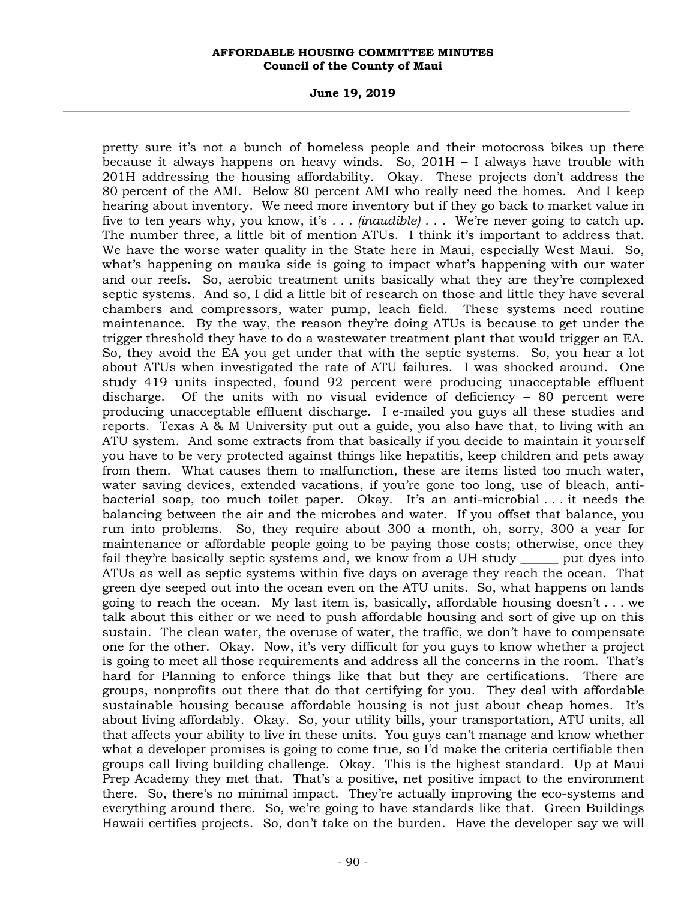pretty sure it's not a bunch of homeless people and their motocross bikes up there because it always happens on heavy winds. So, 201H – I always have trouble with 201H addressing the housing affordability. Okay. These projects don't address the 80 percent of the AMI. Below 80 percent AMI who really need the homes. And I keep hearing about inventory. We need more inventory but if they go back to market value in five to ten years why, you know, it's . . . *(inaudible)* . . . We're never going to catch up. The number three, a little bit of mention ATUs. I think it's important to address that. We have the worse water quality in the State here in Maui, especially West Maui. So, what's happening on mauka side is going to impact what's happening with our water and our reefs. So, aerobic treatment units basically what they are they're complexed septic systems. And so, I did a little bit of research on those and little they have several chambers and compressors, water pump, leach field. These systems need routine maintenance. By the way, the reason they're doing ATUs is because to get under the trigger threshold they have to do a wastewater treatment plant that would trigger an EA. So, they avoid the EA you get under that with the septic systems. So, you hear a lot about ATUs when investigated the rate of ATU failures. I was shocked around. One study 419 units inspected, found 92 percent were producing unacceptable effluent discharge. Of the units with no visual evidence of deficiency – 80 percent were producing unacceptable effluent discharge. I e-mailed you guys all these studies and reports. Texas A & M University put out a guide, you also have that, to living with an ATU system. And some extracts from that basically if you decide to maintain it yourself you have to be very protected against things like hepatitis, keep children and pets away from them. What causes them to malfunction, these are items listed too much water, water saving devices, extended vacations, if you're gone too long, use of bleach, anti-bacterial soap, too much toilet paper. Okay. It's an anti-microbial . . . it needs the balancing between the air and the microbes and water. If you offset that balance, you run into problems. So, they require about 300 a month, oh, sorry, 300 a year for maintenance or affordable people going to be paying those costs; otherwise, once they fail they're basically septic systems and, we know from a UH study ______ put dyes into ATUs as well as septic systems within five days on average they reach the ocean. That green dye seeped out into the ocean even on the ATU units. So, what happens on lands going to reach the ocean. My last item is, basically, affordable housing doesn't . . . we talk about this either or we need to push affordable housing and sort of give up on this sustain. The clean water, the overuse of water, the traffic, we don't have to compensate one for the other. Okay. Now, it's very difficult for you guys to know whether a project is going to meet all those requirements and address all the concerns in the room. That's hard for Planning to enforce things like that but they are certifications. There are groups, nonprofits out there that do that certifying for you. They deal with affordable sustainable housing because affordable housing is not just about cheap homes. It's about living affordably. Okay. So, your utility bills, your transportation, ATU units, all that affects your ability to live in these units. You guys can't manage and know whether what a developer promises is going to come true, so I'd make the criteria certifiable then groups call living building challenge. Okay. This is the highest standard. Up at Maui Prep Academy they met that. That's a positive, net positive impact to the environment there. So, there's no minimal impact. They're actually improving the eco-systems and everything around there. So, we're going to have standards like that. Green Buildings Hawaii certifies projects. So, don't take on the burden. Have the developer say we will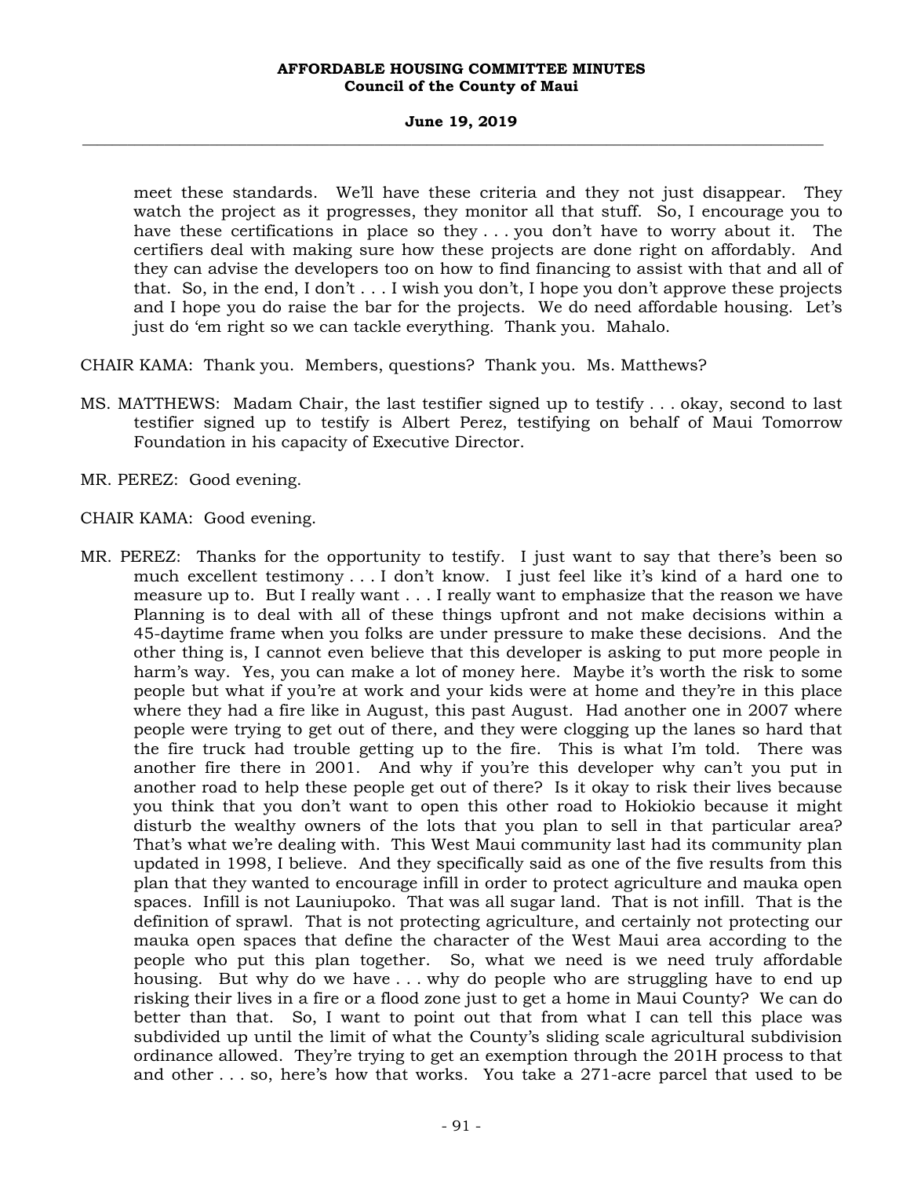meet these standards. We'll have these criteria and they not just disappear. They watch the project as it progresses, they monitor all that stuff. So, I encourage you to have these certifications in place so they . . . you don't have to worry about it. The certifiers deal with making sure how these projects are done right on affordably. And they can advise the developers too on how to find financing to assist with that and all of that. So, in the end, I don't . . . I wish you don't, I hope you don't approve these projects and I hope you do raise the bar for the projects. We do need affordable housing. Let's just do 'em right so we can tackle everything. Thank you. Mahalo.

CHAIR KAMA: Thank you. Members, questions? Thank you. Ms. Matthews?

MS. MATTHEWS: Madam Chair, the last testifier signed up to testify . . . okay, second to last testifier signed up to testify is Albert Perez, testifying on behalf of Maui Tomorrow Foundation in his capacity of Executive Director.

MR. PEREZ: Good evening.

CHAIR KAMA: Good evening.

MR. PEREZ: Thanks for the opportunity to testify. I just want to say that there's been so much excellent testimony . . . I don't know. I just feel like it's kind of a hard one to measure up to. But I really want . . . I really want to emphasize that the reason we have Planning is to deal with all of these things upfront and not make decisions within a 45-daytime frame when you folks are under pressure to make these decisions. And the other thing is, I cannot even believe that this developer is asking to put more people in harm's way. Yes, you can make a lot of money here. Maybe it's worth the risk to some people but what if you're at work and your kids were at home and they're in this place where they had a fire like in August, this past August. Had another one in 2007 where people were trying to get out of there, and they were clogging up the lanes so hard that the fire truck had trouble getting up to the fire. This is what I'm told. There was another fire there in 2001. And why if you're this developer why can't you put in another road to help these people get out of there? Is it okay to risk their lives because you think that you don't want to open this other road to Hokiokio because it might disturb the wealthy owners of the lots that you plan to sell in that particular area? That's what we're dealing with. This West Maui community last had its community plan updated in 1998, I believe. And they specifically said as one of the five results from this plan that they wanted to encourage infill in order to protect agriculture and mauka open spaces. Infill is not Launiupoko. That was all sugar land. That is not infill. That is the definition of sprawl. That is not protecting agriculture, and certainly not protecting our mauka open spaces that define the character of the West Maui area according to the people who put this plan together. So, what we need is we need truly affordable housing. But why do we have . . . why do people who are struggling have to end up risking their lives in a fire or a flood zone just to get a home in Maui County? We can do better than that. So, I want to point out that from what I can tell this place was subdivided up until the limit of what the County's sliding scale agricultural subdivision ordinance allowed. They're trying to get an exemption through the 201H process to that and other . . . so, here's how that works. You take a 271-acre parcel that used to be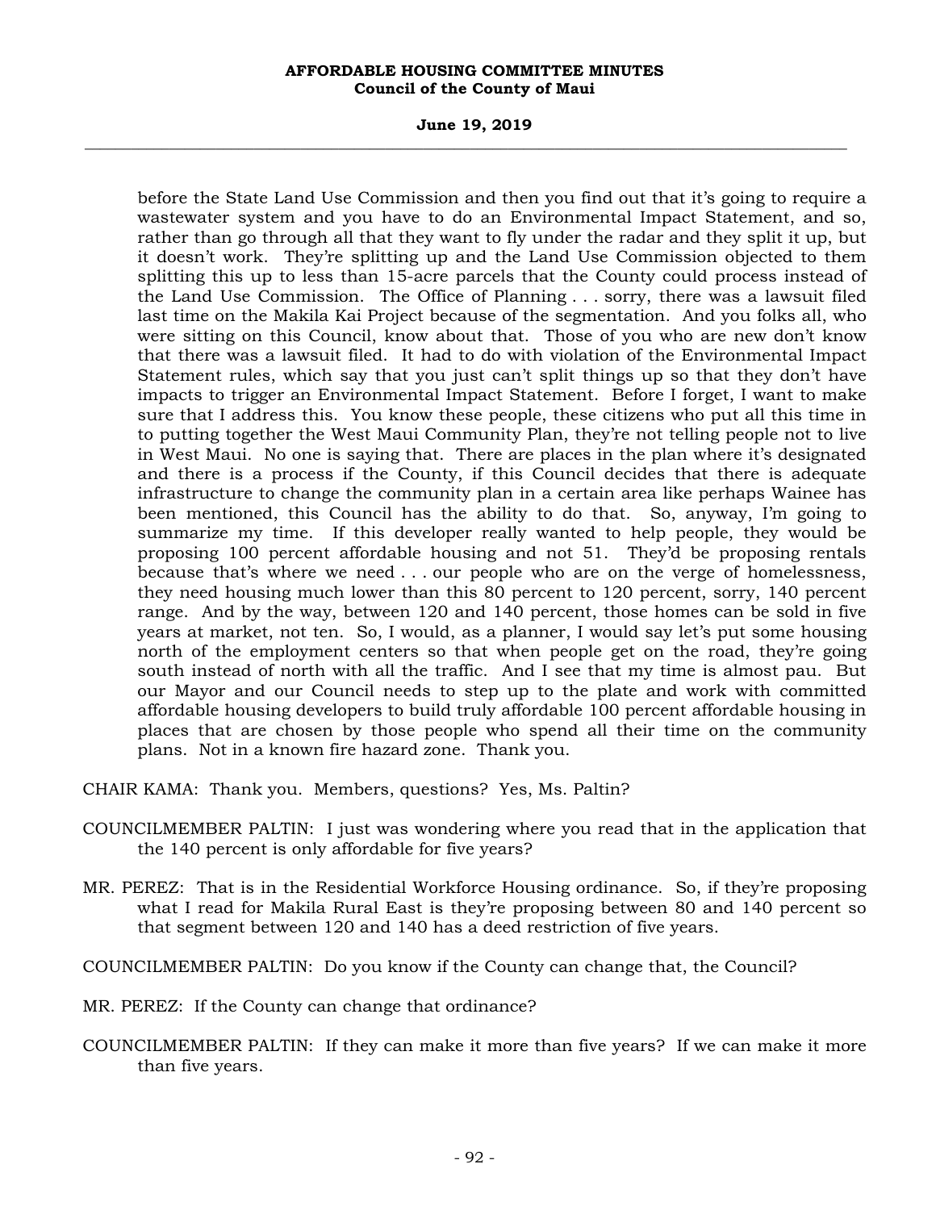before the State Land Use Commission and then you find out that it's going to require a wastewater system and you have to do an Environmental Impact Statement, and so, rather than go through all that they want to fly under the radar and they split it up, but it doesn't work. They're splitting up and the Land Use Commission objected to them splitting this up to less than 15-acre parcels that the County could process instead of the Land Use Commission. The Office of Planning . . . sorry, there was a lawsuit filed last time on the Makila Kai Project because of the segmentation. And you folks all, who were sitting on this Council, know about that. Those of you who are new don't know that there was a lawsuit filed. It had to do with violation of the Environmental Impact Statement rules, which say that you just can't split things up so that they don't have impacts to trigger an Environmental Impact Statement. Before I forget, I want to make sure that I address this. You know these people, these citizens who put all this time in to putting together the West Maui Community Plan, they're not telling people not to live in West Maui. No one is saying that. There are places in the plan where it's designated and there is a process if the County, if this Council decides that there is adequate infrastructure to change the community plan in a certain area like perhaps Wainee has been mentioned, this Council has the ability to do that. So, anyway, I'm going to summarize my time. If this developer really wanted to help people, they would be proposing 100 percent affordable housing and not 51. They'd be proposing rentals because that's where we need . . . our people who are on the verge of homelessness, they need housing much lower than this 80 percent to 120 percent, sorry, 140 percent range. And by the way, between 120 and 140 percent, those homes can be sold in five years at market, not ten. So, I would, as a planner, I would say let's put some housing north of the employment centers so that when people get on the road, they're going south instead of north with all the traffic. And I see that my time is almost pau. But our Mayor and our Council needs to step up to the plate and work with committed affordable housing developers to build truly affordable 100 percent affordable housing in places that are chosen by those people who spend all their time on the community plans. Not in a known fire hazard zone. Thank you.

CHAIR KAMA: Thank you. Members, questions? Yes, Ms. Paltin?

COUNCILMEMBER PALTIN: I just was wondering where you read that in the application that the 140 percent is only affordable for five years?

MR. PEREZ: That is in the Residential Workforce Housing ordinance. So, if they're proposing what I read for Makila Rural East is they're proposing between 80 and 140 percent so that segment between 120 and 140 has a deed restriction of five years.

COUNCILMEMBER PALTIN: Do you know if the County can change that, the Council?

MR. PEREZ: If the County can change that ordinance?

COUNCILMEMBER PALTIN: If they can make it more than five years? If we can make it more than five years.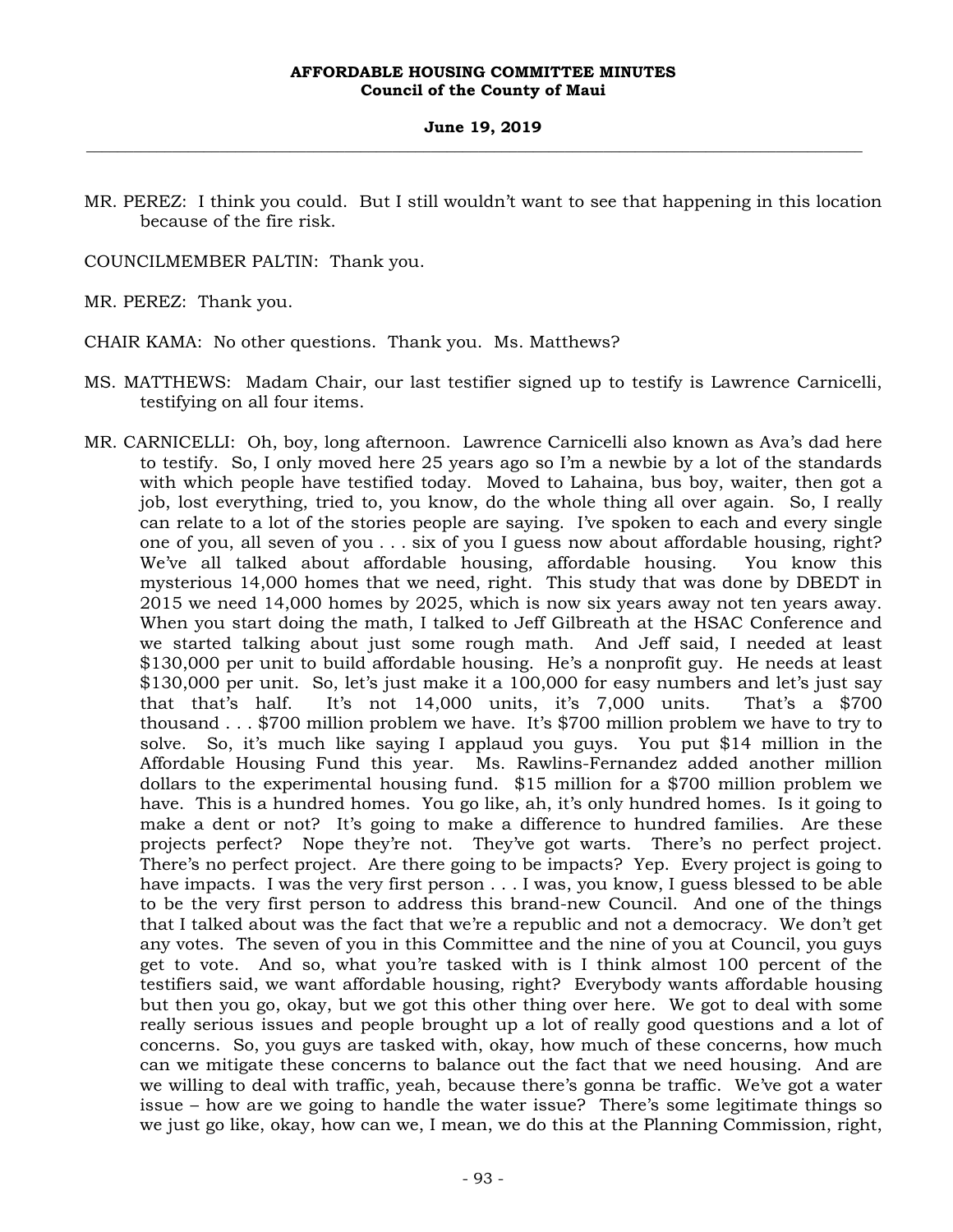MR. PEREZ: I think you could. But I still wouldn't want to see that happening in this location because of the fire risk.

COUNCILMEMBER PALTIN: Thank you.

MR. PEREZ: Thank you.

CHAIR KAMA: No other questions. Thank you. Ms. Matthews?

MS. MATTHEWS: Madam Chair, our last testifier signed up to testify is Lawrence Carnicelli, testifying on all four items.

MR. CARNICELLI: Oh, boy, long afternoon. Lawrence Carnicelli also known as Ava's dad here to testify. So, I only moved here 25 years ago so I'm a newbie by a lot of the standards with which people have testified today. Moved to Lahaina, bus boy, waiter, then got a job, lost everything, tried to, you know, do the whole thing all over again. So, I really can relate to a lot of the stories people are saying. I've spoken to each and every single one of you, all seven of you . . . six of you I guess now about affordable housing, right? We've all talked about affordable housing, affordable housing. You know this mysterious 14,000 homes that we need, right. This study that was done by DBEDT in 2015 we need 14,000 homes by 2025, which is now six years away not ten years away. When you start doing the math, I talked to Jeff Gilbreath at the HSAC Conference and we started talking about just some rough math. And Jeff said, I needed at least $130,000 per unit to build affordable housing. He's a nonprofit guy. He needs at least $130,000 per unit. So, let's just make it a 100,000 for easy numbers and let's just say that that's half. It's not 14,000 units, it's 7,000 units. That's a $700 thousand . . . $700 million problem we have. It's $700 million problem we have to try to solve. So, it's much like saying I applaud you guys. You put $14 million in the Affordable Housing Fund this year. Ms. Rawlins-Fernandez added another million dollars to the experimental housing fund. $15 million for a $700 million problem we have. This is a hundred homes. You go like, ah, it's only hundred homes. Is it going to make a dent or not? It's going to make a difference to hundred families. Are these projects perfect? Nope they're not. They've got warts. There's no perfect project. There's no perfect project. Are there going to be impacts? Yep. Every project is going to have impacts. I was the very first person . . . I was, you know, I guess blessed to be able to be the very first person to address this brand-new Council. And one of the things that I talked about was the fact that we're a republic and not a democracy. We don't get any votes. The seven of you in this Committee and the nine of you at Council, you guys get to vote. And so, what you're tasked with is I think almost 100 percent of the testifiers said, we want affordable housing, right? Everybody wants affordable housing but then you go, okay, but we got this other thing over here. We got to deal with some really serious issues and people brought up a lot of really good questions and a lot of concerns. So, you guys are tasked with, okay, how much of these concerns, how much can we mitigate these concerns to balance out the fact that we need housing. And are we willing to deal with traffic, yeah, because there's gonna be traffic. We've got a water issue – how are we going to handle the water issue? There's some legitimate things so we just go like, okay, how can we, I mean, we do this at the Planning Commission, right,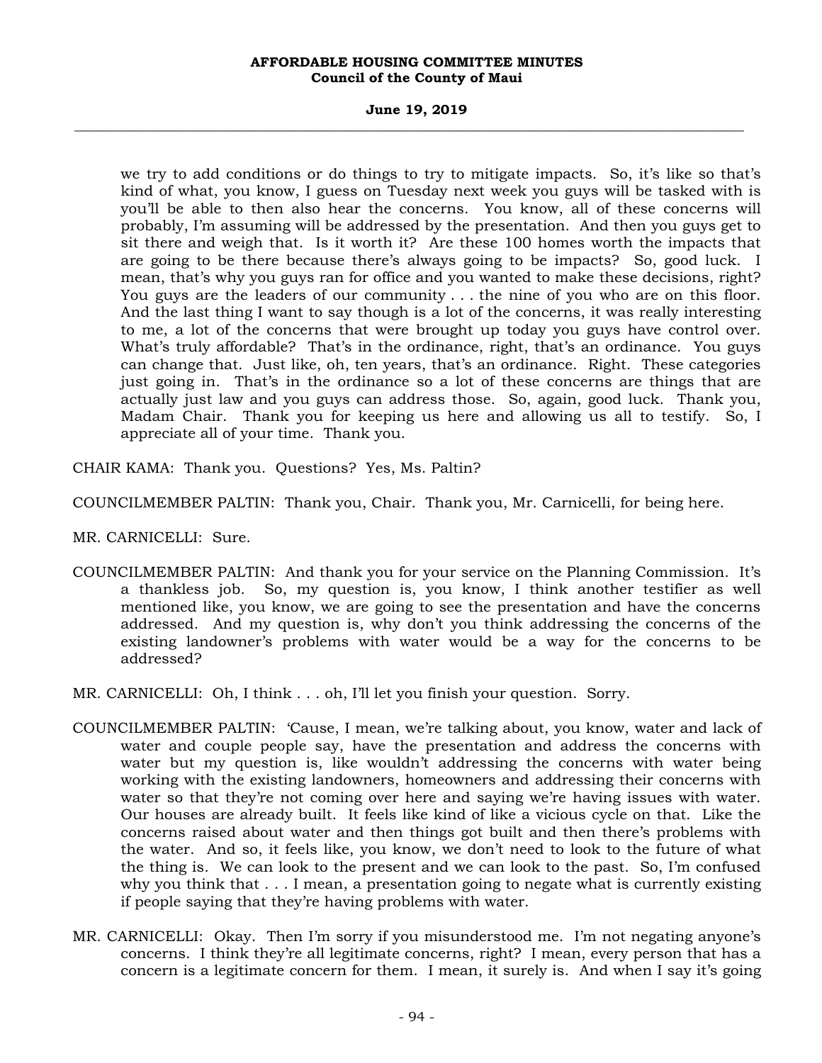we try to add conditions or do things to try to mitigate impacts. So, it's like so that's kind of what, you know, I guess on Tuesday next week you guys will be tasked with is you'll be able to then also hear the concerns. You know, all of these concerns will probably, I'm assuming will be addressed by the presentation. And then you guys get to sit there and weigh that. Is it worth it? Are these 100 homes worth the impacts that are going to be there because there's always going to be impacts? So, good luck. I mean, that's why you guys ran for office and you wanted to make these decisions, right? You guys are the leaders of our community . . . the nine of you who are on this floor. And the last thing I want to say though is a lot of the concerns, it was really interesting to me, a lot of the concerns that were brought up today you guys have control over. What's truly affordable? That's in the ordinance, right, that's an ordinance. You guys can change that. Just like, oh, ten years, that's an ordinance. Right. These categories just going in. That's in the ordinance so a lot of these concerns are things that are actually just law and you guys can address those. So, again, good luck. Thank you, Madam Chair. Thank you for keeping us here and allowing us all to testify. So, I appreciate all of your time. Thank you.

CHAIR KAMA: Thank you. Questions? Yes, Ms. Paltin?

COUNCILMEMBER PALTIN: Thank you, Chair. Thank you, Mr. Carnicelli, for being here.

MR. CARNICELLI: Sure.

COUNCILMEMBER PALTIN: And thank you for your service on the Planning Commission. It's a thankless job. So, my question is, you know, I think another testifier as well mentioned like, you know, we are going to see the presentation and have the concerns addressed. And my question is, why don't you think addressing the concerns of the existing landowner's problems with water would be a way for the concerns to be addressed?

MR. CARNICELLI: Oh, I think . . . oh, I'll let you finish your question. Sorry.

COUNCILMEMBER PALTIN: 'Cause, I mean, we're talking about, you know, water and lack of water and couple people say, have the presentation and address the concerns with water but my question is, like wouldn't addressing the concerns with water being working with the existing landowners, homeowners and addressing their concerns with water so that they're not coming over here and saying we're having issues with water. Our houses are already built. It feels like kind of like a vicious cycle on that. Like the concerns raised about water and then things got built and then there's problems with the water. And so, it feels like, you know, we don't need to look to the future of what the thing is. We can look to the present and we can look to the past. So, I'm confused why you think that . . . I mean, a presentation going to negate what is currently existing if people saying that they're having problems with water.

MR. CARNICELLI: Okay. Then I'm sorry if you misunderstood me. I'm not negating anyone's concerns. I think they're all legitimate concerns, right? I mean, every person that has a concern is a legitimate concern for them. I mean, it surely is. And when I say it's going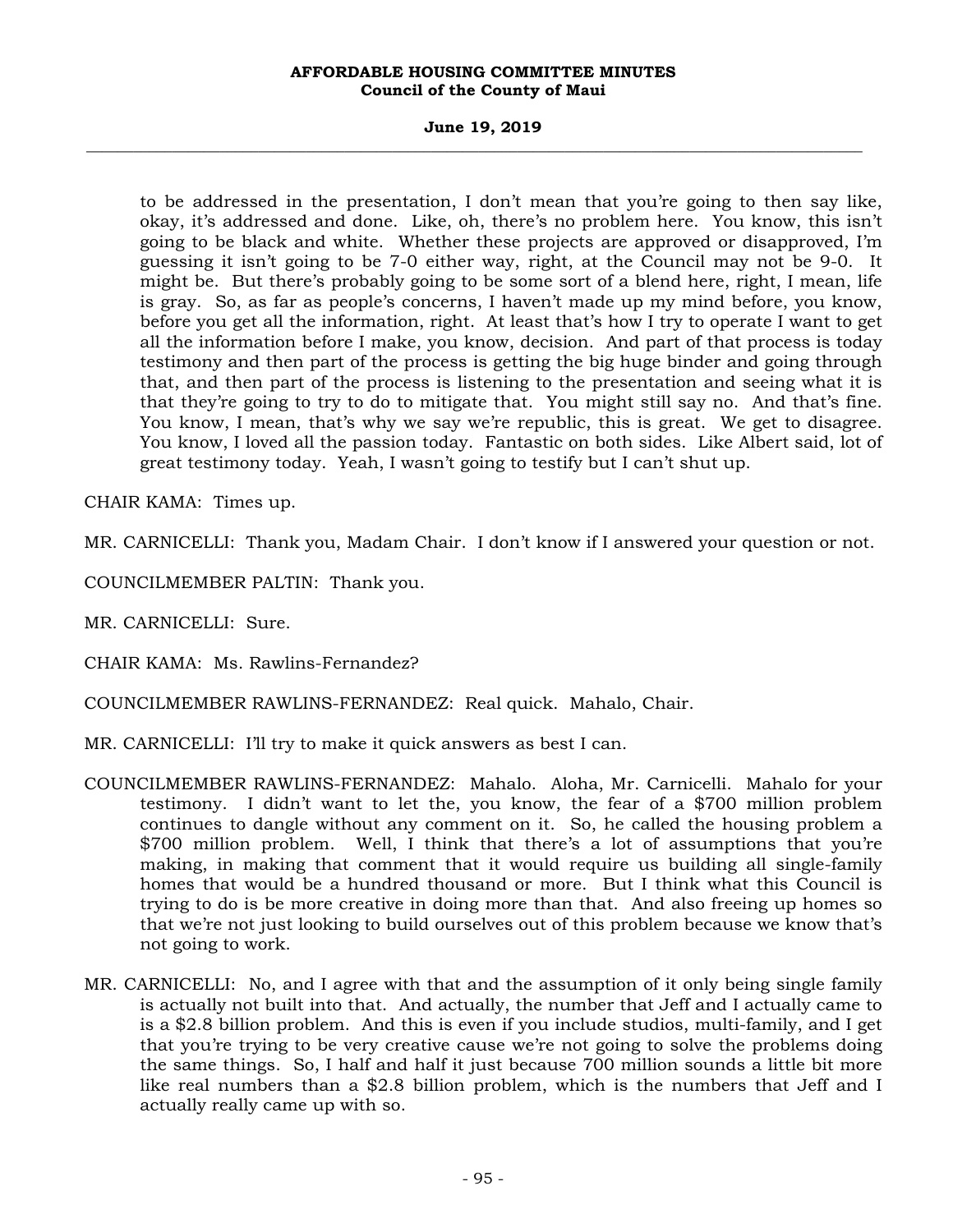to be addressed in the presentation, I don't mean that you're going to then say like, okay, it's addressed and done. Like, oh, there's no problem here. You know, this isn't going to be black and white. Whether these projects are approved or disapproved, I'm guessing it isn't going to be 7-0 either way, right, at the Council may not be 9-0. It might be. But there's probably going to be some sort of a blend here, right, I mean, life is gray. So, as far as people's concerns, I haven't made up my mind before, you know, before you get all the information, right. At least that's how I try to operate I want to get all the information before I make, you know, decision. And part of that process is today testimony and then part of the process is getting the big huge binder and going through that, and then part of the process is listening to the presentation and seeing what it is that they're going to try to do to mitigate that. You might still say no. And that's fine. You know, I mean, that's why we say we're republic, this is great. We get to disagree. You know, I loved all the passion today. Fantastic on both sides. Like Albert said, lot of great testimony today. Yeah, I wasn't going to testify but I can't shut up.

CHAIR KAMA: Times up.

MR. CARNICELLI: Thank you, Madam Chair. I don't know if I answered your question or not.

COUNCILMEMBER PALTIN: Thank you.

MR. CARNICELLI: Sure.

CHAIR KAMA: Ms. Rawlins-Fernandez?

COUNCILMEMBER RAWLINS-FERNANDEZ: Real quick. Mahalo, Chair.

MR. CARNICELLI: I'll try to make it quick answers as best I can.

COUNCILMEMBER RAWLINS-FERNANDEZ: Mahalo. Aloha, Mr. Carnicelli. Mahalo for your testimony. I didn't want to let the, you know, the fear of a $700 million problem continues to dangle without any comment on it. So, he called the housing problem a $700 million problem. Well, I think that there's a lot of assumptions that you're making, in making that comment that it would require us building all single-family homes that would be a hundred thousand or more. But I think what this Council is trying to do is be more creative in doing more than that. And also freeing up homes so that we're not just looking to build ourselves out of this problem because we know that's not going to work.

MR. CARNICELLI: No, and I agree with that and the assumption of it only being single family is actually not built into that. And actually, the number that Jeff and I actually came to is a $2.8 billion problem. And this is even if you include studios, multi-family, and I get that you're trying to be very creative cause we're not going to solve the problems doing the same things. So, I half and half it just because 700 million sounds a little bit more like real numbers than a $2.8 billion problem, which is the numbers that Jeff and I actually really came up with so.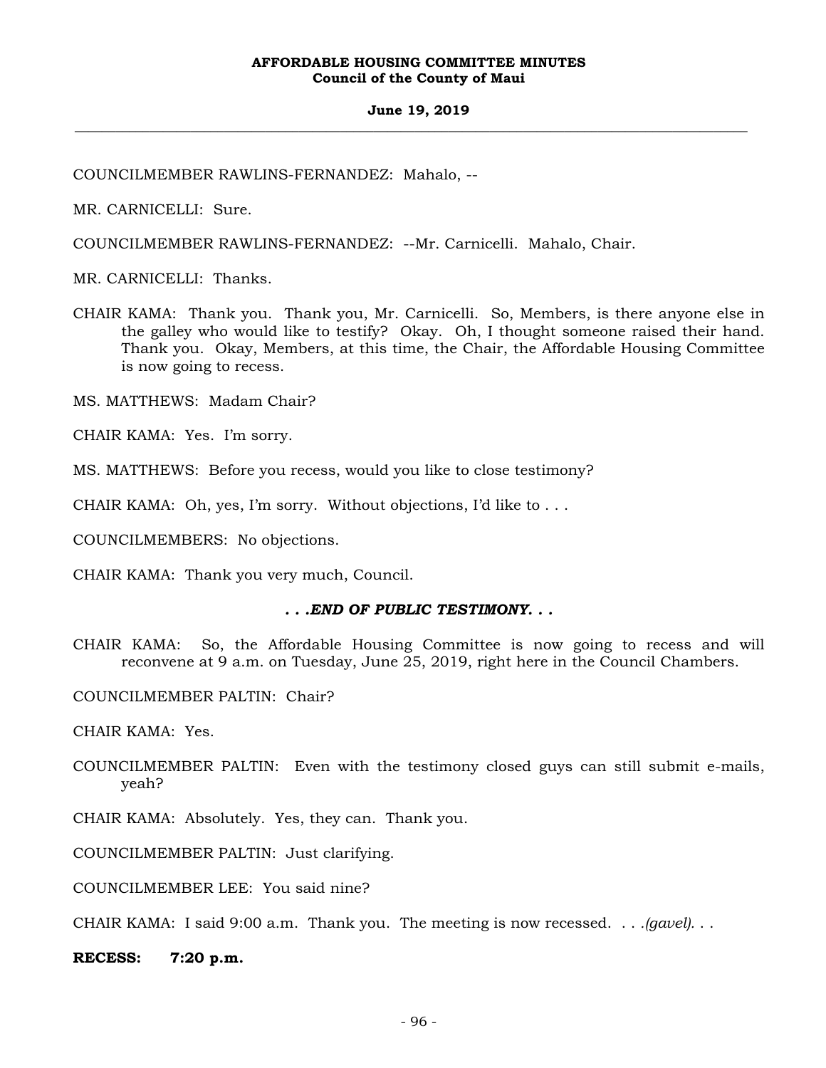COUNCILMEMBER RAWLINS-FERNANDEZ: Mahalo, --

MR. CARNICELLI: Sure.

COUNCILMEMBER RAWLINS-FERNANDEZ: --Mr. Carnicelli. Mahalo, Chair.

MR. CARNICELLI: Thanks.

CHAIR KAMA: Thank you. Thank you, Mr. Carnicelli. So, Members, is there anyone else in the galley who would like to testify? Okay. Oh, I thought someone raised their hand. Thank you. Okay, Members, at this time, the Chair, the Affordable Housing Committee is now going to recess.

MS. MATTHEWS: Madam Chair?

CHAIR KAMA: Yes. I'm sorry.

MS. MATTHEWS: Before you recess, would you like to close testimony?

CHAIR KAMA: Oh, yes, I'm sorry. Without objections, I'd like to . . .

COUNCILMEMBERS: No objections.

CHAIR KAMA: Thank you very much, Council.

***. . .END OF PUBLIC TESTIMONY. . .***

CHAIR KAMA: So, the Affordable Housing Committee is now going to recess and will reconvene at 9 a.m. on Tuesday, June 25, 2019, right here in the Council Chambers.

COUNCILMEMBER PALTIN: Chair?

CHAIR KAMA: Yes.

COUNCILMEMBER PALTIN: Even with the testimony closed guys can still submit e-mails, yeah?

CHAIR KAMA: Absolutely. Yes, they can. Thank you.

COUNCILMEMBER PALTIN: Just clarifying.

COUNCILMEMBER LEE: You said nine?

CHAIR KAMA: I said 9:00 a.m. Thank you. The meeting is now recessed. . . .*(gavel)*. . .

**RECESS: 7:20 p.m.**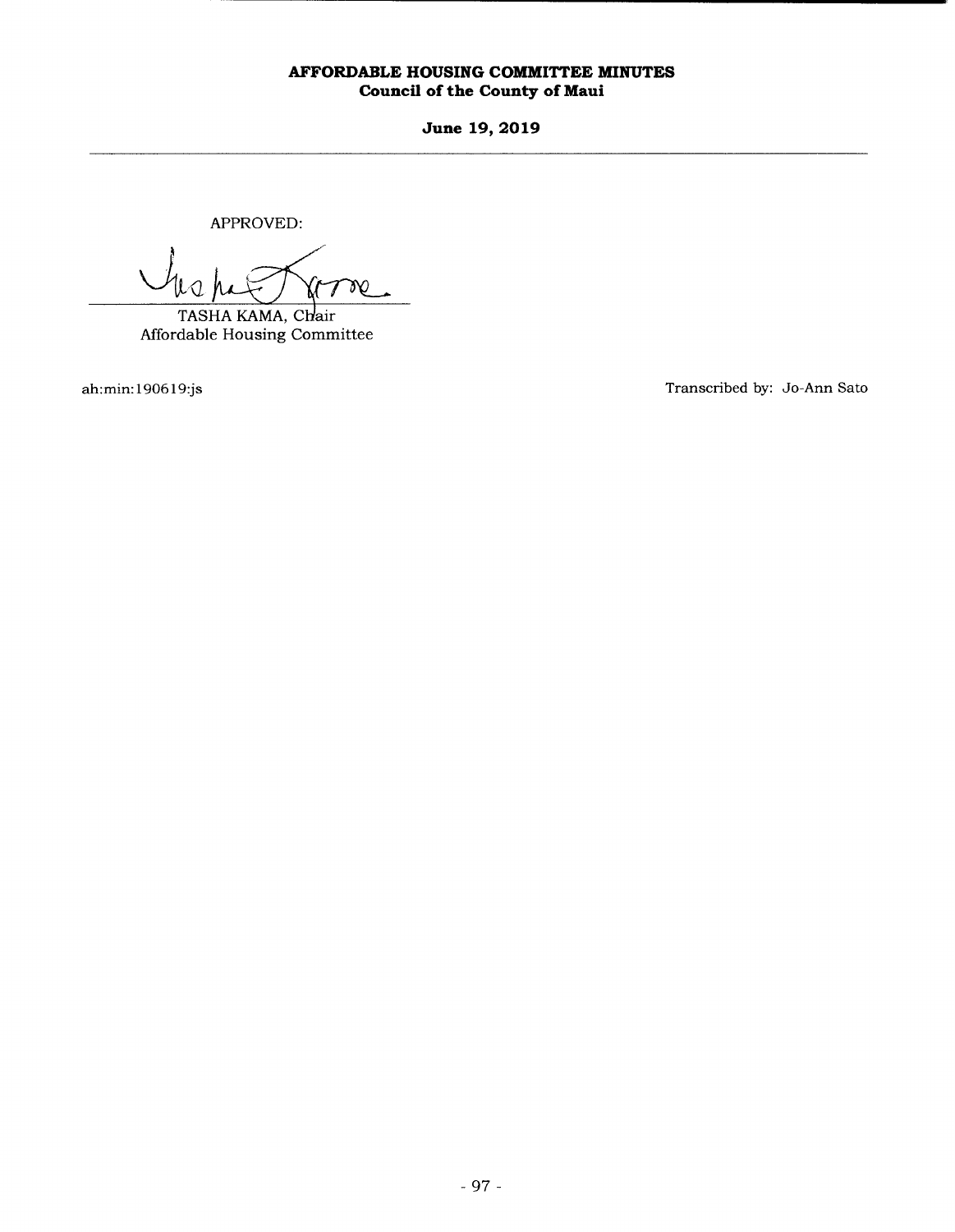**AFFORDABLE HOUSING COMMITTEE MINUTES**
**Council of the County of Maui**

**June 19, 2019**

---

APPROVED:

TASHA KAMA, Chair
Affordable Housing Committee

ah:min:190619:js

Transcribed by: Jo-Ann Sato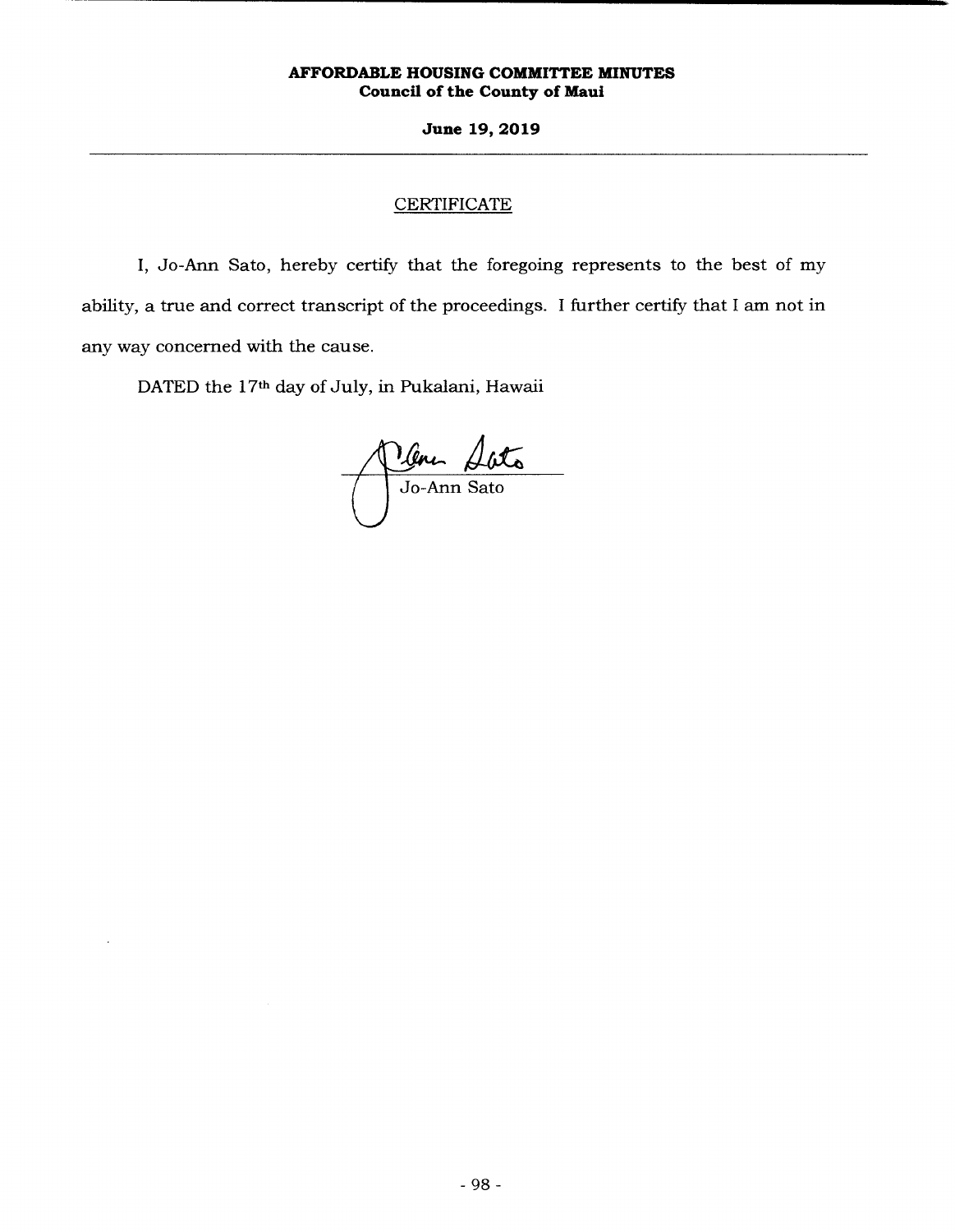**AFFORDABLE HOUSING COMMITTEE MINUTES**
**Council of the County of Maui**

**June 19, 2019**

---

## CERTIFICATE

I, Jo-Ann Sato, hereby certify that the foregoing represents to the best of my ability, a true and correct transcript of the proceedings. I further certify that I am not in any way concerned with the cause.

DATED the 17th day of July, in Pukalani, Hawaii

Jo-Ann Sato
Jo-Ann Sato